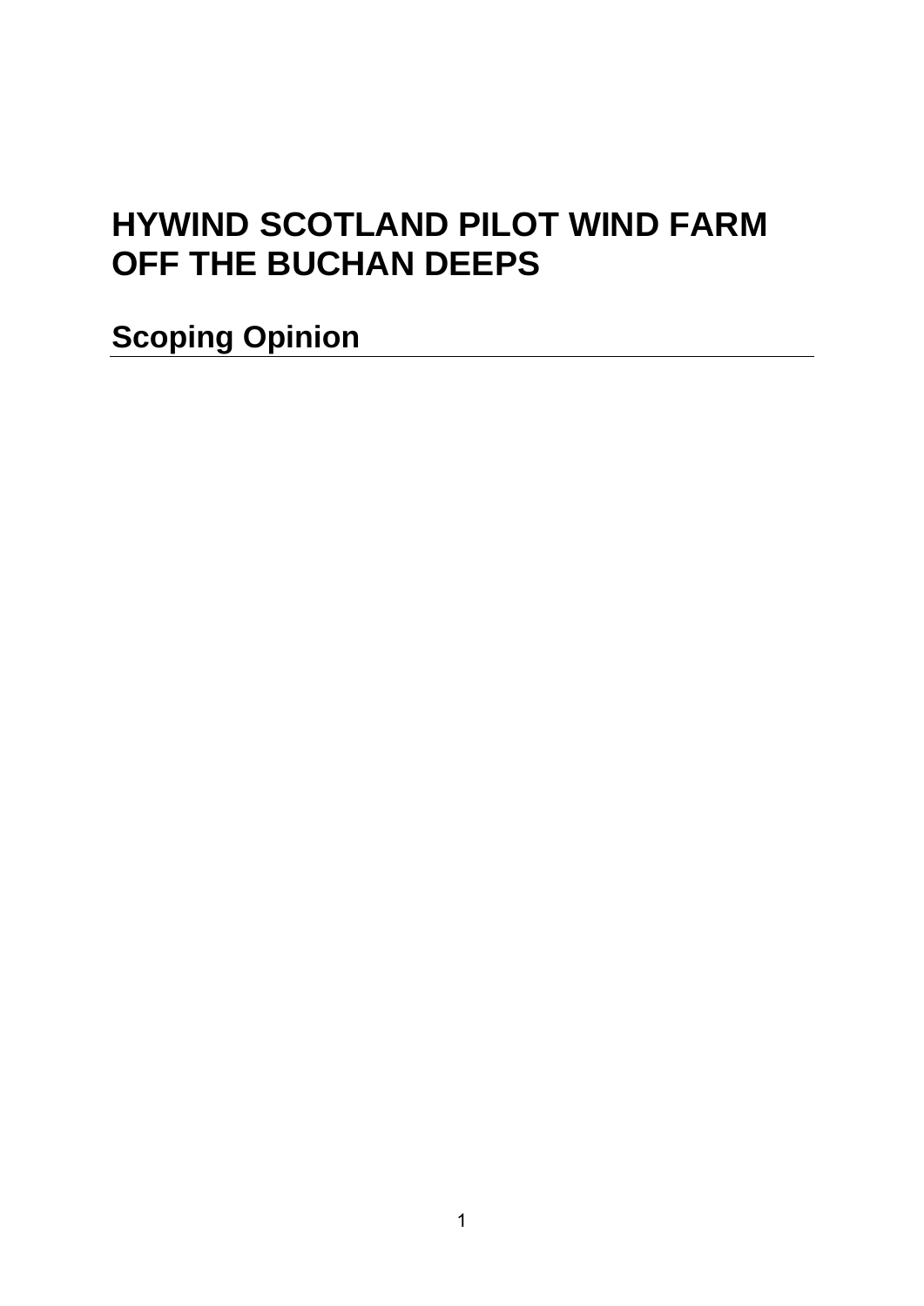# HYWIND SCOTLAND PILOT WIND FARM OFF THE BUCHAN DEEPS

## Scoping Opinion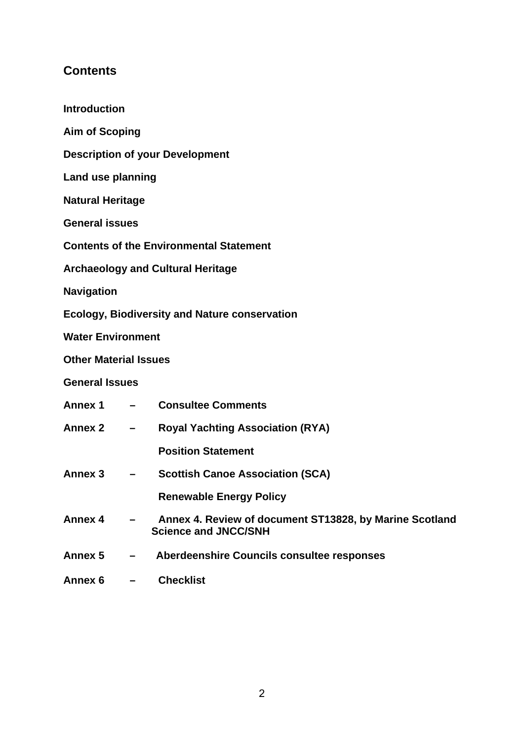## Contents

**Introduction**

**Aim of Scoping**

**Description of your Development**

**Land use planning**

**Natural Heritage**

**General issues**

**Contents of the Environmental Statement**

**Archaeology and Cultural Heritage**

**Navigation**

**Ecology, Biodiversity and Nature conservation**

**Water Environment**

**Other Material Issues**

**General Issues**

**Annex 1 – Consultee Comments**

**Annex 2 – Royal Yachting Association (RYA) Position Statement**

**Annex 3 – Scottish Canoe Association (SCA) Renewable Energy Policy**

**Annex 4 – Annex 4. Review of document ST13828, by Marine Scotland Science and JNCC/SNH**

**Annex 5 – Aberdeenshire Councils consultee responses**

**Annex 6 – Checklist**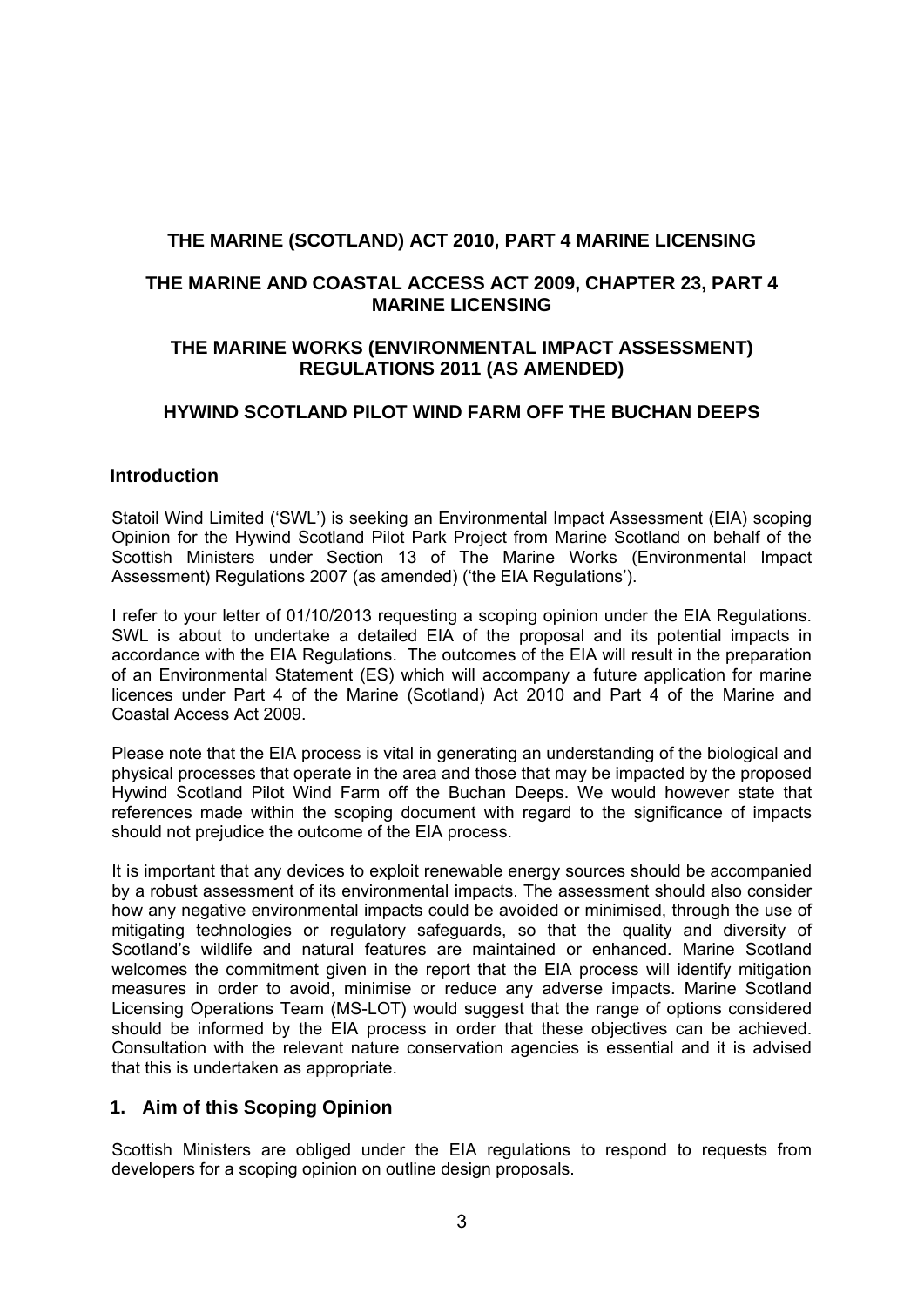**THE MARINE (SCOTLAND) ACT 2010, PART 4 MARINE LICENSING**

**THE MARINE AND COASTAL ACCESS ACT 2009, CHAPTER 23, PART 4 MARINE LICENSING**

**THE MARINE WORKS (ENVIRONMENTAL IMPACT ASSESSMENT) REGULATIONS 2011 (AS AMENDED)**

**HYWIND SCOTLAND PILOT WIND FARM OFF THE BUCHAN DEEPS**

## Introduction

Statoil Wind Limited ('SWL') is seeking an Environmental Impact Assessment (EIA) scoping Opinion for the Hywind Scotland Pilot Park Project from Marine Scotland on behalf of the Scottish Ministers under Section 13 of The Marine Works (Environmental Impact Assessment) Regulations 2007 (as amended) ('the EIA Regulations').

I refer to your letter of 01/10/2013 requesting a scoping opinion under the EIA Regulations. SWL is about to undertake a detailed EIA of the proposal and its potential impacts in accordance with the EIA Regulations. The outcomes of the EIA will result in the preparation of an Environmental Statement (ES) which will accompany a future application for marine licences under Part 4 of the Marine (Scotland) Act 2010 and Part 4 of the Marine and Coastal Access Act 2009.

Please note that the EIA process is vital in generating an understanding of the biological and physical processes that operate in the area and those that may be impacted by the proposed Hywind Scotland Pilot Wind Farm off the Buchan Deeps. We would however state that references made within the scoping document with regard to the significance of impacts should not prejudice the outcome of the EIA process.

It is important that any devices to exploit renewable energy sources should be accompanied by a robust assessment of its environmental impacts. The assessment should also consider how any negative environmental impacts could be avoided or minimised, through the use of mitigating technologies or regulatory safeguards, so that the quality and diversity of Scotland's wildlife and natural features are maintained or enhanced. Marine Scotland welcomes the commitment given in the report that the EIA process will identify mitigation measures in order to avoid, minimise or reduce any adverse impacts. Marine Scotland Licensing Operations Team (MS-LOT) would suggest that the range of options considered should be informed by the EIA process in order that these objectives can be achieved. Consultation with the relevant nature conservation agencies is essential and it is advised that this is undertaken as appropriate.

## 1. Aim of this Scoping Opinion

Scottish Ministers are obliged under the EIA regulations to respond to requests from developers for a scoping opinion on outline design proposals.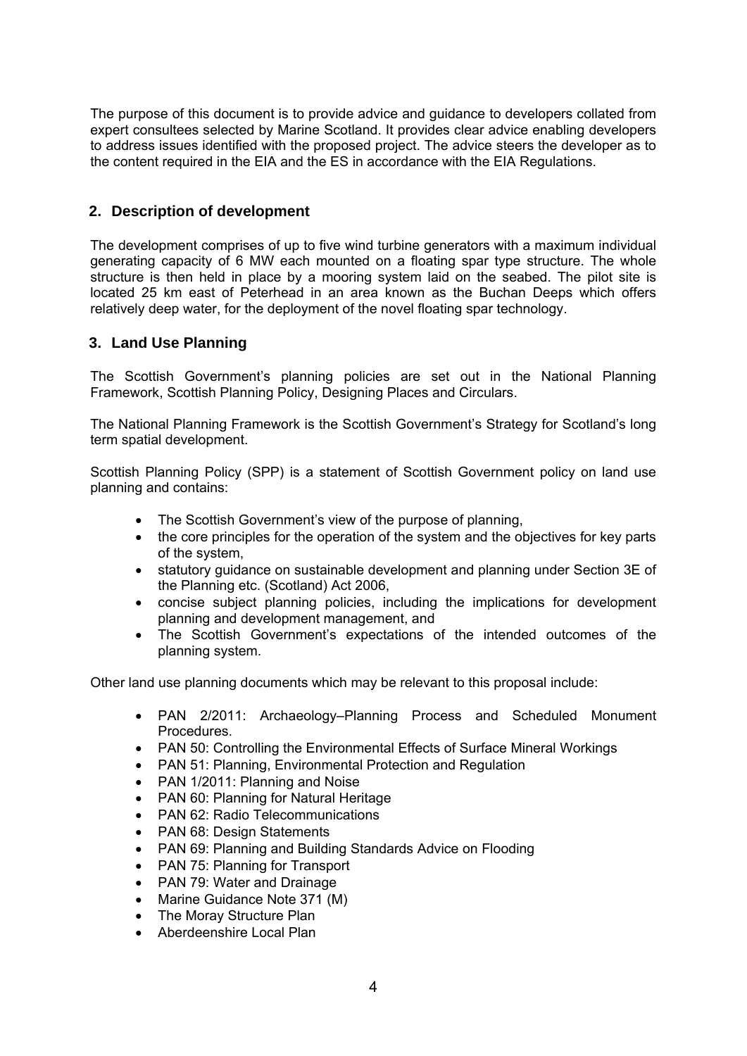The purpose of this document is to provide advice and guidance to developers collated from expert consultees selected by Marine Scotland. It provides clear advice enabling developers to address issues identified with the proposed project. The advice steers the developer as to the content required in the EIA and the ES in accordance with the EIA Regulations.

## 2. Description of development

The development comprises of up to five wind turbine generators with a maximum individual generating capacity of 6 MW each mounted on a floating spar type structure. The whole structure is then held in place by a mooring system laid on the seabed. The pilot site is located 25 km east of Peterhead in an area known as the Buchan Deeps which offers relatively deep water, for the deployment of the novel floating spar technology.

## 3. Land Use Planning

The Scottish Government's planning policies are set out in the National Planning Framework, Scottish Planning Policy, Designing Places and Circulars.

The National Planning Framework is the Scottish Government's Strategy for Scotland's long term spatial development.

Scottish Planning Policy (SPP) is a statement of Scottish Government policy on land use planning and contains:

- The Scottish Government's view of the purpose of planning,
- the core principles for the operation of the system and the objectives for key parts of the system,
- statutory guidance on sustainable development and planning under Section 3E of the Planning etc. (Scotland) Act 2006,
- concise subject planning policies, including the implications for development planning and development management, and
- The Scottish Government's expectations of the intended outcomes of the planning system.

Other land use planning documents which may be relevant to this proposal include:

- PAN 2/2011: Archaeology–Planning Process and Scheduled Monument Procedures.
- PAN 50: Controlling the Environmental Effects of Surface Mineral Workings
- PAN 51: Planning, Environmental Protection and Regulation
- PAN 1/2011: Planning and Noise
- PAN 60: Planning for Natural Heritage
- PAN 62: Radio Telecommunications
- PAN 68: Design Statements
- PAN 69: Planning and Building Standards Advice on Flooding
- PAN 75: Planning for Transport
- PAN 79: Water and Drainage
- Marine Guidance Note 371 (M)
- The Moray Structure Plan
- Aberdeenshire Local Plan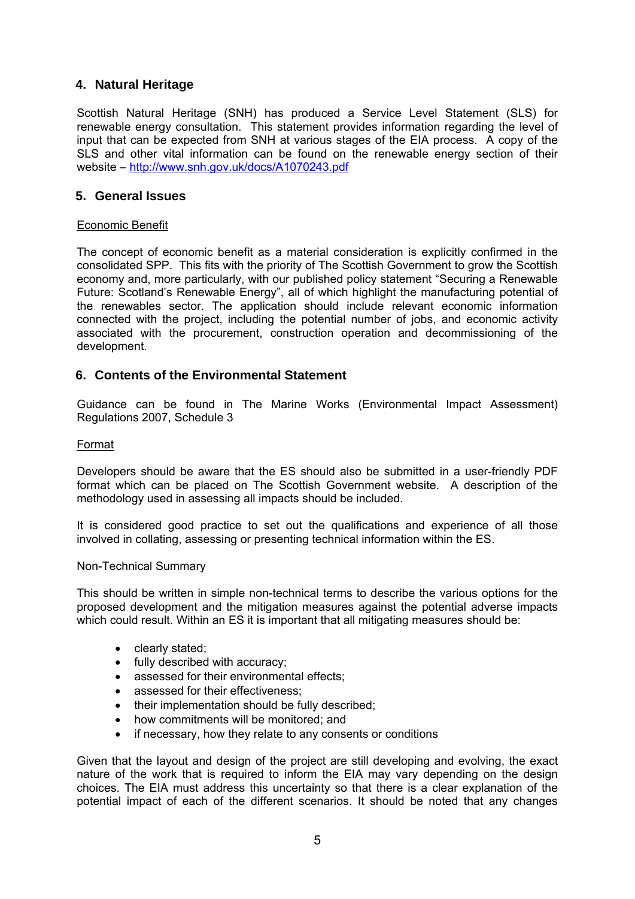## 4. Natural Heritage

Scottish Natural Heritage (SNH) has produced a Service Level Statement (SLS) for renewable energy consultation. This statement provides information regarding the level of input that can be expected from SNH at various stages of the EIA process. A copy of the SLS and other vital information can be found on the renewable energy section of their website – http://www.snh.gov.uk/docs/A1070243.pdf

## 5. General Issues

Economic Benefit

The concept of economic benefit as a material consideration is explicitly confirmed in the consolidated SPP. This fits with the priority of The Scottish Government to grow the Scottish economy and, more particularly, with our published policy statement "Securing a Renewable Future: Scotland's Renewable Energy", all of which highlight the manufacturing potential of the renewables sector. The application should include relevant economic information connected with the project, including the potential number of jobs, and economic activity associated with the procurement, construction operation and decommissioning of the development.

## 6. Contents of the Environmental Statement

Guidance can be found in The Marine Works (Environmental Impact Assessment) Regulations 2007, Schedule 3

Format

Developers should be aware that the ES should also be submitted in a user-friendly PDF format which can be placed on The Scottish Government website. A description of the methodology used in assessing all impacts should be included.

It is considered good practice to set out the qualifications and experience of all those involved in collating, assessing or presenting technical information within the ES.

Non-Technical Summary

This should be written in simple non-technical terms to describe the various options for the proposed development and the mitigation measures against the potential adverse impacts which could result. Within an ES it is important that all mitigating measures should be:

- clearly stated;
- fully described with accuracy;
- assessed for their environmental effects;
- assessed for their effectiveness;
- their implementation should be fully described;
- how commitments will be monitored; and
- if necessary, how they relate to any consents or conditions

Given that the layout and design of the project are still developing and evolving, the exact nature of the work that is required to inform the EIA may vary depending on the design choices. The EIA must address this uncertainty so that there is a clear explanation of the potential impact of each of the different scenarios. It should be noted that any changes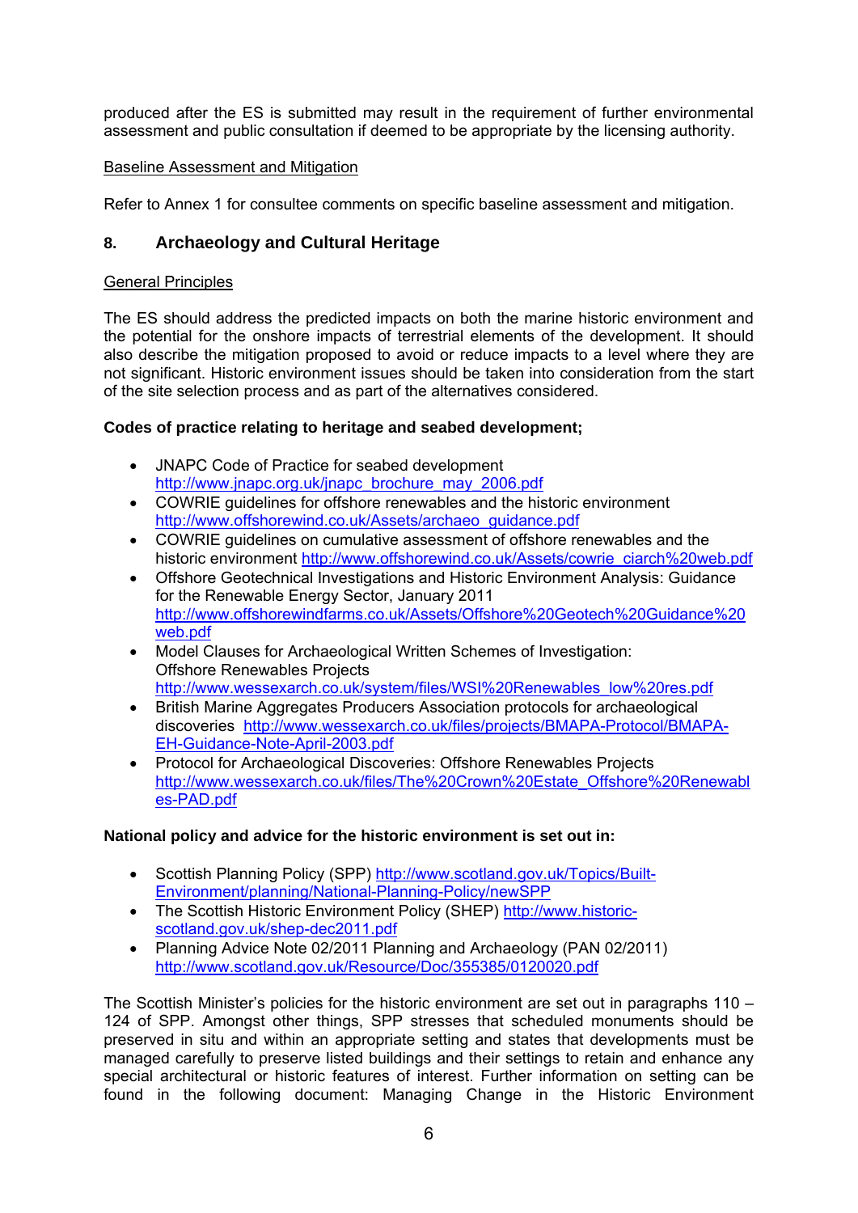produced after the ES is submitted may result in the requirement of further environmental assessment and public consultation if deemed to be appropriate by the licensing authority.

Baseline Assessment and Mitigation

Refer to Annex 1 for consultee comments on specific baseline assessment and mitigation.

## 8. Archaeology and Cultural Heritage

General Principles

The ES should address the predicted impacts on both the marine historic environment and the potential for the onshore impacts of terrestrial elements of the development. It should also describe the mitigation proposed to avoid or reduce impacts to a level where they are not significant. Historic environment issues should be taken into consideration from the start of the site selection process and as part of the alternatives considered.

**Codes of practice relating to heritage and seabed development;**

- JNAPC Code of Practice for seabed development http://www.jnapc.org.uk/jnapc_brochure_may_2006.pdf
- COWRIE guidelines for offshore renewables and the historic environment http://www.offshorewind.co.uk/Assets/archaeo_guidance.pdf
- COWRIE guidelines on cumulative assessment of offshore renewables and the historic environment http://www.offshorewind.co.uk/Assets/cowrie_ciarch%20web.pdf
- Offshore Geotechnical Investigations and Historic Environment Analysis: Guidance for the Renewable Energy Sector, January 2011 http://www.offshorewindfarms.co.uk/Assets/Offshore%20Geotech%20Guidance%20web.pdf
- Model Clauses for Archaeological Written Schemes of Investigation: Offshore Renewables Projects http://www.wessexarch.co.uk/system/files/WSI%20Renewables_low%20res.pdf
- British Marine Aggregates Producers Association protocols for archaeological discoveries http://www.wessexarch.co.uk/files/projects/BMAPA-Protocol/BMAPA-EH-Guidance-Note-April-2003.pdf
- Protocol for Archaeological Discoveries: Offshore Renewables Projects http://www.wessexarch.co.uk/files/The%20Crown%20Estate_Offshore%20Renewables-PAD.pdf

**National policy and advice for the historic environment is set out in:**

- Scottish Planning Policy (SPP) http://www.scotland.gov.uk/Topics/Built-Environment/planning/National-Planning-Policy/newSPP
- The Scottish Historic Environment Policy (SHEP) http://www.historic-scotland.gov.uk/shep-dec2011.pdf
- Planning Advice Note 02/2011 Planning and Archaeology (PAN 02/2011) http://www.scotland.gov.uk/Resource/Doc/355385/0120020.pdf

The Scottish Minister's policies for the historic environment are set out in paragraphs 110 – 124 of SPP. Amongst other things, SPP stresses that scheduled monuments should be preserved in situ and within an appropriate setting and states that developments must be managed carefully to preserve listed buildings and their settings to retain and enhance any special architectural or historic features of interest. Further information on setting can be found in the following document: Managing Change in the Historic Environment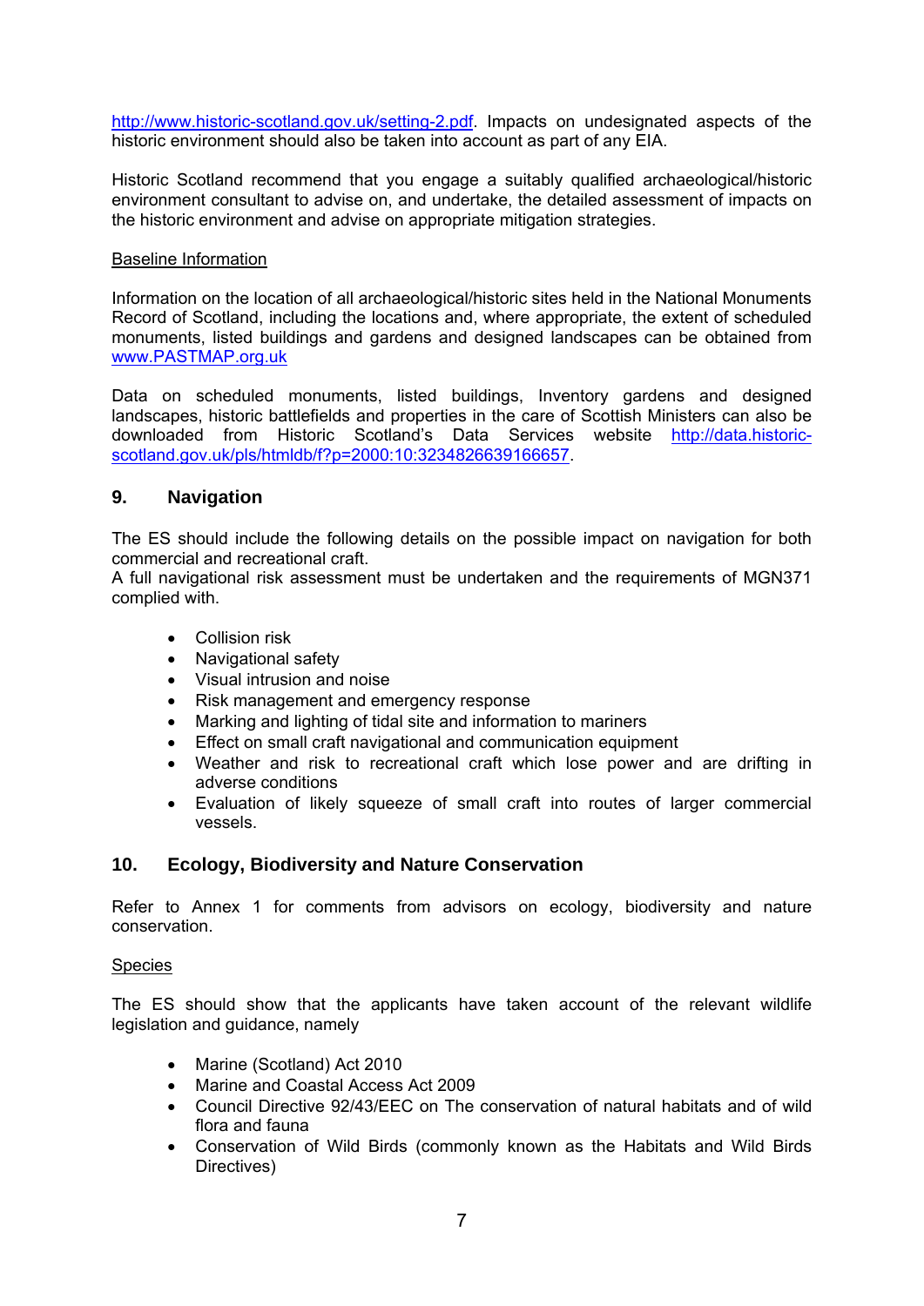http://www.historic-scotland.gov.uk/setting-2.pdf. Impacts on undesignated aspects of the historic environment should also be taken into account as part of any EIA.

Historic Scotland recommend that you engage a suitably qualified archaeological/historic environment consultant to advise on, and undertake, the detailed assessment of impacts on the historic environment and advise on appropriate mitigation strategies.

Baseline Information

Information on the location of all archaeological/historic sites held in the National Monuments Record of Scotland, including the locations and, where appropriate, the extent of scheduled monuments, listed buildings and gardens and designed landscapes can be obtained from www.PASTMAP.org.uk

Data on scheduled monuments, listed buildings, Inventory gardens and designed landscapes, historic battlefields and properties in the care of Scottish Ministers can also be downloaded from Historic Scotland's Data Services website http://data.historic-scotland.gov.uk/pls/htmldb/f?p=2000:10:3234826639166657.

## 9. Navigation

The ES should include the following details on the possible impact on navigation for both commercial and recreational craft.
A full navigational risk assessment must be undertaken and the requirements of MGN371 complied with.

- Collision risk
- Navigational safety
- Visual intrusion and noise
- Risk management and emergency response
- Marking and lighting of tidal site and information to mariners
- Effect on small craft navigational and communication equipment
- Weather and risk to recreational craft which lose power and are drifting in adverse conditions
- Evaluation of likely squeeze of small craft into routes of larger commercial vessels.

## 10. Ecology, Biodiversity and Nature Conservation

Refer to Annex 1 for comments from advisors on ecology, biodiversity and nature conservation.

Species

The ES should show that the applicants have taken account of the relevant wildlife legislation and guidance, namely

- Marine (Scotland) Act 2010
- Marine and Coastal Access Act 2009
- Council Directive 92/43/EEC on The conservation of natural habitats and of wild flora and fauna
- Conservation of Wild Birds (commonly known as the Habitats and Wild Birds Directives)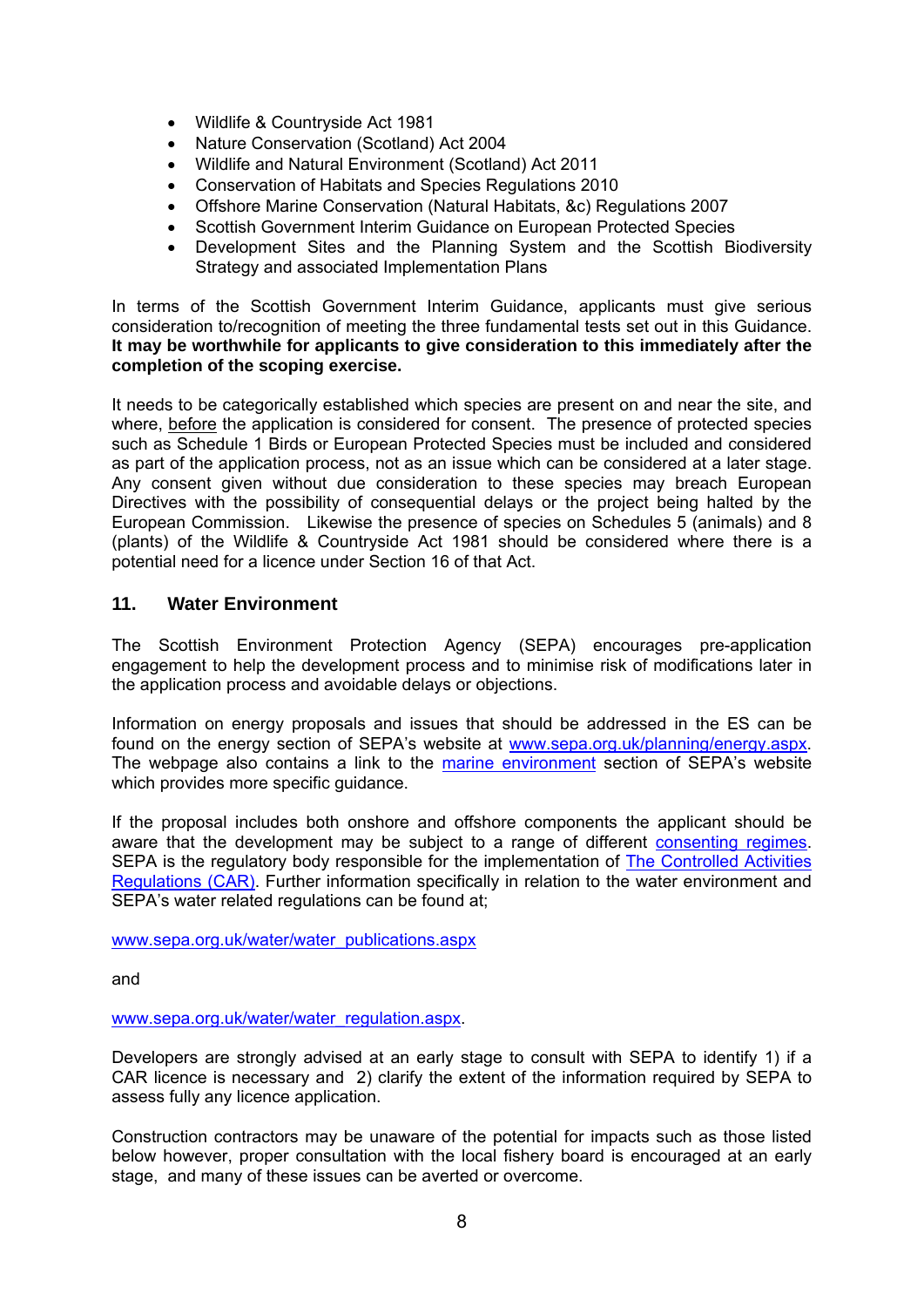- Wildlife & Countryside Act 1981
- Nature Conservation (Scotland) Act 2004
- Wildlife and Natural Environment (Scotland) Act 2011
- Conservation of Habitats and Species Regulations 2010
- Offshore Marine Conservation (Natural Habitats, &c) Regulations 2007
- Scottish Government Interim Guidance on European Protected Species
- Development Sites and the Planning System and the Scottish Biodiversity Strategy and associated Implementation Plans

In terms of the Scottish Government Interim Guidance, applicants must give serious consideration to/recognition of meeting the three fundamental tests set out in this Guidance. **It may be worthwhile for applicants to give consideration to this immediately after the completion of the scoping exercise.**

It needs to be categorically established which species are present on and near the site, and where, before the application is considered for consent. The presence of protected species such as Schedule 1 Birds or European Protected Species must be included and considered as part of the application process, not as an issue which can be considered at a later stage. Any consent given without due consideration to these species may breach European Directives with the possibility of consequential delays or the project being halted by the European Commission. Likewise the presence of species on Schedules 5 (animals) and 8 (plants) of the Wildlife & Countryside Act 1981 should be considered where there is a potential need for a licence under Section 16 of that Act.

## 11. Water Environment

The Scottish Environment Protection Agency (SEPA) encourages pre-application engagement to help the development process and to minimise risk of modifications later in the application process and avoidable delays or objections.

Information on energy proposals and issues that should be addressed in the ES can be found on the energy section of SEPA's website at www.sepa.org.uk/planning/energy.aspx. The webpage also contains a link to the marine environment section of SEPA's website which provides more specific guidance.

If the proposal includes both onshore and offshore components the applicant should be aware that the development may be subject to a range of different consenting regimes. SEPA is the regulatory body responsible for the implementation of The Controlled Activities Regulations (CAR). Further information specifically in relation to the water environment and SEPA's water related regulations can be found at;

www.sepa.org.uk/water/water_publications.aspx

and

www.sepa.org.uk/water/water_regulation.aspx.

Developers are strongly advised at an early stage to consult with SEPA to identify 1) if a CAR licence is necessary and 2) clarify the extent of the information required by SEPA to assess fully any licence application.

Construction contractors may be unaware of the potential for impacts such as those listed below however, proper consultation with the local fishery board is encouraged at an early stage, and many of these issues can be averted or overcome.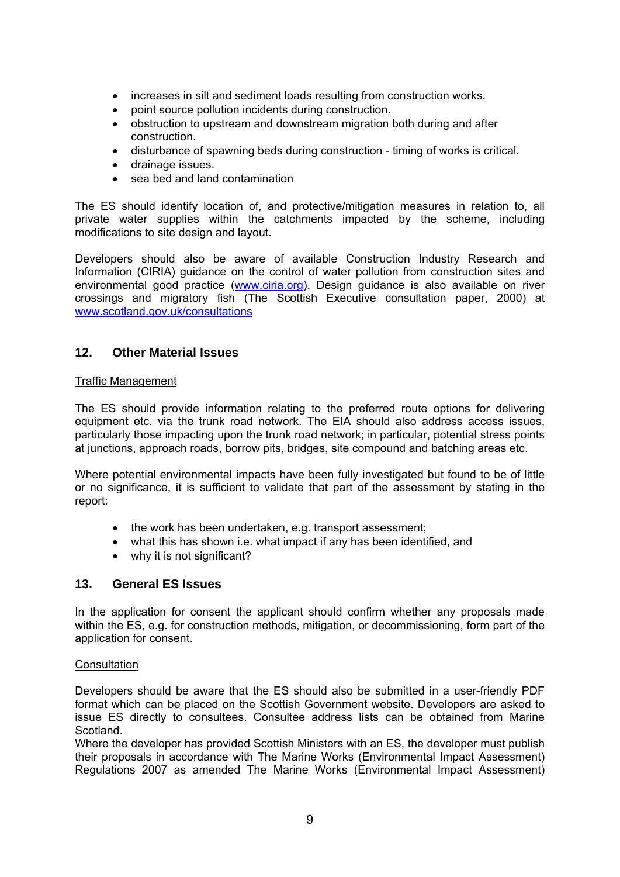- increases in silt and sediment loads resulting from construction works.
- point source pollution incidents during construction.
- obstruction to upstream and downstream migration both during and after construction.
- disturbance of spawning beds during construction - timing of works is critical.
- drainage issues.
- sea bed and land contamination

The ES should identify location of, and protective/mitigation measures in relation to, all private water supplies within the catchments impacted by the scheme, including modifications to site design and layout.

Developers should also be aware of available Construction Industry Research and Information (CIRIA) guidance on the control of water pollution from construction sites and environmental good practice (www.ciria.org). Design guidance is also available on river crossings and migratory fish (The Scottish Executive consultation paper, 2000) at www.scotland.gov.uk/consultations

## 12. Other Material Issues

Traffic Management

The ES should provide information relating to the preferred route options for delivering equipment etc. via the trunk road network. The EIA should also address access issues, particularly those impacting upon the trunk road network; in particular, potential stress points at junctions, approach roads, borrow pits, bridges, site compound and batching areas etc.

Where potential environmental impacts have been fully investigated but found to be of little or no significance, it is sufficient to validate that part of the assessment by stating in the report:

- the work has been undertaken, e.g. transport assessment;
- what this has shown i.e. what impact if any has been identified, and
- why it is not significant?

## 13. General ES Issues

In the application for consent the applicant should confirm whether any proposals made within the ES, e.g. for construction methods, mitigation, or decommissioning, form part of the application for consent.

Consultation

Developers should be aware that the ES should also be submitted in a user-friendly PDF format which can be placed on the Scottish Government website. Developers are asked to issue ES directly to consultees. Consultee address lists can be obtained from Marine Scotland.
Where the developer has provided Scottish Ministers with an ES, the developer must publish their proposals in accordance with The Marine Works (Environmental Impact Assessment) Regulations 2007 as amended The Marine Works (Environmental Impact Assessment)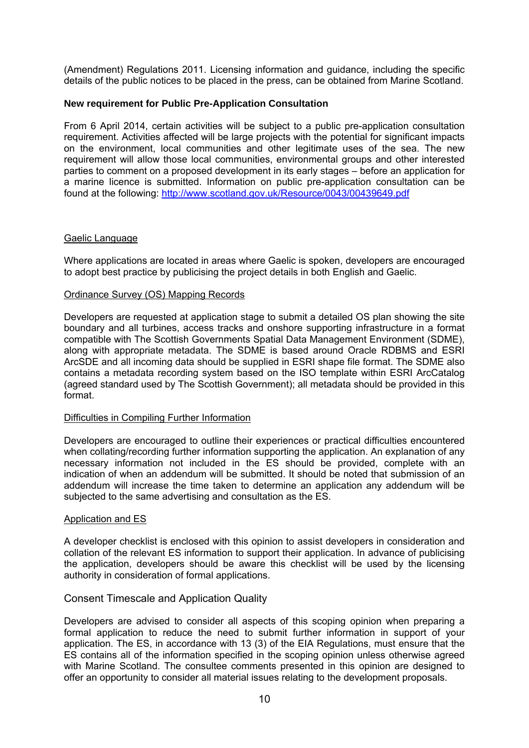(Amendment) Regulations 2011. Licensing information and guidance, including the specific details of the public notices to be placed in the press, can be obtained from Marine Scotland.

**New requirement for Public Pre-Application Consultation**

From 6 April 2014, certain activities will be subject to a public pre-application consultation requirement. Activities affected will be large projects with the potential for significant impacts on the environment, local communities and other legitimate uses of the sea. The new requirement will allow those local communities, environmental groups and other interested parties to comment on a proposed development in its early stages – before an application for a marine licence is submitted. Information on public pre-application consultation can be found at the following: http://www.scotland.gov.uk/Resource/0043/00439649.pdf

Gaelic Language

Where applications are located in areas where Gaelic is spoken, developers are encouraged to adopt best practice by publicising the project details in both English and Gaelic.

Ordinance Survey (OS) Mapping Records

Developers are requested at application stage to submit a detailed OS plan showing the site boundary and all turbines, access tracks and onshore supporting infrastructure in a format compatible with The Scottish Governments Spatial Data Management Environment (SDME), along with appropriate metadata. The SDME is based around Oracle RDBMS and ESRI ArcSDE and all incoming data should be supplied in ESRI shape file format. The SDME also contains a metadata recording system based on the ISO template within ESRI ArcCatalog (agreed standard used by The Scottish Government); all metadata should be provided in this format.

Difficulties in Compiling Further Information

Developers are encouraged to outline their experiences or practical difficulties encountered when collating/recording further information supporting the application. An explanation of any necessary information not included in the ES should be provided, complete with an indication of when an addendum will be submitted. It should be noted that submission of an addendum will increase the time taken to determine an application any addendum will be subjected to the same advertising and consultation as the ES.

Application and ES

A developer checklist is enclosed with this opinion to assist developers in consideration and collation of the relevant ES information to support their application. In advance of publicising the application, developers should be aware this checklist will be used by the licensing authority in consideration of formal applications.

Consent Timescale and Application Quality

Developers are advised to consider all aspects of this scoping opinion when preparing a formal application to reduce the need to submit further information in support of your application. The ES, in accordance with 13 (3) of the EIA Regulations, must ensure that the ES contains all of the information specified in the scoping opinion unless otherwise agreed with Marine Scotland. The consultee comments presented in this opinion are designed to offer an opportunity to consider all material issues relating to the development proposals.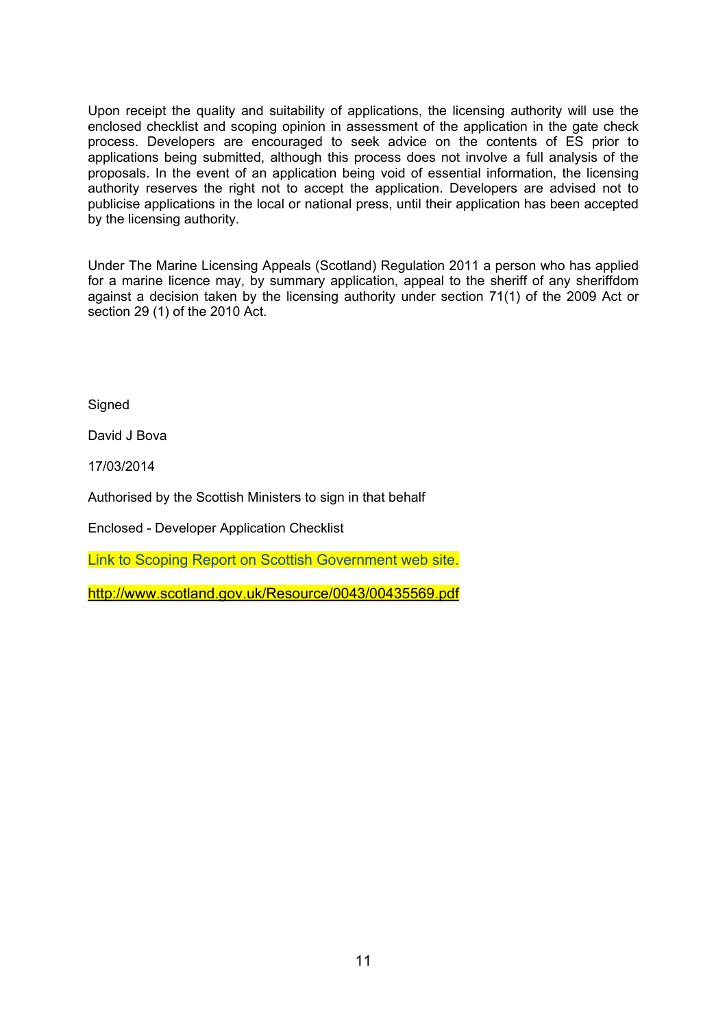Upon receipt the quality and suitability of applications, the licensing authority will use the enclosed checklist and scoping opinion in assessment of the application in the gate check process. Developers are encouraged to seek advice on the contents of ES prior to applications being submitted, although this process does not involve a full analysis of the proposals. In the event of an application being void of essential information, the licensing authority reserves the right not to accept the application. Developers are advised not to publicise applications in the local or national press, until their application has been accepted by the licensing authority.

Under The Marine Licensing Appeals (Scotland) Regulation 2011 a person who has applied for a marine licence may, by summary application, appeal to the sheriff of any sheriffdom against a decision taken by the licensing authority under section 71(1) of the 2009 Act or section 29 (1) of the 2010 Act.

Signed

David J Bova

17/03/2014

Authorised by the Scottish Ministers to sign in that behalf

Enclosed - Developer Application Checklist

Link to Scoping Report on Scottish Government web site.

http://www.scotland.gov.uk/Resource/0043/00435569.pdf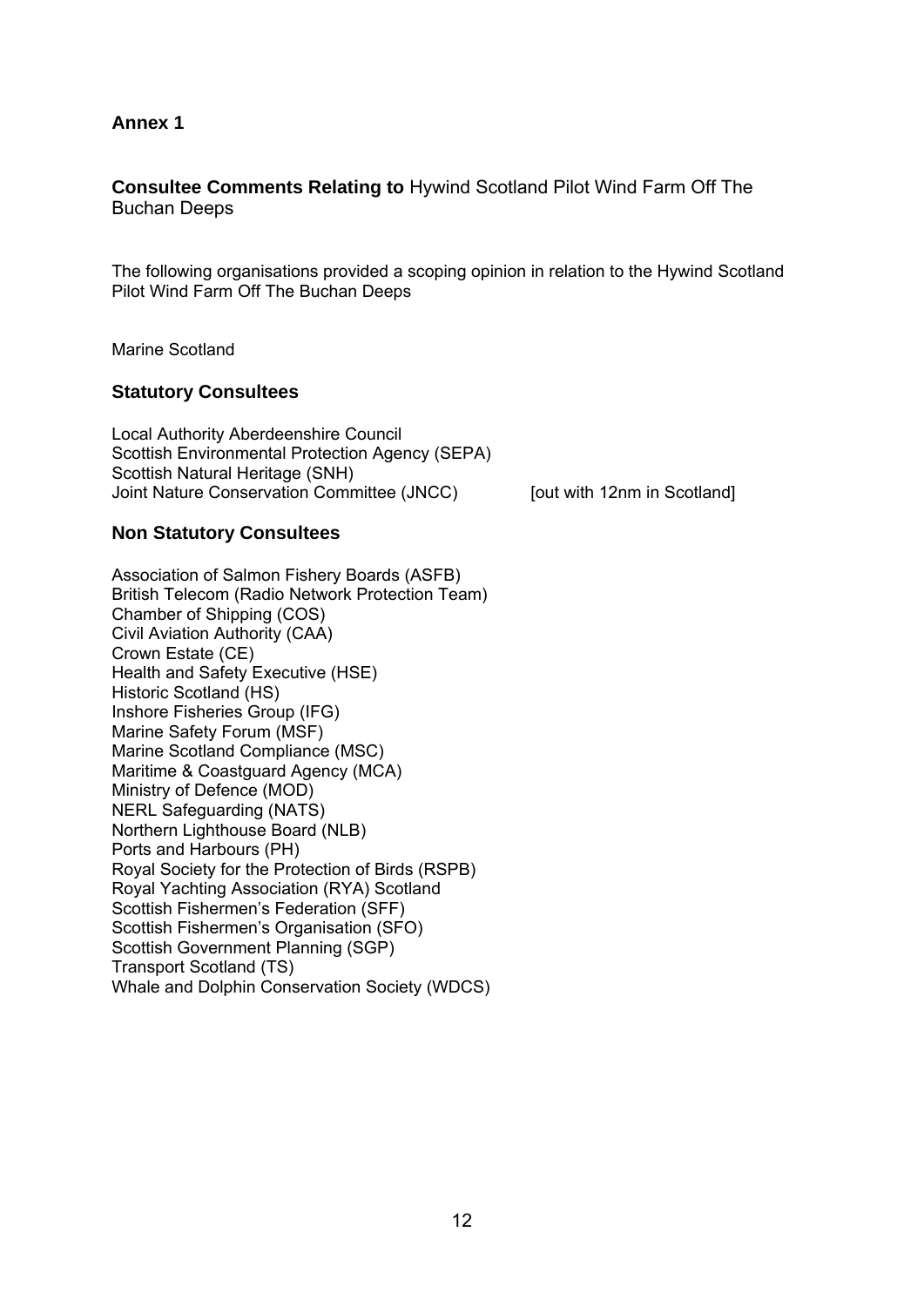**Annex 1**

**Consultee Comments Relating to** Hywind Scotland Pilot Wind Farm Off The Buchan Deeps

The following organisations provided a scoping opinion in relation to the Hywind Scotland Pilot Wind Farm Off The Buchan Deeps

Marine Scotland

### Statutory Consultees

Local Authority Aberdeenshire Council
Scottish Environmental Protection Agency (SEPA)
Scottish Natural Heritage (SNH)
Joint Nature Conservation Committee (JNCC) [out with 12nm in Scotland]

### Non Statutory Consultees

Association of Salmon Fishery Boards (ASFB)
British Telecom (Radio Network Protection Team)
Chamber of Shipping (COS)
Civil Aviation Authority (CAA)
Crown Estate (CE)
Health and Safety Executive (HSE)
Historic Scotland (HS)
Inshore Fisheries Group (IFG)
Marine Safety Forum (MSF)
Marine Scotland Compliance (MSC)
Maritime & Coastguard Agency (MCA)
Ministry of Defence (MOD)
NERL Safeguarding (NATS)
Northern Lighthouse Board (NLB)
Ports and Harbours (PH)
Royal Society for the Protection of Birds (RSPB)
Royal Yachting Association (RYA) Scotland
Scottish Fishermen's Federation (SFF)
Scottish Fishermen's Organisation (SFO)
Scottish Government Planning (SGP)
Transport Scotland (TS)
Whale and Dolphin Conservation Society (WDCS)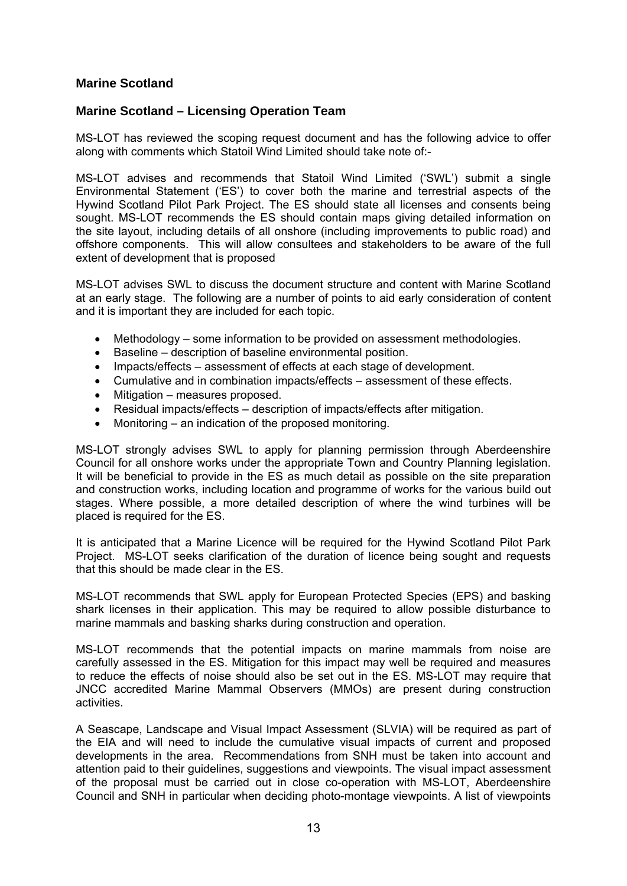## Marine Scotland

## Marine Scotland – Licensing Operation Team

MS-LOT has reviewed the scoping request document and has the following advice to offer along with comments which Statoil Wind Limited should take note of:-

MS-LOT advises and recommends that Statoil Wind Limited ('SWL') submit a single Environmental Statement ('ES') to cover both the marine and terrestrial aspects of the Hywind Scotland Pilot Park Project. The ES should state all licenses and consents being sought. MS-LOT recommends the ES should contain maps giving detailed information on the site layout, including details of all onshore (including improvements to public road) and offshore components. This will allow consultees and stakeholders to be aware of the full extent of development that is proposed

MS-LOT advises SWL to discuss the document structure and content with Marine Scotland at an early stage. The following are a number of points to aid early consideration of content and it is important they are included for each topic.

- Methodology – some information to be provided on assessment methodologies.
- Baseline – description of baseline environmental position.
- Impacts/effects – assessment of effects at each stage of development.
- Cumulative and in combination impacts/effects – assessment of these effects.
- Mitigation – measures proposed.
- Residual impacts/effects – description of impacts/effects after mitigation.
- Monitoring – an indication of the proposed monitoring.

MS-LOT strongly advises SWL to apply for planning permission through Aberdeenshire Council for all onshore works under the appropriate Town and Country Planning legislation. It will be beneficial to provide in the ES as much detail as possible on the site preparation and construction works, including location and programme of works for the various build out stages. Where possible, a more detailed description of where the wind turbines will be placed is required for the ES.

It is anticipated that a Marine Licence will be required for the Hywind Scotland Pilot Park Project. MS-LOT seeks clarification of the duration of licence being sought and requests that this should be made clear in the ES.

MS-LOT recommends that SWL apply for European Protected Species (EPS) and basking shark licenses in their application. This may be required to allow possible disturbance to marine mammals and basking sharks during construction and operation.

MS-LOT recommends that the potential impacts on marine mammals from noise are carefully assessed in the ES. Mitigation for this impact may well be required and measures to reduce the effects of noise should also be set out in the ES. MS-LOT may require that JNCC accredited Marine Mammal Observers (MMOs) are present during construction activities.

A Seascape, Landscape and Visual Impact Assessment (SLVIA) will be required as part of the EIA and will need to include the cumulative visual impacts of current and proposed developments in the area. Recommendations from SNH must be taken into account and attention paid to their guidelines, suggestions and viewpoints. The visual impact assessment of the proposal must be carried out in close co-operation with MS-LOT, Aberdeenshire Council and SNH in particular when deciding photo-montage viewpoints. A list of viewpoints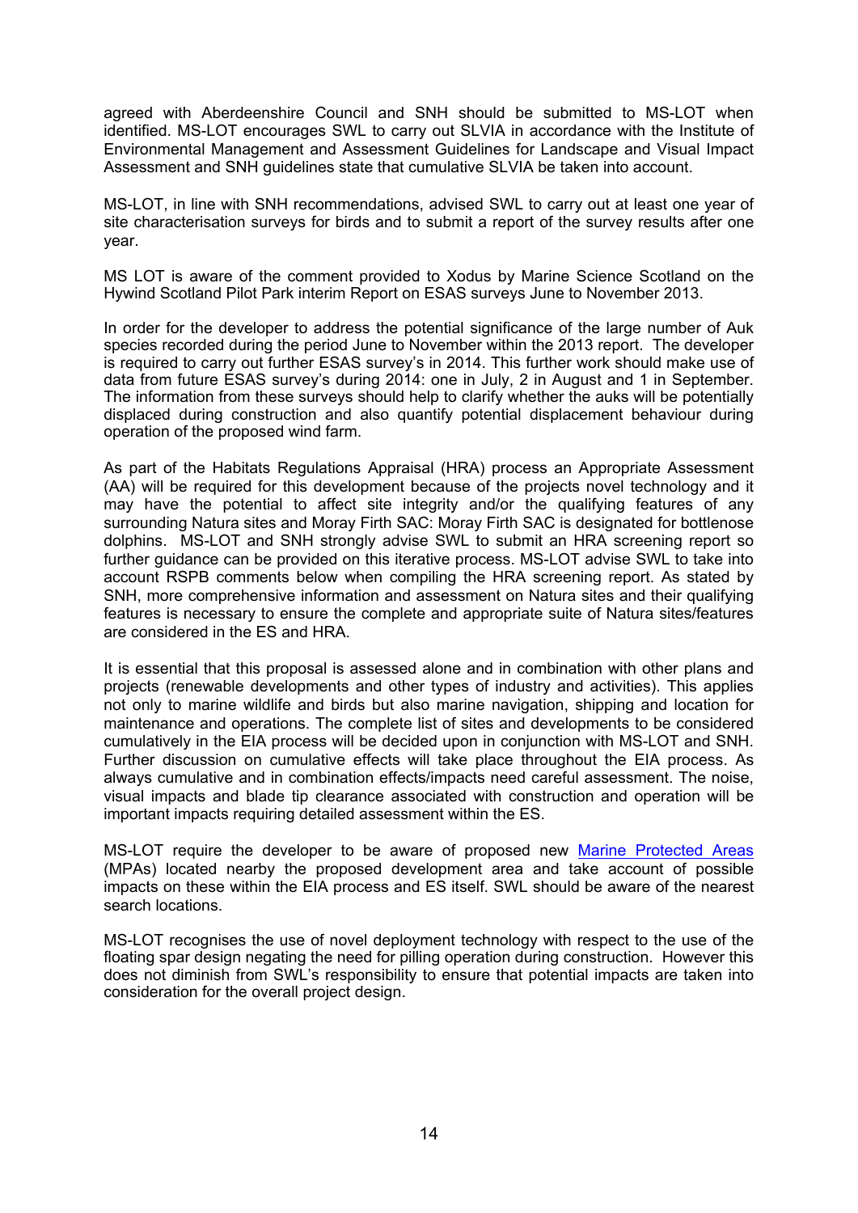agreed with Aberdeenshire Council and SNH should be submitted to MS-LOT when identified. MS-LOT encourages SWL to carry out SLVIA in accordance with the Institute of Environmental Management and Assessment Guidelines for Landscape and Visual Impact Assessment and SNH guidelines state that cumulative SLVIA be taken into account.

MS-LOT, in line with SNH recommendations, advised SWL to carry out at least one year of site characterisation surveys for birds and to submit a report of the survey results after one year.

MS LOT is aware of the comment provided to Xodus by Marine Science Scotland on the Hywind Scotland Pilot Park interim Report on ESAS surveys June to November 2013.

In order for the developer to address the potential significance of the large number of Auk species recorded during the period June to November within the 2013 report. The developer is required to carry out further ESAS survey's in 2014. This further work should make use of data from future ESAS survey's during 2014: one in July, 2 in August and 1 in September. The information from these surveys should help to clarify whether the auks will be potentially displaced during construction and also quantify potential displacement behaviour during operation of the proposed wind farm.

As part of the Habitats Regulations Appraisal (HRA) process an Appropriate Assessment (AA) will be required for this development because of the projects novel technology and it may have the potential to affect site integrity and/or the qualifying features of any surrounding Natura sites and Moray Firth SAC: Moray Firth SAC is designated for bottlenose dolphins. MS-LOT and SNH strongly advise SWL to submit an HRA screening report so further guidance can be provided on this iterative process. MS-LOT advise SWL to take into account RSPB comments below when compiling the HRA screening report. As stated by SNH, more comprehensive information and assessment on Natura sites and their qualifying features is necessary to ensure the complete and appropriate suite of Natura sites/features are considered in the ES and HRA.

It is essential that this proposal is assessed alone and in combination with other plans and projects (renewable developments and other types of industry and activities). This applies not only to marine wildlife and birds but also marine navigation, shipping and location for maintenance and operations. The complete list of sites and developments to be considered cumulatively in the EIA process will be decided upon in conjunction with MS-LOT and SNH. Further discussion on cumulative effects will take place throughout the EIA process. As always cumulative and in combination effects/impacts need careful assessment. The noise, visual impacts and blade tip clearance associated with construction and operation will be important impacts requiring detailed assessment within the ES.

MS-LOT require the developer to be aware of proposed new Marine Protected Areas (MPAs) located nearby the proposed development area and take account of possible impacts on these within the EIA process and ES itself. SWL should be aware of the nearest search locations.

MS-LOT recognises the use of novel deployment technology with respect to the use of the floating spar design negating the need for pilling operation during construction. However this does not diminish from SWL's responsibility to ensure that potential impacts are taken into consideration for the overall project design.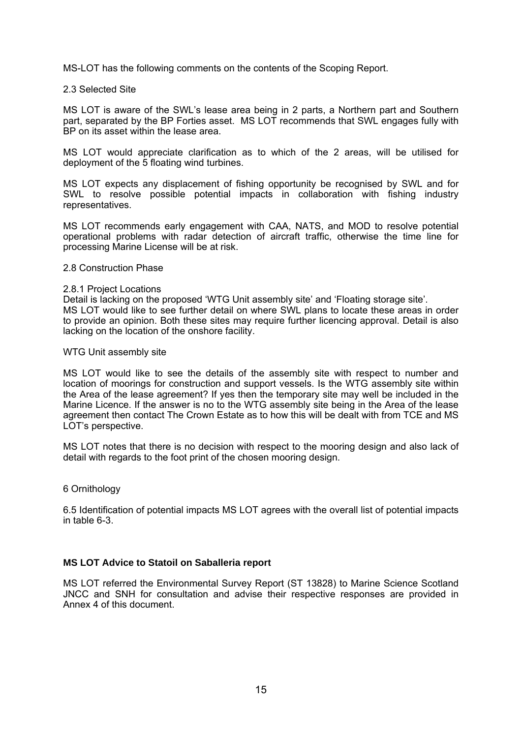MS-LOT has the following comments on the contents of the Scoping Report.

2.3 Selected Site

MS LOT is aware of the SWL's lease area being in 2 parts, a Northern part and Southern part, separated by the BP Forties asset. MS LOT recommends that SWL engages fully with BP on its asset within the lease area.

MS LOT would appreciate clarification as to which of the 2 areas, will be utilised for deployment of the 5 floating wind turbines.

MS LOT expects any displacement of fishing opportunity be recognised by SWL and for SWL to resolve possible potential impacts in collaboration with fishing industry representatives.

MS LOT recommends early engagement with CAA, NATS, and MOD to resolve potential operational problems with radar detection of aircraft traffic, otherwise the time line for processing Marine License will be at risk.

2.8 Construction Phase

2.8.1 Project Locations

Detail is lacking on the proposed 'WTG Unit assembly site' and 'Floating storage site'.
MS LOT would like to see further detail on where SWL plans to locate these areas in order to provide an opinion. Both these sites may require further licencing approval. Detail is also lacking on the location of the onshore facility.

WTG Unit assembly site

MS LOT would like to see the details of the assembly site with respect to number and location of moorings for construction and support vessels. Is the WTG assembly site within the Area of the lease agreement? If yes then the temporary site may well be included in the Marine Licence. If the answer is no to the WTG assembly site being in the Area of the lease agreement then contact The Crown Estate as to how this will be dealt with from TCE and MS LOT's perspective.

MS LOT notes that there is no decision with respect to the mooring design and also lack of detail with regards to the foot print of the chosen mooring design.

6 Ornithology

6.5 Identification of potential impacts MS LOT agrees with the overall list of potential impacts in table 6-3.

**MS LOT Advice to Statoil on Saballeria report**

MS LOT referred the Environmental Survey Report (ST 13828) to Marine Science Scotland JNCC and SNH for consultation and advise their respective responses are provided in Annex 4 of this document.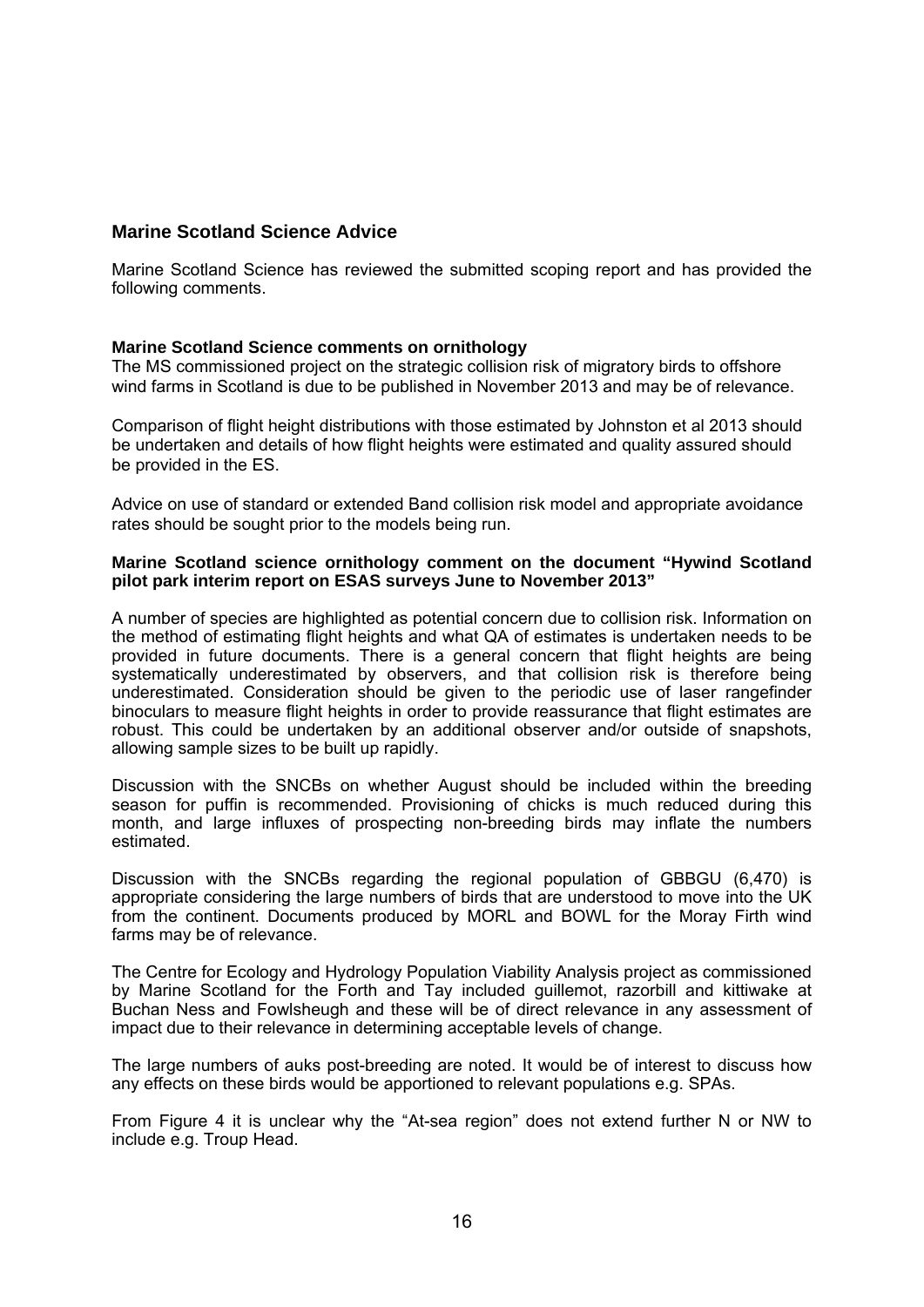## Marine Scotland Science Advice

Marine Scotland Science has reviewed the submitted scoping report and has provided the following comments.

**Marine Scotland Science comments on ornithology**

The MS commissioned project on the strategic collision risk of migratory birds to offshore wind farms in Scotland is due to be published in November 2013 and may be of relevance.

Comparison of flight height distributions with those estimated by Johnston et al 2013 should be undertaken and details of how flight heights were estimated and quality assured should be provided in the ES.

Advice on use of standard or extended Band collision risk model and appropriate avoidance rates should be sought prior to the models being run.

**Marine Scotland science ornithology comment on the document "Hywind Scotland pilot park interim report on ESAS surveys June to November 2013"**

A number of species are highlighted as potential concern due to collision risk. Information on the method of estimating flight heights and what QA of estimates is undertaken needs to be provided in future documents. There is a general concern that flight heights are being systematically underestimated by observers, and that collision risk is therefore being underestimated. Consideration should be given to the periodic use of laser rangefinder binoculars to measure flight heights in order to provide reassurance that flight estimates are robust. This could be undertaken by an additional observer and/or outside of snapshots, allowing sample sizes to be built up rapidly.

Discussion with the SNCBs on whether August should be included within the breeding season for puffin is recommended. Provisioning of chicks is much reduced during this month, and large influxes of prospecting non-breeding birds may inflate the numbers estimated.

Discussion with the SNCBs regarding the regional population of GBBGU (6,470) is appropriate considering the large numbers of birds that are understood to move into the UK from the continent. Documents produced by MORL and BOWL for the Moray Firth wind farms may be of relevance.

The Centre for Ecology and Hydrology Population Viability Analysis project as commissioned by Marine Scotland for the Forth and Tay included guillemot, razorbill and kittiwake at Buchan Ness and Fowlsheugh and these will be of direct relevance in any assessment of impact due to their relevance in determining acceptable levels of change.

The large numbers of auks post-breeding are noted. It would be of interest to discuss how any effects on these birds would be apportioned to relevant populations e.g. SPAs.

From Figure 4 it is unclear why the "At-sea region" does not extend further N or NW to include e.g. Troup Head.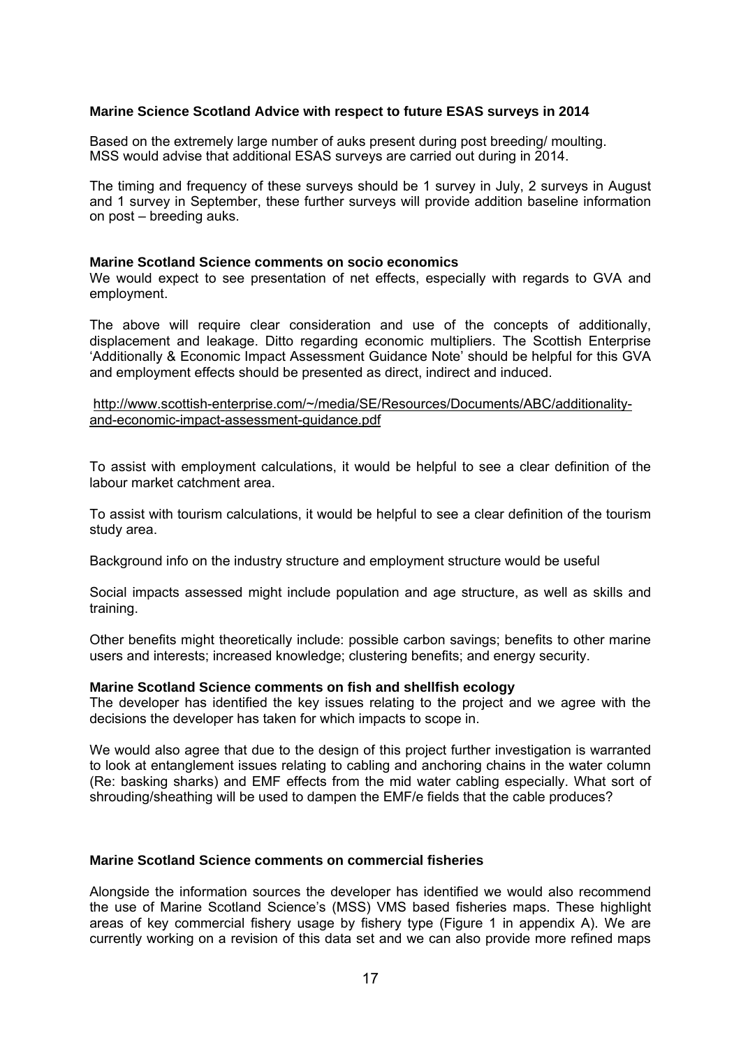**Marine Science Scotland Advice with respect to future ESAS surveys in 2014**

Based on the extremely large number of auks present during post breeding/ moulting. MSS would advise that additional ESAS surveys are carried out during in 2014.

The timing and frequency of these surveys should be 1 survey in July, 2 surveys in August and 1 survey in September, these further surveys will provide addition baseline information on post – breeding auks.

**Marine Scotland Science comments on socio economics**

We would expect to see presentation of net effects, especially with regards to GVA and employment.

The above will require clear consideration and use of the concepts of additionally, displacement and leakage. Ditto regarding economic multipliers. The Scottish Enterprise 'Additionally & Economic Impact Assessment Guidance Note' should be helpful for this GVA and employment effects should be presented as direct, indirect and induced.

http://www.scottish-enterprise.com/~/media/SE/Resources/Documents/ABC/additionality-and-economic-impact-assessment-guidance.pdf

To assist with employment calculations, it would be helpful to see a clear definition of the labour market catchment area.

To assist with tourism calculations, it would be helpful to see a clear definition of the tourism study area.

Background info on the industry structure and employment structure would be useful

Social impacts assessed might include population and age structure, as well as skills and training.

Other benefits might theoretically include: possible carbon savings; benefits to other marine users and interests; increased knowledge; clustering benefits; and energy security.

**Marine Scotland Science comments on fish and shellfish ecology**

The developer has identified the key issues relating to the project and we agree with the decisions the developer has taken for which impacts to scope in.

We would also agree that due to the design of this project further investigation is warranted to look at entanglement issues relating to cabling and anchoring chains in the water column (Re: basking sharks) and EMF effects from the mid water cabling especially. What sort of shrouding/sheathing will be used to dampen the EMF/e fields that the cable produces?

**Marine Scotland Science comments on commercial fisheries**

Alongside the information sources the developer has identified we would also recommend the use of Marine Scotland Science's (MSS) VMS based fisheries maps. These highlight areas of key commercial fishery usage by fishery type (Figure 1 in appendix A). We are currently working on a revision of this data set and we can also provide more refined maps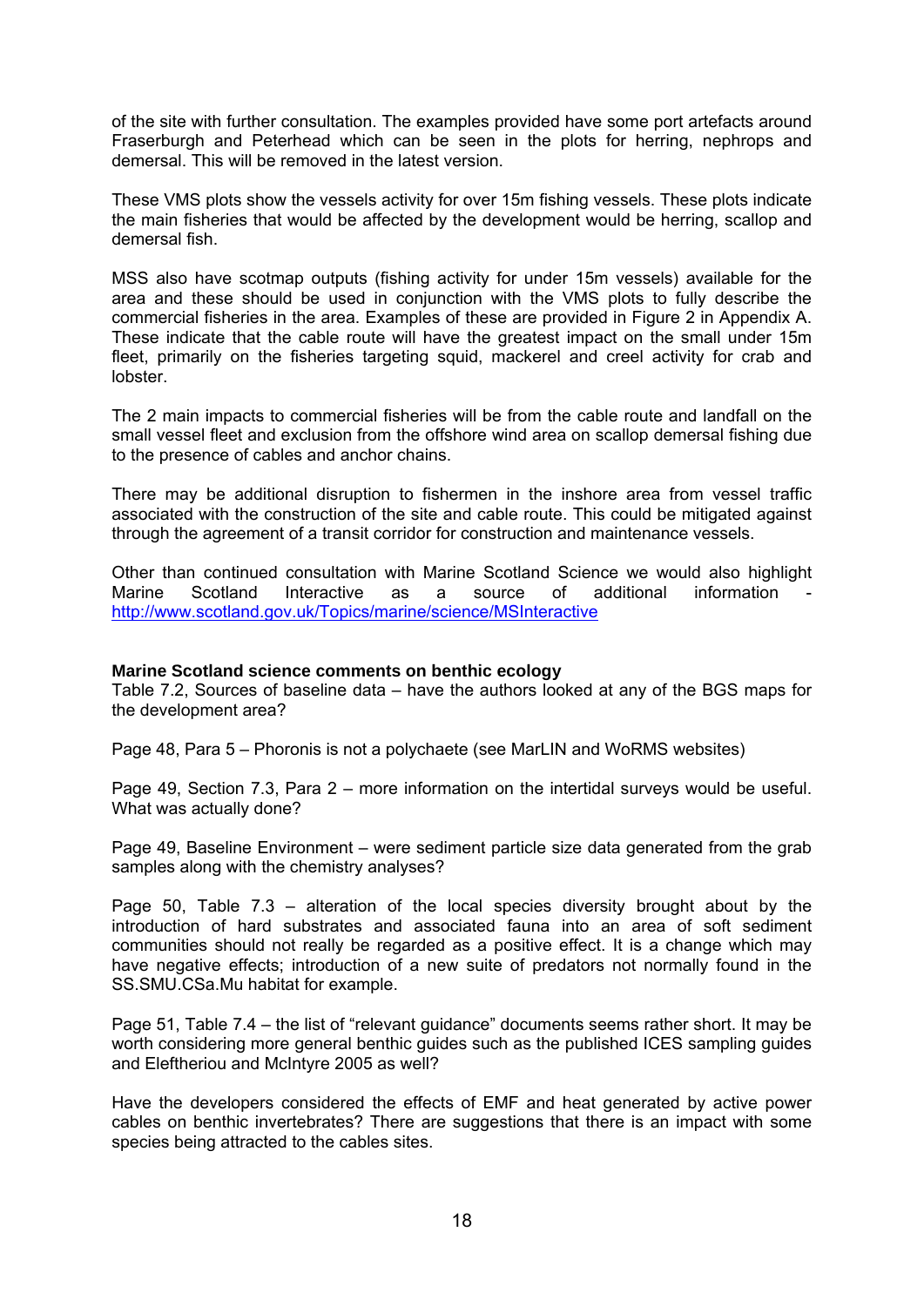of the site with further consultation. The examples provided have some port artefacts around Fraserburgh and Peterhead which can be seen in the plots for herring, nephrops and demersal. This will be removed in the latest version.

These VMS plots show the vessels activity for over 15m fishing vessels. These plots indicate the main fisheries that would be affected by the development would be herring, scallop and demersal fish.

MSS also have scotmap outputs (fishing activity for under 15m vessels) available for the area and these should be used in conjunction with the VMS plots to fully describe the commercial fisheries in the area. Examples of these are provided in Figure 2 in Appendix A. These indicate that the cable route will have the greatest impact on the small under 15m fleet, primarily on the fisheries targeting squid, mackerel and creel activity for crab and lobster.

The 2 main impacts to commercial fisheries will be from the cable route and landfall on the small vessel fleet and exclusion from the offshore wind area on scallop demersal fishing due to the presence of cables and anchor chains.

There may be additional disruption to fishermen in the inshore area from vessel traffic associated with the construction of the site and cable route. This could be mitigated against through the agreement of a transit corridor for construction and maintenance vessels.

Other than continued consultation with Marine Scotland Science we would also highlight Marine Scotland Interactive as a source of additional information - http://www.scotland.gov.uk/Topics/marine/science/MSInteractive

**Marine Scotland science comments on benthic ecology**

Table 7.2, Sources of baseline data – have the authors looked at any of the BGS maps for the development area?

Page 48, Para 5 – Phoronis is not a polychaete (see MarLIN and WoRMS websites)

Page 49, Section 7.3, Para 2 – more information on the intertidal surveys would be useful. What was actually done?

Page 49, Baseline Environment – were sediment particle size data generated from the grab samples along with the chemistry analyses?

Page 50, Table 7.3 – alteration of the local species diversity brought about by the introduction of hard substrates and associated fauna into an area of soft sediment communities should not really be regarded as a positive effect. It is a change which may have negative effects; introduction of a new suite of predators not normally found in the SS.SMU.CSa.Mu habitat for example.

Page 51, Table 7.4 – the list of "relevant guidance" documents seems rather short. It may be worth considering more general benthic guides such as the published ICES sampling guides and Eleftheriou and McIntyre 2005 as well?

Have the developers considered the effects of EMF and heat generated by active power cables on benthic invertebrates? There are suggestions that there is an impact with some species being attracted to the cables sites.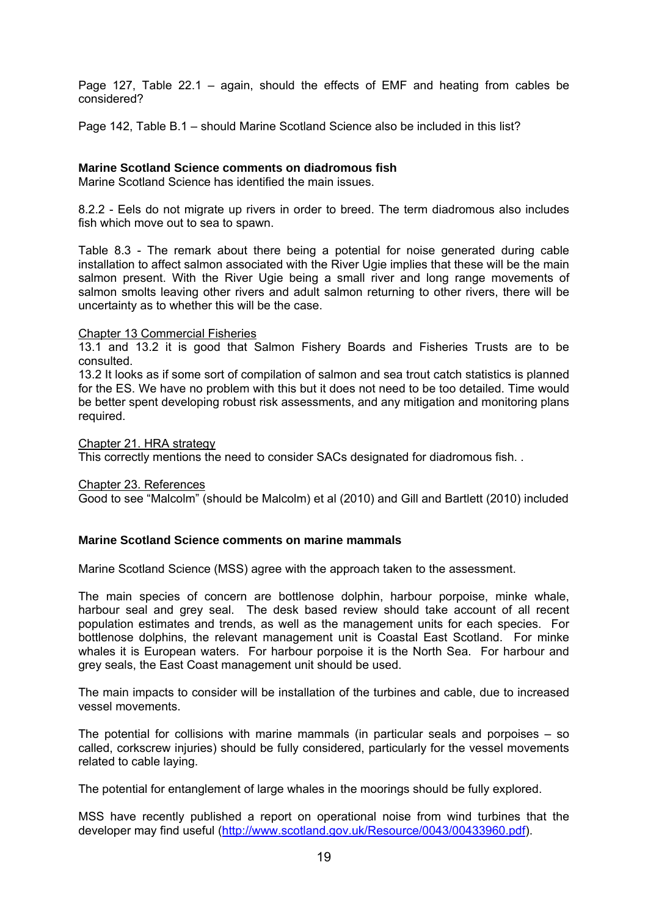Page 127, Table 22.1 – again, should the effects of EMF and heating from cables be considered?

Page 142, Table B.1 – should Marine Scotland Science also be included in this list?

**Marine Scotland Science comments on diadromous fish**

Marine Scotland Science has identified the main issues.

8.2.2 - Eels do not migrate up rivers in order to breed. The term diadromous also includes fish which move out to sea to spawn.

Table 8.3 - The remark about there being a potential for noise generated during cable installation to affect salmon associated with the River Ugie implies that these will be the main salmon present. With the River Ugie being a small river and long range movements of salmon smolts leaving other rivers and adult salmon returning to other rivers, there will be uncertainty as to whether this will be the case.

Chapter 13 Commercial Fisheries

13.1 and 13.2 it is good that Salmon Fishery Boards and Fisheries Trusts are to be consulted.

13.2 It looks as if some sort of compilation of salmon and sea trout catch statistics is planned for the ES. We have no problem with this but it does not need to be too detailed. Time would be better spent developing robust risk assessments, and any mitigation and monitoring plans required.

Chapter 21. HRA strategy

This correctly mentions the need to consider SACs designated for diadromous fish. .

Chapter 23. References

Good to see "Malcolm" (should be Malcolm) et al (2010) and Gill and Bartlett (2010) included

**Marine Scotland Science comments on marine mammals**

Marine Scotland Science (MSS) agree with the approach taken to the assessment.

The main species of concern are bottlenose dolphin, harbour porpoise, minke whale, harbour seal and grey seal. The desk based review should take account of all recent population estimates and trends, as well as the management units for each species. For bottlenose dolphins, the relevant management unit is Coastal East Scotland. For minke whales it is European waters. For harbour porpoise it is the North Sea. For harbour and grey seals, the East Coast management unit should be used.

The main impacts to consider will be installation of the turbines and cable, due to increased vessel movements.

The potential for collisions with marine mammals (in particular seals and porpoises – so called, corkscrew injuries) should be fully considered, particularly for the vessel movements related to cable laying.

The potential for entanglement of large whales in the moorings should be fully explored.

MSS have recently published a report on operational noise from wind turbines that the developer may find useful (http://www.scotland.gov.uk/Resource/0043/00433960.pdf).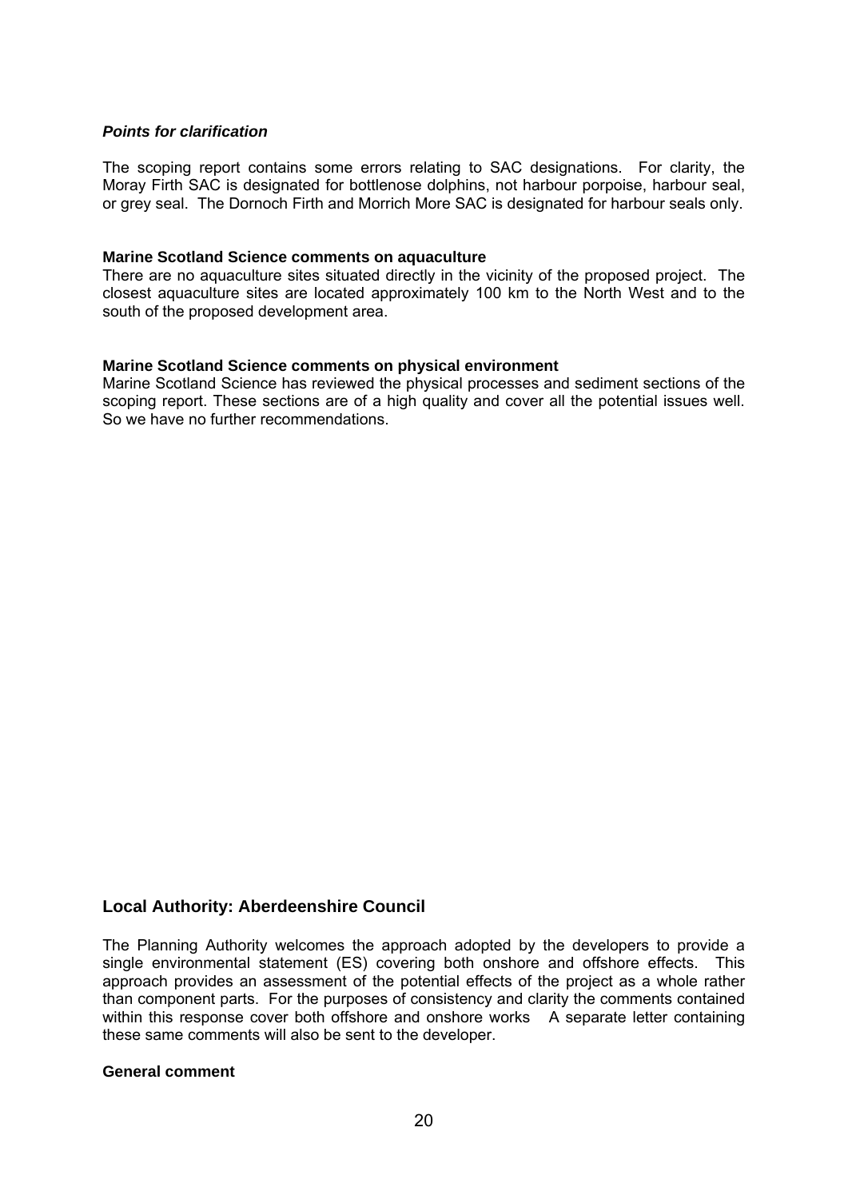***Points for clarification***

The scoping report contains some errors relating to SAC designations. For clarity, the Moray Firth SAC is designated for bottlenose dolphins, not harbour porpoise, harbour seal, or grey seal. The Dornoch Firth and Morrich More SAC is designated for harbour seals only.

**Marine Scotland Science comments on aquaculture**

There are no aquaculture sites situated directly in the vicinity of the proposed project. The closest aquaculture sites are located approximately 100 km to the North West and to the south of the proposed development area.

**Marine Scotland Science comments on physical environment**

Marine Scotland Science has reviewed the physical processes and sediment sections of the scoping report. These sections are of a high quality and cover all the potential issues well. So we have no further recommendations.

## Local Authority: Aberdeenshire Council

The Planning Authority welcomes the approach adopted by the developers to provide a single environmental statement (ES) covering both onshore and offshore effects. This approach provides an assessment of the potential effects of the project as a whole rather than component parts. For the purposes of consistency and clarity the comments contained within this response cover both offshore and onshore works A separate letter containing these same comments will also be sent to the developer.

**General comment**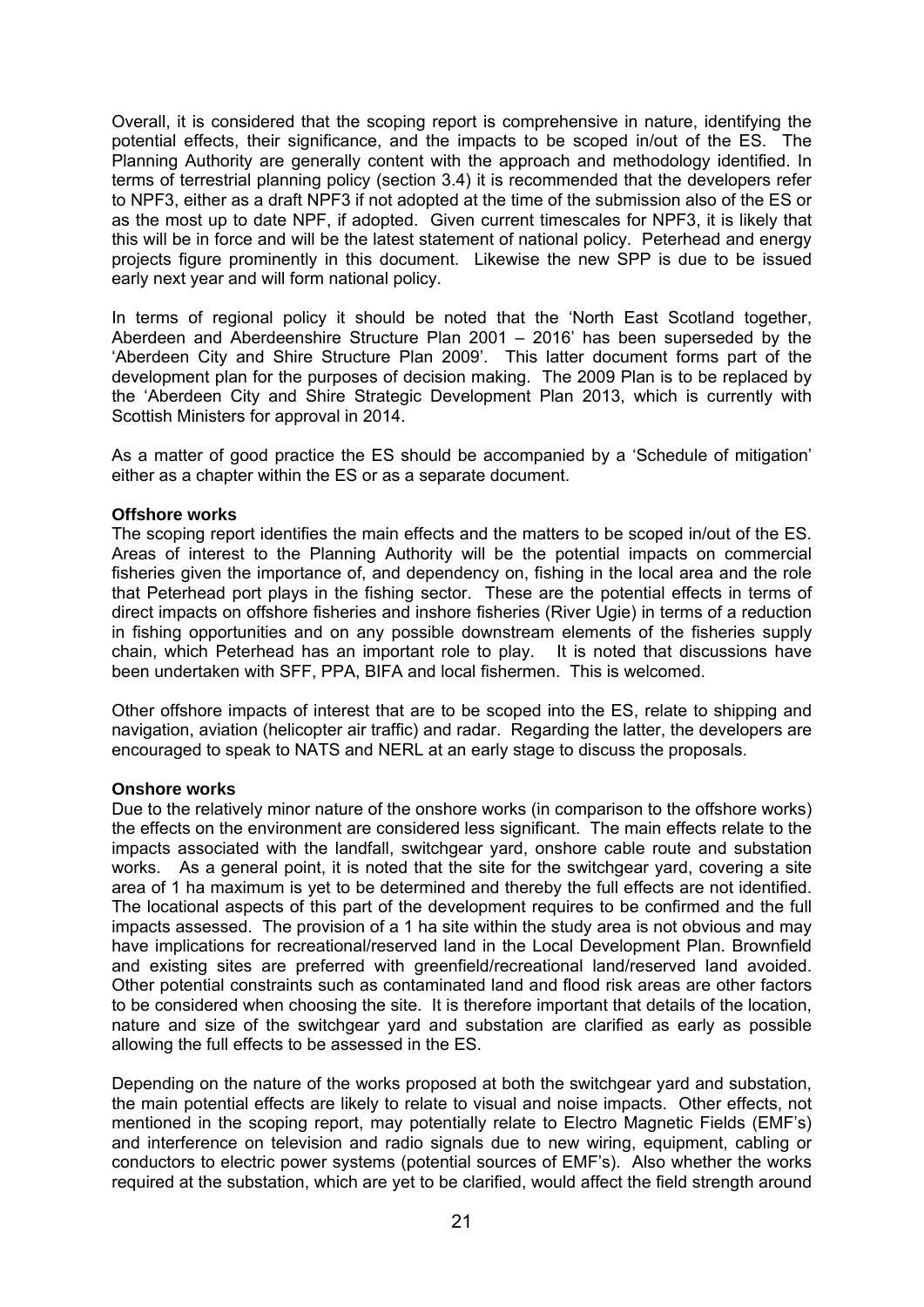Overall, it is considered that the scoping report is comprehensive in nature, identifying the potential effects, their significance, and the impacts to be scoped in/out of the ES. The Planning Authority are generally content with the approach and methodology identified. In terms of terrestrial planning policy (section 3.4) it is recommended that the developers refer to NPF3, either as a draft NPF3 if not adopted at the time of the submission also of the ES or as the most up to date NPF, if adopted. Given current timescales for NPF3, it is likely that this will be in force and will be the latest statement of national policy. Peterhead and energy projects figure prominently in this document. Likewise the new SPP is due to be issued early next year and will form national policy.

In terms of regional policy it should be noted that the 'North East Scotland together, Aberdeen and Aberdeenshire Structure Plan 2001 – 2016' has been superseded by the 'Aberdeen City and Shire Structure Plan 2009'. This latter document forms part of the development plan for the purposes of decision making. The 2009 Plan is to be replaced by the 'Aberdeen City and Shire Strategic Development Plan 2013, which is currently with Scottish Ministers for approval in 2014.

As a matter of good practice the ES should be accompanied by a 'Schedule of mitigation' either as a chapter within the ES or as a separate document.

**Offshore works**

The scoping report identifies the main effects and the matters to be scoped in/out of the ES. Areas of interest to the Planning Authority will be the potential impacts on commercial fisheries given the importance of, and dependency on, fishing in the local area and the role that Peterhead port plays in the fishing sector. These are the potential effects in terms of direct impacts on offshore fisheries and inshore fisheries (River Ugie) in terms of a reduction in fishing opportunities and on any possible downstream elements of the fisheries supply chain, which Peterhead has an important role to play. It is noted that discussions have been undertaken with SFF, PPA, BIFA and local fishermen. This is welcomed.

Other offshore impacts of interest that are to be scoped into the ES, relate to shipping and navigation, aviation (helicopter air traffic) and radar. Regarding the latter, the developers are encouraged to speak to NATS and NERL at an early stage to discuss the proposals.

**Onshore works**

Due to the relatively minor nature of the onshore works (in comparison to the offshore works) the effects on the environment are considered less significant. The main effects relate to the impacts associated with the landfall, switchgear yard, onshore cable route and substation works. As a general point, it is noted that the site for the switchgear yard, covering a site area of 1 ha maximum is yet to be determined and thereby the full effects are not identified. The locational aspects of this part of the development requires to be confirmed and the full impacts assessed. The provision of a 1 ha site within the study area is not obvious and may have implications for recreational/reserved land in the Local Development Plan. Brownfield and existing sites are preferred with greenfield/recreational land/reserved land avoided. Other potential constraints such as contaminated land and flood risk areas are other factors to be considered when choosing the site. It is therefore important that details of the location, nature and size of the switchgear yard and substation are clarified as early as possible allowing the full effects to be assessed in the ES.

Depending on the nature of the works proposed at both the switchgear yard and substation, the main potential effects are likely to relate to visual and noise impacts. Other effects, not mentioned in the scoping report, may potentially relate to Electro Magnetic Fields (EMF's) and interference on television and radio signals due to new wiring, equipment, cabling or conductors to electric power systems (potential sources of EMF's). Also whether the works required at the substation, which are yet to be clarified, would affect the field strength around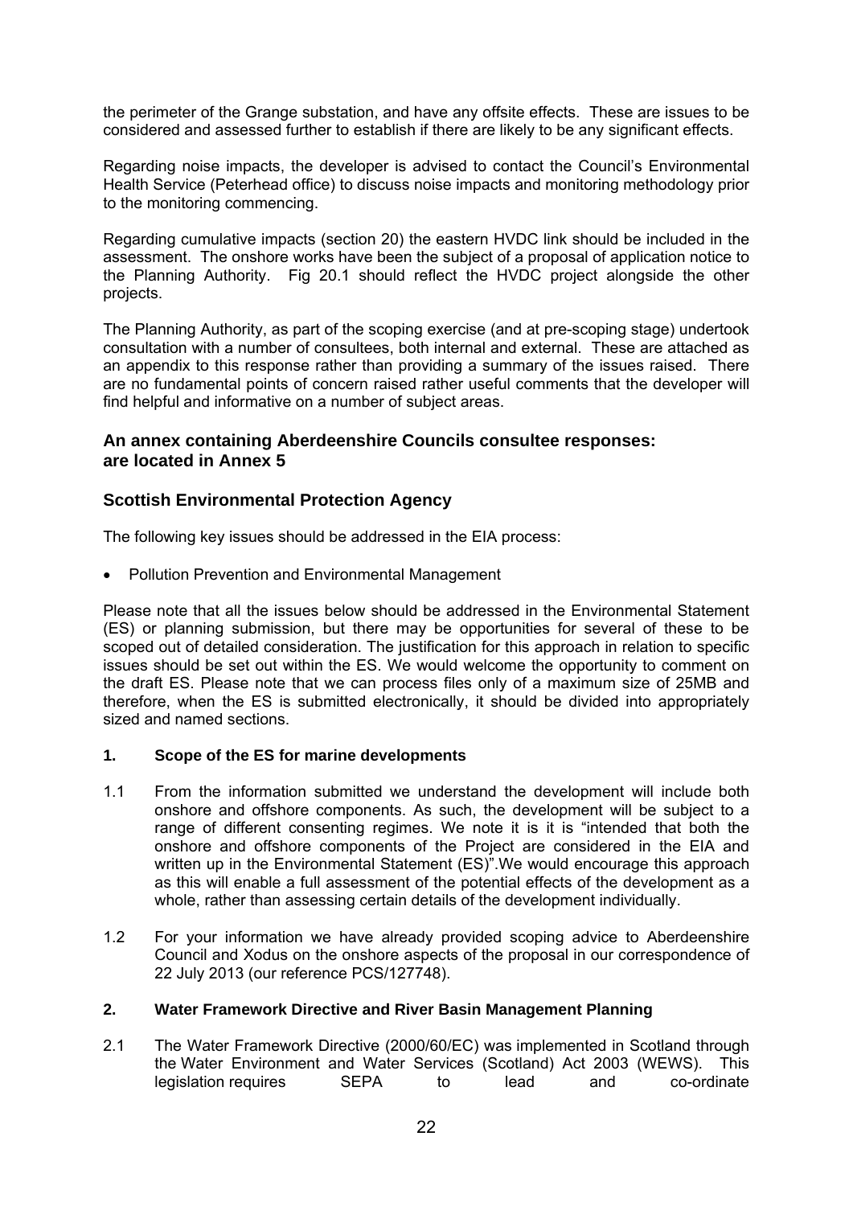the perimeter of the Grange substation, and have any offsite effects. These are issues to be considered and assessed further to establish if there are likely to be any significant effects.

Regarding noise impacts, the developer is advised to contact the Council's Environmental Health Service (Peterhead office) to discuss noise impacts and monitoring methodology prior to the monitoring commencing.

Regarding cumulative impacts (section 20) the eastern HVDC link should be included in the assessment. The onshore works have been the subject of a proposal of application notice to the Planning Authority. Fig 20.1 should reflect the HVDC project alongside the other projects.

The Planning Authority, as part of the scoping exercise (and at pre-scoping stage) undertook consultation with a number of consultees, both internal and external. These are attached as an appendix to this response rather than providing a summary of the issues raised. There are no fundamental points of concern raised rather useful comments that the developer will find helpful and informative on a number of subject areas.

### An annex containing Aberdeenshire Councils consultee responses: are located in Annex 5

### Scottish Environmental Protection Agency

The following key issues should be addressed in the EIA process:

- Pollution Prevention and Environmental Management

Please note that all the issues below should be addressed in the Environmental Statement (ES) or planning submission, but there may be opportunities for several of these to be scoped out of detailed consideration. The justification for this approach in relation to specific issues should be set out within the ES. We would welcome the opportunity to comment on the draft ES. Please note that we can process files only of a maximum size of 25MB and therefore, when the ES is submitted electronically, it should be divided into appropriately sized and named sections.

#### 1. Scope of the ES for marine developments

1.1 From the information submitted we understand the development will include both onshore and offshore components. As such, the development will be subject to a range of different consenting regimes. We note it is it is "intended that both the onshore and offshore components of the Project are considered in the EIA and written up in the Environmental Statement (ES)".We would encourage this approach as this will enable a full assessment of the potential effects of the development as a whole, rather than assessing certain details of the development individually.

1.2 For your information we have already provided scoping advice to Aberdeenshire Council and Xodus on the onshore aspects of the proposal in our correspondence of 22 July 2013 (our reference PCS/127748).

#### 2. Water Framework Directive and River Basin Management Planning

2.1 The Water Framework Directive (2000/60/EC) was implemented in Scotland through the Water Environment and Water Services (Scotland) Act 2003 (WEWS). This legislation requires SEPA to lead and co-ordinate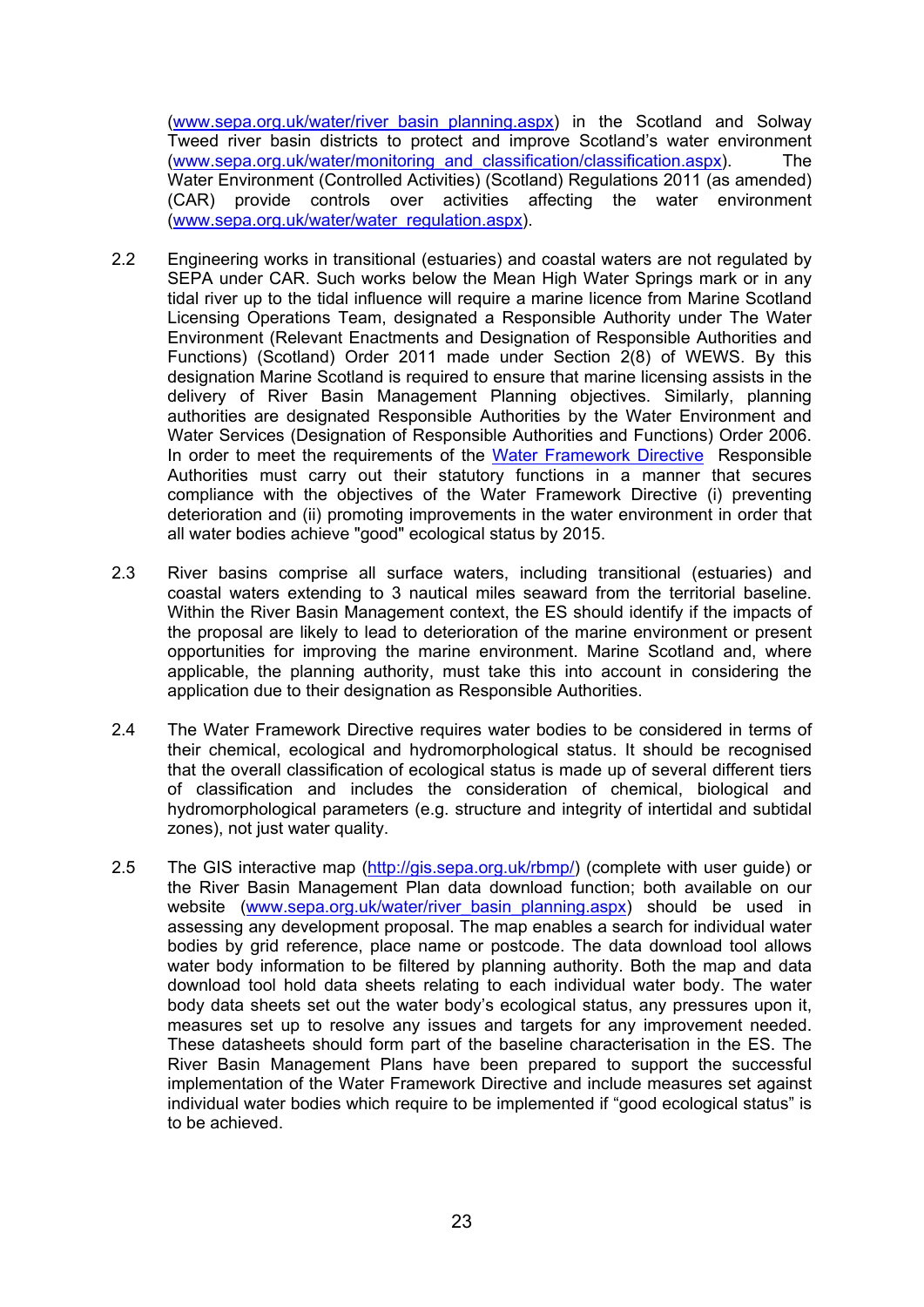(www.sepa.org.uk/water/river_basin_planning.aspx) in the Scotland and Solway Tweed river basin districts to protect and improve Scotland's water environment (www.sepa.org.uk/water/monitoring_and_classification/classification.aspx). The Water Environment (Controlled Activities) (Scotland) Regulations 2011 (as amended) (CAR) provide controls over activities affecting the water environment (www.sepa.org.uk/water/water_regulation.aspx).

2.2 Engineering works in transitional (estuaries) and coastal waters are not regulated by SEPA under CAR. Such works below the Mean High Water Springs mark or in any tidal river up to the tidal influence will require a marine licence from Marine Scotland Licensing Operations Team, designated a Responsible Authority under The Water Environment (Relevant Enactments and Designation of Responsible Authorities and Functions) (Scotland) Order 2011 made under Section 2(8) of WEWS. By this designation Marine Scotland is required to ensure that marine licensing assists in the delivery of River Basin Management Planning objectives. Similarly, planning authorities are designated Responsible Authorities by the Water Environment and Water Services (Designation of Responsible Authorities and Functions) Order 2006. In order to meet the requirements of the Water Framework Directive Responsible Authorities must carry out their statutory functions in a manner that secures compliance with the objectives of the Water Framework Directive (i) preventing deterioration and (ii) promoting improvements in the water environment in order that all water bodies achieve "good" ecological status by 2015.

2.3 River basins comprise all surface waters, including transitional (estuaries) and coastal waters extending to 3 nautical miles seaward from the territorial baseline. Within the River Basin Management context, the ES should identify if the impacts of the proposal are likely to lead to deterioration of the marine environment or present opportunities for improving the marine environment. Marine Scotland and, where applicable, the planning authority, must take this into account in considering the application due to their designation as Responsible Authorities.

2.4 The Water Framework Directive requires water bodies to be considered in terms of their chemical, ecological and hydromorphological status. It should be recognised that the overall classification of ecological status is made up of several different tiers of classification and includes the consideration of chemical, biological and hydromorphological parameters (e.g. structure and integrity of intertidal and subtidal zones), not just water quality.

2.5 The GIS interactive map (http://gis.sepa.org.uk/rbmp/) (complete with user guide) or the River Basin Management Plan data download function; both available on our website (www.sepa.org.uk/water/river_basin_planning.aspx) should be used in assessing any development proposal. The map enables a search for individual water bodies by grid reference, place name or postcode. The data download tool allows water body information to be filtered by planning authority. Both the map and data download tool hold data sheets relating to each individual water body. The water body data sheets set out the water body's ecological status, any pressures upon it, measures set up to resolve any issues and targets for any improvement needed. These datasheets should form part of the baseline characterisation in the ES. The River Basin Management Plans have been prepared to support the successful implementation of the Water Framework Directive and include measures set against individual water bodies which require to be implemented if "good ecological status" is to be achieved.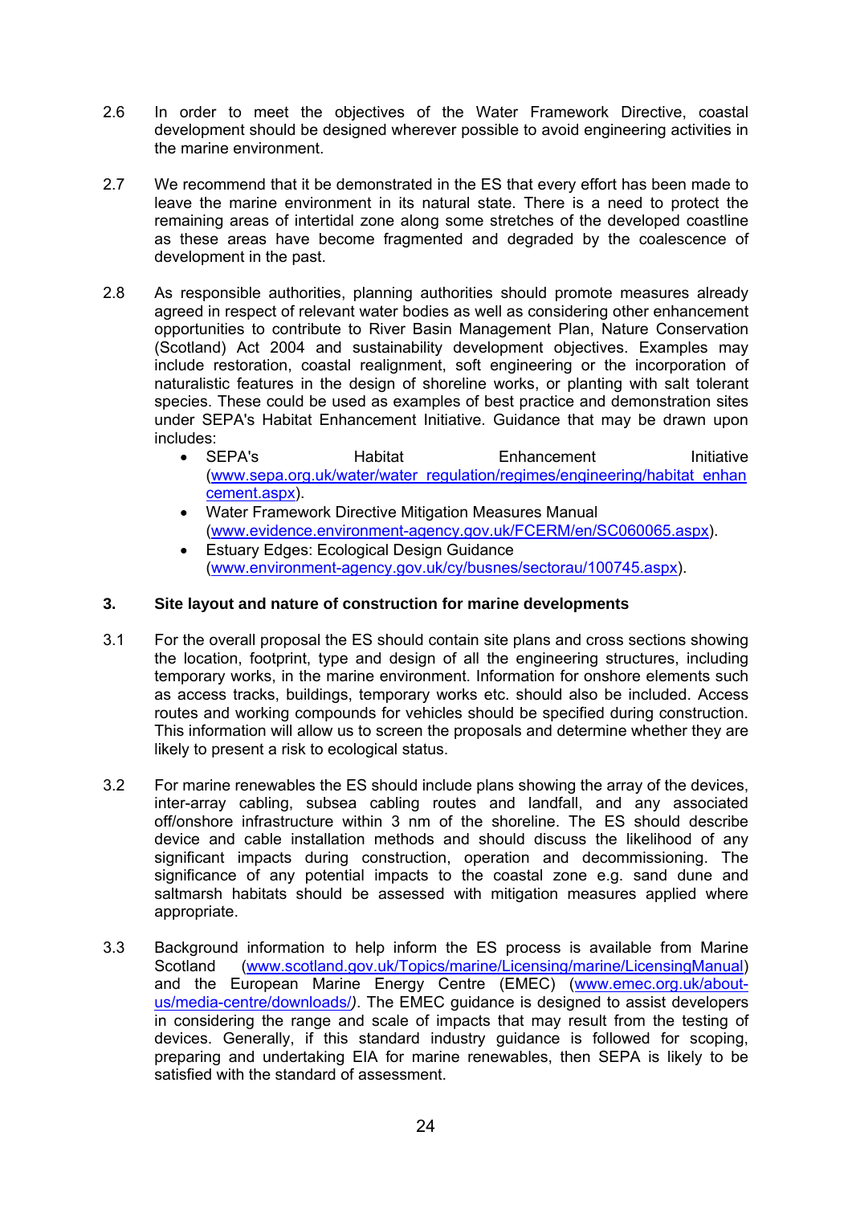2.6 In order to meet the objectives of the Water Framework Directive, coastal development should be designed wherever possible to avoid engineering activities in the marine environment.

2.7 We recommend that it be demonstrated in the ES that every effort has been made to leave the marine environment in its natural state. There is a need to protect the remaining areas of intertidal zone along some stretches of the developed coastline as these areas have become fragmented and degraded by the coalescence of development in the past.

2.8 As responsible authorities, planning authorities should promote measures already agreed in respect of relevant water bodies as well as considering other enhancement opportunities to contribute to River Basin Management Plan, Nature Conservation (Scotland) Act 2004 and sustainability development objectives. Examples may include restoration, coastal realignment, soft engineering or the incorporation of naturalistic features in the design of shoreline works, or planting with salt tolerant species. These could be used as examples of best practice and demonstration sites under SEPA's Habitat Enhancement Initiative. Guidance that may be drawn upon includes:

- SEPA's Habitat Enhancement Initiative (www.sepa.org.uk/water/water_regulation/regimes/engineering/habitat_enhancement.aspx).
- Water Framework Directive Mitigation Measures Manual (www.evidence.environment-agency.gov.uk/FCERM/en/SC060065.aspx).
- Estuary Edges: Ecological Design Guidance (www.environment-agency.gov.uk/cy/busnes/sectorau/100745.aspx).

## 3. Site layout and nature of construction for marine developments

3.1 For the overall proposal the ES should contain site plans and cross sections showing the location, footprint, type and design of all the engineering structures, including temporary works, in the marine environment. Information for onshore elements such as access tracks, buildings, temporary works etc. should also be included. Access routes and working compounds for vehicles should be specified during construction. This information will allow us to screen the proposals and determine whether they are likely to present a risk to ecological status.

3.2 For marine renewables the ES should include plans showing the array of the devices, inter-array cabling, subsea cabling routes and landfall, and any associated off/onshore infrastructure within 3 nm of the shoreline. The ES should describe device and cable installation methods and should discuss the likelihood of any significant impacts during construction, operation and decommissioning. The significance of any potential impacts to the coastal zone e.g. sand dune and saltmarsh habitats should be assessed with mitigation measures applied where appropriate.

3.3 Background information to help inform the ES process is available from Marine Scotland (www.scotland.gov.uk/Topics/marine/Licensing/marine/LicensingManual) and the European Marine Energy Centre (EMEC) (www.emec.org.uk/about-us/media-centre/downloads/). The EMEC guidance is designed to assist developers in considering the range and scale of impacts that may result from the testing of devices. Generally, if this standard industry guidance is followed for scoping, preparing and undertaking EIA for marine renewables, then SEPA is likely to be satisfied with the standard of assessment.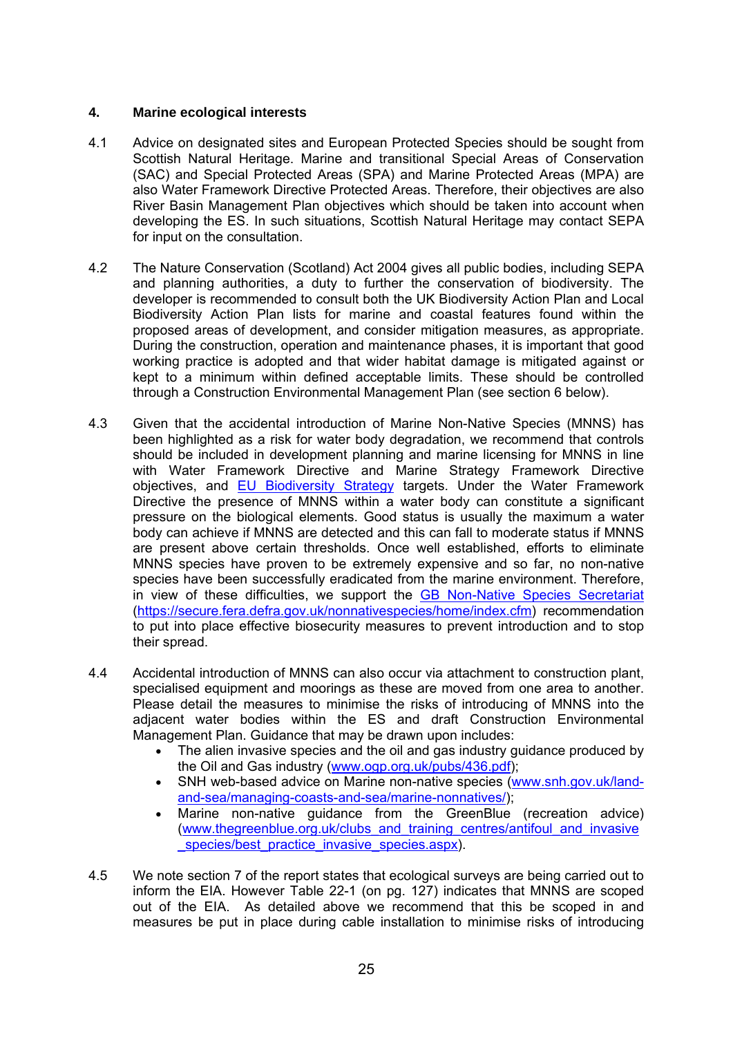## 4. Marine ecological interests

4.1 Advice on designated sites and European Protected Species should be sought from Scottish Natural Heritage. Marine and transitional Special Areas of Conservation (SAC) and Special Protected Areas (SPA) and Marine Protected Areas (MPA) are also Water Framework Directive Protected Areas. Therefore, their objectives are also River Basin Management Plan objectives which should be taken into account when developing the ES. In such situations, Scottish Natural Heritage may contact SEPA for input on the consultation.

4.2 The Nature Conservation (Scotland) Act 2004 gives all public bodies, including SEPA and planning authorities, a duty to further the conservation of biodiversity. The developer is recommended to consult both the UK Biodiversity Action Plan and Local Biodiversity Action Plan lists for marine and coastal features found within the proposed areas of development, and consider mitigation measures, as appropriate. During the construction, operation and maintenance phases, it is important that good working practice is adopted and that wider habitat damage is mitigated against or kept to a minimum within defined acceptable limits. These should be controlled through a Construction Environmental Management Plan (see section 6 below).

4.3 Given that the accidental introduction of Marine Non-Native Species (MNNS) has been highlighted as a risk for water body degradation, we recommend that controls should be included in development planning and marine licensing for MNNS in line with Water Framework Directive and Marine Strategy Framework Directive objectives, and EU Biodiversity Strategy targets. Under the Water Framework Directive the presence of MNNS within a water body can constitute a significant pressure on the biological elements. Good status is usually the maximum a water body can achieve if MNNS are detected and this can fall to moderate status if MNNS are present above certain thresholds. Once well established, efforts to eliminate MNNS species have proven to be extremely expensive and so far, no non-native species have been successfully eradicated from the marine environment. Therefore, in view of these difficulties, we support the GB Non-Native Species Secretariat (https://secure.fera.defra.gov.uk/nonnativespecies/home/index.cfm) recommendation to put into place effective biosecurity measures to prevent introduction and to stop their spread.

4.4 Accidental introduction of MNNS can also occur via attachment to construction plant, specialised equipment and moorings as these are moved from one area to another. Please detail the measures to minimise the risks of introducing of MNNS into the adjacent water bodies within the ES and draft Construction Environmental Management Plan. Guidance that may be drawn upon includes:

- The alien invasive species and the oil and gas industry guidance produced by the Oil and Gas industry (www.ogp.org.uk/pubs/436.pdf);
- SNH web-based advice on Marine non-native species (www.snh.gov.uk/land-and-sea/managing-coasts-and-sea/marine-nonnatives/);
- Marine non-native guidance from the GreenBlue (recreation advice) (www.thegreenblue.org.uk/clubs_and_training_centres/antifoul_and_invasive_species/best_practice_invasive_species.aspx).

4.5 We note section 7 of the report states that ecological surveys are being carried out to inform the EIA. However Table 22-1 (on pg. 127) indicates that MNNS are scoped out of the EIA. As detailed above we recommend that this be scoped in and measures be put in place during cable installation to minimise risks of introducing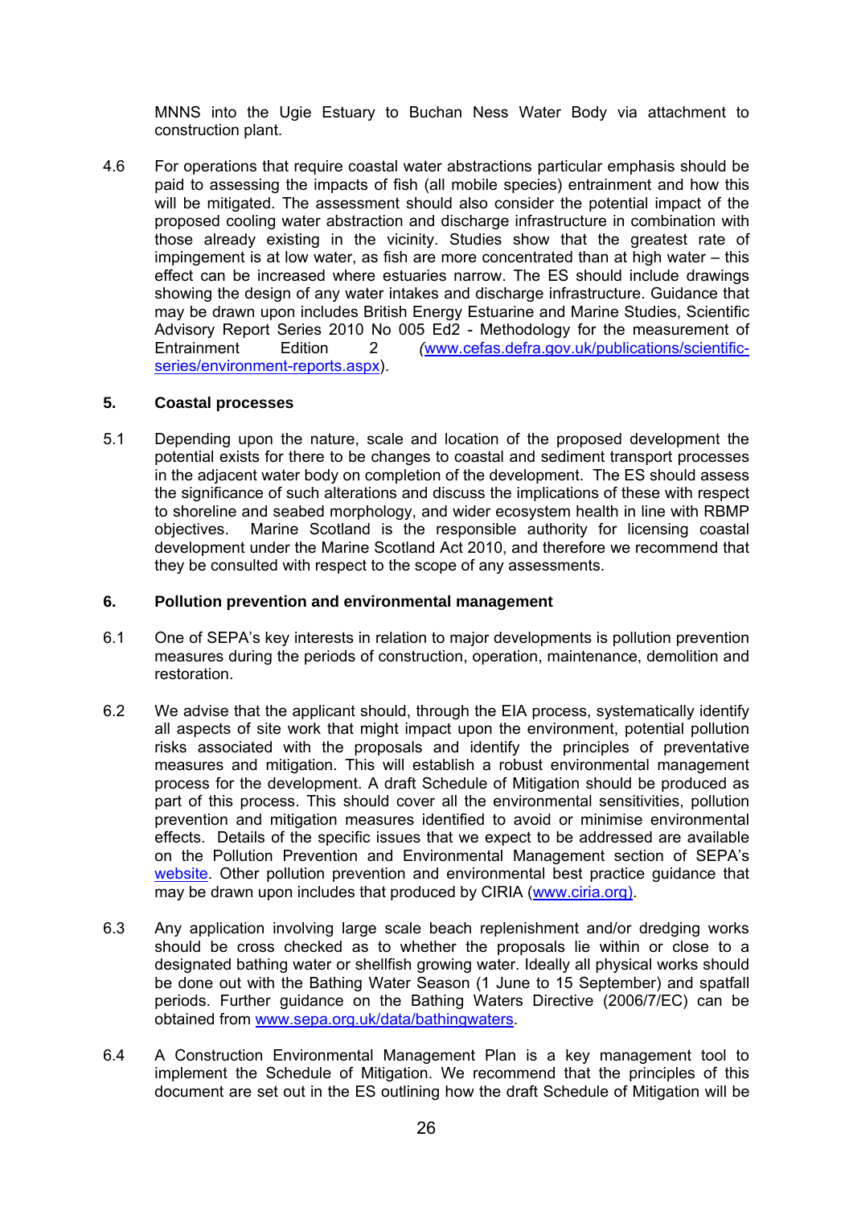MNNS into the Ugie Estuary to Buchan Ness Water Body via attachment to construction plant.

4.6 For operations that require coastal water abstractions particular emphasis should be paid to assessing the impacts of fish (all mobile species) entrainment and how this will be mitigated. The assessment should also consider the potential impact of the proposed cooling water abstraction and discharge infrastructure in combination with those already existing in the vicinity. Studies show that the greatest rate of impingement is at low water, as fish are more concentrated than at high water – this effect can be increased where estuaries narrow. The ES should include drawings showing the design of any water intakes and discharge infrastructure. Guidance that may be drawn upon includes British Energy Estuarine and Marine Studies, Scientific Advisory Report Series 2010 No 005 Ed2 - Methodology for the measurement of Entrainment Edition 2 ([www.cefas.defra.gov.uk/publications/scientific-series/environment-reports.aspx](www.cefas.defra.gov.uk/publications/scientific-series/environment-reports.aspx)).

## 5. Coastal processes

5.1 Depending upon the nature, scale and location of the proposed development the potential exists for there to be changes to coastal and sediment transport processes in the adjacent water body on completion of the development. The ES should assess the significance of such alterations and discuss the implications of these with respect to shoreline and seabed morphology, and wider ecosystem health in line with RBMP objectives. Marine Scotland is the responsible authority for licensing coastal development under the Marine Scotland Act 2010, and therefore we recommend that they be consulted with respect to the scope of any assessments.

## 6. Pollution prevention and environmental management

6.1 One of SEPA's key interests in relation to major developments is pollution prevention measures during the periods of construction, operation, maintenance, demolition and restoration.

6.2 We advise that the applicant should, through the EIA process, systematically identify all aspects of site work that might impact upon the environment, potential pollution risks associated with the proposals and identify the principles of preventative measures and mitigation. This will establish a robust environmental management process for the development. A draft Schedule of Mitigation should be produced as part of this process. This should cover all the environmental sensitivities, pollution prevention and mitigation measures identified to avoid or minimise environmental effects. Details of the specific issues that we expect to be addressed are available on the Pollution Prevention and Environmental Management section of SEPA's website. Other pollution prevention and environmental best practice guidance that may be drawn upon includes that produced by CIRIA ([www.ciria.org](www.ciria.org)).

6.3 Any application involving large scale beach replenishment and/or dredging works should be cross checked as to whether the proposals lie within or close to a designated bathing water or shellfish growing water. Ideally all physical works should be done out with the Bathing Water Season (1 June to 15 September) and spatfall periods. Further guidance on the Bathing Waters Directive (2006/7/EC) can be obtained from [www.sepa.org.uk/data/bathingwaters](www.sepa.org.uk/data/bathingwaters).

6.4 A Construction Environmental Management Plan is a key management tool to implement the Schedule of Mitigation. We recommend that the principles of this document are set out in the ES outlining how the draft Schedule of Mitigation will be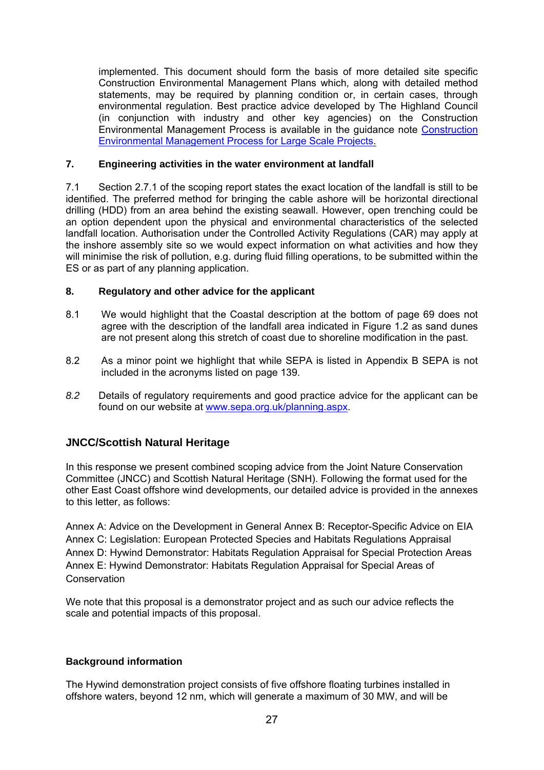implemented. This document should form the basis of more detailed site specific Construction Environmental Management Plans which, along with detailed method statements, may be required by planning condition or, in certain cases, through environmental regulation. Best practice advice developed by The Highland Council (in conjunction with industry and other key agencies) on the Construction Environmental Management Process is available in the guidance note [Construction Environmental Management Process for Large Scale Projects.]()

### 7. Engineering activities in the water environment at landfall

7.1 Section 2.7.1 of the scoping report states the exact location of the landfall is still to be identified. The preferred method for bringing the cable ashore will be horizontal directional drilling (HDD) from an area behind the existing seawall. However, open trenching could be an option dependent upon the physical and environmental characteristics of the selected landfall location. Authorisation under the Controlled Activity Regulations (CAR) may apply at the inshore assembly site so we would expect information on what activities and how they will minimise the risk of pollution, e.g. during fluid filling operations, to be submitted within the ES or as part of any planning application.

### 8. Regulatory and other advice for the applicant

8.1 We would highlight that the Coastal description at the bottom of page 69 does not agree with the description of the landfall area indicated in Figure 1.2 as sand dunes are not present along this stretch of coast due to shoreline modification in the past.

8.2 As a minor point we highlight that while SEPA is listed in Appendix B SEPA is not included in the acronyms listed on page 139.

*8.2* Details of regulatory requirements and good practice advice for the applicant can be found on our website at [www.sepa.org.uk/planning.aspx](www.sepa.org.uk/planning.aspx).

## JNCC/Scottish Natural Heritage

In this response we present combined scoping advice from the Joint Nature Conservation Committee (JNCC) and Scottish Natural Heritage (SNH). Following the format used for the other East Coast offshore wind developments, our detailed advice is provided in the annexes to this letter, as follows:

Annex A: Advice on the Development in General Annex B: Receptor-Specific Advice on EIA
Annex C: Legislation: European Protected Species and Habitats Regulations Appraisal
Annex D: Hywind Demonstrator: Habitats Regulation Appraisal for Special Protection Areas
Annex E: Hywind Demonstrator: Habitats Regulation Appraisal for Special Areas of Conservation

We note that this proposal is a demonstrator project and as such our advice reflects the scale and potential impacts of this proposal.

### Background information

The Hywind demonstration project consists of five offshore floating turbines installed in offshore waters, beyond 12 nm, which will generate a maximum of 30 MW, and will be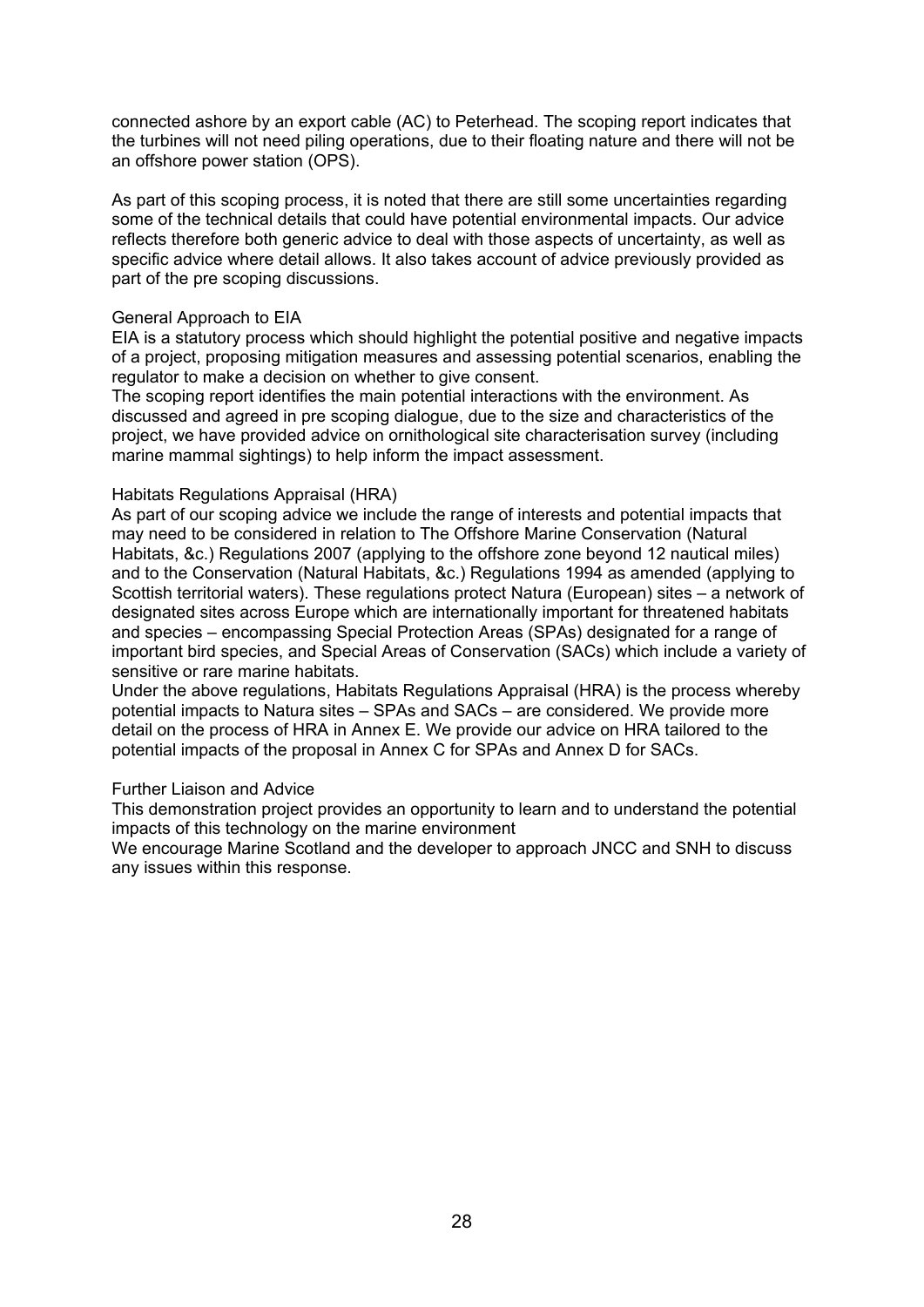connected ashore by an export cable (AC) to Peterhead. The scoping report indicates that the turbines will not need piling operations, due to their floating nature and there will not be an offshore power station (OPS).

As part of this scoping process, it is noted that there are still some uncertainties regarding some of the technical details that could have potential environmental impacts. Our advice reflects therefore both generic advice to deal with those aspects of uncertainty, as well as specific advice where detail allows. It also takes account of advice previously provided as part of the pre scoping discussions.

General Approach to EIA

EIA is a statutory process which should highlight the potential positive and negative impacts of a project, proposing mitigation measures and assessing potential scenarios, enabling the regulator to make a decision on whether to give consent.

The scoping report identifies the main potential interactions with the environment. As discussed and agreed in pre scoping dialogue, due to the size and characteristics of the project, we have provided advice on ornithological site characterisation survey (including marine mammal sightings) to help inform the impact assessment.

Habitats Regulations Appraisal (HRA)

As part of our scoping advice we include the range of interests and potential impacts that may need to be considered in relation to The Offshore Marine Conservation (Natural Habitats, &c.) Regulations 2007 (applying to the offshore zone beyond 12 nautical miles) and to the Conservation (Natural Habitats, &c.) Regulations 1994 as amended (applying to Scottish territorial waters). These regulations protect Natura (European) sites – a network of designated sites across Europe which are internationally important for threatened habitats and species – encompassing Special Protection Areas (SPAs) designated for a range of important bird species, and Special Areas of Conservation (SACs) which include a variety of sensitive or rare marine habitats.

Under the above regulations, Habitats Regulations Appraisal (HRA) is the process whereby potential impacts to Natura sites – SPAs and SACs – are considered. We provide more detail on the process of HRA in Annex E. We provide our advice on HRA tailored to the potential impacts of the proposal in Annex C for SPAs and Annex D for SACs.

Further Liaison and Advice

This demonstration project provides an opportunity to learn and to understand the potential impacts of this technology on the marine environment

We encourage Marine Scotland and the developer to approach JNCC and SNH to discuss any issues within this response.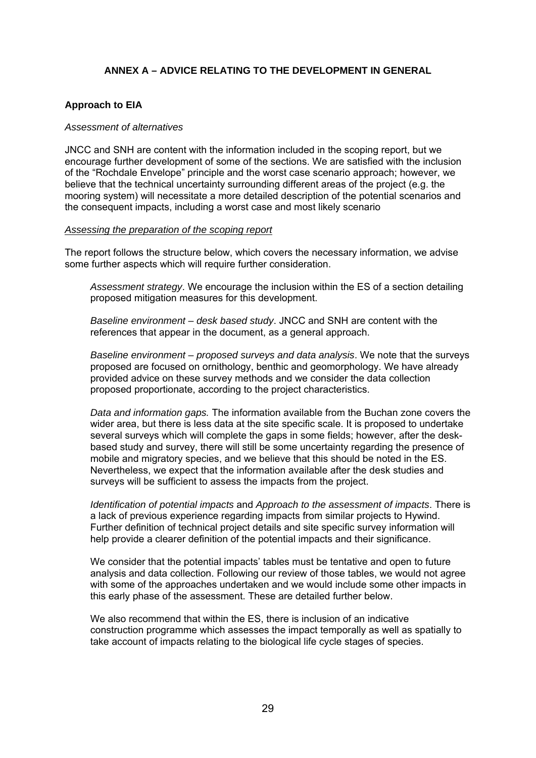## ANNEX A – ADVICE RELATING TO THE DEVELOPMENT IN GENERAL

### Approach to EIA

*Assessment of alternatives*

JNCC and SNH are content with the information included in the scoping report, but we encourage further development of some of the sections. We are satisfied with the inclusion of the "Rochdale Envelope" principle and the worst case scenario approach; however, we believe that the technical uncertainty surrounding different areas of the project (e.g. the mooring system) will necessitate a more detailed description of the potential scenarios and the consequent impacts, including a worst case and most likely scenario

*Assessing the preparation of the scoping report*

The report follows the structure below, which covers the necessary information, we advise some further aspects which will require further consideration.

*Assessment strategy*. We encourage the inclusion within the ES of a section detailing proposed mitigation measures for this development.

*Baseline environment – desk based study*. JNCC and SNH are content with the references that appear in the document, as a general approach.

*Baseline environment – proposed surveys and data analysis*. We note that the surveys proposed are focused on ornithology, benthic and geomorphology. We have already provided advice on these survey methods and we consider the data collection proposed proportionate, according to the project characteristics.

*Data and information gaps.* The information available from the Buchan zone covers the wider area, but there is less data at the site specific scale. It is proposed to undertake several surveys which will complete the gaps in some fields; however, after the desk-based study and survey, there will still be some uncertainty regarding the presence of mobile and migratory species, and we believe that this should be noted in the ES. Nevertheless, we expect that the information available after the desk studies and surveys will be sufficient to assess the impacts from the project.

*Identification of potential impacts* and *Approach to the assessment of impacts*. There is a lack of previous experience regarding impacts from similar projects to Hywind. Further definition of technical project details and site specific survey information will help provide a clearer definition of the potential impacts and their significance.

We consider that the potential impacts' tables must be tentative and open to future analysis and data collection. Following our review of those tables, we would not agree with some of the approaches undertaken and we would include some other impacts in this early phase of the assessment. These are detailed further below.

We also recommend that within the ES, there is inclusion of an indicative construction programme which assesses the impact temporally as well as spatially to take account of impacts relating to the biological life cycle stages of species.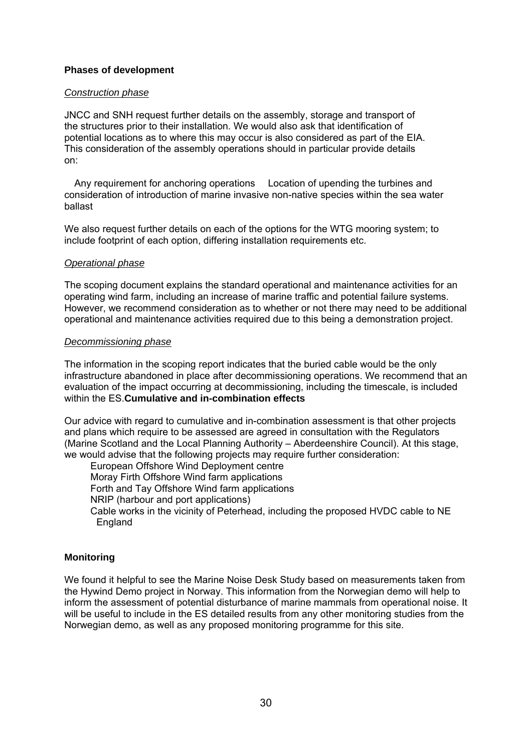**Phases of development**

*Construction phase*

JNCC and SNH request further details on the assembly, storage and transport of the structures prior to their installation. We would also ask that identification of potential locations as to where this may occur is also considered as part of the EIA. This consideration of the assembly operations should in particular provide details on:

- Any requirement for anchoring operations
- Location of upending the turbines and consideration of introduction of marine invasive non-native species within the sea water ballast

We also request further details on each of the options for the WTG mooring system; to include footprint of each option, differing installation requirements etc.

*Operational phase*

The scoping document explains the standard operational and maintenance activities for an operating wind farm, including an increase of marine traffic and potential failure systems. However, we recommend consideration as to whether or not there may need to be additional operational and maintenance activities required due to this being a demonstration project.

*Decommissioning phase*

The information in the scoping report indicates that the buried cable would be the only infrastructure abandoned in place after decommissioning operations. We recommend that an evaluation of the impact occurring at decommissioning, including the timescale, is included within the ES.

**Cumulative and in-combination effects**

Our advice with regard to cumulative and in-combination assessment is that other projects and plans which require to be assessed are agreed in consultation with the Regulators (Marine Scotland and the Local Planning Authority – Aberdeenshire Council). At this stage, we would advise that the following projects may require further consideration:

- European Offshore Wind Deployment centre
- Moray Firth Offshore Wind farm applications
- Forth and Tay Offshore Wind farm applications
- NRIP (harbour and port applications)
- Cable works in the vicinity of Peterhead, including the proposed HVDC cable to NE England

**Monitoring**

We found it helpful to see the Marine Noise Desk Study based on measurements taken from the Hywind Demo project in Norway. This information from the Norwegian demo will help to inform the assessment of potential disturbance of marine mammals from operational noise. It will be useful to include in the ES detailed results from any other monitoring studies from the Norwegian demo, as well as any proposed monitoring programme for this site.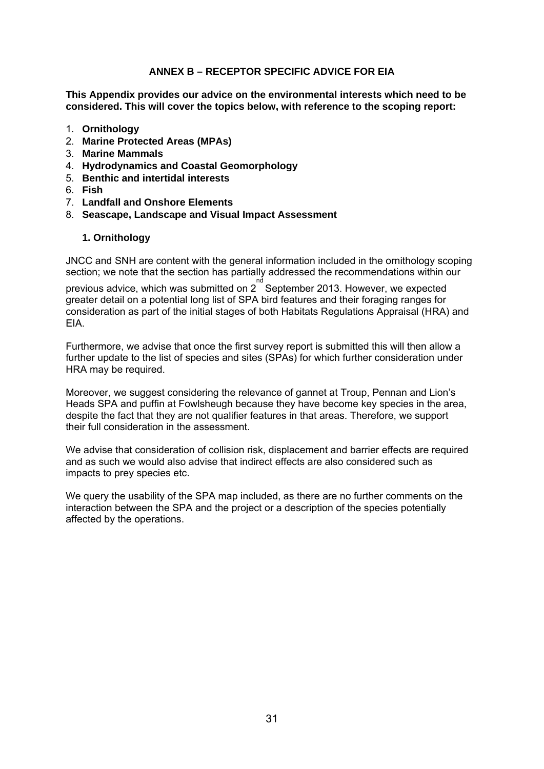# ANNEX B – RECEPTOR SPECIFIC ADVICE FOR EIA

**This Appendix provides our advice on the environmental interests which need to be considered. This will cover the topics below, with reference to the scoping report:**

1. **Ornithology**
2. **Marine Protected Areas (MPAs)**
3. **Marine Mammals**
4. **Hydrodynamics and Coastal Geomorphology**
5. **Benthic and intertidal interests**
6. **Fish**
7. **Landfall and Onshore Elements**
8. **Seascape, Landscape and Visual Impact Assessment**

## 1. Ornithology

JNCC and SNH are content with the general information included in the ornithology scoping section; we note that the section has partially addressed the recommendations within our previous advice, which was submitted on 2nd September 2013. However, we expected greater detail on a potential long list of SPA bird features and their foraging ranges for consideration as part of the initial stages of both Habitats Regulations Appraisal (HRA) and EIA.

Furthermore, we advise that once the first survey report is submitted this will then allow a further update to the list of species and sites (SPAs) for which further consideration under HRA may be required.

Moreover, we suggest considering the relevance of gannet at Troup, Pennan and Lion's Heads SPA and puffin at Fowlsheugh because they have become key species in the area, despite the fact that they are not qualifier features in that areas. Therefore, we support their full consideration in the assessment.

We advise that consideration of collision risk, displacement and barrier effects are required and as such we would also advise that indirect effects are also considered such as impacts to prey species etc.

We query the usability of the SPA map included, as there are no further comments on the interaction between the SPA and the project or a description of the species potentially affected by the operations.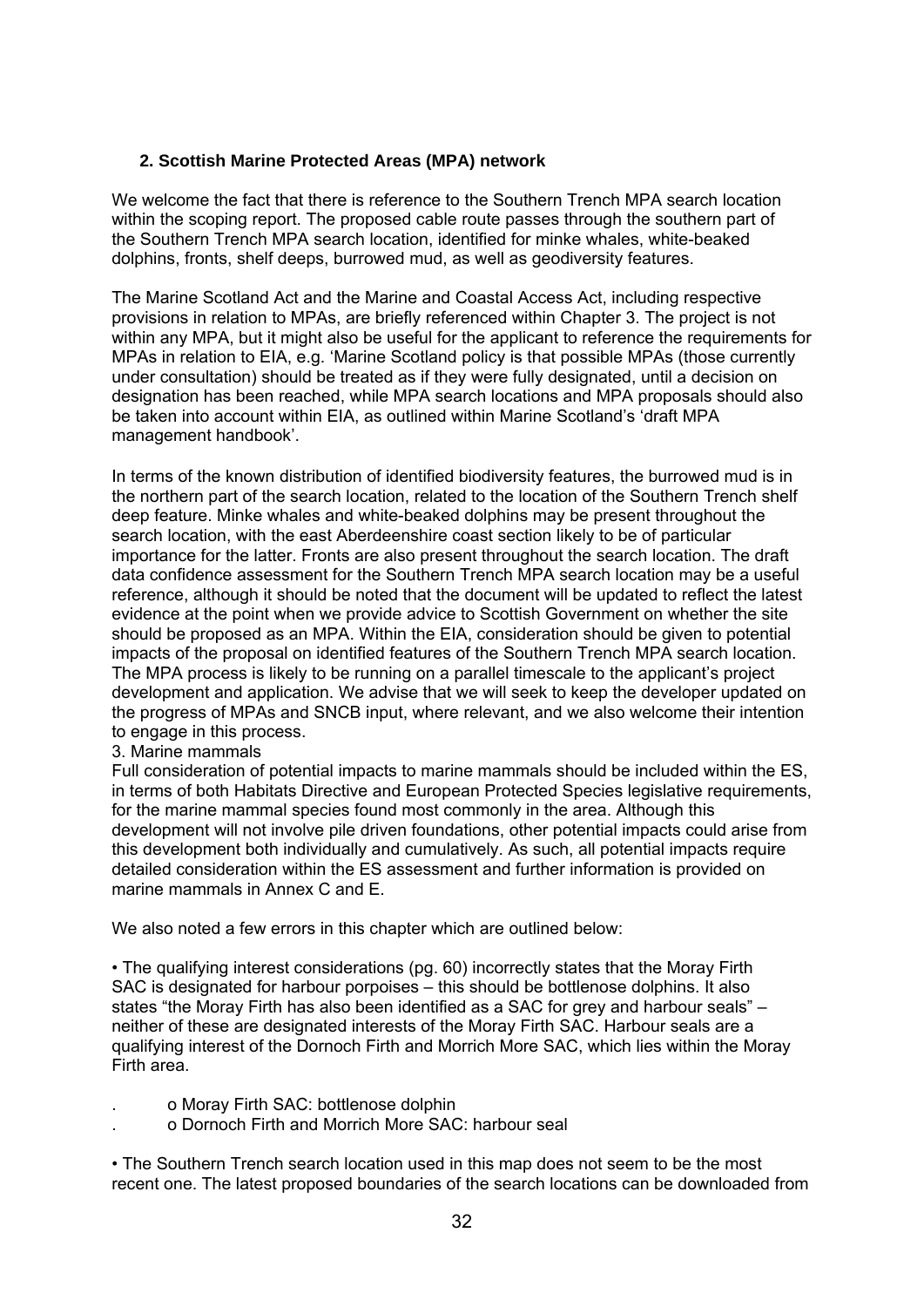## 2. Scottish Marine Protected Areas (MPA) network

We welcome the fact that there is reference to the Southern Trench MPA search location within the scoping report. The proposed cable route passes through the southern part of the Southern Trench MPA search location, identified for minke whales, white-beaked dolphins, fronts, shelf deeps, burrowed mud, as well as geodiversity features.

The Marine Scotland Act and the Marine and Coastal Access Act, including respective provisions in relation to MPAs, are briefly referenced within Chapter 3. The project is not within any MPA, but it might also be useful for the applicant to reference the requirements for MPAs in relation to EIA, e.g. 'Marine Scotland policy is that possible MPAs (those currently under consultation) should be treated as if they were fully designated, until a decision on designation has been reached, while MPA search locations and MPA proposals should also be taken into account within EIA, as outlined within Marine Scotland's 'draft MPA management handbook'.

In terms of the known distribution of identified biodiversity features, the burrowed mud is in the northern part of the search location, related to the location of the Southern Trench shelf deep feature. Minke whales and white-beaked dolphins may be present throughout the search location, with the east Aberdeenshire coast section likely to be of particular importance for the latter. Fronts are also present throughout the search location. The draft data confidence assessment for the Southern Trench MPA search location may be a useful reference, although it should be noted that the document will be updated to reflect the latest evidence at the point when we provide advice to Scottish Government on whether the site should be proposed as an MPA. Within the EIA, consideration should be given to potential impacts of the proposal on identified features of the Southern Trench MPA search location. The MPA process is likely to be running on a parallel timescale to the applicant's project development and application. We advise that we will seek to keep the developer updated on the progress of MPAs and SNCB input, where relevant, and we also welcome their intention to engage in this process.

3. Marine mammals

Full consideration of potential impacts to marine mammals should be included within the ES, in terms of both Habitats Directive and European Protected Species legislative requirements, for the marine mammal species found most commonly in the area. Although this development will not involve pile driven foundations, other potential impacts could arise from this development both individually and cumulatively. As such, all potential impacts require detailed consideration within the ES assessment and further information is provided on marine mammals in Annex C and E.

We also noted a few errors in this chapter which are outlined below:

- The qualifying interest considerations (pg. 60) incorrectly states that the Moray Firth SAC is designated for harbour porpoises – this should be bottlenose dolphins. It also states "the Moray Firth has also been identified as a SAC for grey and harbour seals" – neither of these are designated interests of the Moray Firth SAC. Harbour seals are a qualifying interest of the Dornoch Firth and Morrich More SAC, which lies within the Moray Firth area.
  - Moray Firth SAC: bottlenose dolphin
  - Dornoch Firth and Morrich More SAC: harbour seal

- The Southern Trench search location used in this map does not seem to be the most recent one. The latest proposed boundaries of the search locations can be downloaded from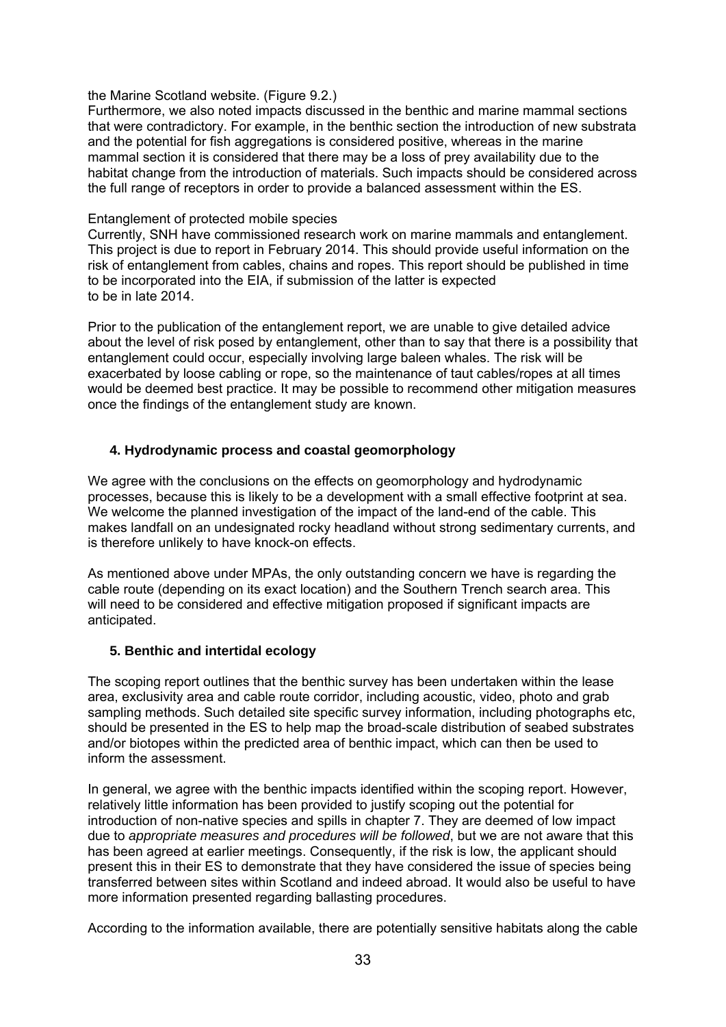the Marine Scotland website. (Figure 9.2.)

Furthermore, we also noted impacts discussed in the benthic and marine mammal sections that were contradictory. For example, in the benthic section the introduction of new substrata and the potential for fish aggregations is considered positive, whereas in the marine mammal section it is considered that there may be a loss of prey availability due to the habitat change from the introduction of materials. Such impacts should be considered across the full range of receptors in order to provide a balanced assessment within the ES.

Entanglement of protected mobile species

Currently, SNH have commissioned research work on marine mammals and entanglement. This project is due to report in February 2014. This should provide useful information on the risk of entanglement from cables, chains and ropes. This report should be published in time to be incorporated into the EIA, if submission of the latter is expected to be in late 2014.

Prior to the publication of the entanglement report, we are unable to give detailed advice about the level of risk posed by entanglement, other than to say that there is a possibility that entanglement could occur, especially involving large baleen whales. The risk will be exacerbated by loose cabling or rope, so the maintenance of taut cables/ropes at all times would be deemed best practice. It may be possible to recommend other mitigation measures once the findings of the entanglement study are known.

### 4. Hydrodynamic process and coastal geomorphology

We agree with the conclusions on the effects on geomorphology and hydrodynamic processes, because this is likely to be a development with a small effective footprint at sea. We welcome the planned investigation of the impact of the land-end of the cable. This makes landfall on an undesignated rocky headland without strong sedimentary currents, and is therefore unlikely to have knock-on effects.

As mentioned above under MPAs, the only outstanding concern we have is regarding the cable route (depending on its exact location) and the Southern Trench search area. This will need to be considered and effective mitigation proposed if significant impacts are anticipated.

### 5. Benthic and intertidal ecology

The scoping report outlines that the benthic survey has been undertaken within the lease area, exclusivity area and cable route corridor, including acoustic, video, photo and grab sampling methods. Such detailed site specific survey information, including photographs etc, should be presented in the ES to help map the broad-scale distribution of seabed substrates and/or biotopes within the predicted area of benthic impact, which can then be used to inform the assessment.

In general, we agree with the benthic impacts identified within the scoping report. However, relatively little information has been provided to justify scoping out the potential for introduction of non-native species and spills in chapter 7. They are deemed of low impact due to *appropriate measures and procedures will be followed*, but we are not aware that this has been agreed at earlier meetings. Consequently, if the risk is low, the applicant should present this in their ES to demonstrate that they have considered the issue of species being transferred between sites within Scotland and indeed abroad. It would also be useful to have more information presented regarding ballasting procedures.

According to the information available, there are potentially sensitive habitats along the cable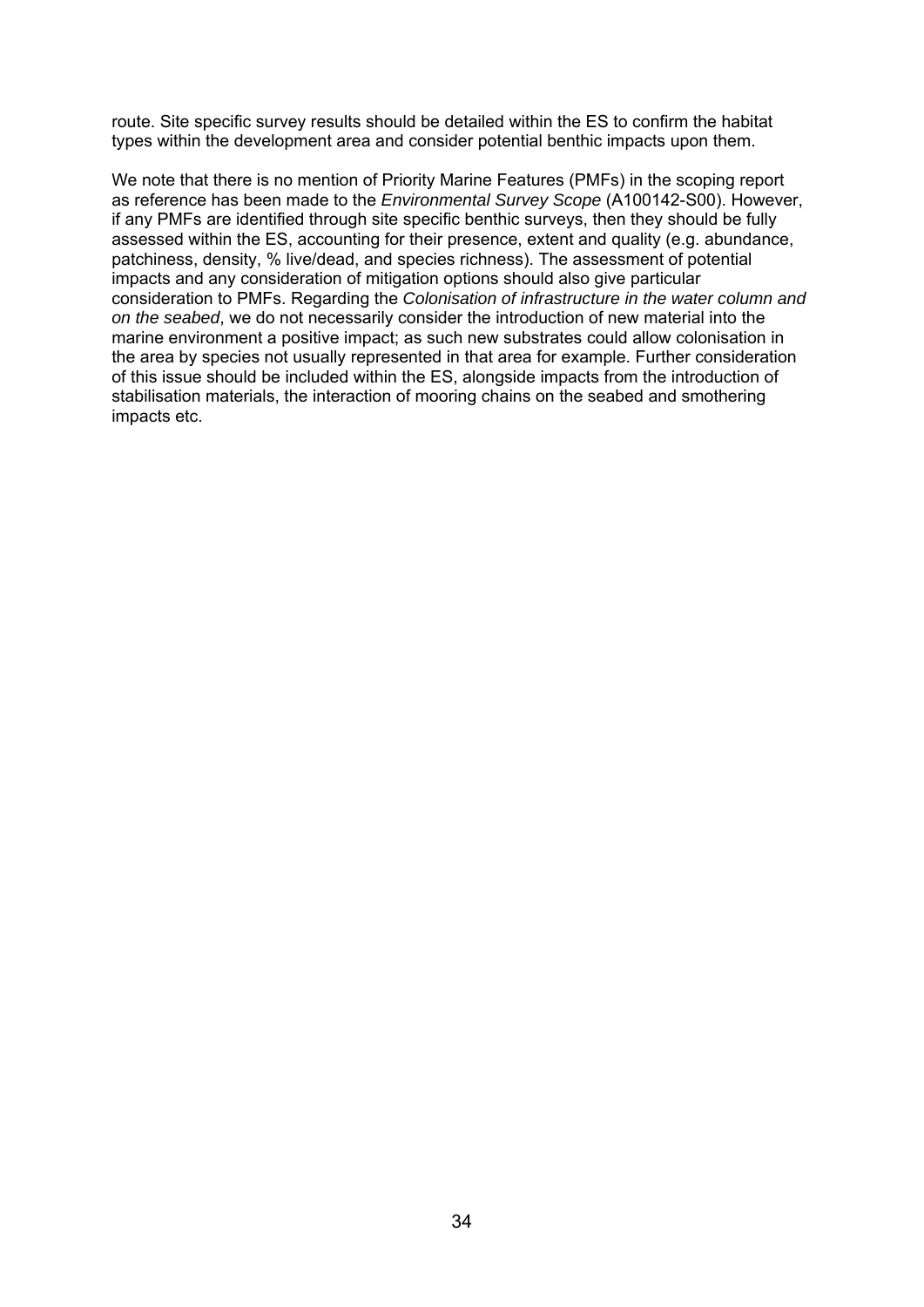route. Site specific survey results should be detailed within the ES to confirm the habitat types within the development area and consider potential benthic impacts upon them.

We note that there is no mention of Priority Marine Features (PMFs) in the scoping report as reference has been made to the *Environmental Survey Scope* (A100142-S00). However, if any PMFs are identified through site specific benthic surveys, then they should be fully assessed within the ES, accounting for their presence, extent and quality (e.g. abundance, patchiness, density, % live/dead, and species richness). The assessment of potential impacts and any consideration of mitigation options should also give particular consideration to PMFs. Regarding the *Colonisation of infrastructure in the water column and on the seabed*, we do not necessarily consider the introduction of new material into the marine environment a positive impact; as such new substrates could allow colonisation in the area by species not usually represented in that area for example. Further consideration of this issue should be included within the ES, alongside impacts from the introduction of stabilisation materials, the interaction of mooring chains on the seabed and smothering impacts etc.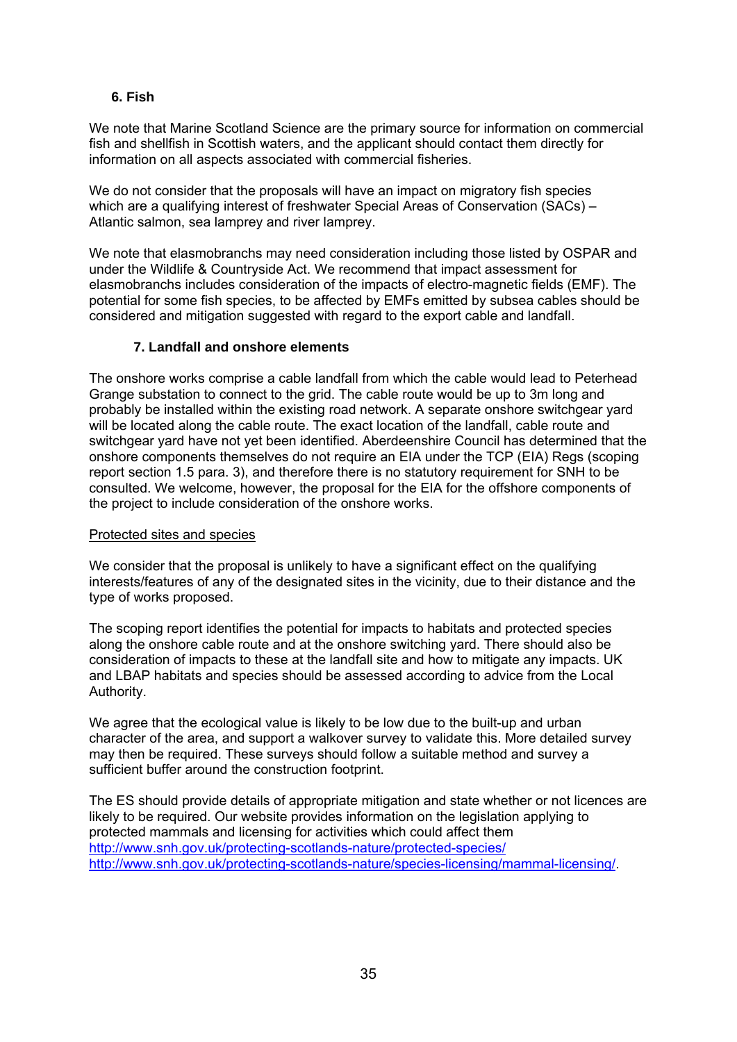### 6. Fish

We note that Marine Scotland Science are the primary source for information on commercial fish and shellfish in Scottish waters, and the applicant should contact them directly for information on all aspects associated with commercial fisheries.

We do not consider that the proposals will have an impact on migratory fish species which are a qualifying interest of freshwater Special Areas of Conservation (SACs) – Atlantic salmon, sea lamprey and river lamprey.

We note that elasmobranchs may need consideration including those listed by OSPAR and under the Wildlife & Countryside Act. We recommend that impact assessment for elasmobranchs includes consideration of the impacts of electro-magnetic fields (EMF). The potential for some fish species, to be affected by EMFs emitted by subsea cables should be considered and mitigation suggested with regard to the export cable and landfall.

### 7. Landfall and onshore elements

The onshore works comprise a cable landfall from which the cable would lead to Peterhead Grange substation to connect to the grid. The cable route would be up to 3m long and probably be installed within the existing road network. A separate onshore switchgear yard will be located along the cable route. The exact location of the landfall, cable route and switchgear yard have not yet been identified. Aberdeenshire Council has determined that the onshore components themselves do not require an EIA under the TCP (EIA) Regs (scoping report section 1.5 para. 3), and therefore there is no statutory requirement for SNH to be consulted. We welcome, however, the proposal for the EIA for the offshore components of the project to include consideration of the onshore works.

Protected sites and species

We consider that the proposal is unlikely to have a significant effect on the qualifying interests/features of any of the designated sites in the vicinity, due to their distance and the type of works proposed.

The scoping report identifies the potential for impacts to habitats and protected species along the onshore cable route and at the onshore switching yard. There should also be consideration of impacts to these at the landfall site and how to mitigate any impacts. UK and LBAP habitats and species should be assessed according to advice from the Local Authority.

We agree that the ecological value is likely to be low due to the built-up and urban character of the area, and support a walkover survey to validate this. More detailed survey may then be required. These surveys should follow a suitable method and survey a sufficient buffer around the construction footprint.

The ES should provide details of appropriate mitigation and state whether or not licences are likely to be required. Our website provides information on the legislation applying to protected mammals and licensing for activities which could affect them
http://www.snh.gov.uk/protecting-scotlands-nature/protected-species/
http://www.snh.gov.uk/protecting-scotlands-nature/species-licensing/mammal-licensing/.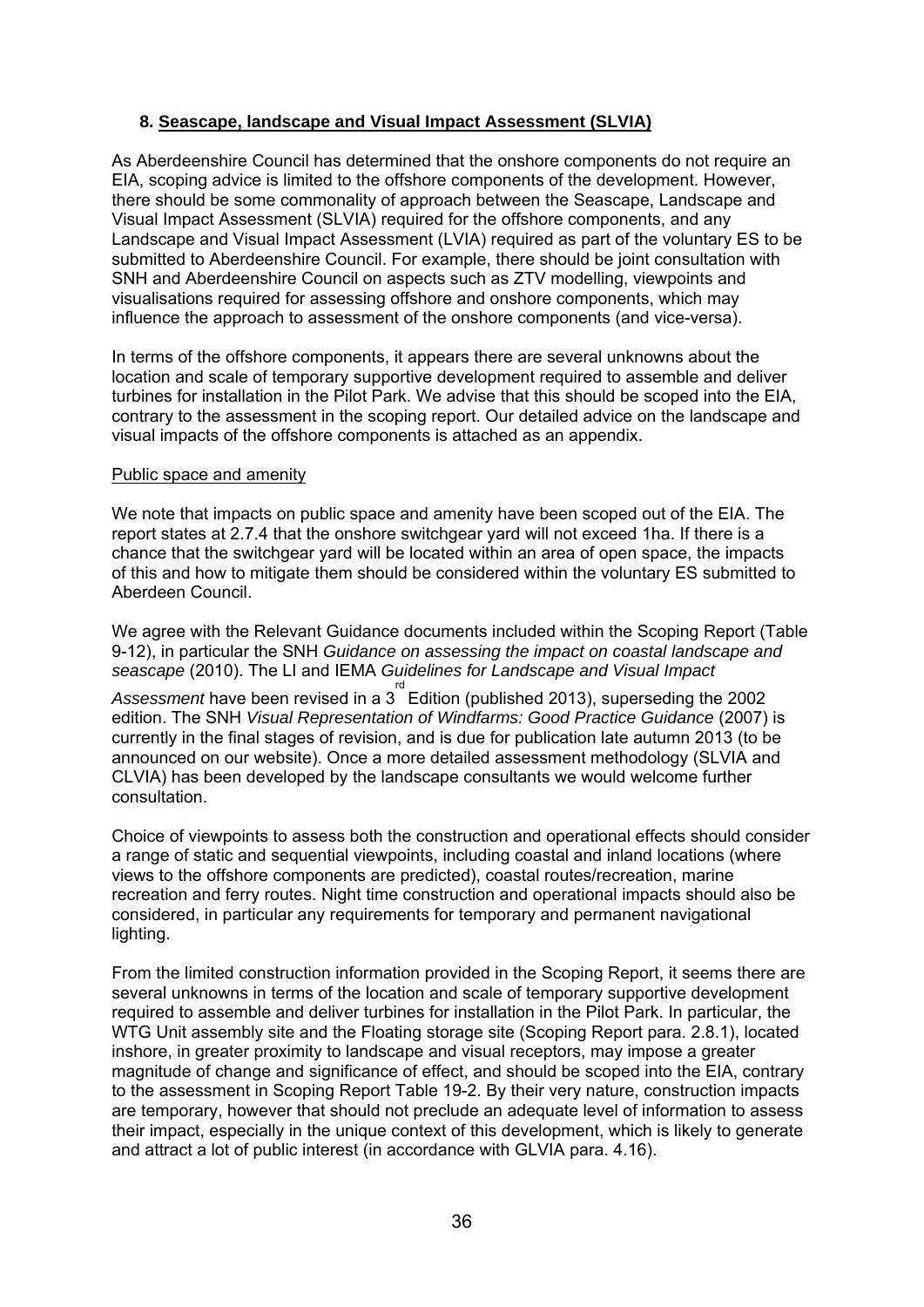## 8. Seascape, landscape and Visual Impact Assessment (SLVIA)

As Aberdeenshire Council has determined that the onshore components do not require an EIA, scoping advice is limited to the offshore components of the development. However, there should be some commonality of approach between the Seascape, Landscape and Visual Impact Assessment (SLVIA) required for the offshore components, and any Landscape and Visual Impact Assessment (LVIA) required as part of the voluntary ES to be submitted to Aberdeenshire Council. For example, there should be joint consultation with SNH and Aberdeenshire Council on aspects such as ZTV modelling, viewpoints and visualisations required for assessing offshore and onshore components, which may influence the approach to assessment of the onshore components (and vice-versa).

In terms of the offshore components, it appears there are several unknowns about the location and scale of temporary supportive development required to assemble and deliver turbines for installation in the Pilot Park. We advise that this should be scoped into the EIA, contrary to the assessment in the scoping report. Our detailed advice on the landscape and visual impacts of the offshore components is attached as an appendix.

Public space and amenity

We note that impacts on public space and amenity have been scoped out of the EIA. The report states at 2.7.4 that the onshore switchgear yard will not exceed 1ha. If there is a chance that the switchgear yard will be located within an area of open space, the impacts of this and how to mitigate them should be considered within the voluntary ES submitted to Aberdeen Council.

We agree with the Relevant Guidance documents included within the Scoping Report (Table 9-12), in particular the SNH *Guidance on assessing the impact on coastal landscape and seascape* (2010). The LI and IEMA *Guidelines for Landscape and Visual Impact Assessment* have been revised in a 3rd Edition (published 2013), superseding the 2002 edition. The SNH *Visual Representation of Windfarms: Good Practice Guidance* (2007) is currently in the final stages of revision, and is due for publication late autumn 2013 (to be announced on our website). Once a more detailed assessment methodology (SLVIA and CLVIA) has been developed by the landscape consultants we would welcome further consultation.

Choice of viewpoints to assess both the construction and operational effects should consider a range of static and sequential viewpoints, including coastal and inland locations (where views to the offshore components are predicted), coastal routes/recreation, marine recreation and ferry routes. Night time construction and operational impacts should also be considered, in particular any requirements for temporary and permanent navigational lighting.

From the limited construction information provided in the Scoping Report, it seems there are several unknowns in terms of the location and scale of temporary supportive development required to assemble and deliver turbines for installation in the Pilot Park. In particular, the WTG Unit assembly site and the Floating storage site (Scoping Report para. 2.8.1), located inshore, in greater proximity to landscape and visual receptors, may impose a greater magnitude of change and significance of effect, and should be scoped into the EIA, contrary to the assessment in Scoping Report Table 19-2. By their very nature, construction impacts are temporary, however that should not preclude an adequate level of information to assess their impact, especially in the unique context of this development, which is likely to generate and attract a lot of public interest (in accordance with GLVIA para. 4.16).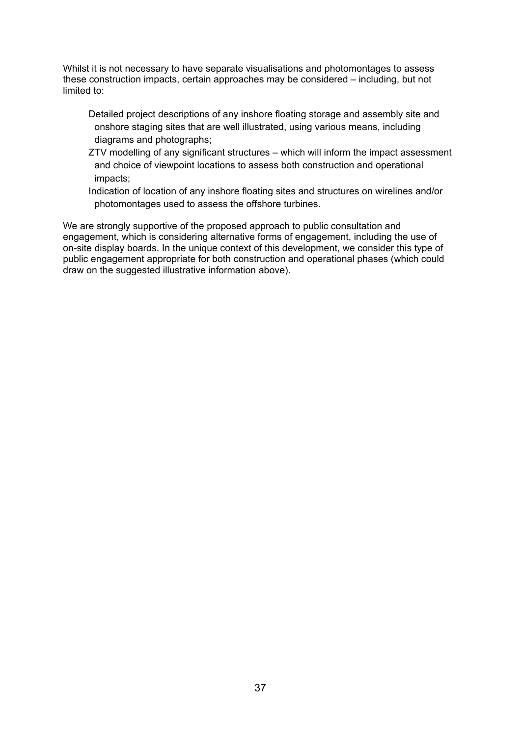Whilst it is not necessary to have separate visualisations and photomontages to assess these construction impacts, certain approaches may be considered – including, but not limited to:

- Detailed project descriptions of any inshore floating storage and assembly site and onshore staging sites that are well illustrated, using various means, including diagrams and photographs;
- ZTV modelling of any significant structures – which will inform the impact assessment and choice of viewpoint locations to assess both construction and operational impacts;
- Indication of location of any inshore floating sites and structures on wirelines and/or photomontages used to assess the offshore turbines.

We are strongly supportive of the proposed approach to public consultation and engagement, which is considering alternative forms of engagement, including the use of on-site display boards. In the unique context of this development, we consider this type of public engagement appropriate for both construction and operational phases (which could draw on the suggested illustrative information above).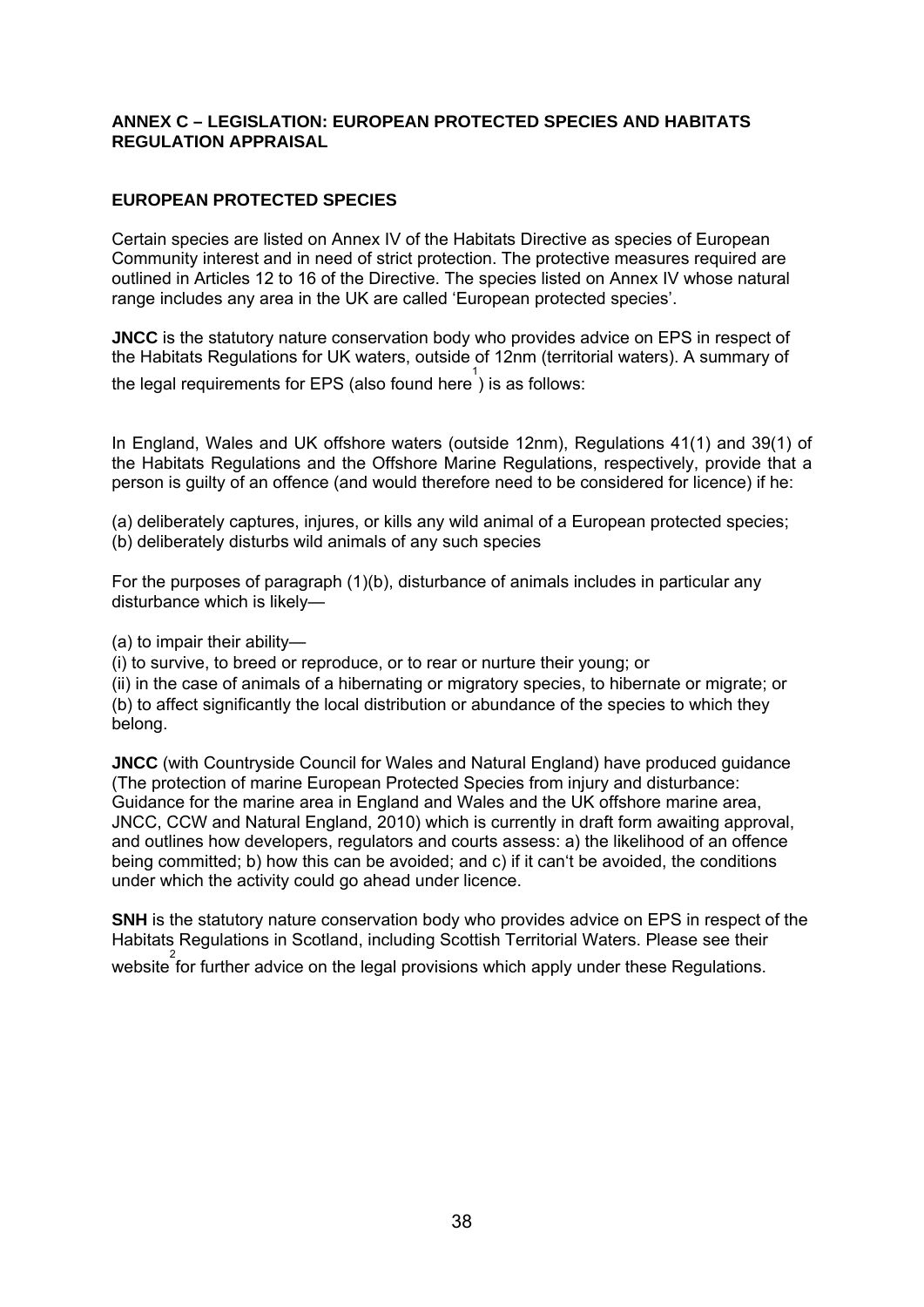## ANNEX C – LEGISLATION: EUROPEAN PROTECTED SPECIES AND HABITATS REGULATION APPRAISAL

### EUROPEAN PROTECTED SPECIES

Certain species are listed on Annex IV of the Habitats Directive as species of European Community interest and in need of strict protection. The protective measures required are outlined in Articles 12 to 16 of the Directive. The species listed on Annex IV whose natural range includes any area in the UK are called 'European protected species'.

**JNCC** is the statutory nature conservation body who provides advice on EPS in respect of the Habitats Regulations for UK waters, outside of 12nm (territorial waters). A summary of the legal requirements for EPS (also found here[1]) is as follows:

In England, Wales and UK offshore waters (outside 12nm), Regulations 41(1) and 39(1) of the Habitats Regulations and the Offshore Marine Regulations, respectively, provide that a person is guilty of an offence (and would therefore need to be considered for licence) if he:

(a) deliberately captures, injures, or kills any wild animal of a European protected species;
(b) deliberately disturbs wild animals of any such species

For the purposes of paragraph (1)(b), disturbance of animals includes in particular any disturbance which is likely—

(a) to impair their ability—
(i) to survive, to breed or reproduce, or to rear or nurture their young; or
(ii) in the case of animals of a hibernating or migratory species, to hibernate or migrate; or
(b) to affect significantly the local distribution or abundance of the species to which they belong.

**JNCC** (with Countryside Council for Wales and Natural England) have produced guidance (The protection of marine European Protected Species from injury and disturbance: Guidance for the marine area in England and Wales and the UK offshore marine area, JNCC, CCW and Natural England, 2010) which is currently in draft form awaiting approval, and outlines how developers, regulators and courts assess: a) the likelihood of an offence being committed; b) how this can be avoided; and c) if it can't be avoided, the conditions under which the activity could go ahead under licence.

**SNH** is the statutory nature conservation body who provides advice on EPS in respect of the Habitats Regulations in Scotland, including Scottish Territorial Waters. Please see their website[2] for further advice on the legal provisions which apply under these Regulations.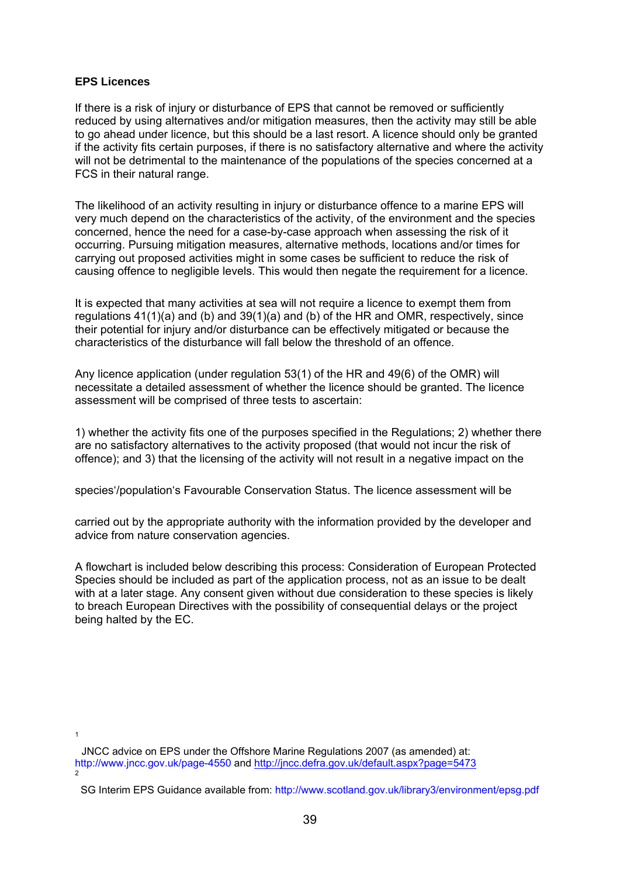**EPS Licences**

If there is a risk of injury or disturbance of EPS that cannot be removed or sufficiently reduced by using alternatives and/or mitigation measures, then the activity may still be able to go ahead under licence, but this should be a last resort. A licence should only be granted if the activity fits certain purposes, if there is no satisfactory alternative and where the activity will not be detrimental to the maintenance of the populations of the species concerned at a FCS in their natural range.

The likelihood of an activity resulting in injury or disturbance offence to a marine EPS will very much depend on the characteristics of the activity, of the environment and the species concerned, hence the need for a case-by-case approach when assessing the risk of it occurring. Pursuing mitigation measures, alternative methods, locations and/or times for carrying out proposed activities might in some cases be sufficient to reduce the risk of causing offence to negligible levels. This would then negate the requirement for a licence.

It is expected that many activities at sea will not require a licence to exempt them from regulations 41(1)(a) and (b) and 39(1)(a) and (b) of the HR and OMR, respectively, since their potential for injury and/or disturbance can be effectively mitigated or because the characteristics of the disturbance will fall below the threshold of an offence.

Any licence application (under regulation 53(1) of the HR and 49(6) of the OMR) will necessitate a detailed assessment of whether the licence should be granted. The licence assessment will be comprised of three tests to ascertain:

1) whether the activity fits one of the purposes specified in the Regulations; 2) whether there are no satisfactory alternatives to the activity proposed (that would not incur the risk of offence); and 3) that the licensing of the activity will not result in a negative impact on the species'/population's Favourable Conservation Status. The licence assessment will be carried out by the appropriate authority with the information provided by the developer and advice from nature conservation agencies.

A flowchart is included below describing this process: Consideration of European Protected Species should be included as part of the application process, not as an issue to be dealt with at a later stage. Any consent given without due consideration to these species is likely to breach European Directives with the possibility of consequential delays or the project being halted by the EC.

---

[1] JNCC advice on EPS under the Offshore Marine Regulations 2007 (as amended) at: http://www.jncc.gov.uk/page-4550 and http://jncc.defra.gov.uk/default.aspx?page=5473

[2] SG Interim EPS Guidance available from: http://www.scotland.gov.uk/library3/environment/epsg.pdf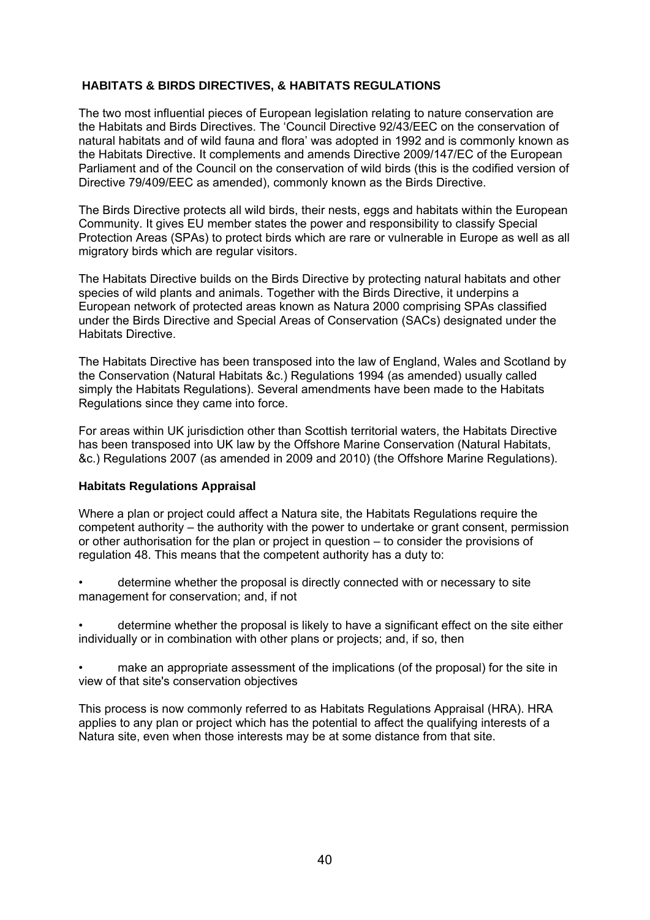## HABITATS & BIRDS DIRECTIVES, & HABITATS REGULATIONS

The two most influential pieces of European legislation relating to nature conservation are the Habitats and Birds Directives. The 'Council Directive 92/43/EEC on the conservation of natural habitats and of wild fauna and flora' was adopted in 1992 and is commonly known as the Habitats Directive. It complements and amends Directive 2009/147/EC of the European Parliament and of the Council on the conservation of wild birds (this is the codified version of Directive 79/409/EEC as amended), commonly known as the Birds Directive.

The Birds Directive protects all wild birds, their nests, eggs and habitats within the European Community. It gives EU member states the power and responsibility to classify Special Protection Areas (SPAs) to protect birds which are rare or vulnerable in Europe as well as all migratory birds which are regular visitors.

The Habitats Directive builds on the Birds Directive by protecting natural habitats and other species of wild plants and animals. Together with the Birds Directive, it underpins a European network of protected areas known as Natura 2000 comprising SPAs classified under the Birds Directive and Special Areas of Conservation (SACs) designated under the Habitats Directive.

The Habitats Directive has been transposed into the law of England, Wales and Scotland by the Conservation (Natural Habitats &c.) Regulations 1994 (as amended) usually called simply the Habitats Regulations). Several amendments have been made to the Habitats Regulations since they came into force.

For areas within UK jurisdiction other than Scottish territorial waters, the Habitats Directive has been transposed into UK law by the Offshore Marine Conservation (Natural Habitats, &c.) Regulations 2007 (as amended in 2009 and 2010) (the Offshore Marine Regulations).

### Habitats Regulations Appraisal

Where a plan or project could affect a Natura site, the Habitats Regulations require the competent authority – the authority with the power to undertake or grant consent, permission or other authorisation for the plan or project in question – to consider the provisions of regulation 48. This means that the competent authority has a duty to:

- determine whether the proposal is directly connected with or necessary to site management for conservation; and, if not
- determine whether the proposal is likely to have a significant effect on the site either individually or in combination with other plans or projects; and, if so, then
- make an appropriate assessment of the implications (of the proposal) for the site in view of that site's conservation objectives

This process is now commonly referred to as Habitats Regulations Appraisal (HRA). HRA applies to any plan or project which has the potential to affect the qualifying interests of a Natura site, even when those interests may be at some distance from that site.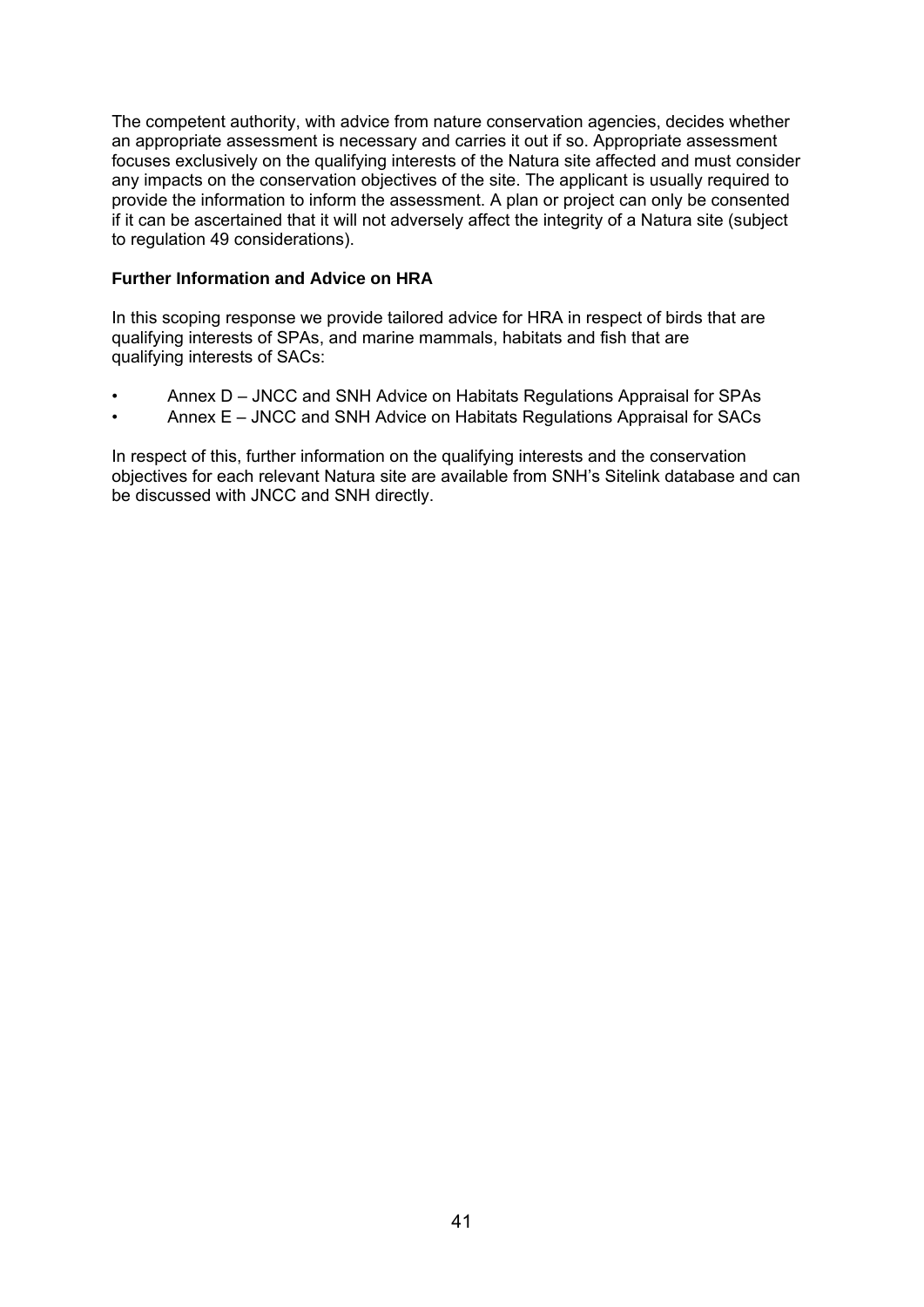The competent authority, with advice from nature conservation agencies, decides whether an appropriate assessment is necessary and carries it out if so. Appropriate assessment focuses exclusively on the qualifying interests of the Natura site affected and must consider any impacts on the conservation objectives of the site. The applicant is usually required to provide the information to inform the assessment. A plan or project can only be consented if it can be ascertained that it will not adversely affect the integrity of a Natura site (subject to regulation 49 considerations).

**Further Information and Advice on HRA**

In this scoping response we provide tailored advice for HRA in respect of birds that are qualifying interests of SPAs, and marine mammals, habitats and fish that are qualifying interests of SACs:

- Annex D – JNCC and SNH Advice on Habitats Regulations Appraisal for SPAs
- Annex E – JNCC and SNH Advice on Habitats Regulations Appraisal for SACs

In respect of this, further information on the qualifying interests and the conservation objectives for each relevant Natura site are available from SNH's Sitelink database and can be discussed with JNCC and SNH directly.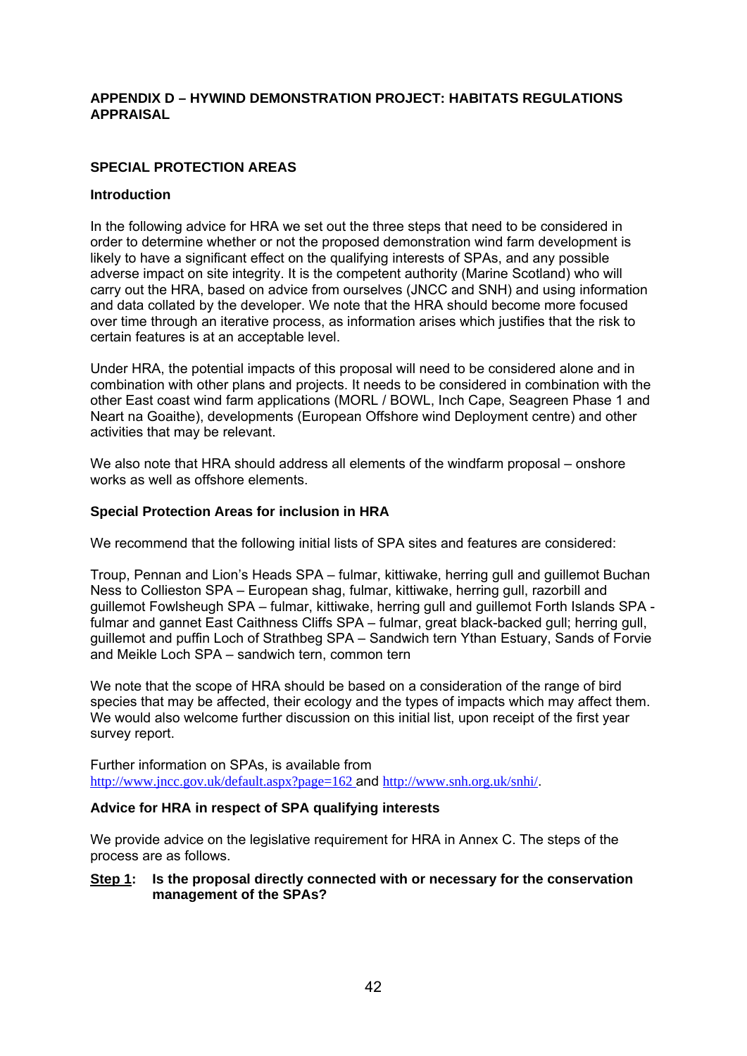## APPENDIX D – HYWIND DEMONSTRATION PROJECT: HABITATS REGULATIONS APPRAISAL

### SPECIAL PROTECTION AREAS

#### Introduction

In the following advice for HRA we set out the three steps that need to be considered in order to determine whether or not the proposed demonstration wind farm development is likely to have a significant effect on the qualifying interests of SPAs, and any possible adverse impact on site integrity. It is the competent authority (Marine Scotland) who will carry out the HRA, based on advice from ourselves (JNCC and SNH) and using information and data collated by the developer. We note that the HRA should become more focused over time through an iterative process, as information arises which justifies that the risk to certain features is at an acceptable level.

Under HRA, the potential impacts of this proposal will need to be considered alone and in combination with other plans and projects. It needs to be considered in combination with the other East coast wind farm applications (MORL / BOWL, Inch Cape, Seagreen Phase 1 and Neart na Goaithe), developments (European Offshore wind Deployment centre) and other activities that may be relevant.

We also note that HRA should address all elements of the windfarm proposal – onshore works as well as offshore elements.

#### Special Protection Areas for inclusion in HRA

We recommend that the following initial lists of SPA sites and features are considered:

Troup, Pennan and Lion's Heads SPA – fulmar, kittiwake, herring gull and guillemot Buchan Ness to Collieston SPA – European shag, fulmar, kittiwake, herring gull, razorbill and guillemot Fowlsheugh SPA – fulmar, kittiwake, herring gull and guillemot Forth Islands SPA - fulmar and gannet East Caithness Cliffs SPA – fulmar, great black-backed gull; herring gull, guillemot and puffin Loch of Strathbeg SPA – Sandwich tern Ythan Estuary, Sands of Forvie and Meikle Loch SPA – sandwich tern, common tern

We note that the scope of HRA should be based on a consideration of the range of bird species that may be affected, their ecology and the types of impacts which may affect them. We would also welcome further discussion on this initial list, upon receipt of the first year survey report.

Further information on SPAs, is available from http://www.jncc.gov.uk/default.aspx?page=162 and http://www.snh.org.uk/snhi/.

#### Advice for HRA in respect of SPA qualifying interests

We provide advice on the legislative requirement for HRA in Annex C. The steps of the process are as follows.

**Step 1: Is the proposal directly connected with or necessary for the conservation management of the SPAs?**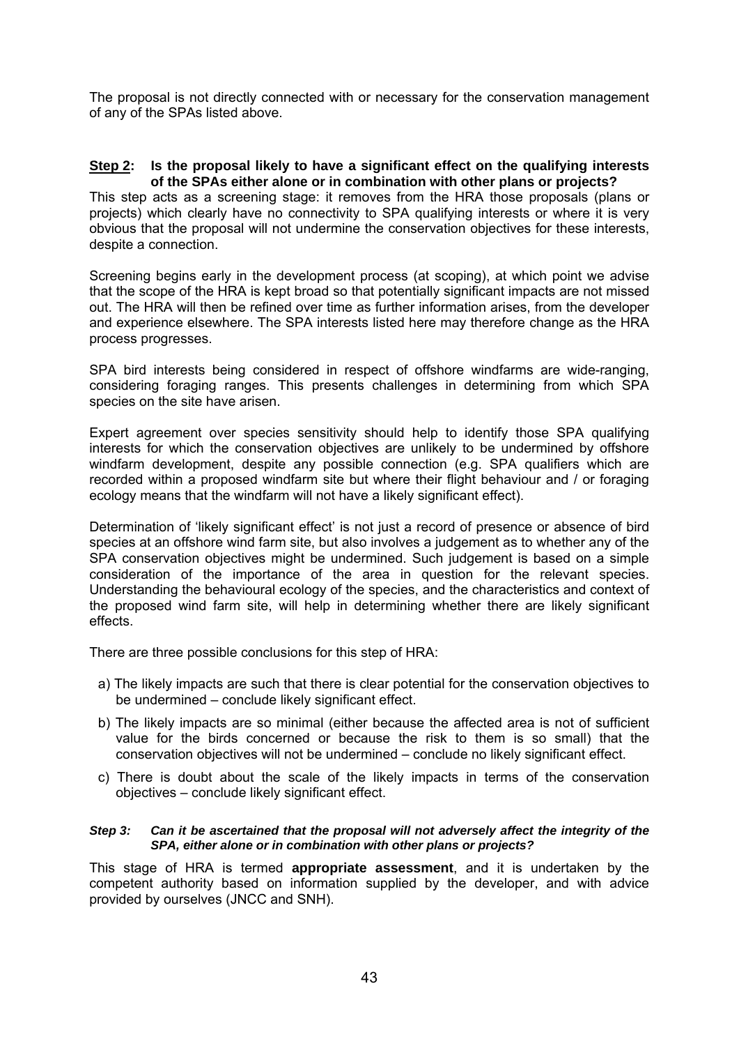The proposal is not directly connected with or necessary for the conservation management of any of the SPAs listed above.

**Step 2: Is the proposal likely to have a significant effect on the qualifying interests of the SPAs either alone or in combination with other plans or projects?**

This step acts as a screening stage: it removes from the HRA those proposals (plans or projects) which clearly have no connectivity to SPA qualifying interests or where it is very obvious that the proposal will not undermine the conservation objectives for these interests, despite a connection.

Screening begins early in the development process (at scoping), at which point we advise that the scope of the HRA is kept broad so that potentially significant impacts are not missed out. The HRA will then be refined over time as further information arises, from the developer and experience elsewhere. The SPA interests listed here may therefore change as the HRA process progresses.

SPA bird interests being considered in respect of offshore windfarms are wide-ranging, considering foraging ranges. This presents challenges in determining from which SPA species on the site have arisen.

Expert agreement over species sensitivity should help to identify those SPA qualifying interests for which the conservation objectives are unlikely to be undermined by offshore windfarm development, despite any possible connection (e.g. SPA qualifiers which are recorded within a proposed windfarm site but where their flight behaviour and / or foraging ecology means that the windfarm will not have a likely significant effect).

Determination of 'likely significant effect' is not just a record of presence or absence of bird species at an offshore wind farm site, but also involves a judgement as to whether any of the SPA conservation objectives might be undermined. Such judgement is based on a simple consideration of the importance of the area in question for the relevant species. Understanding the behavioural ecology of the species, and the characteristics and context of the proposed wind farm site, will help in determining whether there are likely significant effects.

There are three possible conclusions for this step of HRA:

a) The likely impacts are such that there is clear potential for the conservation objectives to be undermined – conclude likely significant effect.

b) The likely impacts are so minimal (either because the affected area is not of sufficient value for the birds concerned or because the risk to them is so small) that the conservation objectives will not be undermined – conclude no likely significant effect.

c) There is doubt about the scale of the likely impacts in terms of the conservation objectives – conclude likely significant effect.

***Step 3: Can it be ascertained that the proposal will not adversely affect the integrity of the SPA, either alone or in combination with other plans or projects?***

This stage of HRA is termed **appropriate assessment**, and it is undertaken by the competent authority based on information supplied by the developer, and with advice provided by ourselves (JNCC and SNH).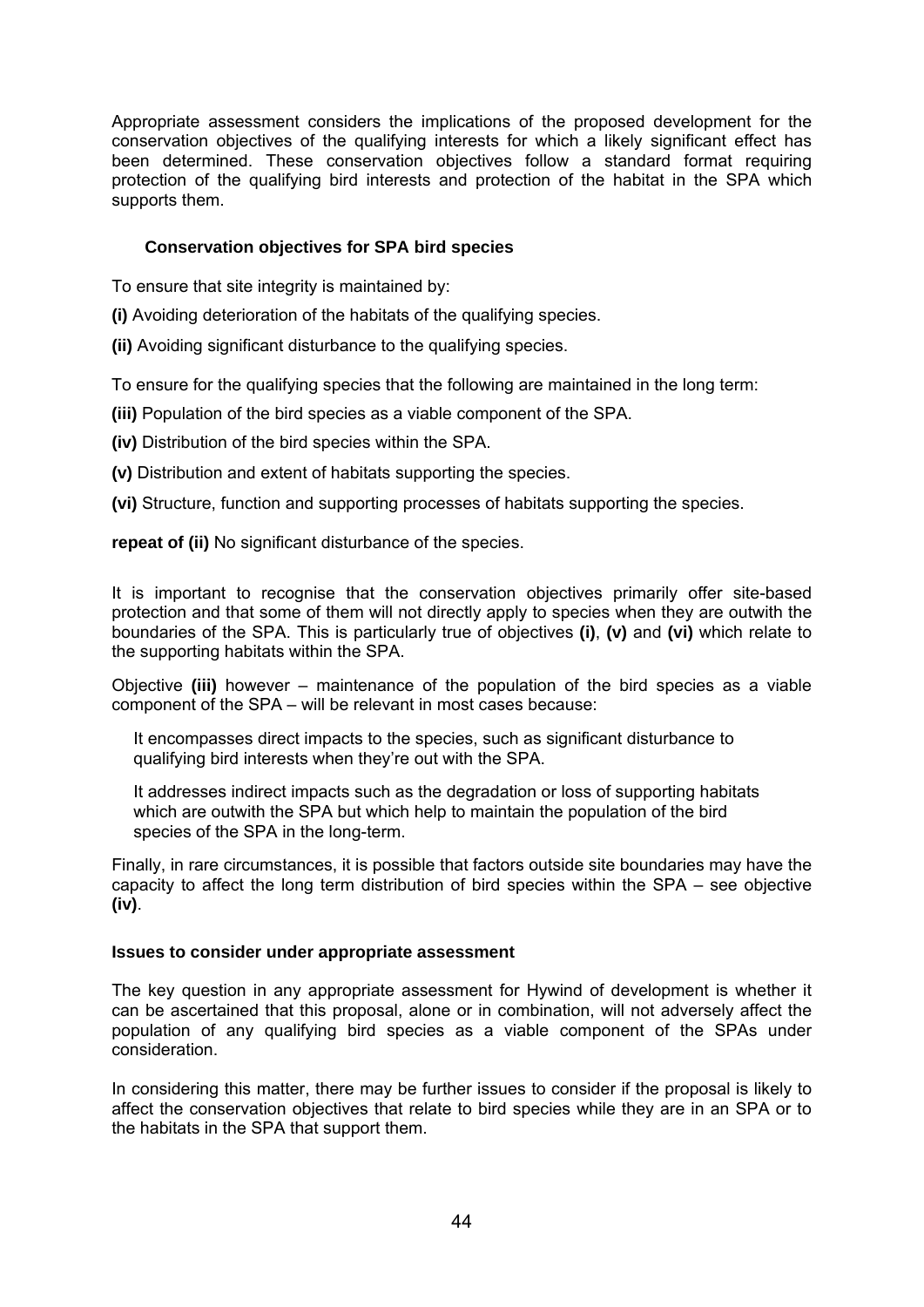Appropriate assessment considers the implications of the proposed development for the conservation objectives of the qualifying interests for which a likely significant effect has been determined. These conservation objectives follow a standard format requiring protection of the qualifying bird interests and protection of the habitat in the SPA which supports them.

### Conservation objectives for SPA bird species

To ensure that site integrity is maintained by:

**(i)** Avoiding deterioration of the habitats of the qualifying species.

**(ii)** Avoiding significant disturbance to the qualifying species.

To ensure for the qualifying species that the following are maintained in the long term:

**(iii)** Population of the bird species as a viable component of the SPA.

**(iv)** Distribution of the bird species within the SPA.

**(v)** Distribution and extent of habitats supporting the species.

**(vi)** Structure, function and supporting processes of habitats supporting the species.

**repeat of (ii)** No significant disturbance of the species.

It is important to recognise that the conservation objectives primarily offer site-based protection and that some of them will not directly apply to species when they are outwith the boundaries of the SPA. This is particularly true of objectives **(i)**, **(v)** and **(vi)** which relate to the supporting habitats within the SPA.

Objective **(iii)** however – maintenance of the population of the bird species as a viable component of the SPA – will be relevant in most cases because:

It encompasses direct impacts to the species, such as significant disturbance to qualifying bird interests when they're out with the SPA.

It addresses indirect impacts such as the degradation or loss of supporting habitats which are outwith the SPA but which help to maintain the population of the bird species of the SPA in the long-term.

Finally, in rare circumstances, it is possible that factors outside site boundaries may have the capacity to affect the long term distribution of bird species within the SPA – see objective **(iv)**.

### Issues to consider under appropriate assessment

The key question in any appropriate assessment for Hywind of development is whether it can be ascertained that this proposal, alone or in combination, will not adversely affect the population of any qualifying bird species as a viable component of the SPAs under consideration.

In considering this matter, there may be further issues to consider if the proposal is likely to affect the conservation objectives that relate to bird species while they are in an SPA or to the habitats in the SPA that support them.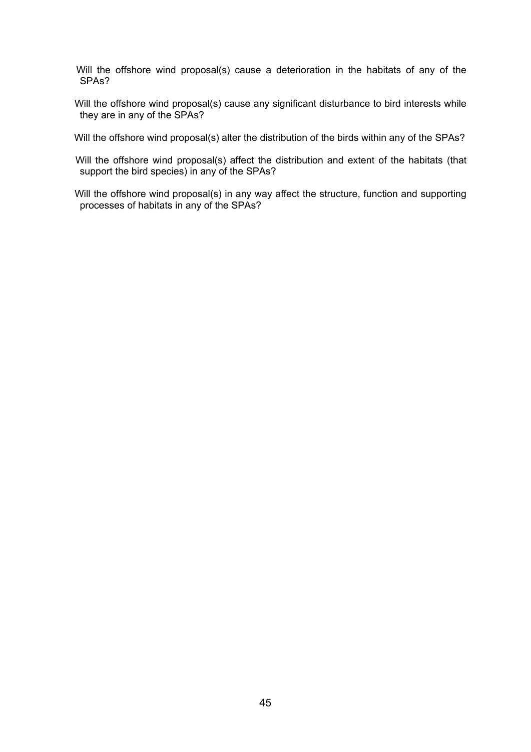Will the offshore wind proposal(s) cause a deterioration in the habitats of any of the SPAs?

Will the offshore wind proposal(s) cause any significant disturbance to bird interests while they are in any of the SPAs?

Will the offshore wind proposal(s) alter the distribution of the birds within any of the SPAs?

Will the offshore wind proposal(s) affect the distribution and extent of the habitats (that support the bird species) in any of the SPAs?

Will the offshore wind proposal(s) in any way affect the structure, function and supporting processes of habitats in any of the SPAs?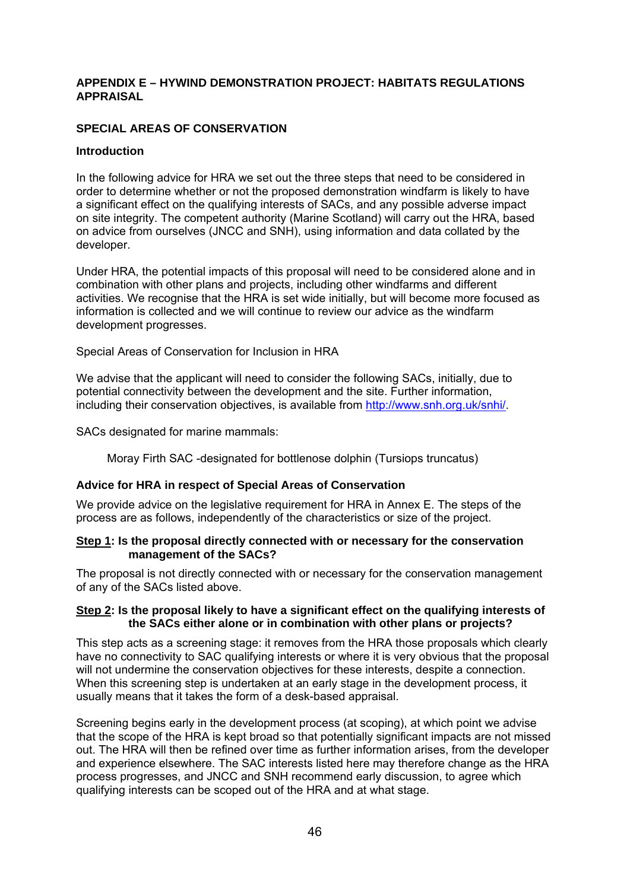## APPENDIX E – HYWIND DEMONSTRATION PROJECT: HABITATS REGULATIONS APPRAISAL

### SPECIAL AREAS OF CONSERVATION

#### Introduction

In the following advice for HRA we set out the three steps that need to be considered in order to determine whether or not the proposed demonstration windfarm is likely to have a significant effect on the qualifying interests of SACs, and any possible adverse impact on site integrity. The competent authority (Marine Scotland) will carry out the HRA, based on advice from ourselves (JNCC and SNH), using information and data collated by the developer.

Under HRA, the potential impacts of this proposal will need to be considered alone and in combination with other plans and projects, including other windfarms and different activities. We recognise that the HRA is set wide initially, but will become more focused as information is collected and we will continue to review our advice as the windfarm development progresses.

Special Areas of Conservation for Inclusion in HRA

We advise that the applicant will need to consider the following SACs, initially, due to potential connectivity between the development and the site. Further information, including their conservation objectives, is available from [http://www.snh.org.uk/snhi/](http://www.snh.org.uk/snhi/).

SACs designated for marine mammals:

> Moray Firth SAC -designated for bottlenose dolphin (Tursiops truncatus)

#### Advice for HRA in respect of Special Areas of Conservation

We provide advice on the legislative requirement for HRA in Annex E. The steps of the process are as follows, independently of the characteristics or size of the project.

**Step 1: Is the proposal directly connected with or necessary for the conservation management of the SACs?**

The proposal is not directly connected with or necessary for the conservation management of any of the SACs listed above.

**Step 2: Is the proposal likely to have a significant effect on the qualifying interests of the SACs either alone or in combination with other plans or projects?**

This step acts as a screening stage: it removes from the HRA those proposals which clearly have no connectivity to SAC qualifying interests or where it is very obvious that the proposal will not undermine the conservation objectives for these interests, despite a connection. When this screening step is undertaken at an early stage in the development process, it usually means that it takes the form of a desk-based appraisal.

Screening begins early in the development process (at scoping), at which point we advise that the scope of the HRA is kept broad so that potentially significant impacts are not missed out. The HRA will then be refined over time as further information arises, from the developer and experience elsewhere. The SAC interests listed here may therefore change as the HRA process progresses, and JNCC and SNH recommend early discussion, to agree which qualifying interests can be scoped out of the HRA and at what stage.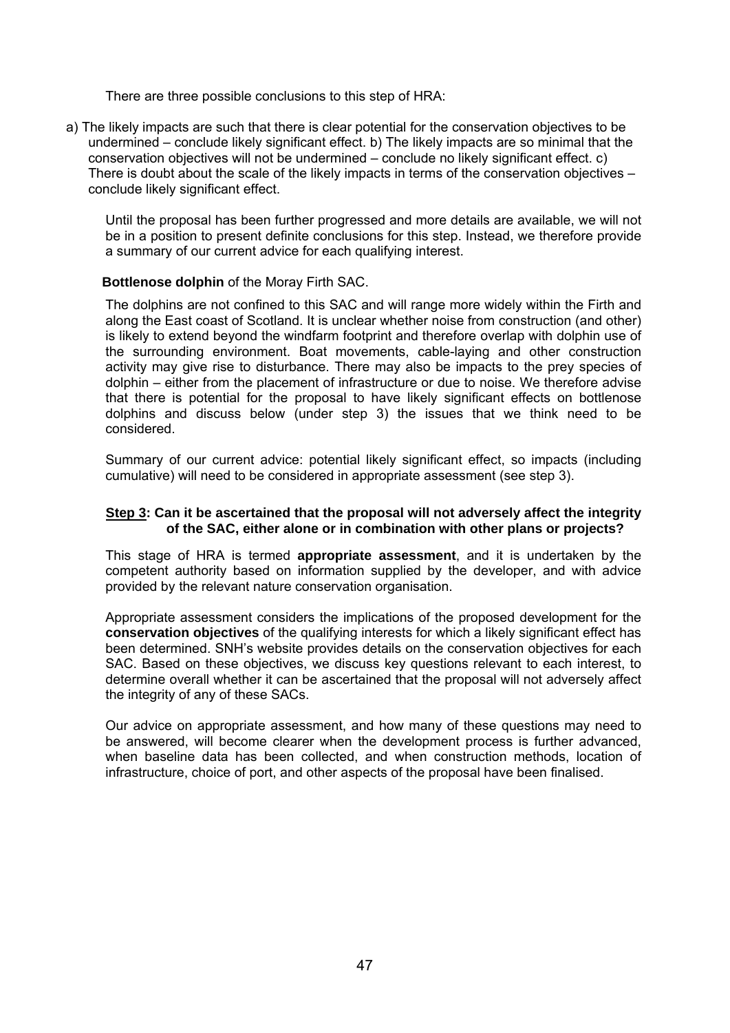There are three possible conclusions to this step of HRA:

a) The likely impacts are such that there is clear potential for the conservation objectives to be undermined – conclude likely significant effect. b) The likely impacts are so minimal that the conservation objectives will not be undermined – conclude no likely significant effect. c) There is doubt about the scale of the likely impacts in terms of the conservation objectives – conclude likely significant effect.

Until the proposal has been further progressed and more details are available, we will not be in a position to present definite conclusions for this step. Instead, we therefore provide a summary of our current advice for each qualifying interest.

**Bottlenose dolphin** of the Moray Firth SAC.

The dolphins are not confined to this SAC and will range more widely within the Firth and along the East coast of Scotland. It is unclear whether noise from construction (and other) is likely to extend beyond the windfarm footprint and therefore overlap with dolphin use of the surrounding environment. Boat movements, cable-laying and other construction activity may give rise to disturbance. There may also be impacts to the prey species of dolphin – either from the placement of infrastructure or due to noise. We therefore advise that there is potential for the proposal to have likely significant effects on bottlenose dolphins and discuss below (under step 3) the issues that we think need to be considered.

Summary of our current advice: potential likely significant effect, so impacts (including cumulative) will need to be considered in appropriate assessment (see step 3).

**Step 3: Can it be ascertained that the proposal will not adversely affect the integrity of the SAC, either alone or in combination with other plans or projects?**

This stage of HRA is termed **appropriate assessment**, and it is undertaken by the competent authority based on information supplied by the developer, and with advice provided by the relevant nature conservation organisation.

Appropriate assessment considers the implications of the proposed development for the **conservation objectives** of the qualifying interests for which a likely significant effect has been determined. SNH's website provides details on the conservation objectives for each SAC. Based on these objectives, we discuss key questions relevant to each interest, to determine overall whether it can be ascertained that the proposal will not adversely affect the integrity of any of these SACs.

Our advice on appropriate assessment, and how many of these questions may need to be answered, will become clearer when the development process is further advanced, when baseline data has been collected, and when construction methods, location of infrastructure, choice of port, and other aspects of the proposal have been finalised.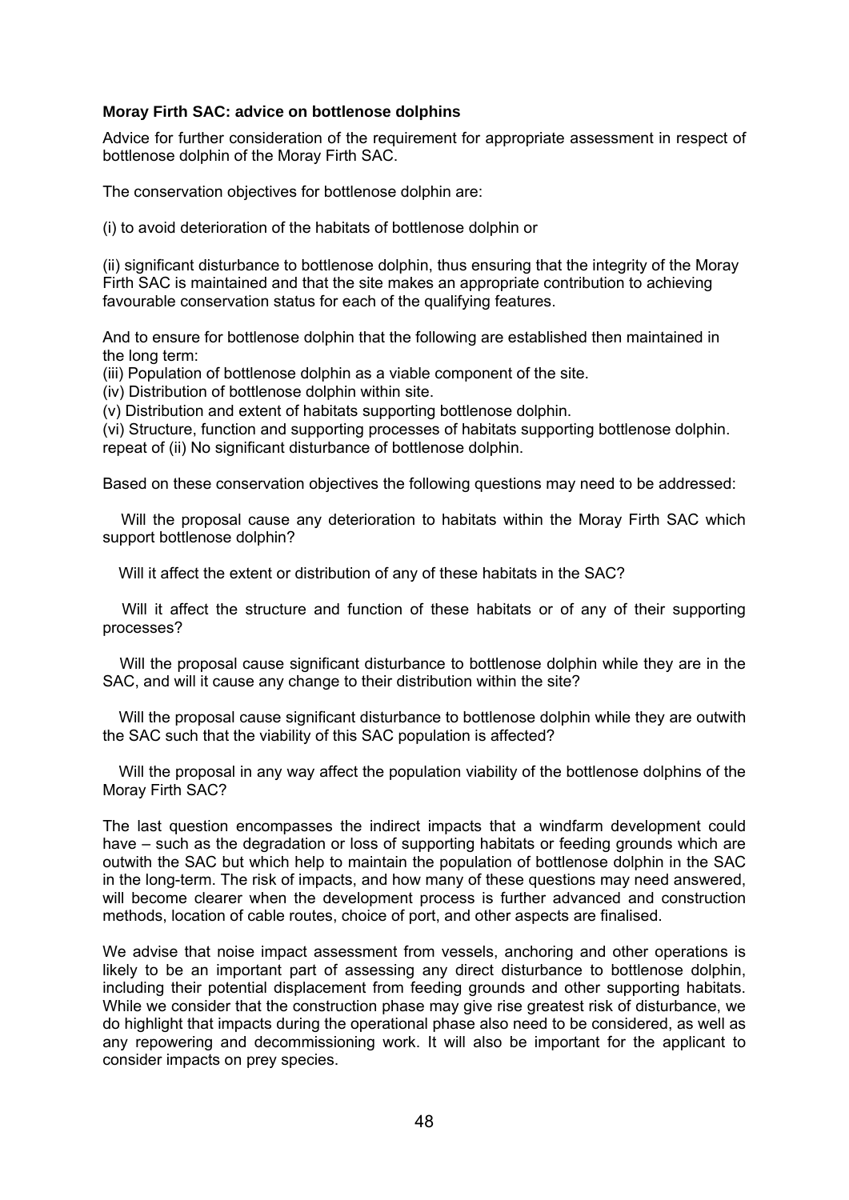**Moray Firth SAC: advice on bottlenose dolphins**

Advice for further consideration of the requirement for appropriate assessment in respect of bottlenose dolphin of the Moray Firth SAC.

The conservation objectives for bottlenose dolphin are:

(i) to avoid deterioration of the habitats of bottlenose dolphin or

(ii) significant disturbance to bottlenose dolphin, thus ensuring that the integrity of the Moray Firth SAC is maintained and that the site makes an appropriate contribution to achieving favourable conservation status for each of the qualifying features.

And to ensure for bottlenose dolphin that the following are established then maintained in the long term:
(iii) Population of bottlenose dolphin as a viable component of the site.
(iv) Distribution of bottlenose dolphin within site.
(v) Distribution and extent of habitats supporting bottlenose dolphin.
(vi) Structure, function and supporting processes of habitats supporting bottlenose dolphin.
repeat of (ii) No significant disturbance of bottlenose dolphin.

Based on these conservation objectives the following questions may need to be addressed:

Will the proposal cause any deterioration to habitats within the Moray Firth SAC which support bottlenose dolphin?

Will it affect the extent or distribution of any of these habitats in the SAC?

Will it affect the structure and function of these habitats or of any of their supporting processes?

Will the proposal cause significant disturbance to bottlenose dolphin while they are in the SAC, and will it cause any change to their distribution within the site?

Will the proposal cause significant disturbance to bottlenose dolphin while they are outwith the SAC such that the viability of this SAC population is affected?

Will the proposal in any way affect the population viability of the bottlenose dolphins of the Moray Firth SAC?

The last question encompasses the indirect impacts that a windfarm development could have – such as the degradation or loss of supporting habitats or feeding grounds which are outwith the SAC but which help to maintain the population of bottlenose dolphin in the SAC in the long-term. The risk of impacts, and how many of these questions may need answered, will become clearer when the development process is further advanced and construction methods, location of cable routes, choice of port, and other aspects are finalised.

We advise that noise impact assessment from vessels, anchoring and other operations is likely to be an important part of assessing any direct disturbance to bottlenose dolphin, including their potential displacement from feeding grounds and other supporting habitats. While we consider that the construction phase may give rise greatest risk of disturbance, we do highlight that impacts during the operational phase also need to be considered, as well as any repowering and decommissioning work. It will also be important for the applicant to consider impacts on prey species.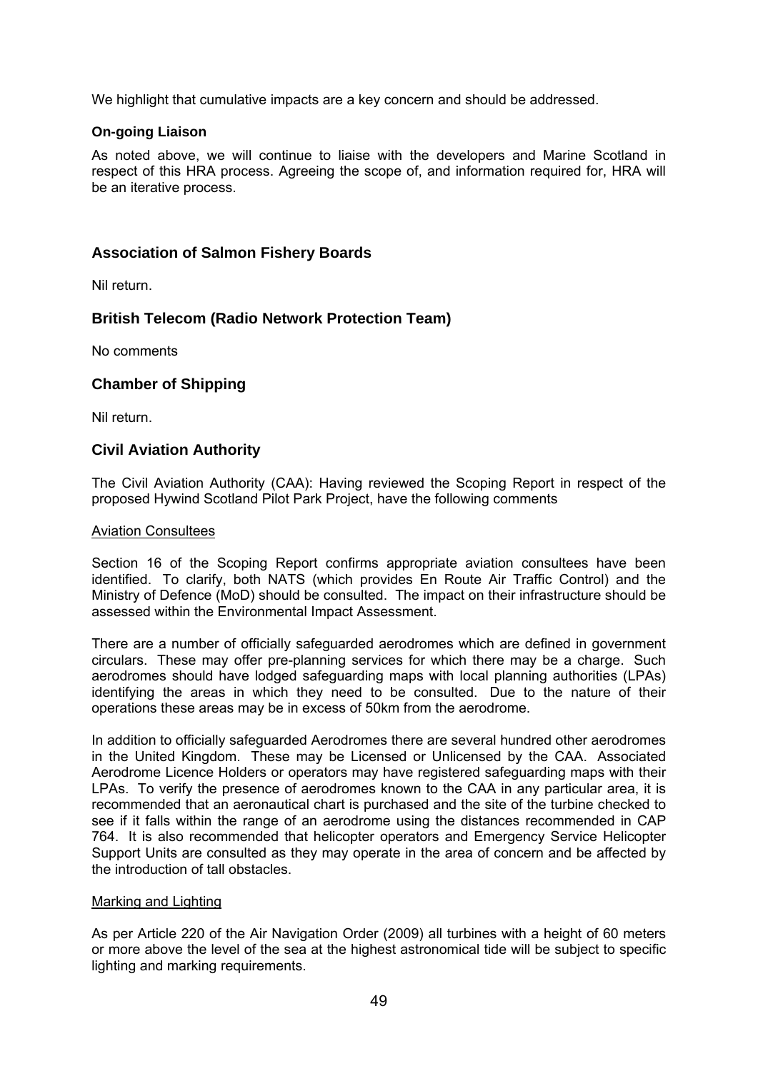We highlight that cumulative impacts are a key concern and should be addressed.

**On-going Liaison**

As noted above, we will continue to liaise with the developers and Marine Scotland in respect of this HRA process. Agreeing the scope of, and information required for, HRA will be an iterative process.

## Association of Salmon Fishery Boards

Nil return.

## British Telecom (Radio Network Protection Team)

No comments

## Chamber of Shipping

Nil return.

## Civil Aviation Authority

The Civil Aviation Authority (CAA): Having reviewed the Scoping Report in respect of the proposed Hywind Scotland Pilot Park Project, have the following comments

Aviation Consultees

Section 16 of the Scoping Report confirms appropriate aviation consultees have been identified. To clarify, both NATS (which provides En Route Air Traffic Control) and the Ministry of Defence (MoD) should be consulted. The impact on their infrastructure should be assessed within the Environmental Impact Assessment.

There are a number of officially safeguarded aerodromes which are defined in government circulars. These may offer pre-planning services for which there may be a charge. Such aerodromes should have lodged safeguarding maps with local planning authorities (LPAs) identifying the areas in which they need to be consulted. Due to the nature of their operations these areas may be in excess of 50km from the aerodrome.

In addition to officially safeguarded Aerodromes there are several hundred other aerodromes in the United Kingdom. These may be Licensed or Unlicensed by the CAA. Associated Aerodrome Licence Holders or operators may have registered safeguarding maps with their LPAs. To verify the presence of aerodromes known to the CAA in any particular area, it is recommended that an aeronautical chart is purchased and the site of the turbine checked to see if it falls within the range of an aerodrome using the distances recommended in CAP 764. It is also recommended that helicopter operators and Emergency Service Helicopter Support Units are consulted as they may operate in the area of concern and be affected by the introduction of tall obstacles.

Marking and Lighting

As per Article 220 of the Air Navigation Order (2009) all turbines with a height of 60 meters or more above the level of the sea at the highest astronomical tide will be subject to specific lighting and marking requirements.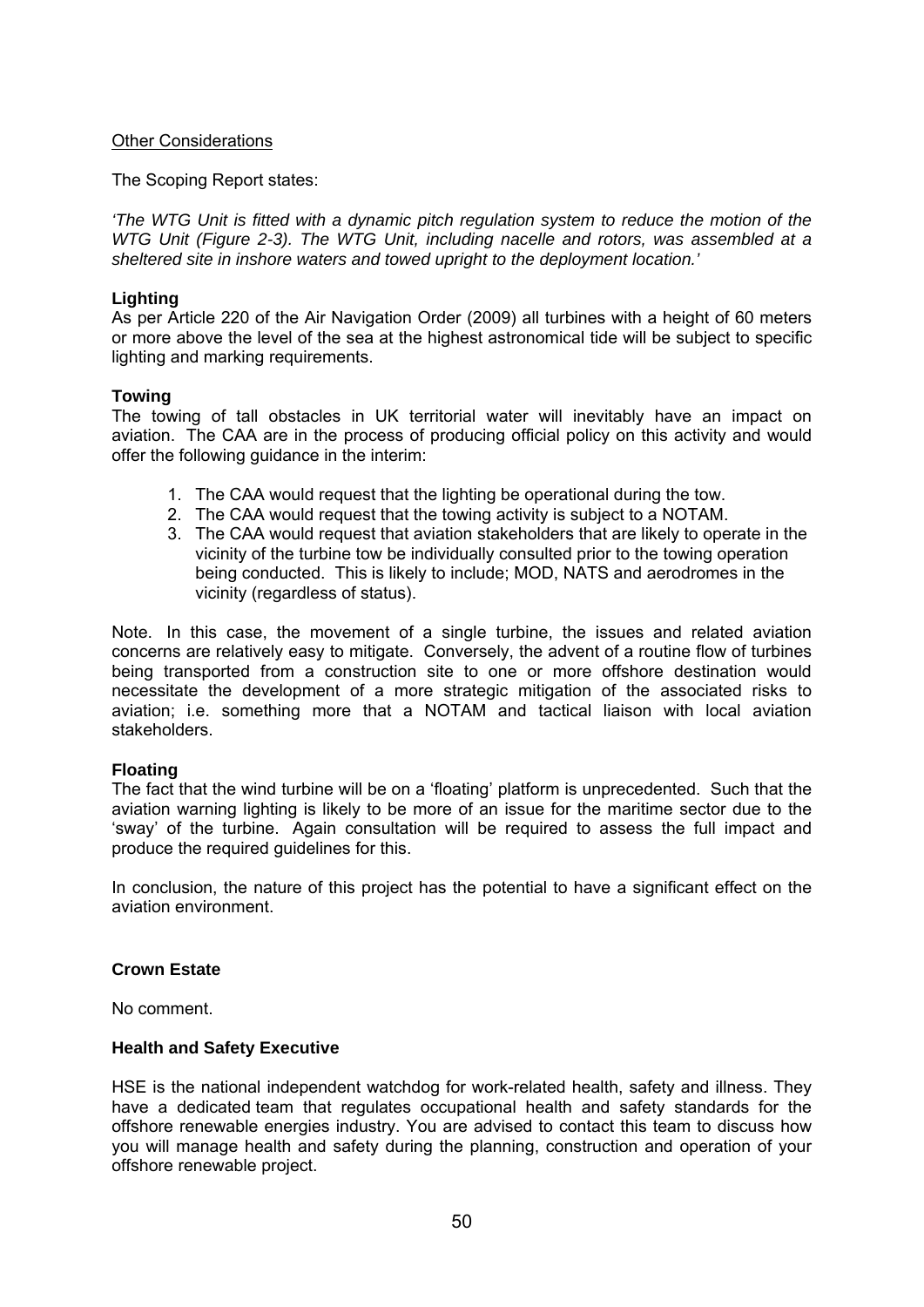<u>Other Considerations</u>

The Scoping Report states:

*'The WTG Unit is fitted with a dynamic pitch regulation system to reduce the motion of the WTG Unit (Figure 2-3). The WTG Unit, including nacelle and rotors, was assembled at a sheltered site in inshore waters and towed upright to the deployment location.'*

**Lighting**

As per Article 220 of the Air Navigation Order (2009) all turbines with a height of 60 meters or more above the level of the sea at the highest astronomical tide will be subject to specific lighting and marking requirements.

**Towing**

The towing of tall obstacles in UK territorial water will inevitably have an impact on aviation. The CAA are in the process of producing official policy on this activity and would offer the following guidance in the interim:

1. The CAA would request that the lighting be operational during the tow.
2. The CAA would request that the towing activity is subject to a NOTAM.
3. The CAA would request that aviation stakeholders that are likely to operate in the vicinity of the turbine tow be individually consulted prior to the towing operation being conducted. This is likely to include; MOD, NATS and aerodromes in the vicinity (regardless of status).

Note. In this case, the movement of a single turbine, the issues and related aviation concerns are relatively easy to mitigate. Conversely, the advent of a routine flow of turbines being transported from a construction site to one or more offshore destination would necessitate the development of a more strategic mitigation of the associated risks to aviation; i.e. something more that a NOTAM and tactical liaison with local aviation stakeholders.

**Floating**

The fact that the wind turbine will be on a 'floating' platform is unprecedented. Such that the aviation warning lighting is likely to be more of an issue for the maritime sector due to the 'sway' of the turbine. Again consultation will be required to assess the full impact and produce the required guidelines for this.

In conclusion, the nature of this project has the potential to have a significant effect on the aviation environment.

**Crown Estate**

No comment.

**Health and Safety Executive**

HSE is the national independent watchdog for work-related health, safety and illness. They have a dedicated team that regulates occupational health and safety standards for the offshore renewable energies industry. You are advised to contact this team to discuss how you will manage health and safety during the planning, construction and operation of your offshore renewable project.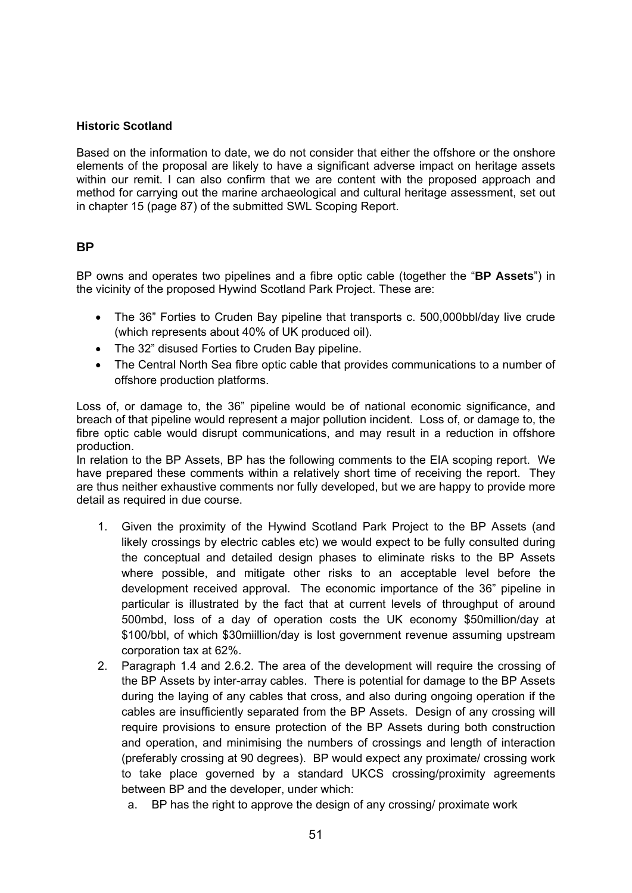**Historic Scotland**

Based on the information to date, we do not consider that either the offshore or the onshore elements of the proposal are likely to have a significant adverse impact on heritage assets within our remit. I can also confirm that we are content with the proposed approach and method for carrying out the marine archaeological and cultural heritage assessment, set out in chapter 15 (page 87) of the submitted SWL Scoping Report.

## BP

BP owns and operates two pipelines and a fibre optic cable (together the "**BP Assets**") in the vicinity of the proposed Hywind Scotland Park Project. These are:

- The 36" Forties to Cruden Bay pipeline that transports c. 500,000bbl/day live crude (which represents about 40% of UK produced oil).
- The 32" disused Forties to Cruden Bay pipeline.
- The Central North Sea fibre optic cable that provides communications to a number of offshore production platforms.

Loss of, or damage to, the 36" pipeline would be of national economic significance, and breach of that pipeline would represent a major pollution incident. Loss of, or damage to, the fibre optic cable would disrupt communications, and may result in a reduction in offshore production.
In relation to the BP Assets, BP has the following comments to the EIA scoping report. We have prepared these comments within a relatively short time of receiving the report. They are thus neither exhaustive comments nor fully developed, but we are happy to provide more detail as required in due course.

1. Given the proximity of the Hywind Scotland Park Project to the BP Assets (and likely crossings by electric cables etc) we would expect to be fully consulted during the conceptual and detailed design phases to eliminate risks to the BP Assets where possible, and mitigate other risks to an acceptable level before the development received approval. The economic importance of the 36" pipeline in particular is illustrated by the fact that at current levels of throughput of around 500mbd, loss of a day of operation costs the UK economy \$50million/day at \$100/bbl, of which \$30miillion/day is lost government revenue assuming upstream corporation tax at 62%.
2. Paragraph 1.4 and 2.6.2. The area of the development will require the crossing of the BP Assets by inter-array cables. There is potential for damage to the BP Assets during the laying of any cables that cross, and also during ongoing operation if the cables are insufficiently separated from the BP Assets. Design of any crossing will require provisions to ensure protection of the BP Assets during both construction and operation, and minimising the numbers of crossings and length of interaction (preferably crossing at 90 degrees). BP would expect any proximate/ crossing work to take place governed by a standard UKCS crossing/proximity agreements between BP and the developer, under which:
   a. BP has the right to approve the design of any crossing/ proximate work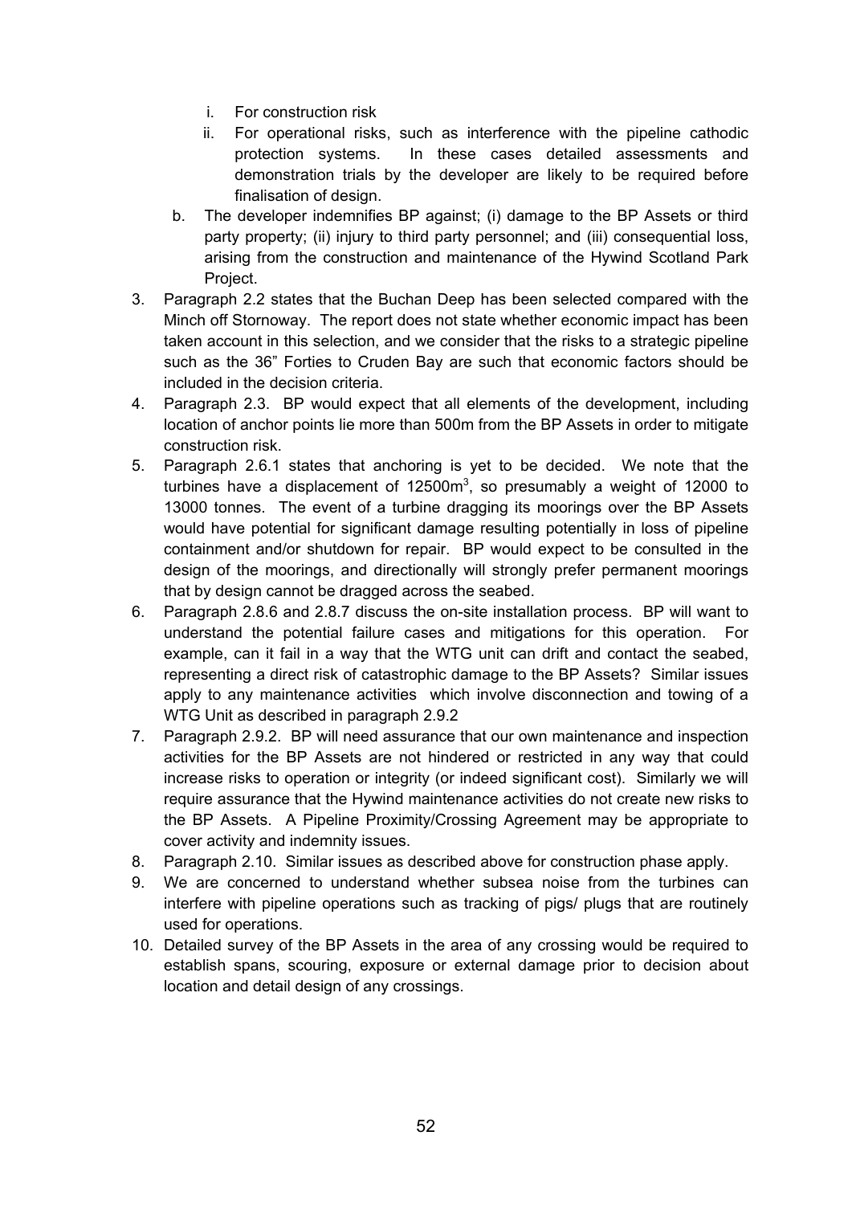i. For construction risk
   ii. For operational risks, such as interference with the pipeline cathodic protection systems. In these cases detailed assessments and demonstration trials by the developer are likely to be required before finalisation of design.

b. The developer indemnifies BP against; (i) damage to the BP Assets or third party property; (ii) injury to third party personnel; and (iii) consequential loss, arising from the construction and maintenance of the Hywind Scotland Park Project.

3. Paragraph 2.2 states that the Buchan Deep has been selected compared with the Minch off Stornoway. The report does not state whether economic impact has been taken account in this selection, and we consider that the risks to a strategic pipeline such as the 36" Forties to Cruden Bay are such that economic factors should be included in the decision criteria.
4. Paragraph 2.3. BP would expect that all elements of the development, including location of anchor points lie more than 500m from the BP Assets in order to mitigate construction risk.
5. Paragraph 2.6.1 states that anchoring is yet to be decided. We note that the turbines have a displacement of 12500m$^3$, so presumably a weight of 12000 to 13000 tonnes. The event of a turbine dragging its moorings over the BP Assets would have potential for significant damage resulting potentially in loss of pipeline containment and/or shutdown for repair. BP would expect to be consulted in the design of the moorings, and directionally will strongly prefer permanent moorings that by design cannot be dragged across the seabed.
6. Paragraph 2.8.6 and 2.8.7 discuss the on-site installation process. BP will want to understand the potential failure cases and mitigations for this operation. For example, can it fail in a way that the WTG unit can drift and contact the seabed, representing a direct risk of catastrophic damage to the BP Assets? Similar issues apply to any maintenance activities which involve disconnection and towing of a WTG Unit as described in paragraph 2.9.2
7. Paragraph 2.9.2. BP will need assurance that our own maintenance and inspection activities for the BP Assets are not hindered or restricted in any way that could increase risks to operation or integrity (or indeed significant cost). Similarly we will require assurance that the Hywind maintenance activities do not create new risks to the BP Assets. A Pipeline Proximity/Crossing Agreement may be appropriate to cover activity and indemnity issues.
8. Paragraph 2.10. Similar issues as described above for construction phase apply.
9. We are concerned to understand whether subsea noise from the turbines can interfere with pipeline operations such as tracking of pigs/ plugs that are routinely used for operations.
10. Detailed survey of the BP Assets in the area of any crossing would be required to establish spans, scouring, exposure or external damage prior to decision about location and detail design of any crossings.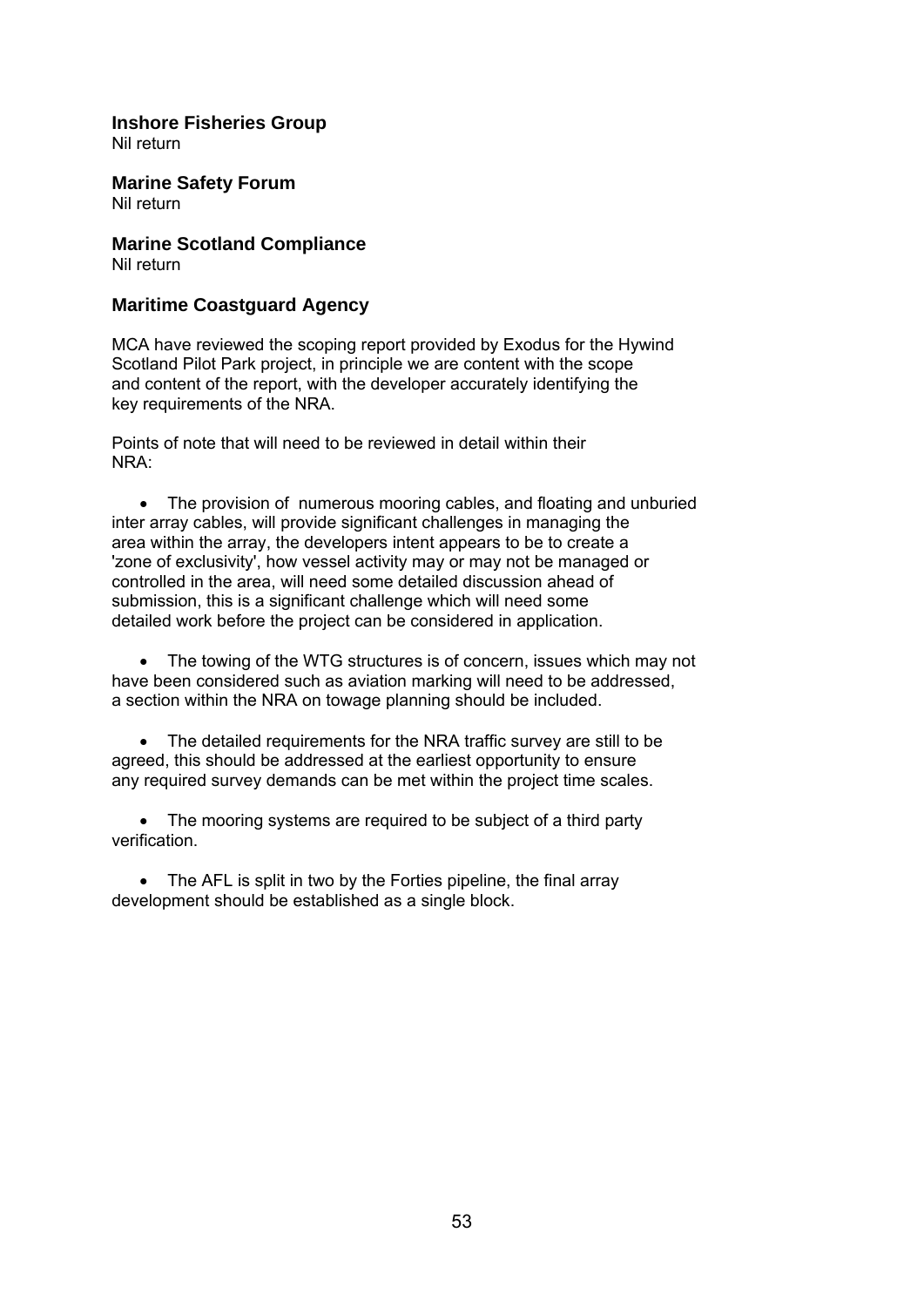## Inshore Fisheries Group

Nil return

## Marine Safety Forum

Nil return

## Marine Scotland Compliance

Nil return

## Maritime Coastguard Agency

MCA have reviewed the scoping report provided by Exodus for the Hywind Scotland Pilot Park project, in principle we are content with the scope and content of the report, with the developer accurately identifying the key requirements of the NRA.

Points of note that will need to be reviewed in detail within their NRA:

- The provision of numerous mooring cables, and floating and unburied inter array cables, will provide significant challenges in managing the area within the array, the developers intent appears to be to create a 'zone of exclusivity', how vessel activity may or may not be managed or controlled in the area, will need some detailed discussion ahead of submission, this is a significant challenge which will need some detailed work before the project can be considered in application.

- The towing of the WTG structures is of concern, issues which may not have been considered such as aviation marking will need to be addressed, a section within the NRA on towage planning should be included.

- The detailed requirements for the NRA traffic survey are still to be agreed, this should be addressed at the earliest opportunity to ensure any required survey demands can be met within the project time scales.

- The mooring systems are required to be subject of a third party verification.

- The AFL is split in two by the Forties pipeline, the final array development should be established as a single block.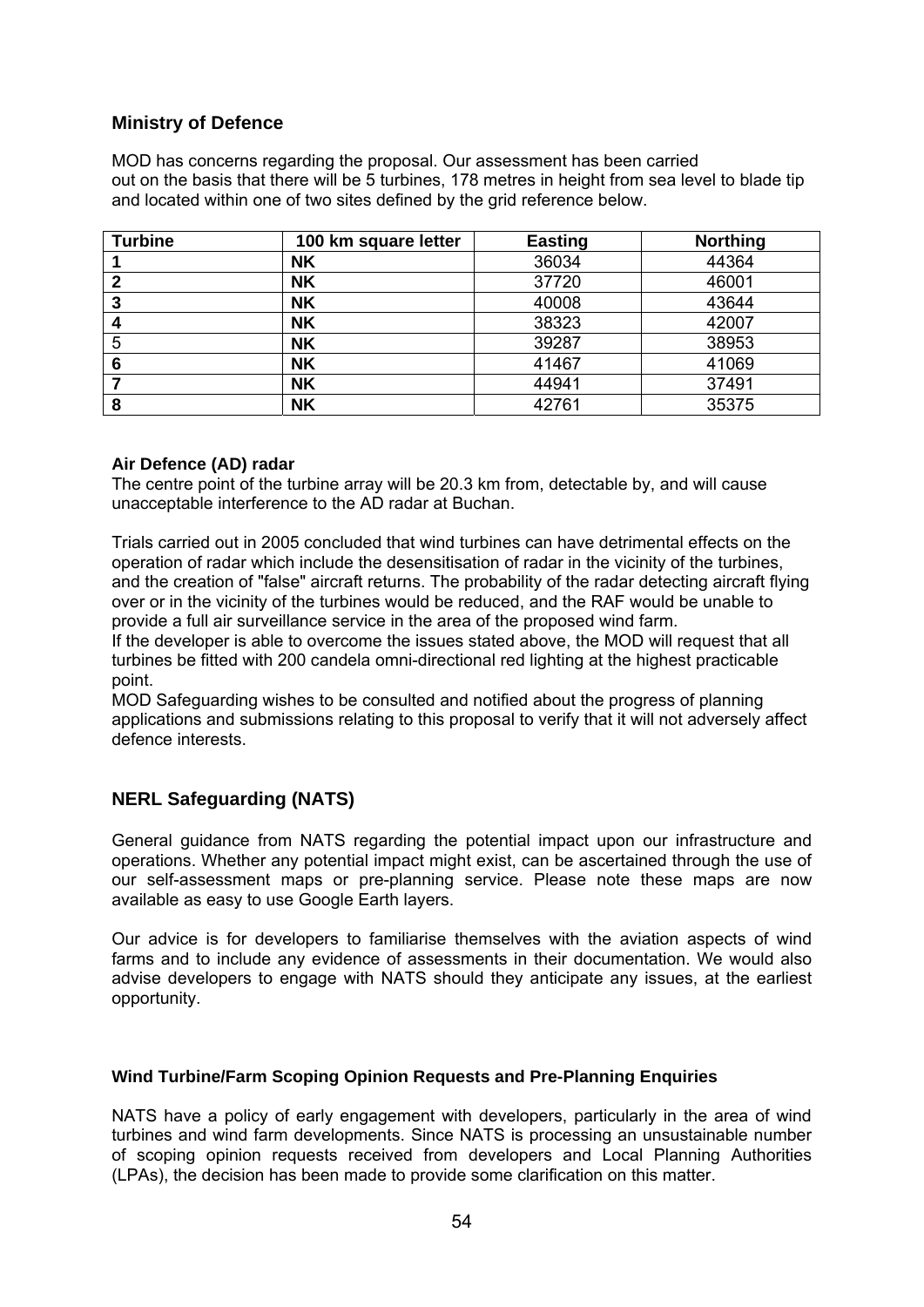## Ministry of Defence

MOD has concerns regarding the proposal. Our assessment has been carried out on the basis that there will be 5 turbines, 178 metres in height from sea level to blade tip and located within one of two sites defined by the grid reference below.

| Turbine | 100 km square letter | Easting | Northing |
|---|---|---|---|
| **1** | **NK** | 36034 | 44364 |
| **2** | **NK** | 37720 | 46001 |
| **3** | **NK** | 40008 | 43644 |
| **4** | **NK** | 38323 | 42007 |
| 5 | **NK** | 39287 | 38953 |
| **6** | **NK** | 41467 | 41069 |
| **7** | **NK** | 44941 | 37491 |
| **8** | **NK** | 42761 | 35375 |

**Air Defence (AD) radar**
The centre point of the turbine array will be 20.3 km from, detectable by, and will cause unacceptable interference to the AD radar at Buchan.

Trials carried out in 2005 concluded that wind turbines can have detrimental effects on the operation of radar which include the desensitisation of radar in the vicinity of the turbines, and the creation of "false" aircraft returns. The probability of the radar detecting aircraft flying over or in the vicinity of the turbines would be reduced, and the RAF would be unable to provide a full air surveillance service in the area of the proposed wind farm.
If the developer is able to overcome the issues stated above, the MOD will request that all turbines be fitted with 200 candela omni-directional red lighting at the highest practicable point.
MOD Safeguarding wishes to be consulted and notified about the progress of planning applications and submissions relating to this proposal to verify that it will not adversely affect defence interests.

## NERL Safeguarding (NATS)

General guidance from NATS regarding the potential impact upon our infrastructure and operations. Whether any potential impact might exist, can be ascertained through the use of our self-assessment maps or pre-planning service. Please note these maps are now available as easy to use Google Earth layers.

Our advice is for developers to familiarise themselves with the aviation aspects of wind farms and to include any evidence of assessments in their documentation. We would also advise developers to engage with NATS should they anticipate any issues, at the earliest opportunity.

#### Wind Turbine/Farm Scoping Opinion Requests and Pre-Planning Enquiries

NATS have a policy of early engagement with developers, particularly in the area of wind turbines and wind farm developments. Since NATS is processing an unsustainable number of scoping opinion requests received from developers and Local Planning Authorities (LPAs), the decision has been made to provide some clarification on this matter.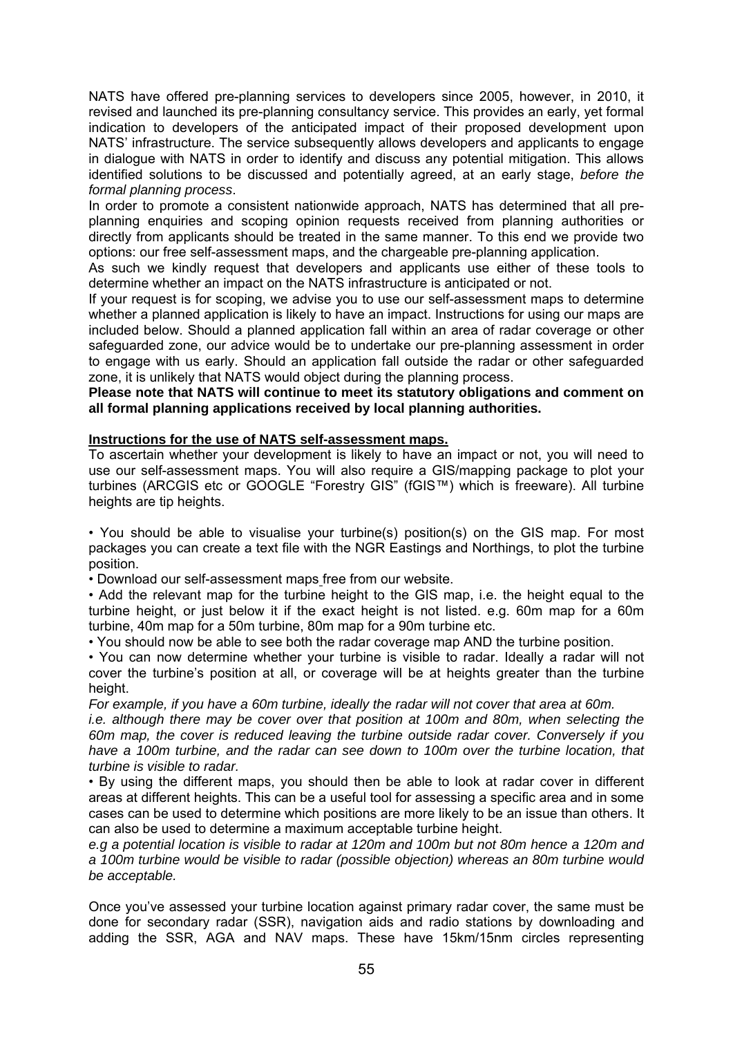NATS have offered pre-planning services to developers since 2005, however, in 2010, it revised and launched its pre-planning consultancy service. This provides an early, yet formal indication to developers of the anticipated impact of their proposed development upon NATS' infrastructure. The service subsequently allows developers and applicants to engage in dialogue with NATS in order to identify and discuss any potential mitigation. This allows identified solutions to be discussed and potentially agreed, at an early stage, *before the formal planning process*.

In order to promote a consistent nationwide approach, NATS has determined that all pre-planning enquiries and scoping opinion requests received from planning authorities or directly from applicants should be treated in the same manner. To this end we provide two options: our free self-assessment maps, and the chargeable pre-planning application.

As such we kindly request that developers and applicants use either of these tools to determine whether an impact on the NATS infrastructure is anticipated or not.

If your request is for scoping, we advise you to use our self-assessment maps to determine whether a planned application is likely to have an impact. Instructions for using our maps are included below. Should a planned application fall within an area of radar coverage or other safeguarded zone, our advice would be to undertake our pre-planning assessment in order to engage with us early. Should an application fall outside the radar or other safeguarded zone, it is unlikely that NATS would object during the planning process.

**Please note that NATS will continue to meet its statutory obligations and comment on all formal planning applications received by local planning authorities.**

**Instructions for the use of NATS self-assessment maps.**

To ascertain whether your development is likely to have an impact or not, you will need to use our self-assessment maps. You will also require a GIS/mapping package to plot your turbines (ARCGIS etc or GOOGLE "Forestry GIS" (fGIS™) which is freeware). All turbine heights are tip heights.

- You should be able to visualise your turbine(s) position(s) on the GIS map. For most packages you can create a text file with the NGR Eastings and Northings, to plot the turbine position.
- Download our self-assessment maps free from our website.
- Add the relevant map for the turbine height to the GIS map, i.e. the height equal to the turbine height, or just below it if the exact height is not listed. e.g. 60m map for a 60m turbine, 40m map for a 50m turbine, 80m map for a 90m turbine etc.
- You should now be able to see both the radar coverage map AND the turbine position.
- You can now determine whether your turbine is visible to radar. Ideally a radar will not cover the turbine's position at all, or coverage will be at heights greater than the turbine height.

*For example, if you have a 60m turbine, ideally the radar will not cover that area at 60m.*
*i.e. although there may be cover over that position at 100m and 80m, when selecting the 60m map, the cover is reduced leaving the turbine outside radar cover. Conversely if you have a 100m turbine, and the radar can see down to 100m over the turbine location, that turbine is visible to radar.*

- By using the different maps, you should then be able to look at radar cover in different areas at different heights. This can be a useful tool for assessing a specific area and in some cases can be used to determine which positions are more likely to be an issue than others. It can also be used to determine a maximum acceptable turbine height.

*e.g a potential location is visible to radar at 120m and 100m but not 80m hence a 120m and a 100m turbine would be visible to radar (possible objection) whereas an 80m turbine would be acceptable.*

Once you've assessed your turbine location against primary radar cover, the same must be done for secondary radar (SSR), navigation aids and radio stations by downloading and adding the SSR, AGA and NAV maps. These have 15km/15nm circles representing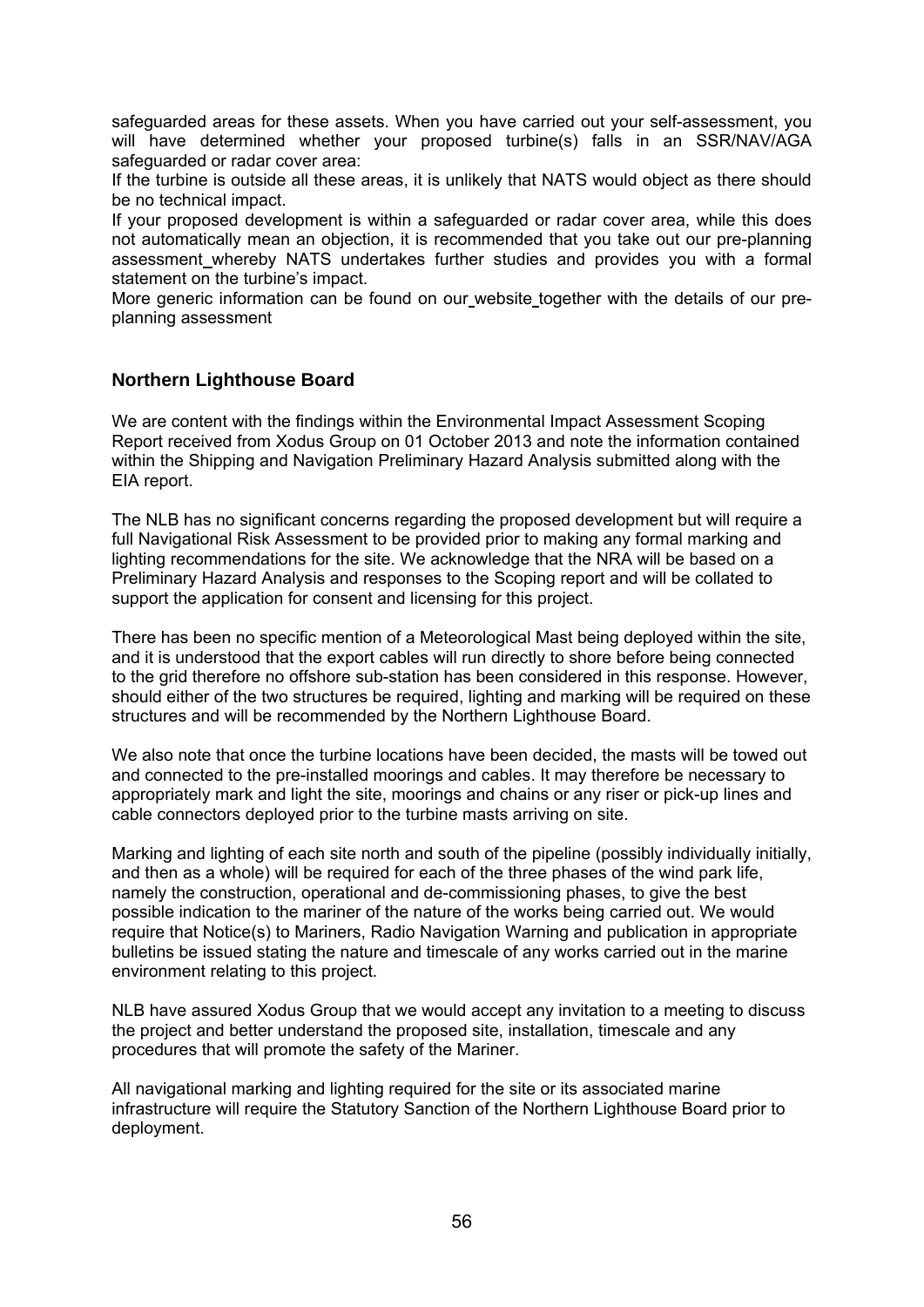safeguarded areas for these assets. When you have carried out your self-assessment, you will have determined whether your proposed turbine(s) falls in an SSR/NAV/AGA safeguarded or radar cover area:

If the turbine is outside all these areas, it is unlikely that NATS would object as there should be no technical impact.

If your proposed development is within a safeguarded or radar cover area, while this does not automatically mean an objection, it is recommended that you take out our pre-planning assessment whereby NATS undertakes further studies and provides you with a formal statement on the turbine's impact.

More generic information can be found on our website together with the details of our pre-planning assessment

## Northern Lighthouse Board

We are content with the findings within the Environmental Impact Assessment Scoping Report received from Xodus Group on 01 October 2013 and note the information contained within the Shipping and Navigation Preliminary Hazard Analysis submitted along with the EIA report.

The NLB has no significant concerns regarding the proposed development but will require a full Navigational Risk Assessment to be provided prior to making any formal marking and lighting recommendations for the site. We acknowledge that the NRA will be based on a Preliminary Hazard Analysis and responses to the Scoping report and will be collated to support the application for consent and licensing for this project.

There has been no specific mention of a Meteorological Mast being deployed within the site, and it is understood that the export cables will run directly to shore before being connected to the grid therefore no offshore sub-station has been considered in this response. However, should either of the two structures be required, lighting and marking will be required on these structures and will be recommended by the Northern Lighthouse Board.

We also note that once the turbine locations have been decided, the masts will be towed out and connected to the pre-installed moorings and cables. It may therefore be necessary to appropriately mark and light the site, moorings and chains or any riser or pick-up lines and cable connectors deployed prior to the turbine masts arriving on site.

Marking and lighting of each site north and south of the pipeline (possibly individually initially, and then as a whole) will be required for each of the three phases of the wind park life, namely the construction, operational and de-commissioning phases, to give the best possible indication to the mariner of the nature of the works being carried out. We would require that Notice(s) to Mariners, Radio Navigation Warning and publication in appropriate bulletins be issued stating the nature and timescale of any works carried out in the marine environment relating to this project.

NLB have assured Xodus Group that we would accept any invitation to a meeting to discuss the project and better understand the proposed site, installation, timescale and any procedures that will promote the safety of the Mariner.

All navigational marking and lighting required for the site or its associated marine infrastructure will require the Statutory Sanction of the Northern Lighthouse Board prior to deployment.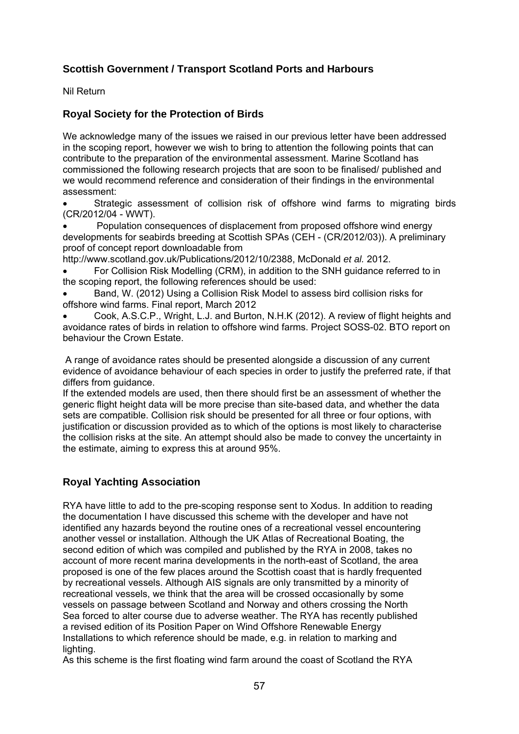## Scottish Government / Transport Scotland Ports and Harbours

Nil Return

## Royal Society for the Protection of Birds

We acknowledge many of the issues we raised in our previous letter have been addressed in the scoping report, however we wish to bring to attention the following points that can contribute to the preparation of the environmental assessment. Marine Scotland has commissioned the following research projects that are soon to be finalised/ published and we would recommend reference and consideration of their findings in the environmental assessment:

- Strategic assessment of collision risk of offshore wind farms to migrating birds (CR/2012/04 - WWT).
- Population consequences of displacement from proposed offshore wind energy developments for seabirds breeding at Scottish SPAs (CEH - (CR/2012/03)). A preliminary proof of concept report downloadable from http://www.scotland.gov.uk/Publications/2012/10/2388, McDonald *et al.* 2012.
- For Collision Risk Modelling (CRM), in addition to the SNH guidance referred to in the scoping report, the following references should be used:
- Band, W. (2012) Using a Collision Risk Model to assess bird collision risks for offshore wind farms. Final report, March 2012
- Cook, A.S.C.P., Wright, L.J. and Burton, N.H.K (2012). A review of flight heights and avoidance rates of birds in relation to offshore wind farms. Project SOSS-02. BTO report on behaviour the Crown Estate.

A range of avoidance rates should be presented alongside a discussion of any current evidence of avoidance behaviour of each species in order to justify the preferred rate, if that differs from guidance.
If the extended models are used, then there should first be an assessment of whether the generic flight height data will be more precise than site-based data, and whether the data sets are compatible. Collision risk should be presented for all three or four options, with justification or discussion provided as to which of the options is most likely to characterise the collision risks at the site. An attempt should also be made to convey the uncertainty in the estimate, aiming to express this at around 95%.

## Royal Yachting Association

RYA have little to add to the pre-scoping response sent to Xodus. In addition to reading the documentation I have discussed this scheme with the developer and have not identified any hazards beyond the routine ones of a recreational vessel encountering another vessel or installation. Although the UK Atlas of Recreational Boating, the second edition of which was compiled and published by the RYA in 2008, takes no account of more recent marina developments in the north-east of Scotland, the area proposed is one of the few places around the Scottish coast that is hardly frequented by recreational vessels. Although AIS signals are only transmitted by a minority of recreational vessels, we think that the area will be crossed occasionally by some vessels on passage between Scotland and Norway and others crossing the North Sea forced to alter course due to adverse weather. The RYA has recently published a revised edition of its Position Paper on Wind Offshore Renewable Energy Installations to which reference should be made, e.g. in relation to marking and lighting.
As this scheme is the first floating wind farm around the coast of Scotland the RYA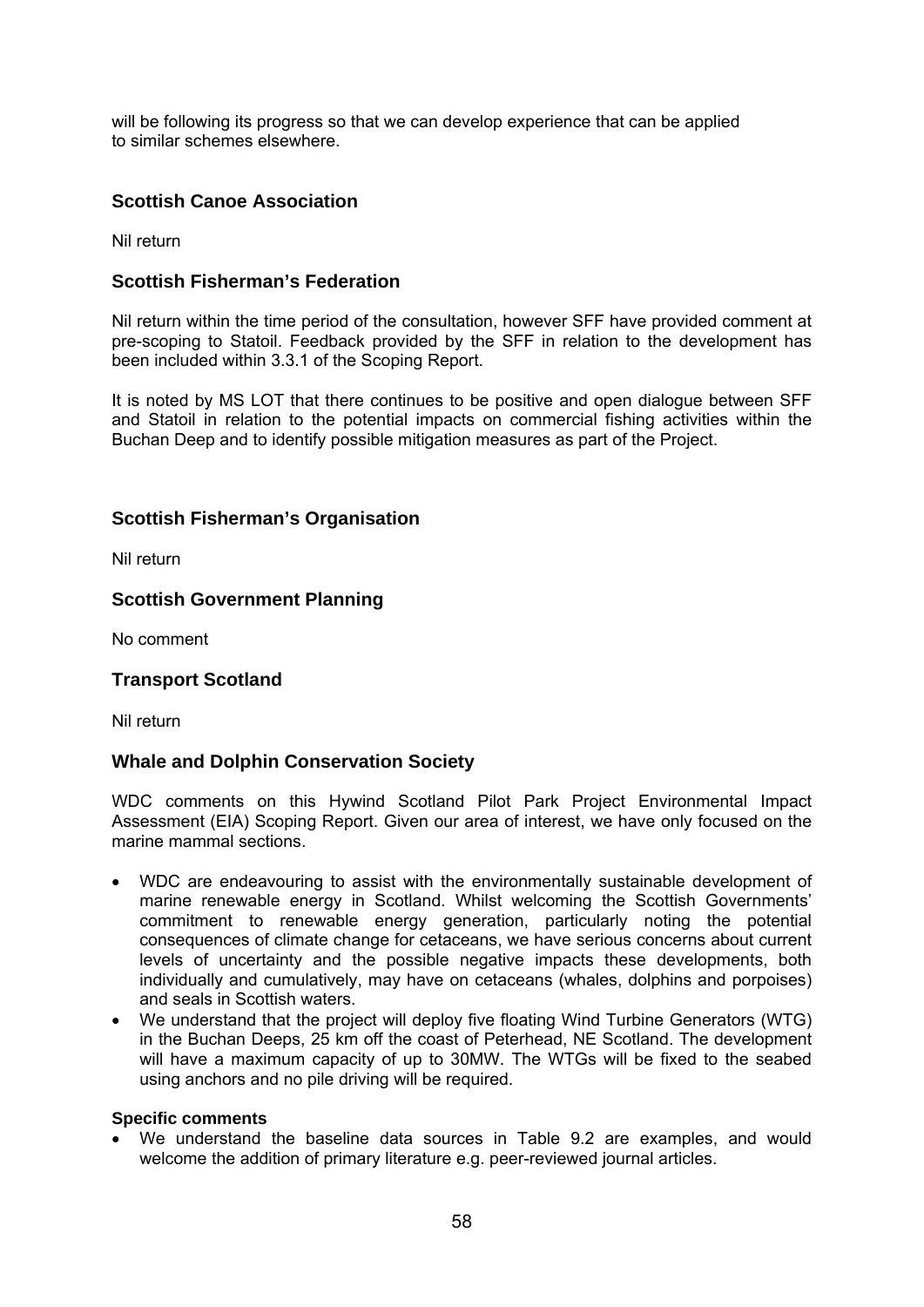will be following its progress so that we can develop experience that can be applied to similar schemes elsewhere.

## Scottish Canoe Association

Nil return

## Scottish Fisherman's Federation

Nil return within the time period of the consultation, however SFF have provided comment at pre-scoping to Statoil. Feedback provided by the SFF in relation to the development has been included within 3.3.1 of the Scoping Report.

It is noted by MS LOT that there continues to be positive and open dialogue between SFF and Statoil in relation to the potential impacts on commercial fishing activities within the Buchan Deep and to identify possible mitigation measures as part of the Project.

## Scottish Fisherman's Organisation

Nil return

## Scottish Government Planning

No comment

## Transport Scotland

Nil return

## Whale and Dolphin Conservation Society

WDC comments on this Hywind Scotland Pilot Park Project Environmental Impact Assessment (EIA) Scoping Report. Given our area of interest, we have only focused on the marine mammal sections.

- WDC are endeavouring to assist with the environmentally sustainable development of marine renewable energy in Scotland. Whilst welcoming the Scottish Governments' commitment to renewable energy generation, particularly noting the potential consequences of climate change for cetaceans, we have serious concerns about current levels of uncertainty and the possible negative impacts these developments, both individually and cumulatively, may have on cetaceans (whales, dolphins and porpoises) and seals in Scottish waters.
- We understand that the project will deploy five floating Wind Turbine Generators (WTG) in the Buchan Deeps, 25 km off the coast of Peterhead, NE Scotland. The development will have a maximum capacity of up to 30MW. The WTGs will be fixed to the seabed using anchors and no pile driving will be required.

**Specific comments**

- We understand the baseline data sources in Table 9.2 are examples, and would welcome the addition of primary literature e.g. peer-reviewed journal articles.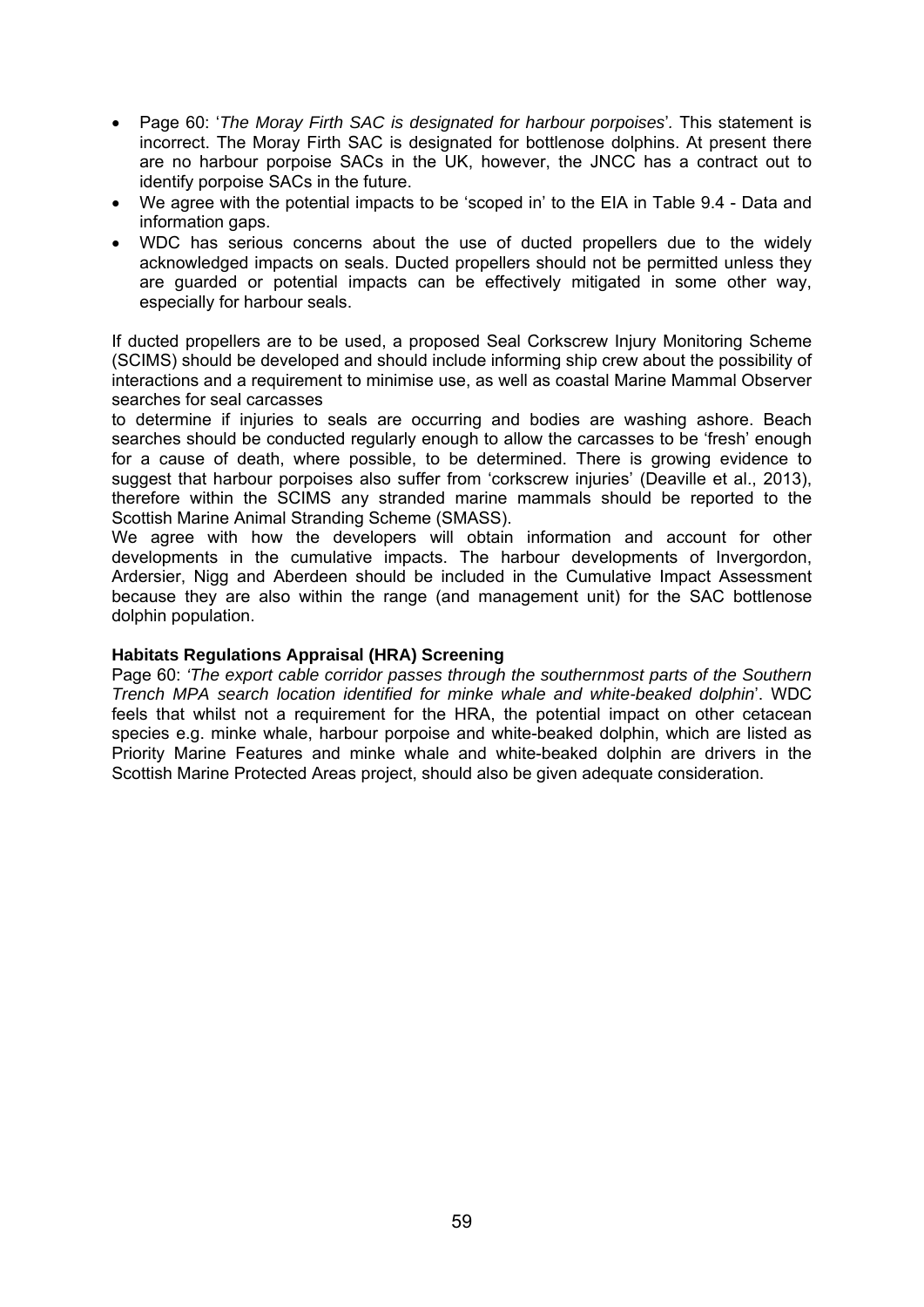- Page 60: '*The Moray Firth SAC is designated for harbour porpoises*'. This statement is incorrect. The Moray Firth SAC is designated for bottlenose dolphins. At present there are no harbour porpoise SACs in the UK, however, the JNCC has a contract out to identify porpoise SACs in the future.
- We agree with the potential impacts to be 'scoped in' to the EIA in Table 9.4 - Data and information gaps.
- WDC has serious concerns about the use of ducted propellers due to the widely acknowledged impacts on seals. Ducted propellers should not be permitted unless they are guarded or potential impacts can be effectively mitigated in some other way, especially for harbour seals.

If ducted propellers are to be used, a proposed Seal Corkscrew Injury Monitoring Scheme (SCIMS) should be developed and should include informing ship crew about the possibility of interactions and a requirement to minimise use, as well as coastal Marine Mammal Observer searches for seal carcasses
to determine if injuries to seals are occurring and bodies are washing ashore. Beach searches should be conducted regularly enough to allow the carcasses to be 'fresh' enough for a cause of death, where possible, to be determined. There is growing evidence to suggest that harbour porpoises also suffer from 'corkscrew injuries' (Deaville et al., 2013), therefore within the SCIMS any stranded marine mammals should be reported to the Scottish Marine Animal Stranding Scheme (SMASS).
We agree with how the developers will obtain information and account for other developments in the cumulative impacts. The harbour developments of Invergordon, Ardersier, Nigg and Aberdeen should be included in the Cumulative Impact Assessment because they are also within the range (and management unit) for the SAC bottlenose dolphin population.

**Habitats Regulations Appraisal (HRA) Screening**

Page 60: *'The export cable corridor passes through the southernmost parts of the Southern Trench MPA search location identified for minke whale and white-beaked dolphin*'. WDC feels that whilst not a requirement for the HRA, the potential impact on other cetacean species e.g. minke whale, harbour porpoise and white-beaked dolphin, which are listed as Priority Marine Features and minke whale and white-beaked dolphin are drivers in the Scottish Marine Protected Areas project, should also be given adequate consideration.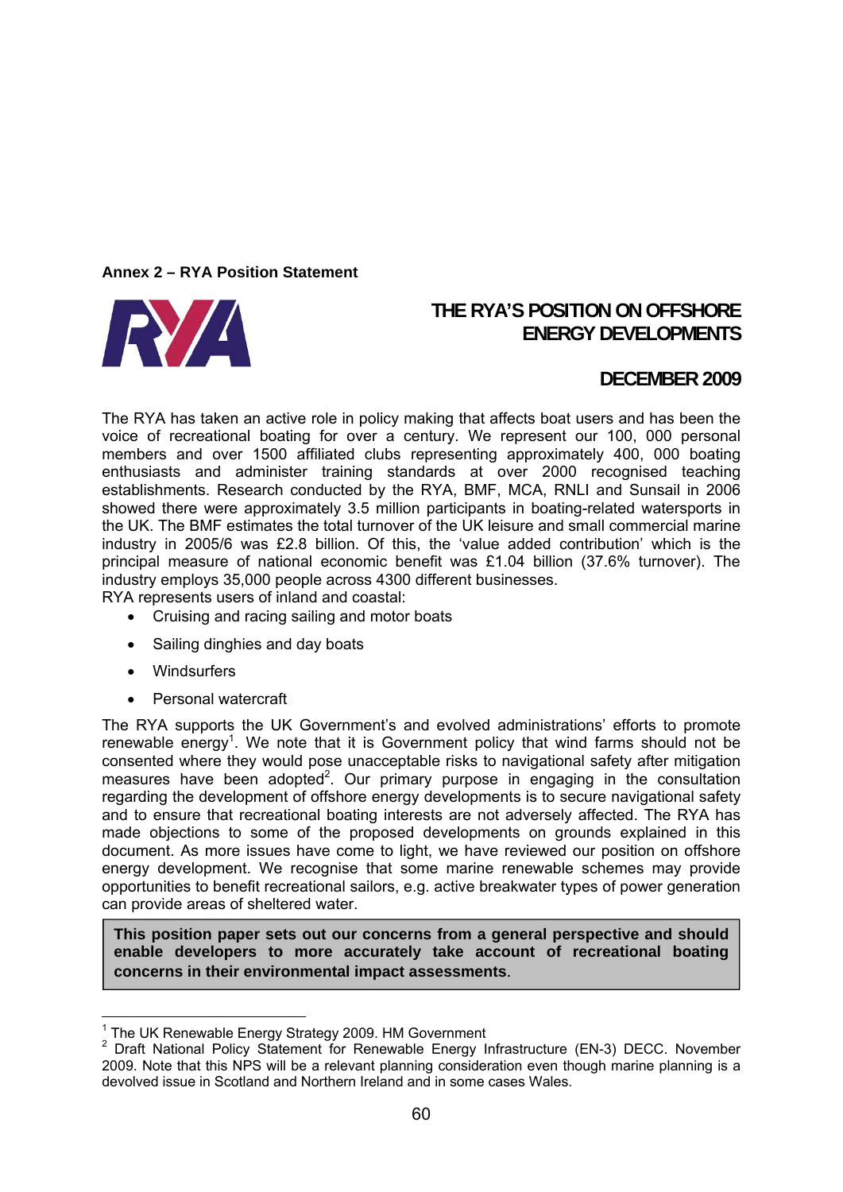**Annex 2 – RYA Position Statement**

# THE RYA'S POSITION ON OFFSHORE ENERGY DEVELOPMENTS

## DECEMBER 2009

The RYA has taken an active role in policy making that affects boat users and has been the voice of recreational boating for over a century. We represent our 100, 000 personal members and over 1500 affiliated clubs representing approximately 400, 000 boating enthusiasts and administer training standards at over 2000 recognised teaching establishments. Research conducted by the RYA, BMF, MCA, RNLI and Sunsail in 2006 showed there were approximately 3.5 million participants in boating-related watersports in the UK. The BMF estimates the total turnover of the UK leisure and small commercial marine industry in 2005/6 was £2.8 billion. Of this, the 'value added contribution' which is the principal measure of national economic benefit was £1.04 billion (37.6% turnover). The industry employs 35,000 people across 4300 different businesses.

RYA represents users of inland and coastal:

- Cruising and racing sailing and motor boats
- Sailing dinghies and day boats
- Windsurfers
- Personal watercraft

The RYA supports the UK Government's and evolved administrations' efforts to promote renewable energy[1]. We note that it is Government policy that wind farms should not be consented where they would pose unacceptable risks to navigational safety after mitigation measures have been adopted[2]. Our primary purpose in engaging in the consultation regarding the development of offshore energy developments is to secure navigational safety and to ensure that recreational boating interests are not adversely affected. The RYA has made objections to some of the proposed developments on grounds explained in this document. As more issues have come to light, we have reviewed our position on offshore energy development. We recognise that some marine renewable schemes may provide opportunities to benefit recreational sailors, e.g. active breakwater types of power generation can provide areas of sheltered water.

**This position paper sets out our concerns from a general perspective and should enable developers to more accurately take account of recreational boating concerns in their environmental impact assessments**.

---

[1] The UK Renewable Energy Strategy 2009. HM Government

[2] Draft National Policy Statement for Renewable Energy Infrastructure (EN-3) DECC. November 2009. Note that this NPS will be a relevant planning consideration even though marine planning is a devolved issue in Scotland and Northern Ireland and in some cases Wales.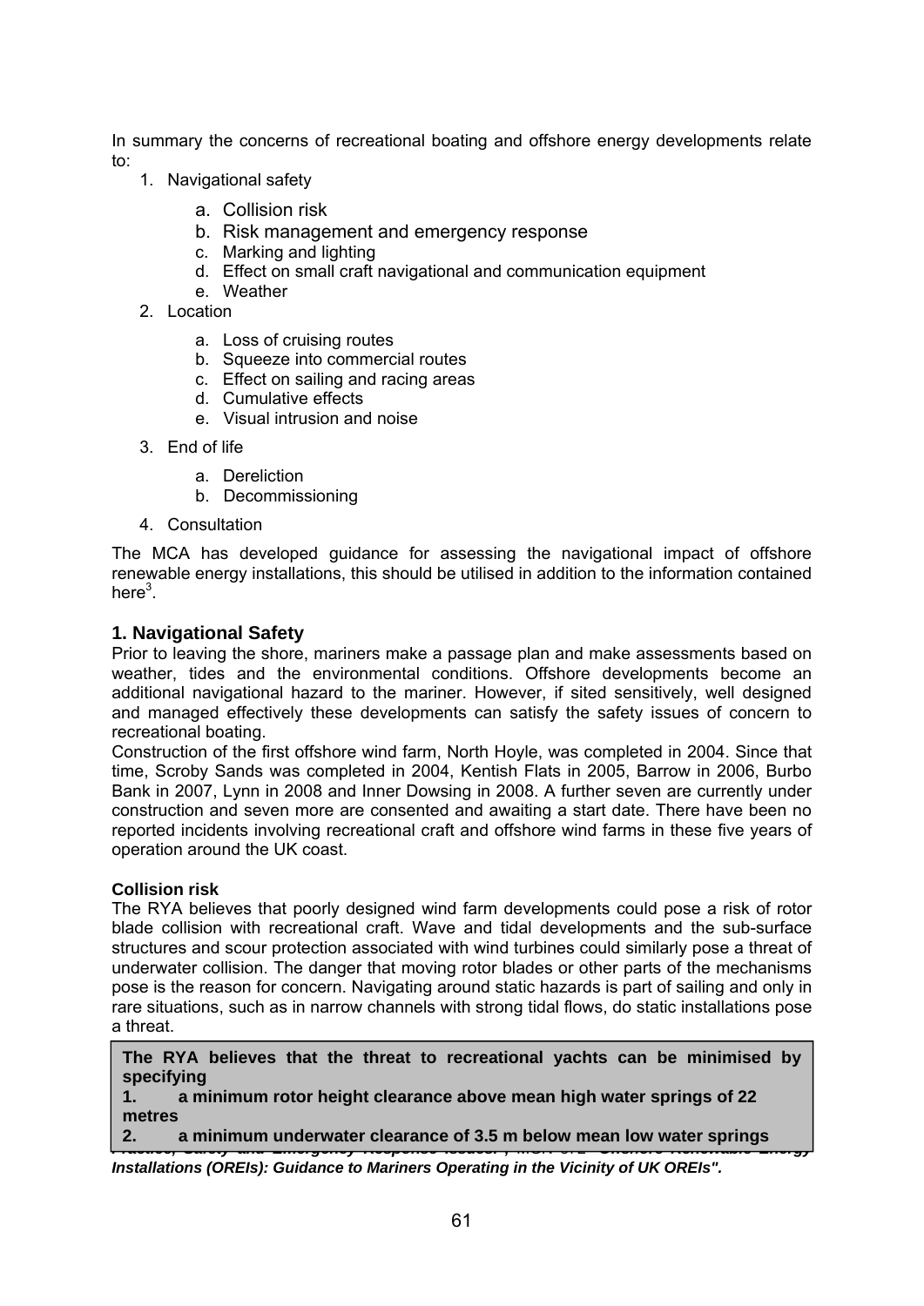In summary the concerns of recreational boating and offshore energy developments relate to:

1. Navigational safety
   a. Collision risk
   b. Risk management and emergency response
   c. Marking and lighting
   d. Effect on small craft navigational and communication equipment
   e. Weather
2. Location
   a. Loss of cruising routes
   b. Squeeze into commercial routes
   c. Effect on sailing and racing areas
   d. Cumulative effects
   e. Visual intrusion and noise
3. End of life
   a. Dereliction
   b. Decommissioning
4. Consultation

The MCA has developed guidance for assessing the navigational impact of offshore renewable energy installations, this should be utilised in addition to the information contained here[3].

### 1. Navigational Safety

Prior to leaving the shore, mariners make a passage plan and make assessments based on weather, tides and the environmental conditions. Offshore developments become an additional navigational hazard to the mariner. However, if sited sensitively, well designed and managed effectively these developments can satisfy the safety issues of concern to recreational boating.

Construction of the first offshore wind farm, North Hoyle, was completed in 2004. Since that time, Scroby Sands was completed in 2004, Kentish Flats in 2005, Barrow in 2006, Burbo Bank in 2007, Lynn in 2008 and Inner Dowsing in 2008. A further seven are currently under construction and seven more are consented and awaiting a start date. There have been no reported incidents involving recreational craft and offshore wind farms in these five years of operation around the UK coast.

#### Collision risk

The RYA believes that poorly designed wind farm developments could pose a risk of rotor blade collision with recreational craft. Wave and tidal developments and the sub-surface structures and scour protection associated with wind turbines could similarly pose a threat of underwater collision. The danger that moving rotor blades or other parts of the mechanisms pose is the reason for concern. Navigating around static hazards is part of sailing and only in rare situations, such as in narrow channels with strong tidal flows, do static installations pose a threat.

**The RYA believes that the threat to recreational yachts can be minimised by specifying**

**1. a minimum rotor height clearance above mean high water springs of 22 metres**

**2. a minimum underwater clearance of 3.5 m below mean low water springs**

***Practice, Safety and Emergency Response Issues", MGN 372 "Offshore Renewable Energy Installations (OREIs): Guidance to Mariners Operating in the Vicinity of UK OREIs".***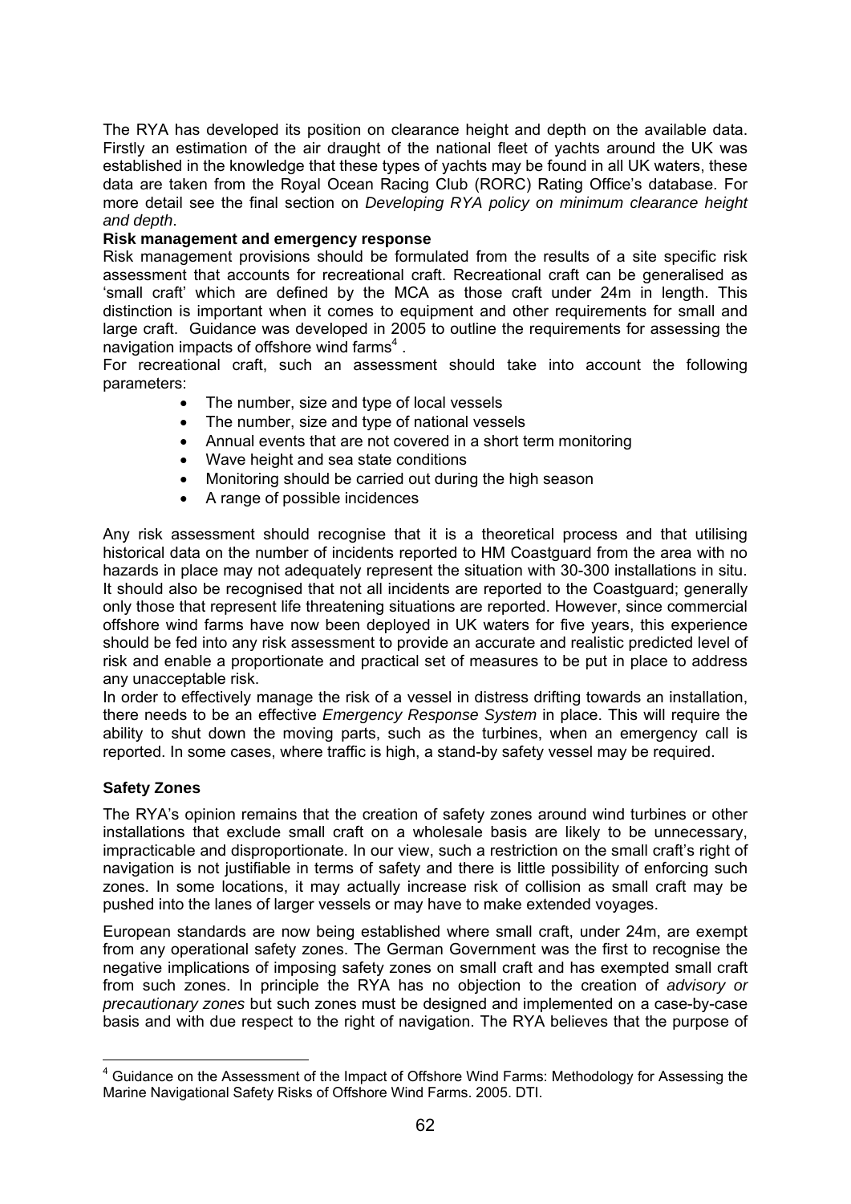The RYA has developed its position on clearance height and depth on the available data. Firstly an estimation of the air draught of the national fleet of yachts around the UK was established in the knowledge that these types of yachts may be found in all UK waters, these data are taken from the Royal Ocean Racing Club (RORC) Rating Office's database. For more detail see the final section on *Developing RYA policy on minimum clearance height and depth*.

**Risk management and emergency response**

Risk management provisions should be formulated from the results of a site specific risk assessment that accounts for recreational craft. Recreational craft can be generalised as 'small craft' which are defined by the MCA as those craft under 24m in length. This distinction is important when it comes to equipment and other requirements for small and large craft. Guidance was developed in 2005 to outline the requirements for assessing the navigation impacts of offshore wind farms[4] .

For recreational craft, such an assessment should take into account the following parameters:

- The number, size and type of local vessels
- The number, size and type of national vessels
- Annual events that are not covered in a short term monitoring
- Wave height and sea state conditions
- Monitoring should be carried out during the high season
- A range of possible incidences

Any risk assessment should recognise that it is a theoretical process and that utilising historical data on the number of incidents reported to HM Coastguard from the area with no hazards in place may not adequately represent the situation with 30-300 installations in situ. It should also be recognised that not all incidents are reported to the Coastguard; generally only those that represent life threatening situations are reported. However, since commercial offshore wind farms have now been deployed in UK waters for five years, this experience should be fed into any risk assessment to provide an accurate and realistic predicted level of risk and enable a proportionate and practical set of measures to be put in place to address any unacceptable risk.

In order to effectively manage the risk of a vessel in distress drifting towards an installation, there needs to be an effective *Emergency Response System* in place. This will require the ability to shut down the moving parts, such as the turbines, when an emergency call is reported. In some cases, where traffic is high, a stand-by safety vessel may be required.

**Safety Zones**

The RYA's opinion remains that the creation of safety zones around wind turbines or other installations that exclude small craft on a wholesale basis are likely to be unnecessary, impracticable and disproportionate. In our view, such a restriction on the small craft's right of navigation is not justifiable in terms of safety and there is little possibility of enforcing such zones. In some locations, it may actually increase risk of collision as small craft may be pushed into the lanes of larger vessels or may have to make extended voyages.

European standards are now being established where small craft, under 24m, are exempt from any operational safety zones. The German Government was the first to recognise the negative implications of imposing safety zones on small craft and has exempted small craft from such zones. In principle the RYA has no objection to the creation of *advisory or precautionary zones* but such zones must be designed and implemented on a case-by-case basis and with due respect to the right of navigation. The RYA believes that the purpose of

[4] Guidance on the Assessment of the Impact of Offshore Wind Farms: Methodology for Assessing the Marine Navigational Safety Risks of Offshore Wind Farms. 2005. DTI.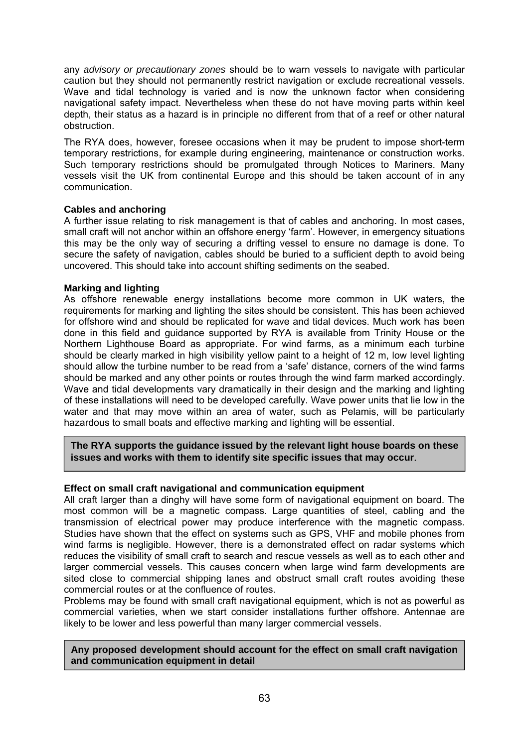any *advisory or precautionary zones* should be to warn vessels to navigate with particular caution but they should not permanently restrict navigation or exclude recreational vessels. Wave and tidal technology is varied and is now the unknown factor when considering navigational safety impact. Nevertheless when these do not have moving parts within keel depth, their status as a hazard is in principle no different from that of a reef or other natural obstruction.

The RYA does, however, foresee occasions when it may be prudent to impose short-term temporary restrictions, for example during engineering, maintenance or construction works. Such temporary restrictions should be promulgated through Notices to Mariners. Many vessels visit the UK from continental Europe and this should be taken account of in any communication.

**Cables and anchoring**

A further issue relating to risk management is that of cables and anchoring. In most cases, small craft will not anchor within an offshore energy 'farm'. However, in emergency situations this may be the only way of securing a drifting vessel to ensure no damage is done. To secure the safety of navigation, cables should be buried to a sufficient depth to avoid being uncovered. This should take into account shifting sediments on the seabed.

**Marking and lighting**

As offshore renewable energy installations become more common in UK waters, the requirements for marking and lighting the sites should be consistent. This has been achieved for offshore wind and should be replicated for wave and tidal devices. Much work has been done in this field and guidance supported by RYA is available from Trinity House or the Northern Lighthouse Board as appropriate. For wind farms, as a minimum each turbine should be clearly marked in high visibility yellow paint to a height of 12 m, low level lighting should allow the turbine number to be read from a 'safe' distance, corners of the wind farms should be marked and any other points or routes through the wind farm marked accordingly. Wave and tidal developments vary dramatically in their design and the marking and lighting of these installations will need to be developed carefully. Wave power units that lie low in the water and that may move within an area of water, such as Pelamis, will be particularly hazardous to small boats and effective marking and lighting will be essential.

**The RYA supports the guidance issued by the relevant light house boards on these issues and works with them to identify site specific issues that may occur**.

**Effect on small craft navigational and communication equipment**

All craft larger than a dinghy will have some form of navigational equipment on board. The most common will be a magnetic compass. Large quantities of steel, cabling and the transmission of electrical power may produce interference with the magnetic compass. Studies have shown that the effect on systems such as GPS, VHF and mobile phones from wind farms is negligible. However, there is a demonstrated effect on radar systems which reduces the visibility of small craft to search and rescue vessels as well as to each other and larger commercial vessels. This causes concern when large wind farm developments are sited close to commercial shipping lanes and obstruct small craft routes avoiding these commercial routes or at the confluence of routes.

Problems may be found with small craft navigational equipment, which is not as powerful as commercial varieties, when we start consider installations further offshore. Antennae are likely to be lower and less powerful than many larger commercial vessels.

**Any proposed development should account for the effect on small craft navigation and communication equipment in detail**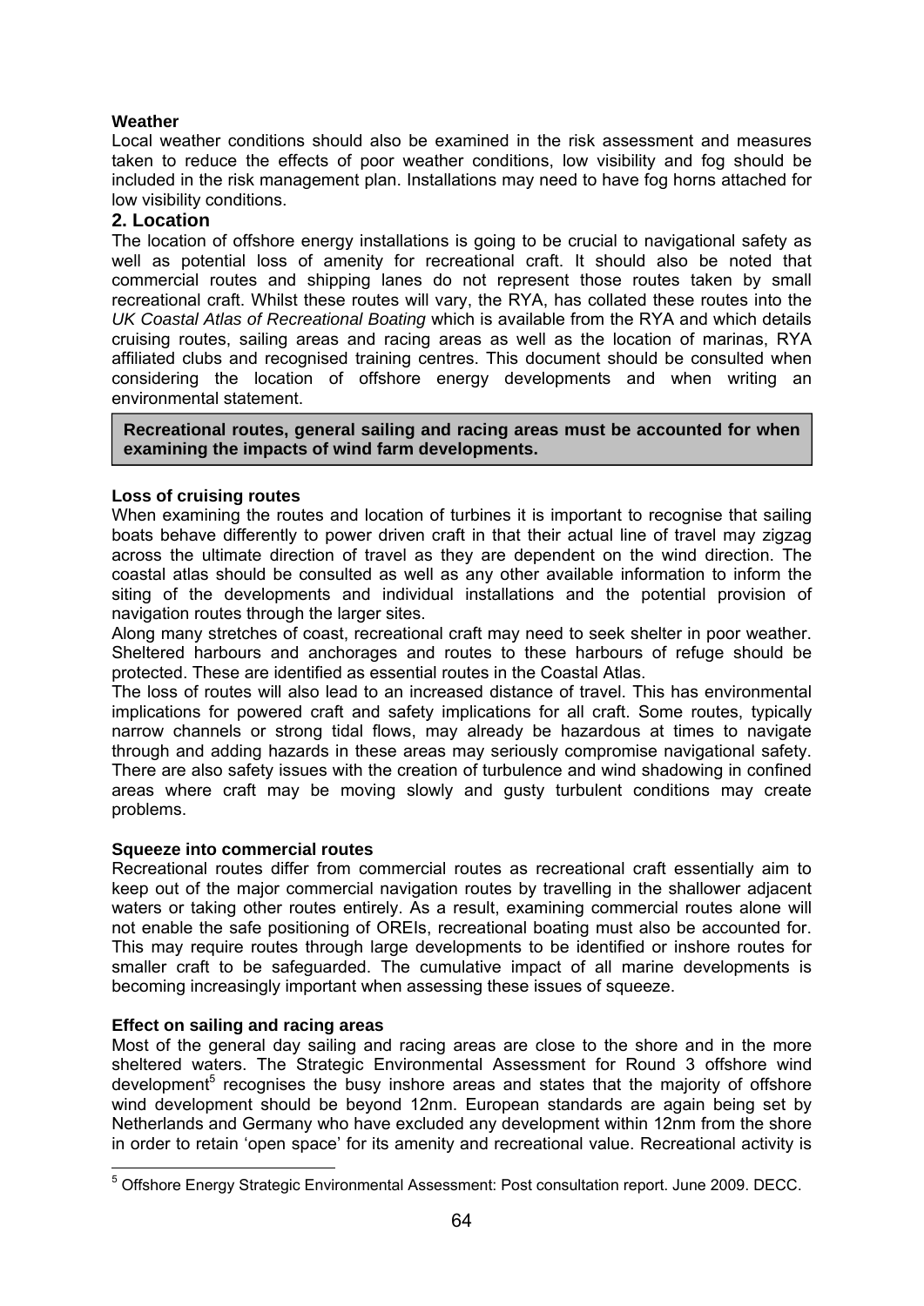**Weather**

Local weather conditions should also be examined in the risk assessment and measures taken to reduce the effects of poor weather conditions, low visibility and fog should be included in the risk management plan. Installations may need to have fog horns attached for low visibility conditions.

## 2. Location

The location of offshore energy installations is going to be crucial to navigational safety as well as potential loss of amenity for recreational craft. It should also be noted that commercial routes and shipping lanes do not represent those routes taken by small recreational craft. Whilst these routes will vary, the RYA, has collated these routes into the *UK Coastal Atlas of Recreational Boating* which is available from the RYA and which details cruising routes, sailing areas and racing areas as well as the location of marinas, RYA affiliated clubs and recognised training centres. This document should be consulted when considering the location of offshore energy developments and when writing an environmental statement.

**Recreational routes, general sailing and racing areas must be accounted for when examining the impacts of wind farm developments.**

**Loss of cruising routes**

When examining the routes and location of turbines it is important to recognise that sailing boats behave differently to power driven craft in that their actual line of travel may zigzag across the ultimate direction of travel as they are dependent on the wind direction. The coastal atlas should be consulted as well as any other available information to inform the siting of the developments and individual installations and the potential provision of navigation routes through the larger sites.

Along many stretches of coast, recreational craft may need to seek shelter in poor weather. Sheltered harbours and anchorages and routes to these harbours of refuge should be protected. These are identified as essential routes in the Coastal Atlas.

The loss of routes will also lead to an increased distance of travel. This has environmental implications for powered craft and safety implications for all craft. Some routes, typically narrow channels or strong tidal flows, may already be hazardous at times to navigate through and adding hazards in these areas may seriously compromise navigational safety. There are also safety issues with the creation of turbulence and wind shadowing in confined areas where craft may be moving slowly and gusty turbulent conditions may create problems.

**Squeeze into commercial routes**

Recreational routes differ from commercial routes as recreational craft essentially aim to keep out of the major commercial navigation routes by travelling in the shallower adjacent waters or taking other routes entirely. As a result, examining commercial routes alone will not enable the safe positioning of OREIs, recreational boating must also be accounted for. This may require routes through large developments to be identified or inshore routes for smaller craft to be safeguarded. The cumulative impact of all marine developments is becoming increasingly important when assessing these issues of squeeze.

**Effect on sailing and racing areas**

Most of the general day sailing and racing areas are close to the shore and in the more sheltered waters. The Strategic Environmental Assessment for Round 3 offshore wind development[5] recognises the busy inshore areas and states that the majority of offshore wind development should be beyond 12nm. European standards are again being set by Netherlands and Germany who have excluded any development within 12nm from the shore in order to retain 'open space' for its amenity and recreational value. Recreational activity is

[5] Offshore Energy Strategic Environmental Assessment: Post consultation report. June 2009. DECC.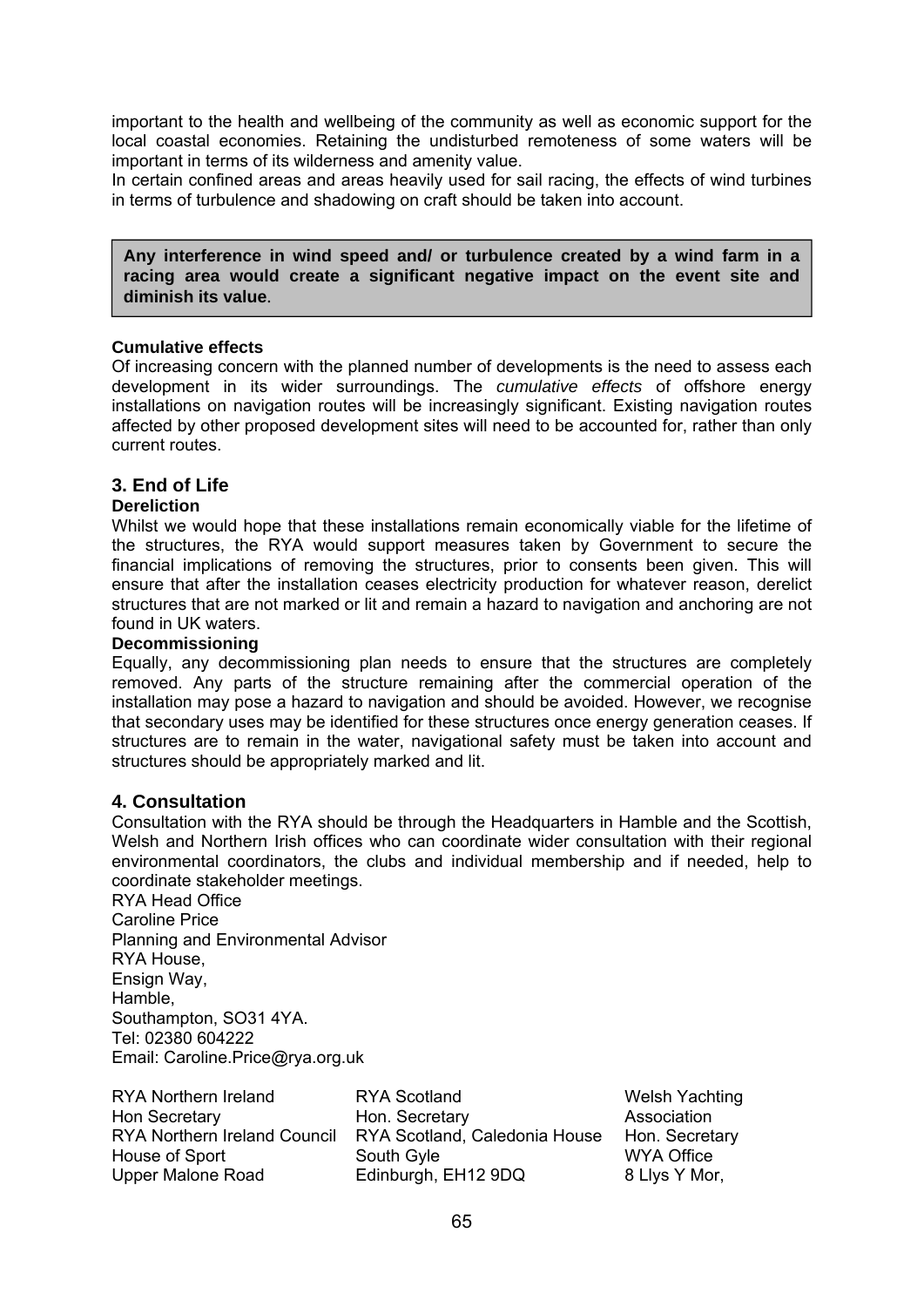important to the health and wellbeing of the community as well as economic support for the local coastal economies. Retaining the undisturbed remoteness of some waters will be important in terms of its wilderness and amenity value.
In certain confined areas and areas heavily used for sail racing, the effects of wind turbines in terms of turbulence and shadowing on craft should be taken into account.

> **Any interference in wind speed and/ or turbulence created by a wind farm in a racing area would create a significant negative impact on the event site and diminish its value**.

**Cumulative effects**
Of increasing concern with the planned number of developments is the need to assess each development in its wider surroundings. The *cumulative effects* of offshore energy installations on navigation routes will be increasingly significant. Existing navigation routes affected by other proposed development sites will need to be accounted for, rather than only current routes.

## 3. End of Life

**Dereliction**
Whilst we would hope that these installations remain economically viable for the lifetime of the structures, the RYA would support measures taken by Government to secure the financial implications of removing the structures, prior to consents been given. This will ensure that after the installation ceases electricity production for whatever reason, derelict structures that are not marked or lit and remain a hazard to navigation and anchoring are not found in UK waters.

**Decommissioning**
Equally, any decommissioning plan needs to ensure that the structures are completely removed. Any parts of the structure remaining after the commercial operation of the installation may pose a hazard to navigation and should be avoided. However, we recognise that secondary uses may be identified for these structures once energy generation ceases. If structures are to remain in the water, navigational safety must be taken into account and structures should be appropriately marked and lit.

## 4. Consultation

Consultation with the RYA should be through the Headquarters in Hamble and the Scottish, Welsh and Northern Irish offices who can coordinate wider consultation with their regional environmental coordinators, the clubs and individual membership and if needed, help to coordinate stakeholder meetings.

RYA Head Office
Caroline Price
Planning and Environmental Advisor
RYA House,
Ensign Way,
Hamble,
Southampton, SO31 4YA.
Tel: 02380 604222
Email: Caroline.Price@rya.org.uk

RYA Northern Ireland
Hon Secretary
RYA Northern Ireland Council
House of Sport
Upper Malone Road

RYA Scotland
Hon. Secretary
RYA Scotland, Caledonia House
South Gyle
Edinburgh, EH12 9DQ

Welsh Yachting Association
Hon. Secretary
WYA Office
8 Llys Y Mor,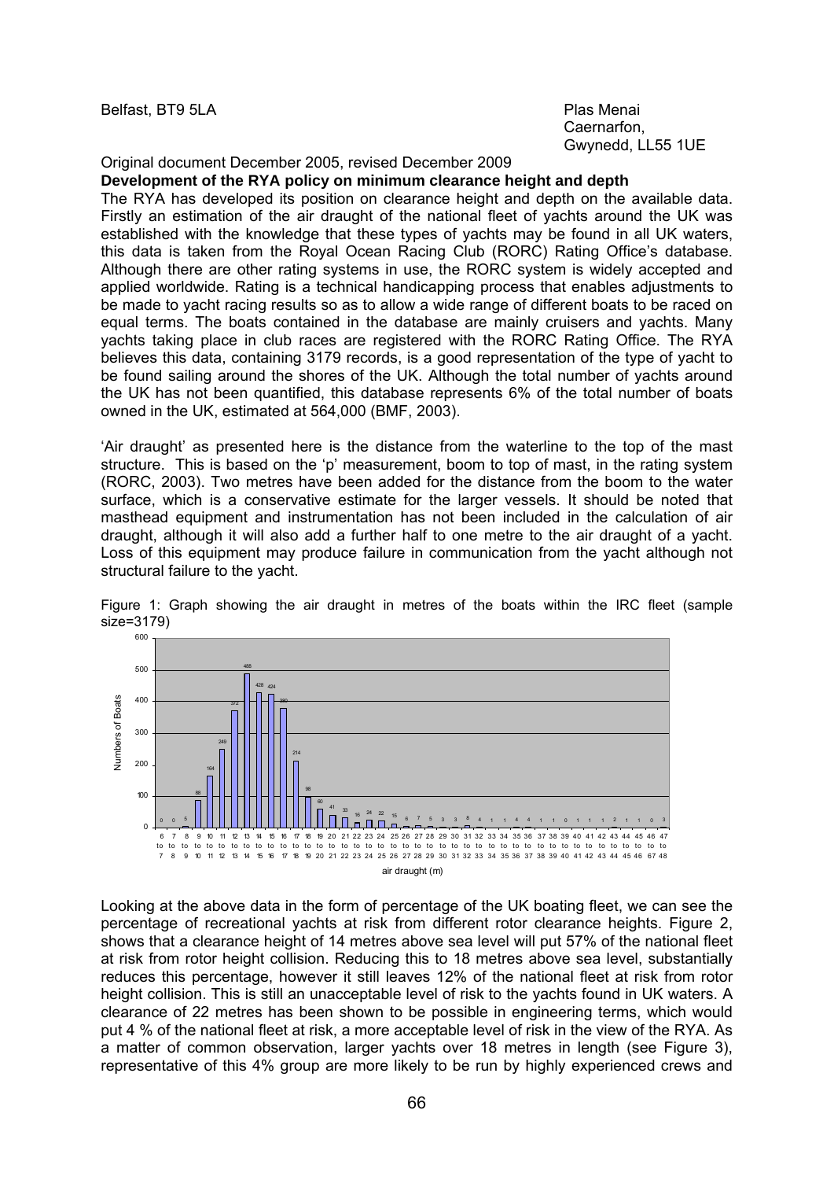Belfast, BT9 5LA

Plas Menai
Caernarfon,
Gwynedd, LL55 1UE

Original document December 2005, revised December 2009

**Development of the RYA policy on minimum clearance height and depth**

The RYA has developed its position on clearance height and depth on the available data. Firstly an estimation of the air draught of the national fleet of yachts around the UK was established with the knowledge that these types of yachts may be found in all UK waters, this data is taken from the Royal Ocean Racing Club (RORC) Rating Office's database. Although there are other rating systems in use, the RORC system is widely accepted and applied worldwide. Rating is a technical handicapping process that enables adjustments to be made to yacht racing results so as to allow a wide range of different boats to be raced on equal terms. The boats contained in the database are mainly cruisers and yachts. Many yachts taking place in club races are registered with the RORC Rating Office. The RYA believes this data, containing 3179 records, is a good representation of the type of yacht to be found sailing around the shores of the UK. Although the total number of yachts around the UK has not been quantified, this database represents 6% of the total number of boats owned in the UK, estimated at 564,000 (BMF, 2003).

'Air draught' as presented here is the distance from the waterline to the top of the mast structure. This is based on the 'p' measurement, boom to top of mast, in the rating system (RORC, 2003). Two metres have been added for the distance from the boom to the water surface, which is a conservative estimate for the larger vessels. It should be noted that masthead equipment and instrumentation has not been included in the calculation of air draught, although it will also add a further half to one metre to the air draught of a yacht. Loss of this equipment may produce failure in communication from the yacht although not structural failure to the yacht.

Figure 1: Graph showing the air draught in metres of the boats within the IRC fleet (sample size=3179)

| Air draught (m) | Numbers of Boats |
|---|---|
| 6 to 7 | 0 |
| 7 to 8 | 0 |
| 8 to 9 | 5 |
| 9 to 10 | 88 |
| 10 to 11 | 164 |
| 11 to 12 | 249 |
| 12 to 13 | 372 |
| 13 to 14 | 488 |
| 14 to 15 | 428 |
| 15 to 16 | 424 |
| 16 to 17 | 380 |
| 17 to 18 | 214 |
| 18 to 19 | 98 |
| 19 to 20 | 60 |
| 20 to 21 | 41 |
| 21 to 22 | 33 |
| 22 to 23 | 16 |
| 23 to 24 | 24 |
| 24 to 25 | 22 |
| 25 to 26 | 15 |
| 26 to 27 | 6 |
| 27 to 28 | 7 |
| 28 to 29 | 5 |
| 29 to 30 | 3 |
| 30 to 31 | 3 |
| 31 to 32 | 8 |
| 32 to 33 | 4 |
| 33 to 34 | 1 |
| 34 to 35 | 1 |
| 35 to 36 | 4 |
| 36 to 37 | 4 |
| 37 to 38 | 1 |
| 38 to 39 | 1 |
| 39 to 40 | 0 |
| 40 to 41 | 1 |
| 41 to 42 | 1 |
| 42 to 43 | 1 |
| 43 to 44 | 2 |
| 44 to 45 | 1 |
| 45 to 46 | 1 |
| 46 to 67 | 0 |
| 47 to 48 | 3 |

Looking at the above data in the form of percentage of the UK boating fleet, we can see the percentage of recreational yachts at risk from different rotor clearance heights. Figure 2, shows that a clearance height of 14 metres above sea level will put 57% of the national fleet at risk from rotor height collision. Reducing this to 18 metres above sea level, substantially reduces this percentage, however it still leaves 12% of the national fleet at risk from rotor height collision. This is still an unacceptable level of risk to the yachts found in UK waters. A clearance of 22 metres has been shown to be possible in engineering terms, which would put 4 % of the national fleet at risk, a more acceptable level of risk in the view of the RYA. As a matter of common observation, larger yachts over 18 metres in length (see Figure 3), representative of this 4% group are more likely to be run by highly experienced crews and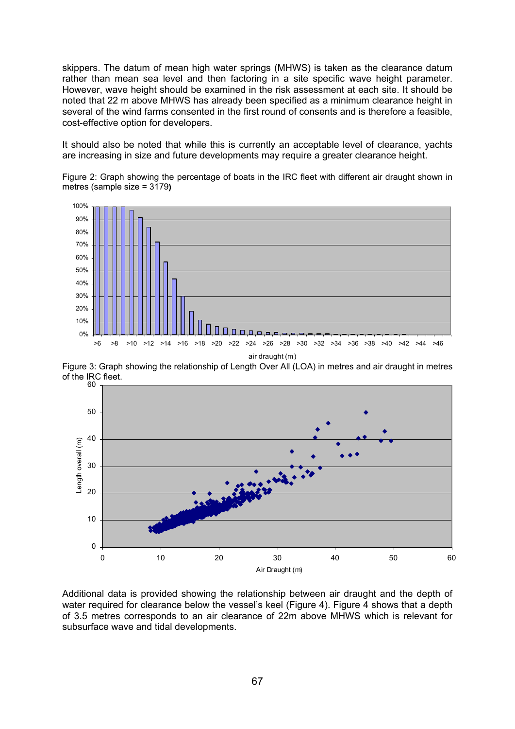skippers. The datum of mean high water springs (MHWS) is taken as the clearance datum rather than mean sea level and then factoring in a site specific wave height parameter. However, wave height should be examined in the risk assessment at each site. It should be noted that 22 m above MHWS has already been specified as a minimum clearance height in several of the wind farms consented in the first round of consents and is therefore a feasible, cost-effective option for developers.

It should also be noted that while this is currently an acceptable level of clearance, yachts are increasing in size and future developments may require a greater clearance height.

Figure 2: Graph showing the percentage of boats in the IRC fleet with different air draught shown in metres (sample size = 3179)

Figure 3: Graph showing the relationship of Length Over All (LOA) in metres and air draught in metres of the IRC fleet.

Additional data is provided showing the relationship between air draught and the depth of water required for clearance below the vessel's keel (Figure 4). Figure 4 shows that a depth of 3.5 metres corresponds to an air clearance of 22m above MHWS which is relevant for subsurface wave and tidal developments.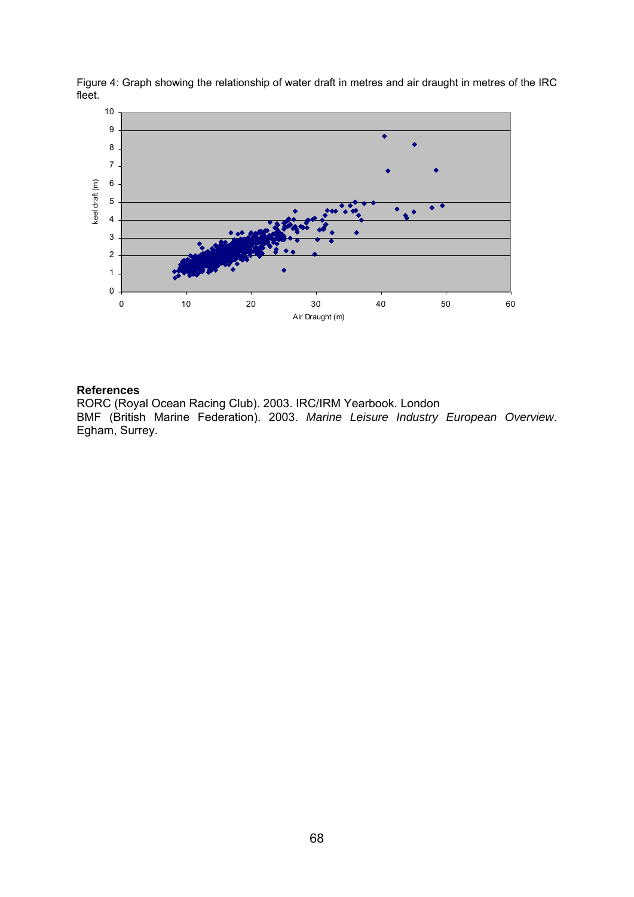Figure 4: Graph showing the relationship of water draft in metres and air draught in metres of the IRC fleet.

**References**

RORC (Royal Ocean Racing Club). 2003. IRC/IRM Yearbook. London

BMF (British Marine Federation). 2003. *Marine Leisure Industry European Overview*. Egham, Surrey.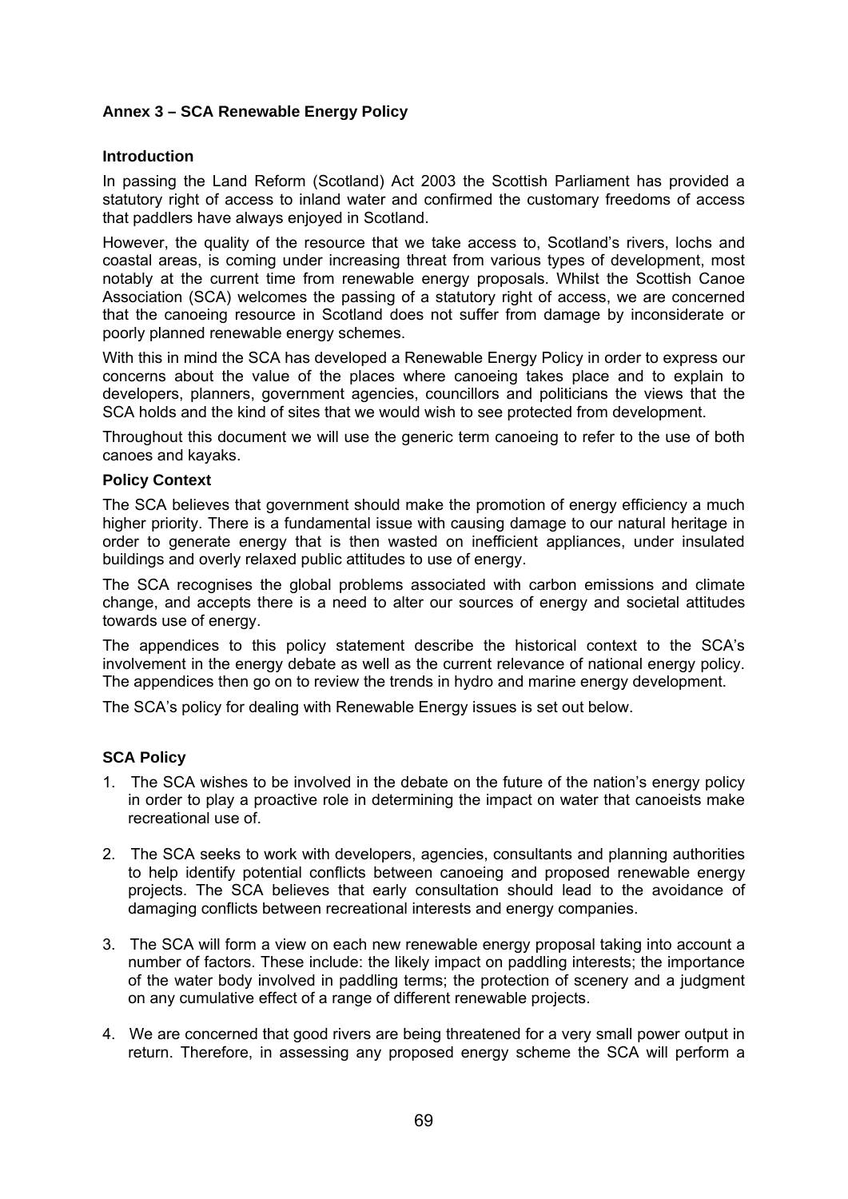## Annex 3 – SCA Renewable Energy Policy

### Introduction

In passing the Land Reform (Scotland) Act 2003 the Scottish Parliament has provided a statutory right of access to inland water and confirmed the customary freedoms of access that paddlers have always enjoyed in Scotland.

However, the quality of the resource that we take access to, Scotland's rivers, lochs and coastal areas, is coming under increasing threat from various types of development, most notably at the current time from renewable energy proposals. Whilst the Scottish Canoe Association (SCA) welcomes the passing of a statutory right of access, we are concerned that the canoeing resource in Scotland does not suffer from damage by inconsiderate or poorly planned renewable energy schemes.

With this in mind the SCA has developed a Renewable Energy Policy in order to express our concerns about the value of the places where canoeing takes place and to explain to developers, planners, government agencies, councillors and politicians the views that the SCA holds and the kind of sites that we would wish to see protected from development.

Throughout this document we will use the generic term canoeing to refer to the use of both canoes and kayaks.

### Policy Context

The SCA believes that government should make the promotion of energy efficiency a much higher priority. There is a fundamental issue with causing damage to our natural heritage in order to generate energy that is then wasted on inefficient appliances, under insulated buildings and overly relaxed public attitudes to use of energy.

The SCA recognises the global problems associated with carbon emissions and climate change, and accepts there is a need to alter our sources of energy and societal attitudes towards use of energy.

The appendices to this policy statement describe the historical context to the SCA's involvement in the energy debate as well as the current relevance of national energy policy. The appendices then go on to review the trends in hydro and marine energy development.

The SCA's policy for dealing with Renewable Energy issues is set out below.

### SCA Policy

1. The SCA wishes to be involved in the debate on the future of the nation's energy policy in order to play a proactive role in determining the impact on water that canoeists make recreational use of.

2. The SCA seeks to work with developers, agencies, consultants and planning authorities to help identify potential conflicts between canoeing and proposed renewable energy projects. The SCA believes that early consultation should lead to the avoidance of damaging conflicts between recreational interests and energy companies.

3. The SCA will form a view on each new renewable energy proposal taking into account a number of factors. These include: the likely impact on paddling interests; the importance of the water body involved in paddling terms; the protection of scenery and a judgment on any cumulative effect of a range of different renewable projects.

4. We are concerned that good rivers are being threatened for a very small power output in return. Therefore, in assessing any proposed energy scheme the SCA will perform a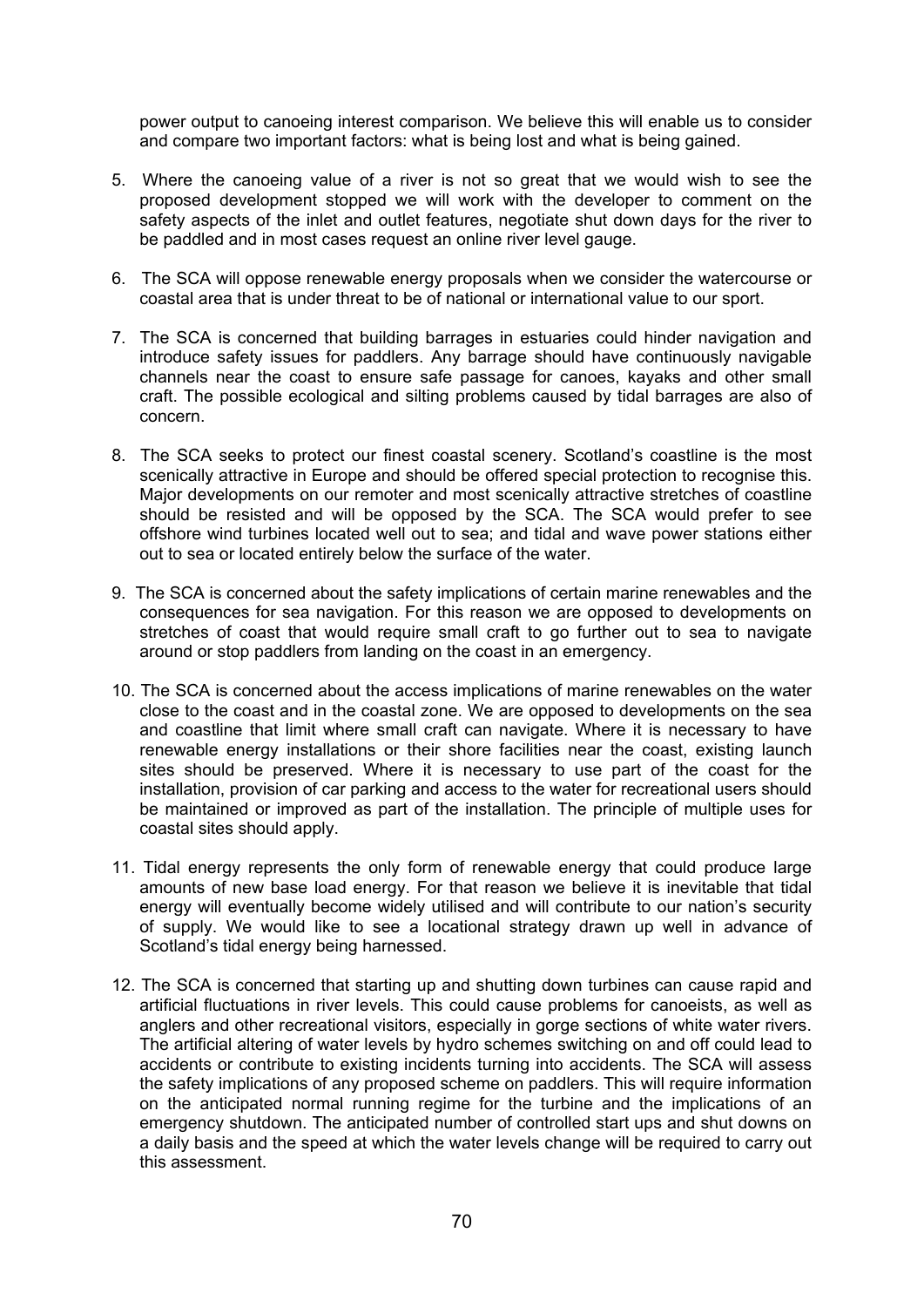power output to canoeing interest comparison. We believe this will enable us to consider and compare two important factors: what is being lost and what is being gained.

5. Where the canoeing value of a river is not so great that we would wish to see the proposed development stopped we will work with the developer to comment on the safety aspects of the inlet and outlet features, negotiate shut down days for the river to be paddled and in most cases request an online river level gauge.

6. The SCA will oppose renewable energy proposals when we consider the watercourse or coastal area that is under threat to be of national or international value to our sport.

7. The SCA is concerned that building barrages in estuaries could hinder navigation and introduce safety issues for paddlers. Any barrage should have continuously navigable channels near the coast to ensure safe passage for canoes, kayaks and other small craft. The possible ecological and silting problems caused by tidal barrages are also of concern.

8. The SCA seeks to protect our finest coastal scenery. Scotland's coastline is the most scenically attractive in Europe and should be offered special protection to recognise this. Major developments on our remoter and most scenically attractive stretches of coastline should be resisted and will be opposed by the SCA. The SCA would prefer to see offshore wind turbines located well out to sea; and tidal and wave power stations either out to sea or located entirely below the surface of the water.

9. The SCA is concerned about the safety implications of certain marine renewables and the consequences for sea navigation. For this reason we are opposed to developments on stretches of coast that would require small craft to go further out to sea to navigate around or stop paddlers from landing on the coast in an emergency.

10. The SCA is concerned about the access implications of marine renewables on the water close to the coast and in the coastal zone. We are opposed to developments on the sea and coastline that limit where small craft can navigate. Where it is necessary to have renewable energy installations or their shore facilities near the coast, existing launch sites should be preserved. Where it is necessary to use part of the coast for the installation, provision of car parking and access to the water for recreational users should be maintained or improved as part of the installation. The principle of multiple uses for coastal sites should apply.

11. Tidal energy represents the only form of renewable energy that could produce large amounts of new base load energy. For that reason we believe it is inevitable that tidal energy will eventually become widely utilised and will contribute to our nation's security of supply. We would like to see a locational strategy drawn up well in advance of Scotland's tidal energy being harnessed.

12. The SCA is concerned that starting up and shutting down turbines can cause rapid and artificial fluctuations in river levels. This could cause problems for canoeists, as well as anglers and other recreational visitors, especially in gorge sections of white water rivers. The artificial altering of water levels by hydro schemes switching on and off could lead to accidents or contribute to existing incidents turning into accidents. The SCA will assess the safety implications of any proposed scheme on paddlers. This will require information on the anticipated normal running regime for the turbine and the implications of an emergency shutdown. The anticipated number of controlled start ups and shut downs on a daily basis and the speed at which the water levels change will be required to carry out this assessment.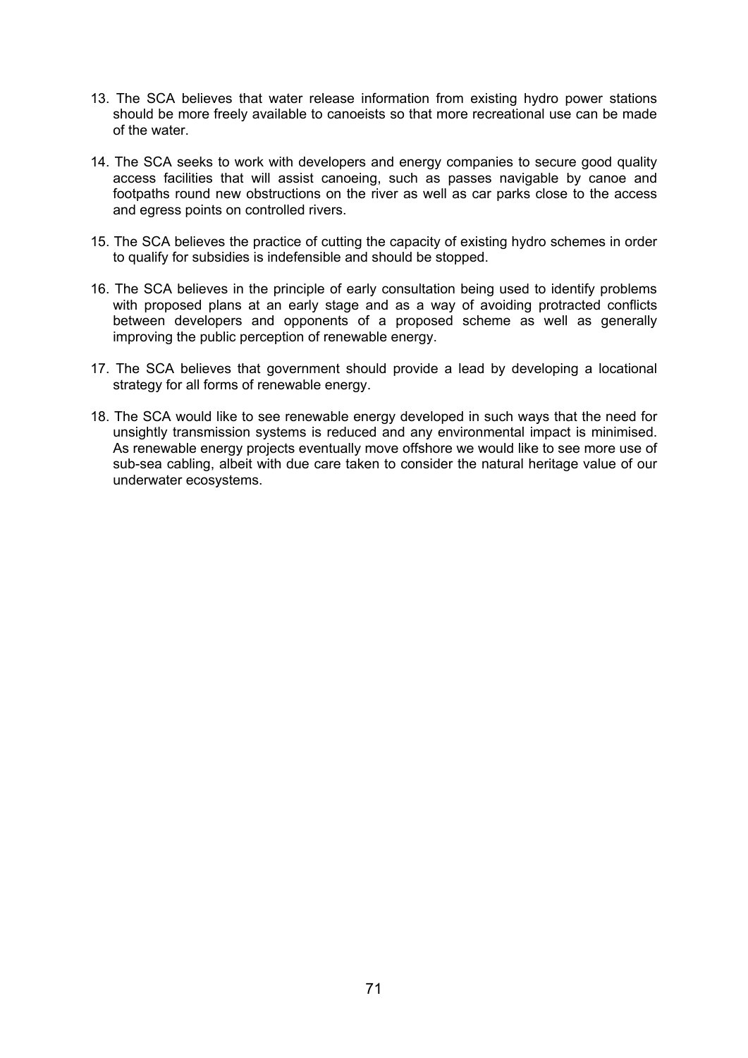13. The SCA believes that water release information from existing hydro power stations should be more freely available to canoeists so that more recreational use can be made of the water.

14. The SCA seeks to work with developers and energy companies to secure good quality access facilities that will assist canoeing, such as passes navigable by canoe and footpaths round new obstructions on the river as well as car parks close to the access and egress points on controlled rivers.

15. The SCA believes the practice of cutting the capacity of existing hydro schemes in order to qualify for subsidies is indefensible and should be stopped.

16. The SCA believes in the principle of early consultation being used to identify problems with proposed plans at an early stage and as a way of avoiding protracted conflicts between developers and opponents of a proposed scheme as well as generally improving the public perception of renewable energy.

17. The SCA believes that government should provide a lead by developing a locational strategy for all forms of renewable energy.

18. The SCA would like to see renewable energy developed in such ways that the need for unsightly transmission systems is reduced and any environmental impact is minimised. As renewable energy projects eventually move offshore we would like to see more use of sub-sea cabling, albeit with due care taken to consider the natural heritage value of our underwater ecosystems.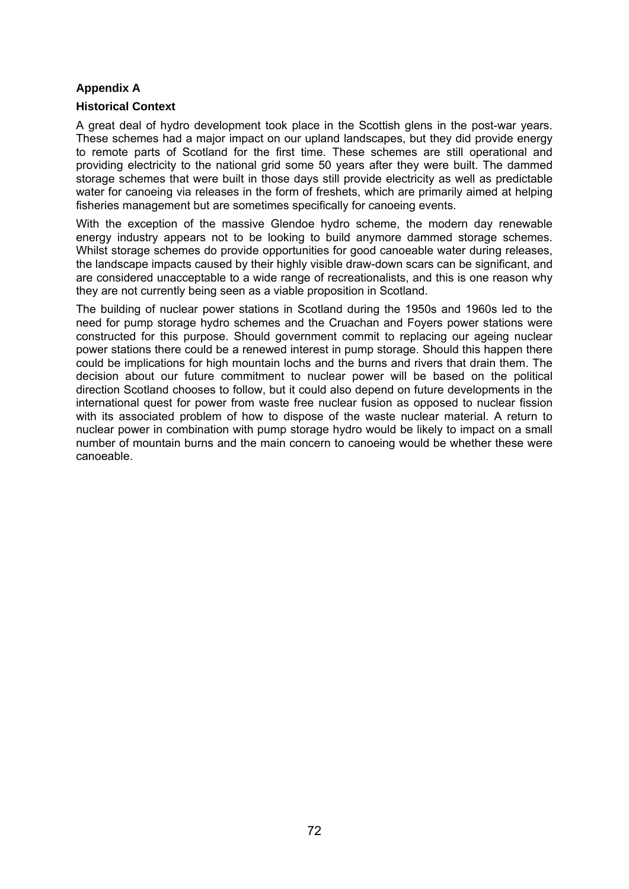**Appendix A**

**Historical Context**

A great deal of hydro development took place in the Scottish glens in the post-war years. These schemes had a major impact on our upland landscapes, but they did provide energy to remote parts of Scotland for the first time. These schemes are still operational and providing electricity to the national grid some 50 years after they were built. The dammed storage schemes that were built in those days still provide electricity as well as predictable water for canoeing via releases in the form of freshets, which are primarily aimed at helping fisheries management but are sometimes specifically for canoeing events.

With the exception of the massive Glendoe hydro scheme, the modern day renewable energy industry appears not to be looking to build anymore dammed storage schemes. Whilst storage schemes do provide opportunities for good canoeable water during releases, the landscape impacts caused by their highly visible draw-down scars can be significant, and are considered unacceptable to a wide range of recreationalists, and this is one reason why they are not currently being seen as a viable proposition in Scotland.

The building of nuclear power stations in Scotland during the 1950s and 1960s led to the need for pump storage hydro schemes and the Cruachan and Foyers power stations were constructed for this purpose. Should government commit to replacing our ageing nuclear power stations there could be a renewed interest in pump storage. Should this happen there could be implications for high mountain lochs and the burns and rivers that drain them. The decision about our future commitment to nuclear power will be based on the political direction Scotland chooses to follow, but it could also depend on future developments in the international quest for power from waste free nuclear fusion as opposed to nuclear fission with its associated problem of how to dispose of the waste nuclear material. A return to nuclear power in combination with pump storage hydro would be likely to impact on a small number of mountain burns and the main concern to canoeing would be whether these were canoeable.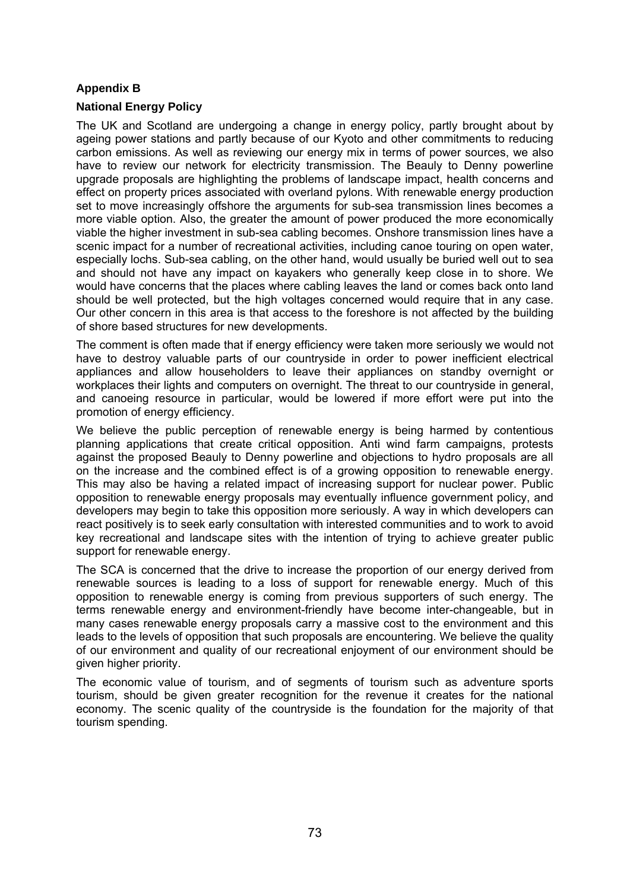**Appendix B**

**National Energy Policy**

The UK and Scotland are undergoing a change in energy policy, partly brought about by ageing power stations and partly because of our Kyoto and other commitments to reducing carbon emissions. As well as reviewing our energy mix in terms of power sources, we also have to review our network for electricity transmission. The Beauly to Denny powerline upgrade proposals are highlighting the problems of landscape impact, health concerns and effect on property prices associated with overland pylons. With renewable energy production set to move increasingly offshore the arguments for sub-sea transmission lines becomes a more viable option. Also, the greater the amount of power produced the more economically viable the higher investment in sub-sea cabling becomes. Onshore transmission lines have a scenic impact for a number of recreational activities, including canoe touring on open water, especially lochs. Sub-sea cabling, on the other hand, would usually be buried well out to sea and should not have any impact on kayakers who generally keep close in to shore. We would have concerns that the places where cabling leaves the land or comes back onto land should be well protected, but the high voltages concerned would require that in any case. Our other concern in this area is that access to the foreshore is not affected by the building of shore based structures for new developments.

The comment is often made that if energy efficiency were taken more seriously we would not have to destroy valuable parts of our countryside in order to power inefficient electrical appliances and allow householders to leave their appliances on standby overnight or workplaces their lights and computers on overnight. The threat to our countryside in general, and canoeing resource in particular, would be lowered if more effort were put into the promotion of energy efficiency.

We believe the public perception of renewable energy is being harmed by contentious planning applications that create critical opposition. Anti wind farm campaigns, protests against the proposed Beauly to Denny powerline and objections to hydro proposals are all on the increase and the combined effect is of a growing opposition to renewable energy. This may also be having a related impact of increasing support for nuclear power. Public opposition to renewable energy proposals may eventually influence government policy, and developers may begin to take this opposition more seriously. A way in which developers can react positively is to seek early consultation with interested communities and to work to avoid key recreational and landscape sites with the intention of trying to achieve greater public support for renewable energy.

The SCA is concerned that the drive to increase the proportion of our energy derived from renewable sources is leading to a loss of support for renewable energy. Much of this opposition to renewable energy is coming from previous supporters of such energy. The terms renewable energy and environment-friendly have become inter-changeable, but in many cases renewable energy proposals carry a massive cost to the environment and this leads to the levels of opposition that such proposals are encountering. We believe the quality of our environment and quality of our recreational enjoyment of our environment should be given higher priority.

The economic value of tourism, and of segments of tourism such as adventure sports tourism, should be given greater recognition for the revenue it creates for the national economy. The scenic quality of the countryside is the foundation for the majority of that tourism spending.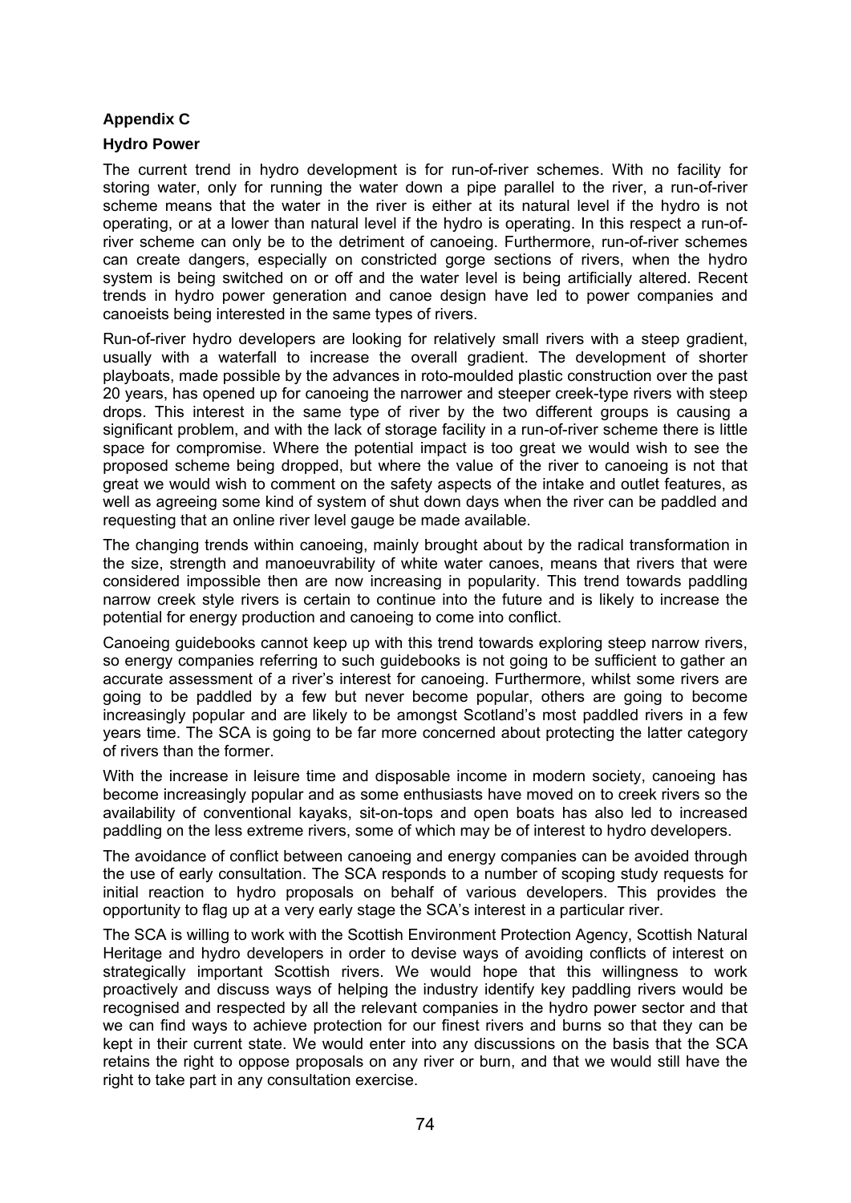## Appendix C

### Hydro Power

The current trend in hydro development is for run-of-river schemes. With no facility for storing water, only for running the water down a pipe parallel to the river, a run-of-river scheme means that the water in the river is either at its natural level if the hydro is not operating, or at a lower than natural level if the hydro is operating. In this respect a run-of-river scheme can only be to the detriment of canoeing. Furthermore, run-of-river schemes can create dangers, especially on constricted gorge sections of rivers, when the hydro system is being switched on or off and the water level is being artificially altered. Recent trends in hydro power generation and canoe design have led to power companies and canoeists being interested in the same types of rivers.

Run-of-river hydro developers are looking for relatively small rivers with a steep gradient, usually with a waterfall to increase the overall gradient. The development of shorter playboats, made possible by the advances in roto-moulded plastic construction over the past 20 years, has opened up for canoeing the narrower and steeper creek-type rivers with steep drops. This interest in the same type of river by the two different groups is causing a significant problem, and with the lack of storage facility in a run-of-river scheme there is little space for compromise. Where the potential impact is too great we would wish to see the proposed scheme being dropped, but where the value of the river to canoeing is not that great we would wish to comment on the safety aspects of the intake and outlet features, as well as agreeing some kind of system of shut down days when the river can be paddled and requesting that an online river level gauge be made available.

The changing trends within canoeing, mainly brought about by the radical transformation in the size, strength and manoeuvrability of white water canoes, means that rivers that were considered impossible then are now increasing in popularity. This trend towards paddling narrow creek style rivers is certain to continue into the future and is likely to increase the potential for energy production and canoeing to come into conflict.

Canoeing guidebooks cannot keep up with this trend towards exploring steep narrow rivers, so energy companies referring to such guidebooks is not going to be sufficient to gather an accurate assessment of a river's interest for canoeing. Furthermore, whilst some rivers are going to be paddled by a few but never become popular, others are going to become increasingly popular and are likely to be amongst Scotland's most paddled rivers in a few years time. The SCA is going to be far more concerned about protecting the latter category of rivers than the former.

With the increase in leisure time and disposable income in modern society, canoeing has become increasingly popular and as some enthusiasts have moved on to creek rivers so the availability of conventional kayaks, sit-on-tops and open boats has also led to increased paddling on the less extreme rivers, some of which may be of interest to hydro developers.

The avoidance of conflict between canoeing and energy companies can be avoided through the use of early consultation. The SCA responds to a number of scoping study requests for initial reaction to hydro proposals on behalf of various developers. This provides the opportunity to flag up at a very early stage the SCA's interest in a particular river.

The SCA is willing to work with the Scottish Environment Protection Agency, Scottish Natural Heritage and hydro developers in order to devise ways of avoiding conflicts of interest on strategically important Scottish rivers. We would hope that this willingness to work proactively and discuss ways of helping the industry identify key paddling rivers would be recognised and respected by all the relevant companies in the hydro power sector and that we can find ways to achieve protection for our finest rivers and burns so that they can be kept in their current state. We would enter into any discussions on the basis that the SCA retains the right to oppose proposals on any river or burn, and that we would still have the right to take part in any consultation exercise.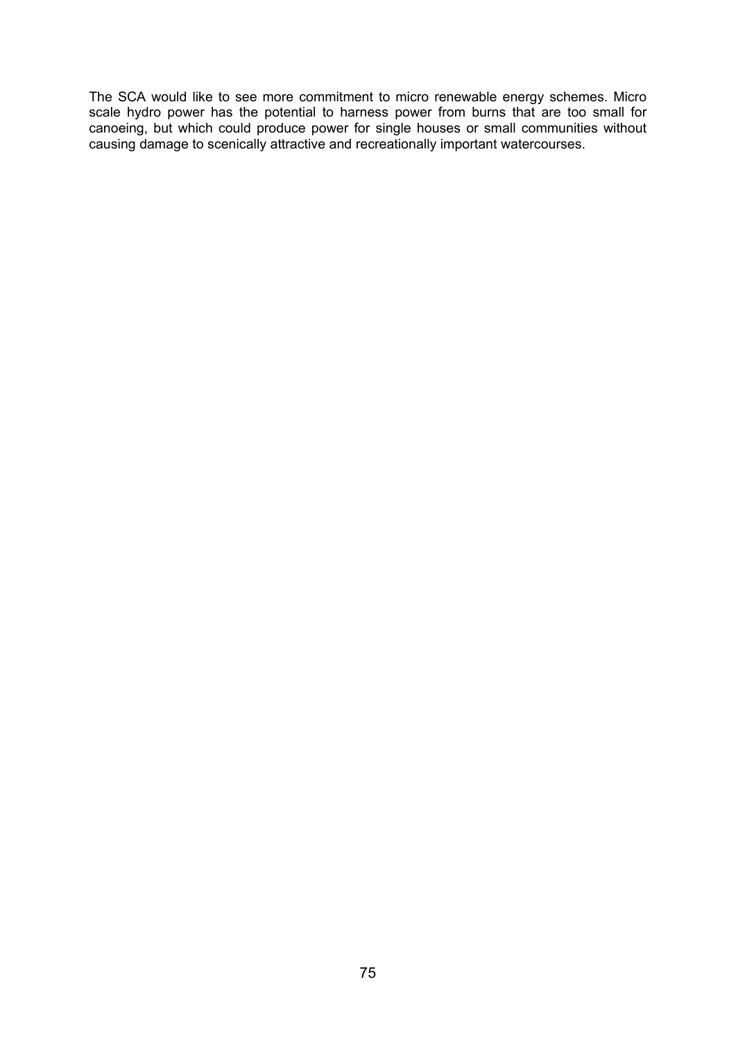The SCA would like to see more commitment to micro renewable energy schemes. Micro scale hydro power has the potential to harness power from burns that are too small for canoeing, but which could produce power for single houses or small communities without causing damage to scenically attractive and recreationally important watercourses.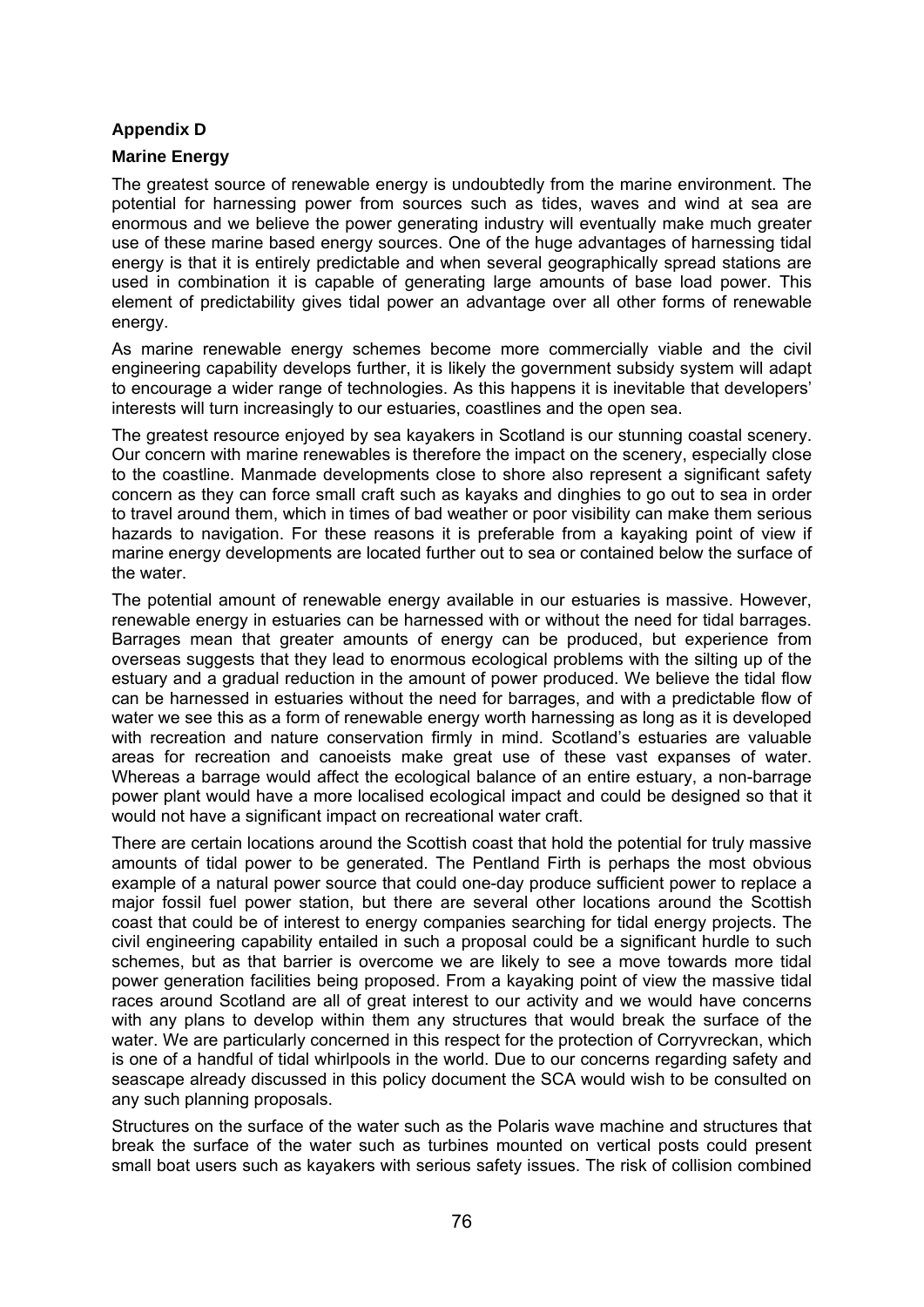## Appendix D

### Marine Energy

The greatest source of renewable energy is undoubtedly from the marine environment. The potential for harnessing power from sources such as tides, waves and wind at sea are enormous and we believe the power generating industry will eventually make much greater use of these marine based energy sources. One of the huge advantages of harnessing tidal energy is that it is entirely predictable and when several geographically spread stations are used in combination it is capable of generating large amounts of base load power. This element of predictability gives tidal power an advantage over all other forms of renewable energy.

As marine renewable energy schemes become more commercially viable and the civil engineering capability develops further, it is likely the government subsidy system will adapt to encourage a wider range of technologies. As this happens it is inevitable that developers' interests will turn increasingly to our estuaries, coastlines and the open sea.

The greatest resource enjoyed by sea kayakers in Scotland is our stunning coastal scenery. Our concern with marine renewables is therefore the impact on the scenery, especially close to the coastline. Manmade developments close to shore also represent a significant safety concern as they can force small craft such as kayaks and dinghies to go out to sea in order to travel around them, which in times of bad weather or poor visibility can make them serious hazards to navigation. For these reasons it is preferable from a kayaking point of view if marine energy developments are located further out to sea or contained below the surface of the water.

The potential amount of renewable energy available in our estuaries is massive. However, renewable energy in estuaries can be harnessed with or without the need for tidal barrages. Barrages mean that greater amounts of energy can be produced, but experience from overseas suggests that they lead to enormous ecological problems with the silting up of the estuary and a gradual reduction in the amount of power produced. We believe the tidal flow can be harnessed in estuaries without the need for barrages, and with a predictable flow of water we see this as a form of renewable energy worth harnessing as long as it is developed with recreation and nature conservation firmly in mind. Scotland's estuaries are valuable areas for recreation and canoeists make great use of these vast expanses of water. Whereas a barrage would affect the ecological balance of an entire estuary, a non-barrage power plant would have a more localised ecological impact and could be designed so that it would not have a significant impact on recreational water craft.

There are certain locations around the Scottish coast that hold the potential for truly massive amounts of tidal power to be generated. The Pentland Firth is perhaps the most obvious example of a natural power source that could one-day produce sufficient power to replace a major fossil fuel power station, but there are several other locations around the Scottish coast that could be of interest to energy companies searching for tidal energy projects. The civil engineering capability entailed in such a proposal could be a significant hurdle to such schemes, but as that barrier is overcome we are likely to see a move towards more tidal power generation facilities being proposed. From a kayaking point of view the massive tidal races around Scotland are all of great interest to our activity and we would have concerns with any plans to develop within them any structures that would break the surface of the water. We are particularly concerned in this respect for the protection of Corryvreckan, which is one of a handful of tidal whirlpools in the world. Due to our concerns regarding safety and seascape already discussed in this policy document the SCA would wish to be consulted on any such planning proposals.

Structures on the surface of the water such as the Polaris wave machine and structures that break the surface of the water such as turbines mounted on vertical posts could present small boat users such as kayakers with serious safety issues. The risk of collision combined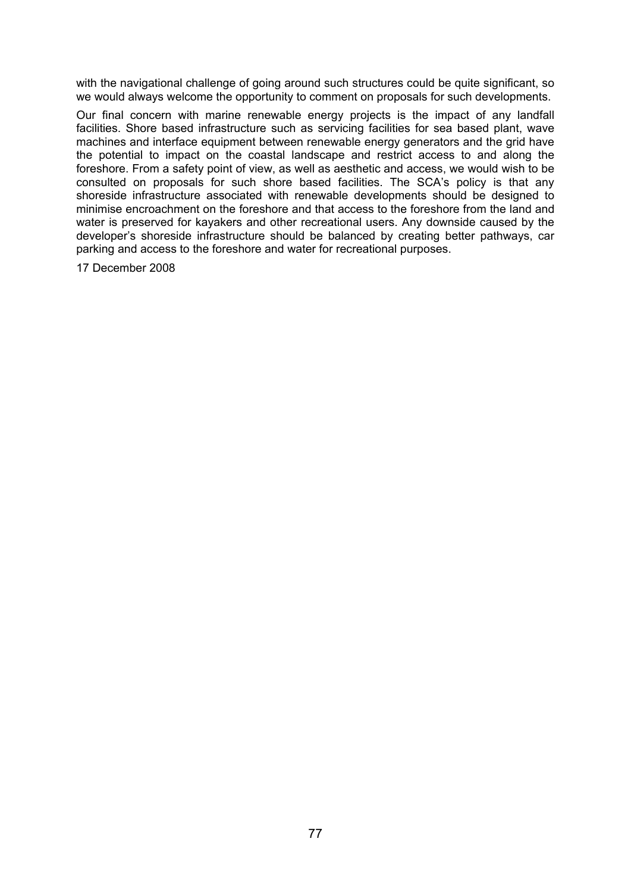with the navigational challenge of going around such structures could be quite significant, so we would always welcome the opportunity to comment on proposals for such developments.

Our final concern with marine renewable energy projects is the impact of any landfall facilities. Shore based infrastructure such as servicing facilities for sea based plant, wave machines and interface equipment between renewable energy generators and the grid have the potential to impact on the coastal landscape and restrict access to and along the foreshore. From a safety point of view, as well as aesthetic and access, we would wish to be consulted on proposals for such shore based facilities. The SCA's policy is that any shoreside infrastructure associated with renewable developments should be designed to minimise encroachment on the foreshore and that access to the foreshore from the land and water is preserved for kayakers and other recreational users. Any downside caused by the developer's shoreside infrastructure should be balanced by creating better pathways, car parking and access to the foreshore and water for recreational purposes.

17 December 2008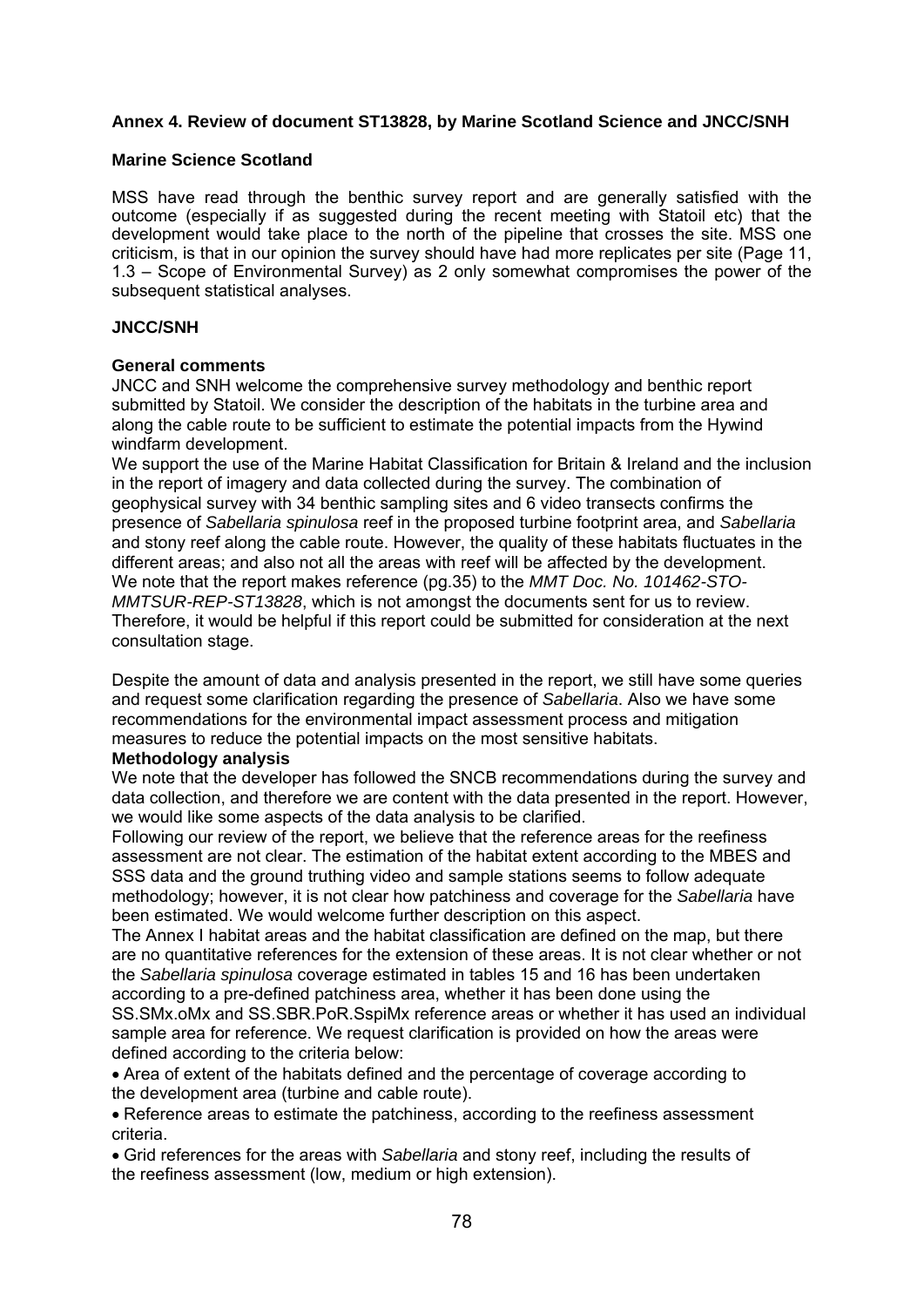## Annex 4. Review of document ST13828, by Marine Scotland Science and JNCC/SNH

### Marine Science Scotland

MSS have read through the benthic survey report and are generally satisfied with the outcome (especially if as suggested during the recent meeting with Statoil etc) that the development would take place to the north of the pipeline that crosses the site. MSS one criticism, is that in our opinion the survey should have had more replicates per site (Page 11, 1.3 – Scope of Environmental Survey) as 2 only somewhat compromises the power of the subsequent statistical analyses.

### JNCC/SNH

**General comments**

JNCC and SNH welcome the comprehensive survey methodology and benthic report submitted by Statoil. We consider the description of the habitats in the turbine area and along the cable route to be sufficient to estimate the potential impacts from the Hywind windfarm development.

We support the use of the Marine Habitat Classification for Britain & Ireland and the inclusion in the report of imagery and data collected during the survey. The combination of geophysical survey with 34 benthic sampling sites and 6 video transects confirms the presence of *Sabellaria spinulosa* reef in the proposed turbine footprint area, and *Sabellaria* and stony reef along the cable route. However, the quality of these habitats fluctuates in the different areas; and also not all the areas with reef will be affected by the development.

We note that the report makes reference (pg.35) to the *MMT Doc. No. 101462-STO-MMTSUR-REP-ST13828*, which is not amongst the documents sent for us to review. Therefore, it would be helpful if this report could be submitted for consideration at the next consultation stage.

Despite the amount of data and analysis presented in the report, we still have some queries and request some clarification regarding the presence of *Sabellaria*. Also we have some recommendations for the environmental impact assessment process and mitigation measures to reduce the potential impacts on the most sensitive habitats.

**Methodology analysis**

We note that the developer has followed the SNCB recommendations during the survey and data collection, and therefore we are content with the data presented in the report. However, we would like some aspects of the data analysis to be clarified.

Following our review of the report, we believe that the reference areas for the reefiness assessment are not clear. The estimation of the habitat extent according to the MBES and SSS data and the ground truthing video and sample stations seems to follow adequate methodology; however, it is not clear how patchiness and coverage for the *Sabellaria* have been estimated. We would welcome further description on this aspect.

The Annex I habitat areas and the habitat classification are defined on the map, but there are no quantitative references for the extension of these areas. It is not clear whether or not the *Sabellaria spinulosa* coverage estimated in tables 15 and 16 has been undertaken according to a pre-defined patchiness area, whether it has been done using the SS.SMx.oMx and SS.SBR.PoR.SspiMx reference areas or whether it has used an individual sample area for reference. We request clarification is provided on how the areas were defined according to the criteria below:

- Area of extent of the habitats defined and the percentage of coverage according to the development area (turbine and cable route).
- Reference areas to estimate the patchiness, according to the reefiness assessment criteria.
- Grid references for the areas with *Sabellaria* and stony reef, including the results of the reefiness assessment (low, medium or high extension).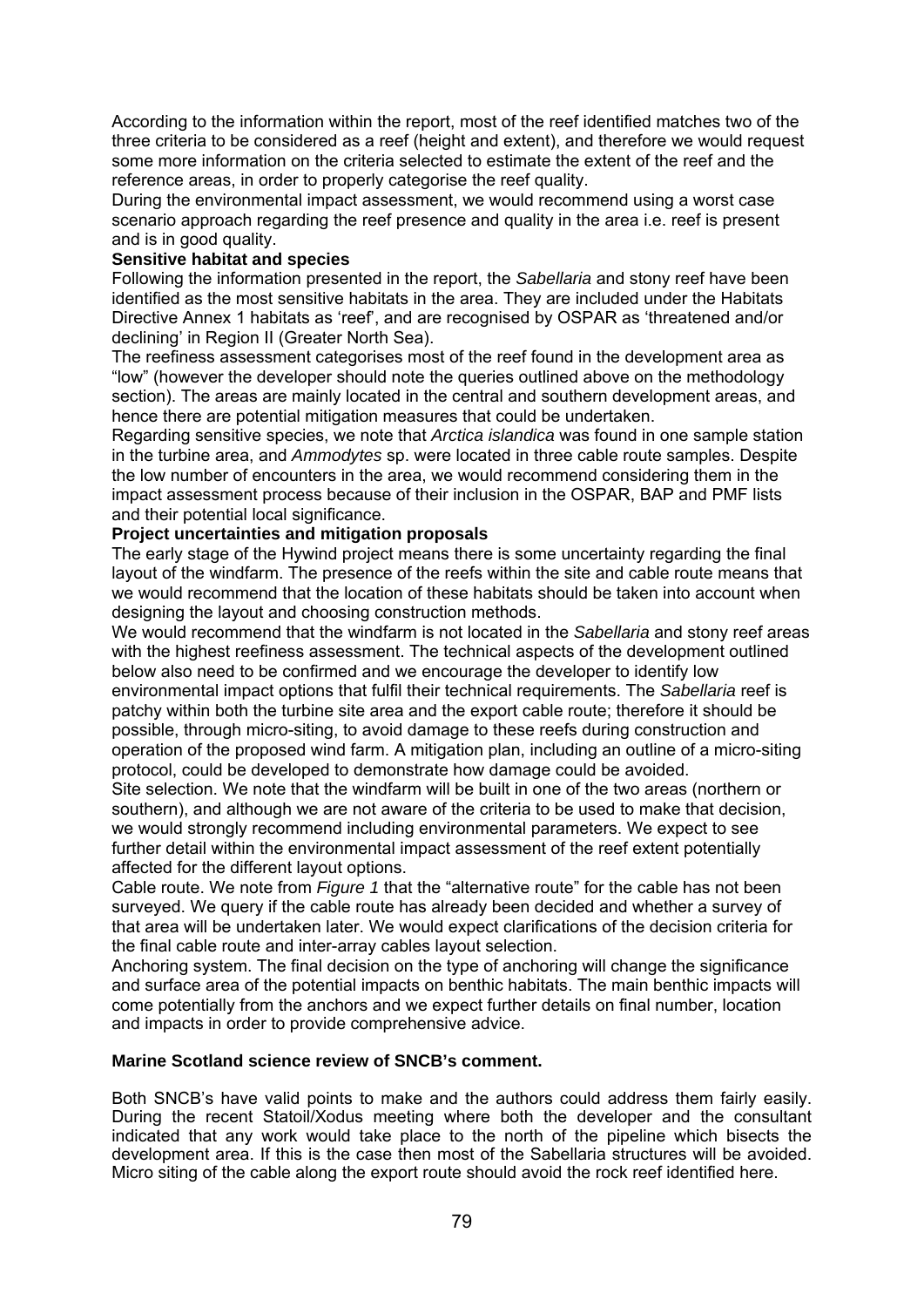According to the information within the report, most of the reef identified matches two of the three criteria to be considered as a reef (height and extent), and therefore we would request some more information on the criteria selected to estimate the extent of the reef and the reference areas, in order to properly categorise the reef quality.

During the environmental impact assessment, we would recommend using a worst case scenario approach regarding the reef presence and quality in the area i.e. reef is present and is in good quality.

**Sensitive habitat and species**

Following the information presented in the report, the *Sabellaria* and stony reef have been identified as the most sensitive habitats in the area. They are included under the Habitats Directive Annex 1 habitats as 'reef', and are recognised by OSPAR as 'threatened and/or declining' in Region II (Greater North Sea).

The reefiness assessment categorises most of the reef found in the development area as "low" (however the developer should note the queries outlined above on the methodology section). The areas are mainly located in the central and southern development areas, and hence there are potential mitigation measures that could be undertaken.

Regarding sensitive species, we note that *Arctica islandica* was found in one sample station in the turbine area, and *Ammodytes* sp. were located in three cable route samples. Despite the low number of encounters in the area, we would recommend considering them in the impact assessment process because of their inclusion in the OSPAR, BAP and PMF lists and their potential local significance.

**Project uncertainties and mitigation proposals**

The early stage of the Hywind project means there is some uncertainty regarding the final layout of the windfarm. The presence of the reefs within the site and cable route means that we would recommend that the location of these habitats should be taken into account when designing the layout and choosing construction methods.

We would recommend that the windfarm is not located in the *Sabellaria* and stony reef areas with the highest reefiness assessment. The technical aspects of the development outlined below also need to be confirmed and we encourage the developer to identify low environmental impact options that fulfil their technical requirements. The *Sabellaria* reef is patchy within both the turbine site area and the export cable route; therefore it should be possible, through micro-siting, to avoid damage to these reefs during construction and operation of the proposed wind farm. A mitigation plan, including an outline of a micro-siting protocol, could be developed to demonstrate how damage could be avoided.

Site selection. We note that the windfarm will be built in one of the two areas (northern or southern), and although we are not aware of the criteria to be used to make that decision, we would strongly recommend including environmental parameters. We expect to see further detail within the environmental impact assessment of the reef extent potentially affected for the different layout options.

Cable route. We note from *Figure 1* that the "alternative route" for the cable has not been surveyed. We query if the cable route has already been decided and whether a survey of that area will be undertaken later. We would expect clarifications of the decision criteria for the final cable route and inter-array cables layout selection.

Anchoring system. The final decision on the type of anchoring will change the significance and surface area of the potential impacts on benthic habitats. The main benthic impacts will come potentially from the anchors and we expect further details on final number, location and impacts in order to provide comprehensive advice.

**Marine Scotland science review of SNCB's comment.**

Both SNCB's have valid points to make and the authors could address them fairly easily. During the recent Statoil/Xodus meeting where both the developer and the consultant indicated that any work would take place to the north of the pipeline which bisects the development area. If this is the case then most of the Sabellaria structures will be avoided. Micro siting of the cable along the export route should avoid the rock reef identified here.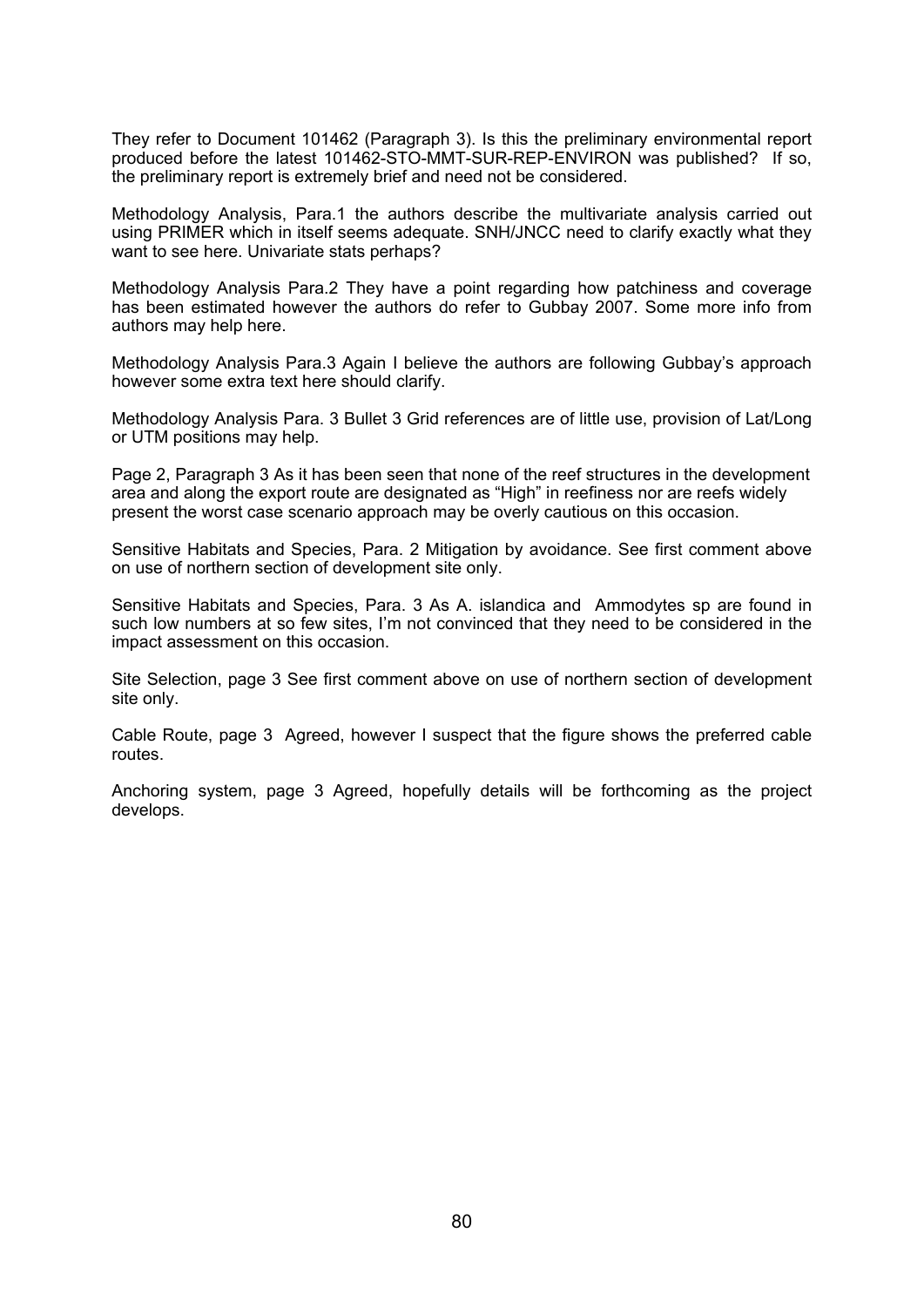They refer to Document 101462 (Paragraph 3). Is this the preliminary environmental report produced before the latest 101462-STO-MMT-SUR-REP-ENVIRON was published? If so, the preliminary report is extremely brief and need not be considered.

Methodology Analysis, Para.1 the authors describe the multivariate analysis carried out using PRIMER which in itself seems adequate. SNH/JNCC need to clarify exactly what they want to see here. Univariate stats perhaps?

Methodology Analysis Para.2 They have a point regarding how patchiness and coverage has been estimated however the authors do refer to Gubbay 2007. Some more info from authors may help here.

Methodology Analysis Para.3 Again I believe the authors are following Gubbay's approach however some extra text here should clarify.

Methodology Analysis Para. 3 Bullet 3 Grid references are of little use, provision of Lat/Long or UTM positions may help.

Page 2, Paragraph 3 As it has been seen that none of the reef structures in the development area and along the export route are designated as "High" in reefiness nor are reefs widely present the worst case scenario approach may be overly cautious on this occasion.

Sensitive Habitats and Species, Para. 2 Mitigation by avoidance. See first comment above on use of northern section of development site only.

Sensitive Habitats and Species, Para. 3 As A. islandica and Ammodytes sp are found in such low numbers at so few sites, I'm not convinced that they need to be considered in the impact assessment on this occasion.

Site Selection, page 3 See first comment above on use of northern section of development site only.

Cable Route, page 3 Agreed, however I suspect that the figure shows the preferred cable routes.

Anchoring system, page 3 Agreed, hopefully details will be forthcoming as the project develops.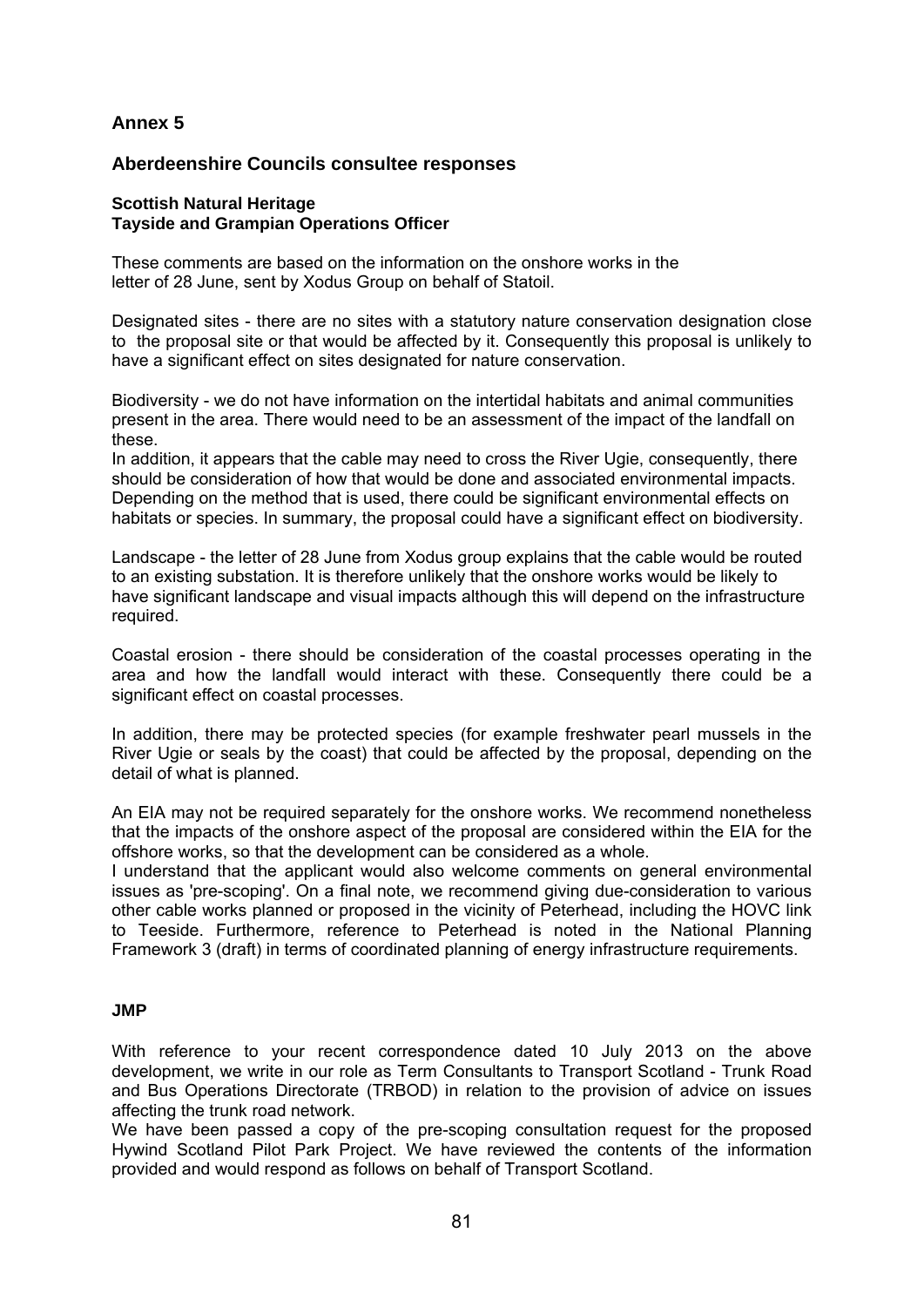## Annex 5

### Aberdeenshire Councils consultee responses

**Scottish Natural Heritage**
**Tayside and Grampian Operations Officer**

These comments are based on the information on the onshore works in the letter of 28 June, sent by Xodus Group on behalf of Statoil.

Designated sites - there are no sites with a statutory nature conservation designation close to the proposal site or that would be affected by it. Consequently this proposal is unlikely to have a significant effect on sites designated for nature conservation.

Biodiversity - we do not have information on the intertidal habitats and animal communities present in the area. There would need to be an assessment of the impact of the landfall on these.
In addition, it appears that the cable may need to cross the River Ugie, consequently, there should be consideration of how that would be done and associated environmental impacts. Depending on the method that is used, there could be significant environmental effects on habitats or species. In summary, the proposal could have a significant effect on biodiversity.

Landscape - the letter of 28 June from Xodus group explains that the cable would be routed to an existing substation. It is therefore unlikely that the onshore works would be likely to have significant landscape and visual impacts although this will depend on the infrastructure required.

Coastal erosion - there should be consideration of the coastal processes operating in the area and how the landfall would interact with these. Consequently there could be a significant effect on coastal processes.

In addition, there may be protected species (for example freshwater pearl mussels in the River Ugie or seals by the coast) that could be affected by the proposal, depending on the detail of what is planned.

An EIA may not be required separately for the onshore works. We recommend nonetheless that the impacts of the onshore aspect of the proposal are considered within the EIA for the offshore works, so that the development can be considered as a whole.
I understand that the applicant would also welcome comments on general environmental issues as 'pre-scoping'. On a final note, we recommend giving due-consideration to various other cable works planned or proposed in the vicinity of Peterhead, including the HOVC link to Teeside. Furthermore, reference to Peterhead is noted in the National Planning Framework 3 (draft) in terms of coordinated planning of energy infrastructure requirements.

**JMP**

With reference to your recent correspondence dated 10 July 2013 on the above development, we write in our role as Term Consultants to Transport Scotland - Trunk Road and Bus Operations Directorate (TRBOD) in relation to the provision of advice on issues affecting the trunk road network.
We have been passed a copy of the pre-scoping consultation request for the proposed Hywind Scotland Pilot Park Project. We have reviewed the contents of the information provided and would respond as follows on behalf of Transport Scotland.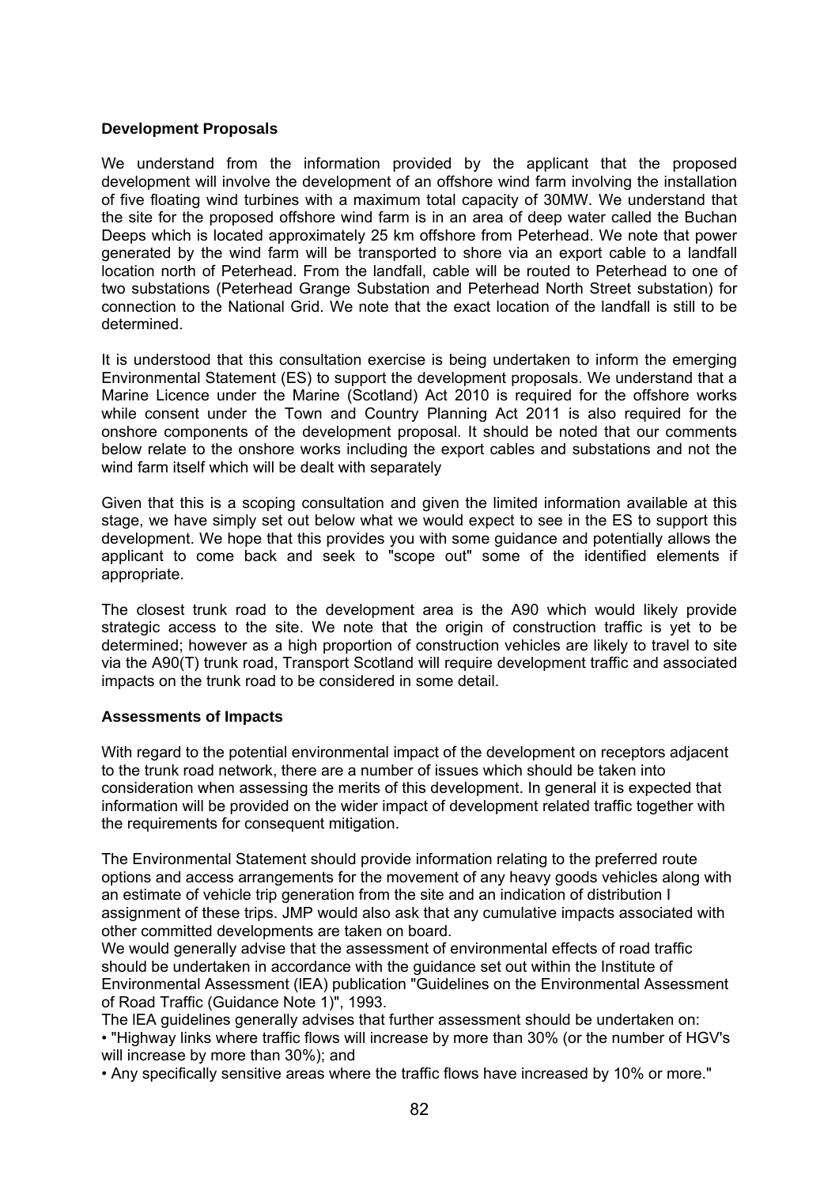**Development Proposals**

We understand from the information provided by the applicant that the proposed development will involve the development of an offshore wind farm involving the installation of five floating wind turbines with a maximum total capacity of 30MW. We understand that the site for the proposed offshore wind farm is in an area of deep water called the Buchan Deeps which is located approximately 25 km offshore from Peterhead. We note that power generated by the wind farm will be transported to shore via an export cable to a landfall location north of Peterhead. From the landfall, cable will be routed to Peterhead to one of two substations (Peterhead Grange Substation and Peterhead North Street substation) for connection to the National Grid. We note that the exact location of the landfall is still to be determined.

It is understood that this consultation exercise is being undertaken to inform the emerging Environmental Statement (ES) to support the development proposals. We understand that a Marine Licence under the Marine (Scotland) Act 2010 is required for the offshore works while consent under the Town and Country Planning Act 2011 is also required for the onshore components of the development proposal. It should be noted that our comments below relate to the onshore works including the export cables and substations and not the wind farm itself which will be dealt with separately

Given that this is a scoping consultation and given the limited information available at this stage, we have simply set out below what we would expect to see in the ES to support this development. We hope that this provides you with some guidance and potentially allows the applicant to come back and seek to "scope out" some of the identified elements if appropriate.

The closest trunk road to the development area is the A90 which would likely provide strategic access to the site. We note that the origin of construction traffic is yet to be determined; however as a high proportion of construction vehicles are likely to travel to site via the A90(T) trunk road, Transport Scotland will require development traffic and associated impacts on the trunk road to be considered in some detail.

**Assessments of Impacts**

With regard to the potential environmental impact of the development on receptors adjacent to the trunk road network, there are a number of issues which should be taken into consideration when assessing the merits of this development. In general it is expected that information will be provided on the wider impact of development related traffic together with the requirements for consequent mitigation.

The Environmental Statement should provide information relating to the preferred route options and access arrangements for the movement of any heavy goods vehicles along with an estimate of vehicle trip generation from the site and an indication of distribution I assignment of these trips. JMP would also ask that any cumulative impacts associated with other committed developments are taken on board.

We would generally advise that the assessment of environmental effects of road traffic should be undertaken in accordance with the guidance set out within the Institute of Environmental Assessment (IEA) publication "Guidelines on the Environmental Assessment of Road Traffic (Guidance Note 1)", 1993.

The IEA guidelines generally advises that further assessment should be undertaken on:

- "Highway links where traffic flows will increase by more than 30% (or the number of HGV's will increase by more than 30%); and
- Any specifically sensitive areas where the traffic flows have increased by 10% or more."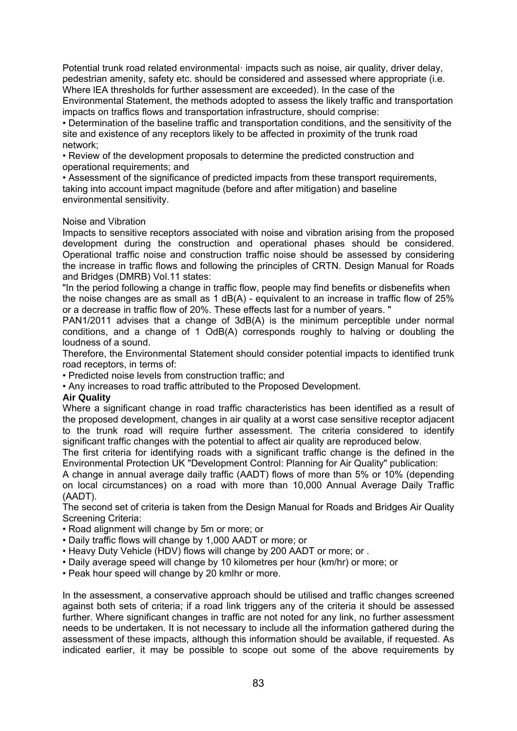Potential trunk road related environmental· impacts such as noise, air quality, driver delay, pedestrian amenity, safety etc. should be considered and assessed where appropriate (i.e. Where lEA thresholds for further assessment are exceeded). In the case of the Environmental Statement, the methods adopted to assess the likely traffic and transportation impacts on traffics flows and transportation infrastructure, should comprise:

- Determination of the baseline traffic and transportation conditions, and the sensitivity of the site and existence of any receptors likely to be affected in proximity of the trunk road network;
- Review of the development proposals to determine the predicted construction and operational requirements; and
- Assessment of the significance of predicted impacts from these transport requirements, taking into account impact magnitude (before and after mitigation) and baseline environmental sensitivity.

Noise and Vibration

Impacts to sensitive receptors associated with noise and vibration arising from the proposed development during the construction and operational phases should be considered. Operational traffic noise and construction traffic noise should be assessed by considering the increase in traffic flows and following the principles of CRTN. Design Manual for Roads and Bridges (DMRB) Vol.11 states:

"In the period following a change in traffic flow, people may find benefits or disbenefits when the noise changes are as small as 1 dB(A) - equivalent to an increase in traffic flow of 25% or a decrease in traffic flow of 20%. These effects last for a number of years. "

PAN1/2011 advises that a change of 3dB(A) is the minimum perceptible under normal conditions, and a change of 1 OdB(A) corresponds roughly to halving or doubling the loudness of a sound.

Therefore, the Environmental Statement should consider potential impacts to identified trunk road receptors, in terms of:

- Predicted noise levels from construction traffic; and
- Any increases to road traffic attributed to the Proposed Development.

**Air Quality**

Where a significant change in road traffic characteristics has been identified as a result of the proposed development, changes in air quality at a worst case sensitive receptor adjacent to the trunk road will require further assessment. The criteria considered to identify significant traffic changes with the potential to affect air quality are reproduced below.

The first criteria for identifying roads with a significant traffic change is the defined in the Environmental Protection UK "Development Control: Planning for Air Quality" publication:

A change in annual average daily traffic (AADT) flows of more than 5% or 10% (depending on local circumstances) on a road with more than 10,000 Annual Average Daily Traffic (AADT).

The second set of criteria is taken from the Design Manual for Roads and Bridges Air Quality Screening Criteria:

- Road alignment will change by 5m or more; or
- Daily traffic flows will change by 1,000 AADT or more; or
- Heavy Duty Vehicle (HDV) flows will change by 200 AADT or more; or .
- Daily average speed will change by 10 kilometres per hour (km/hr) or more; or
- Peak hour speed will change by 20 kmlhr or more.

In the assessment, a conservative approach should be utilised and traffic changes screened against both sets of criteria; if a road link triggers any of the criteria it should be assessed further. Where significant changes in traffic are not noted for any link, no further assessment needs to be undertaken. It is not necessary to include all the information gathered during the assessment of these impacts, although this information should be available, if requested. As indicated earlier, it may be possible to scope out some of the above requirements by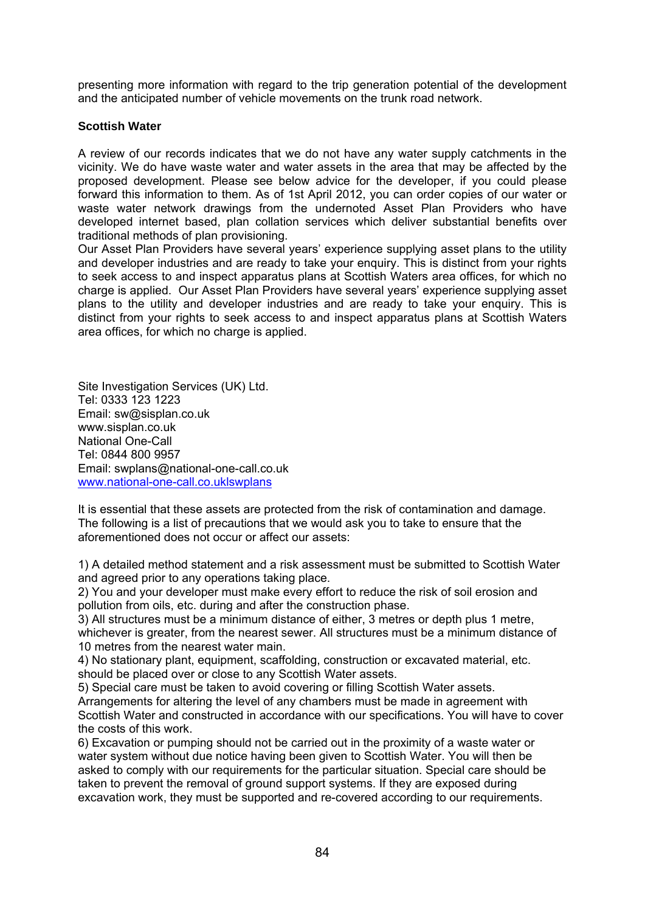presenting more information with regard to the trip generation potential of the development and the anticipated number of vehicle movements on the trunk road network.

**Scottish Water**

A review of our records indicates that we do not have any water supply catchments in the vicinity. We do have waste water and water assets in the area that may be affected by the proposed development. Please see below advice for the developer, if you could please forward this information to them. As of 1st April 2012, you can order copies of our water or waste water network drawings from the undernoted Asset Plan Providers who have developed internet based, plan collation services which deliver substantial benefits over traditional methods of plan provisioning.
Our Asset Plan Providers have several years' experience supplying asset plans to the utility and developer industries and are ready to take your enquiry. This is distinct from your rights to seek access to and inspect apparatus plans at Scottish Waters area offices, for which no charge is applied. Our Asset Plan Providers have several years' experience supplying asset plans to the utility and developer industries and are ready to take your enquiry. This is distinct from your rights to seek access to and inspect apparatus plans at Scottish Waters area offices, for which no charge is applied.

Site Investigation Services (UK) Ltd.
Tel: 0333 123 1223
Email: sw@sisplan.co.uk
www.sisplan.co.uk
National One-Call
Tel: 0844 800 9957
Email: swplans@national-one-call.co.uk
www.national-one-call.co.uklswplans

It is essential that these assets are protected from the risk of contamination and damage. The following is a list of precautions that we would ask you to take to ensure that the aforementioned does not occur or affect our assets:

1) A detailed method statement and a risk assessment must be submitted to Scottish Water and agreed prior to any operations taking place.
2) You and your developer must make every effort to reduce the risk of soil erosion and pollution from oils, etc. during and after the construction phase.
3) All structures must be a minimum distance of either, 3 metres or depth plus 1 metre, whichever is greater, from the nearest sewer. All structures must be a minimum distance of 10 metres from the nearest water main.
4) No stationary plant, equipment, scaffolding, construction or excavated material, etc. should be placed over or close to any Scottish Water assets.
5) Special care must be taken to avoid covering or filling Scottish Water assets. Arrangements for altering the level of any chambers must be made in agreement with Scottish Water and constructed in accordance with our specifications. You will have to cover the costs of this work.
6) Excavation or pumping should not be carried out in the proximity of a waste water or water system without due notice having been given to Scottish Water. You will then be asked to comply with our requirements for the particular situation. Special care should be taken to prevent the removal of ground support systems. If they are exposed during excavation work, they must be supported and re-covered according to our requirements.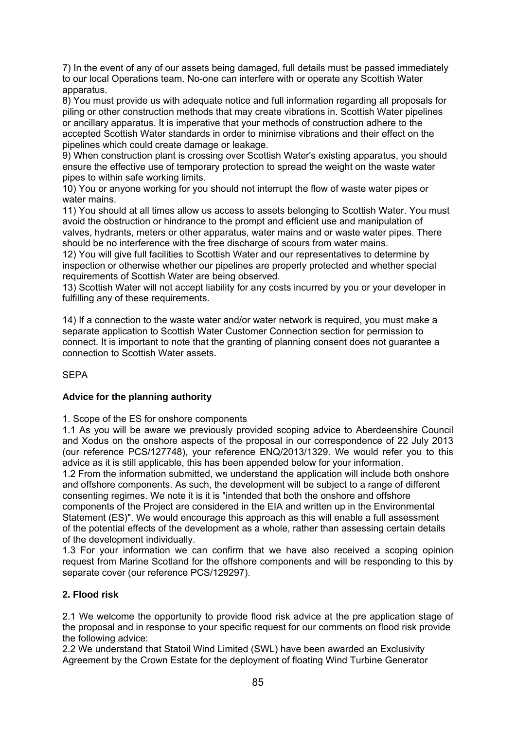7) In the event of any of our assets being damaged, full details must be passed immediately to our local Operations team. No-one can interfere with or operate any Scottish Water apparatus.

8) You must provide us with adequate notice and full information regarding all proposals for piling or other construction methods that may create vibrations in. Scottish Water pipelines or ancillary apparatus. It is imperative that your methods of construction adhere to the accepted Scottish Water standards in order to minimise vibrations and their effect on the pipelines which could create damage or leakage.

9) When construction plant is crossing over Scottish Water's existing apparatus, you should ensure the effective use of temporary protection to spread the weight on the waste water pipes to within safe working limits.

10) You or anyone working for you should not interrupt the flow of waste water pipes or water mains.

11) You should at all times allow us access to assets belonging to Scottish Water. You must avoid the obstruction or hindrance to the prompt and efficient use and manipulation of valves, hydrants, meters or other apparatus, water mains and or waste water pipes. There should be no interference with the free discharge of scours from water mains.

12) You will give full facilities to Scottish Water and our representatives to determine by inspection or otherwise whether our pipelines are properly protected and whether special requirements of Scottish Water are being observed.

13) Scottish Water will not accept liability for any costs incurred by you or your developer in fulfilling any of these requirements.

14) If a connection to the waste water and/or water network is required, you must make a separate application to Scottish Water Customer Connection section for permission to connect. It is important to note that the granting of planning consent does not guarantee a connection to Scottish Water assets.

SEPA

**Advice for the planning authority**

1. Scope of the ES for onshore components

1.1 As you will be aware we previously provided scoping advice to Aberdeenshire Council and Xodus on the onshore aspects of the proposal in our correspondence of 22 July 2013 (our reference PCS/127748), your reference ENQ/2013/1329. We would refer you to this advice as it is still applicable, this has been appended below for your information.

1.2 From the information submitted, we understand the application will include both onshore and offshore components. As such, the development will be subject to a range of different consenting regimes. We note it is it is "intended that both the onshore and offshore components of the Project are considered in the EIA and written up in the Environmental Statement (ES)". We would encourage this approach as this will enable a full assessment of the potential effects of the development as a whole, rather than assessing certain details of the development individually.

1.3 For your information we can confirm that we have also received a scoping opinion request from Marine Scotland for the offshore components and will be responding to this by separate cover (our reference PCS/129297).

**2. Flood risk**

2.1 We welcome the opportunity to provide flood risk advice at the pre application stage of the proposal and in response to your specific request for our comments on flood risk provide the following advice:

2.2 We understand that Statoil Wind Limited (SWL) have been awarded an Exclusivity Agreement by the Crown Estate for the deployment of floating Wind Turbine Generator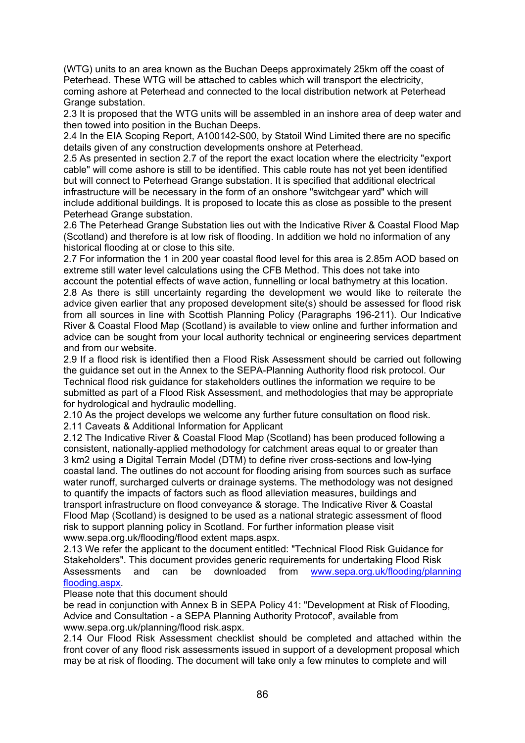(WTG) units to an area known as the Buchan Deeps approximately 25km off the coast of Peterhead. These WTG will be attached to cables which will transport the electricity, coming ashore at Peterhead and connected to the local distribution network at Peterhead Grange substation.

2.3 It is proposed that the WTG units will be assembled in an inshore area of deep water and then towed into position in the Buchan Deeps.

2.4 In the EIA Scoping Report, A100142-S00, by Statoil Wind Limited there are no specific details given of any construction developments onshore at Peterhead.

2.5 As presented in section 2.7 of the report the exact location where the electricity "export cable" will come ashore is still to be identified. This cable route has not yet been identified but will connect to Peterhead Grange substation. It is specified that additional electrical infrastructure will be necessary in the form of an onshore "switchgear yard" which will include additional buildings. It is proposed to locate this as close as possible to the present Peterhead Grange substation.

2.6 The Peterhead Grange Substation lies out with the Indicative River & Coastal Flood Map (Scotland) and therefore is at low risk of flooding. In addition we hold no information of any historical flooding at or close to this site.

2.7 For information the 1 in 200 year coastal flood level for this area is 2.85m AOD based on extreme still water level calculations using the CFB Method. This does not take into account the potential effects of wave action, funnelling or local bathymetry at this location.

2.8 As there is still uncertainty regarding the development we would like to reiterate the advice given earlier that any proposed development site(s) should be assessed for flood risk from all sources in line with Scottish Planning Policy (Paragraphs 196-211). Our Indicative River & Coastal Flood Map (Scotland) is available to view online and further information and advice can be sought from your local authority technical or engineering services department and from our website.

2.9 If a flood risk is identified then a Flood Risk Assessment should be carried out following the guidance set out in the Annex to the SEPA-Planning Authority flood risk protocol. Our Technical flood risk guidance for stakeholders outlines the information we require to be submitted as part of a Flood Risk Assessment, and methodologies that may be appropriate for hydrological and hydraulic modelling.

2.10 As the project develops we welcome any further future consultation on flood risk.

2.11 Caveats & Additional Information for Applicant

2.12 The Indicative River & Coastal Flood Map (Scotland) has been produced following a consistent, nationally-applied methodology for catchment areas equal to or greater than 3 km2 using a Digital Terrain Model (DTM) to define river cross-sections and low-lying coastal land. The outlines do not account for flooding arising from sources such as surface water runoff, surcharged culverts or drainage systems. The methodology was not designed to quantify the impacts of factors such as flood alleviation measures, buildings and transport infrastructure on flood conveyance & storage. The Indicative River & Coastal Flood Map (Scotland) is designed to be used as a national strategic assessment of flood risk to support planning policy in Scotland. For further information please visit www.sepa.org.uk/flooding/flood extent maps.aspx.

2.13 We refer the applicant to the document entitled: "Technical Flood Risk Guidance for Stakeholders". This document provides generic requirements for undertaking Flood Risk Assessments and can be downloaded from www.sepa.org.uk/flooding/planning flooding.aspx.

Please note that this document should be read in conjunction with Annex B in SEPA Policy 41: "Development at Risk of Flooding, Advice and Consultation - a SEPA Planning Authority Protocol", available from www.sepa.org.uk/planning/flood risk.aspx.

2.14 Our Flood Risk Assessment checklist should be completed and attached within the front cover of any flood risk assessments issued in support of a development proposal which may be at risk of flooding. The document will take only a few minutes to complete and will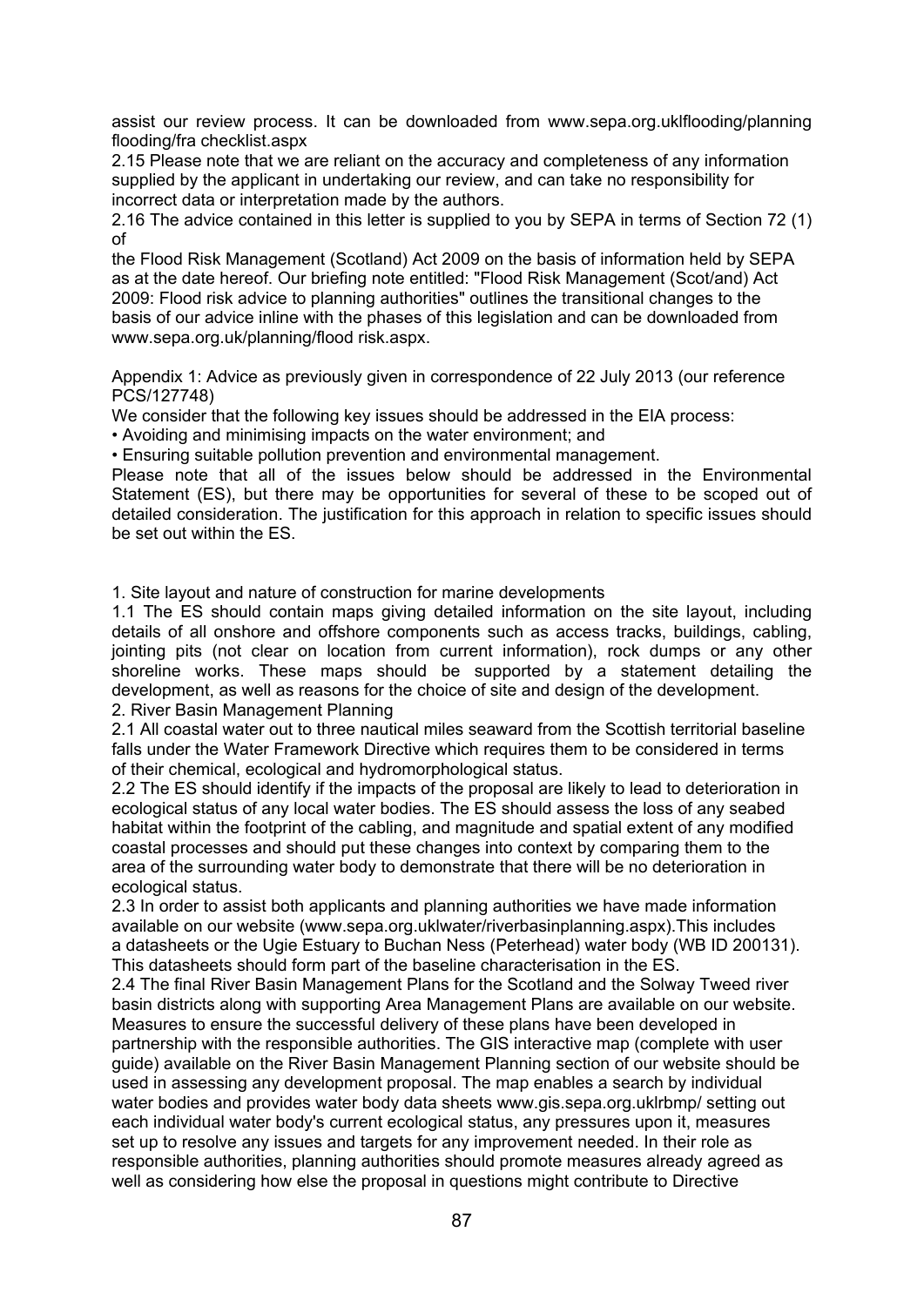assist our review process. It can be downloaded from www.sepa.org.uklflooding/planning flooding/fra checklist.aspx

2.15 Please note that we are reliant on the accuracy and completeness of any information supplied by the applicant in undertaking our review, and can take no responsibility for incorrect data or interpretation made by the authors.

2.16 The advice contained in this letter is supplied to you by SEPA in terms of Section 72 (1) of the Flood Risk Management (Scotland) Act 2009 on the basis of information held by SEPA as at the date hereof. Our briefing note entitled: "Flood Risk Management (Scot/and) Act 2009: Flood risk advice to planning authorities" outlines the transitional changes to the basis of our advice inline with the phases of this legislation and can be downloaded from www.sepa.org.uk/planning/flood risk.aspx.

Appendix 1: Advice as previously given in correspondence of 22 July 2013 (our reference PCS/127748)

We consider that the following key issues should be addressed in the EIA process:

- Avoiding and minimising impacts on the water environment; and
- Ensuring suitable pollution prevention and environmental management.

Please note that all of the issues below should be addressed in the Environmental Statement (ES), but there may be opportunities for several of these to be scoped out of detailed consideration. The justification for this approach in relation to specific issues should be set out within the ES.

1. Site layout and nature of construction for marine developments

1.1 The ES should contain maps giving detailed information on the site layout, including details of all onshore and offshore components such as access tracks, buildings, cabling, jointing pits (not clear on location from current information), rock dumps or any other shoreline works. These maps should be supported by a statement detailing the development, as well as reasons for the choice of site and design of the development.

2. River Basin Management Planning

2.1 All coastal water out to three nautical miles seaward from the Scottish territorial baseline falls under the Water Framework Directive which requires them to be considered in terms of their chemical, ecological and hydromorphological status.

2.2 The ES should identify if the impacts of the proposal are likely to lead to deterioration in ecological status of any local water bodies. The ES should assess the loss of any seabed habitat within the footprint of the cabling, and magnitude and spatial extent of any modified coastal processes and should put these changes into context by comparing them to the area of the surrounding water body to demonstrate that there will be no deterioration in ecological status.

2.3 In order to assist both applicants and planning authorities we have made information available on our website (www.sepa.org.uklwater/riverbasinplanning.aspx).This includes a datasheets or the Ugie Estuary to Buchan Ness (Peterhead) water body (WB ID 200131). This datasheets should form part of the baseline characterisation in the ES.

2.4 The final River Basin Management Plans for the Scotland and the Solway Tweed river basin districts along with supporting Area Management Plans are available on our website. Measures to ensure the successful delivery of these plans have been developed in partnership with the responsible authorities. The GIS interactive map (complete with user guide) available on the River Basin Management Planning section of our website should be used in assessing any development proposal. The map enables a search by individual water bodies and provides water body data sheets www.gis.sepa.org.uklrbmp/ setting out each individual water body's current ecological status, any pressures upon it, measures set up to resolve any issues and targets for any improvement needed. In their role as responsible authorities, planning authorities should promote measures already agreed as well as considering how else the proposal in questions might contribute to Directive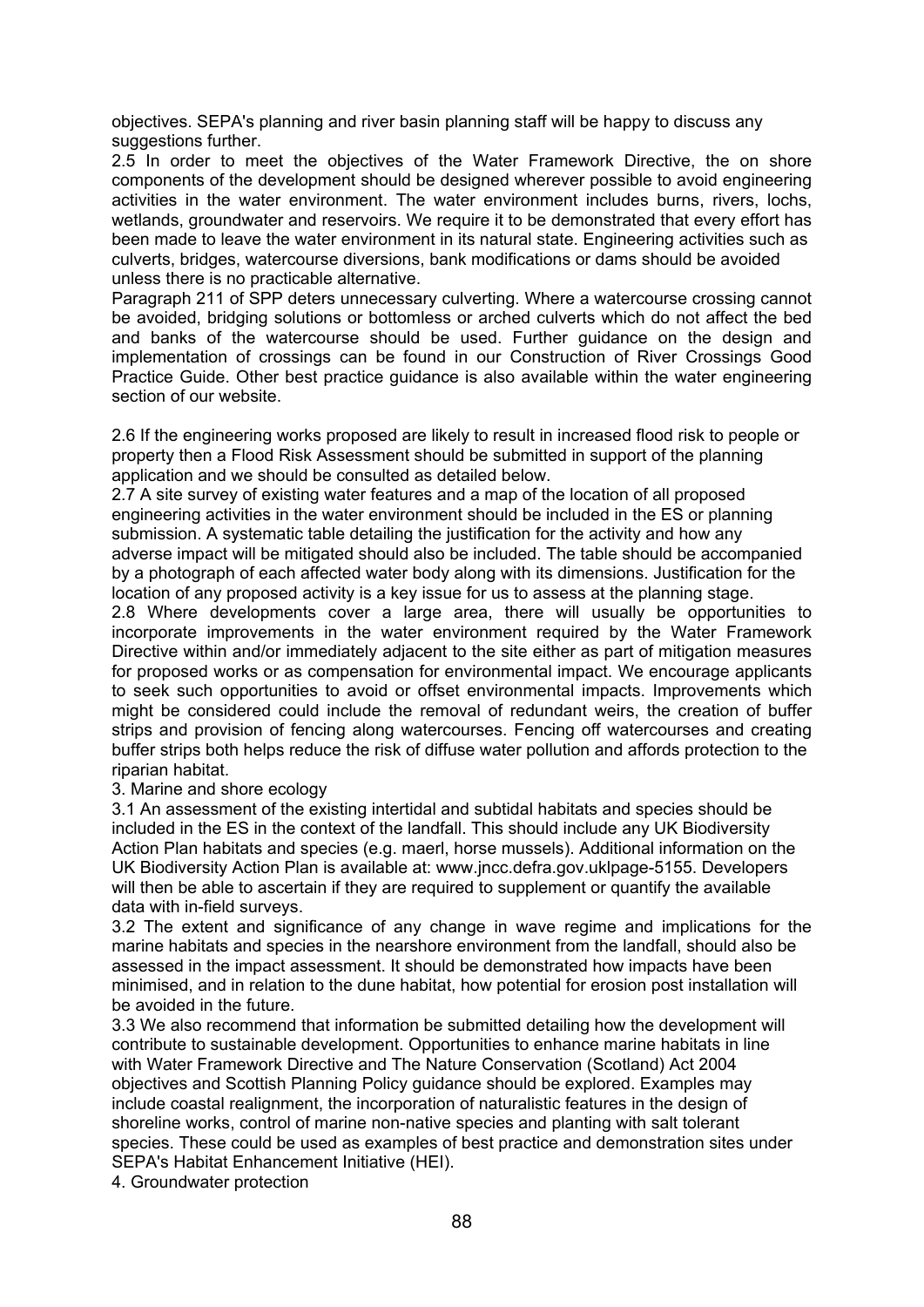objectives. SEPA's planning and river basin planning staff will be happy to discuss any suggestions further.

2.5 In order to meet the objectives of the Water Framework Directive, the on shore components of the development should be designed wherever possible to avoid engineering activities in the water environment. The water environment includes burns, rivers, lochs, wetlands, groundwater and reservoirs. We require it to be demonstrated that every effort has been made to leave the water environment in its natural state. Engineering activities such as culverts, bridges, watercourse diversions, bank modifications or dams should be avoided unless there is no practicable alternative.

Paragraph 211 of SPP deters unnecessary culverting. Where a watercourse crossing cannot be avoided, bridging solutions or bottomless or arched culverts which do not affect the bed and banks of the watercourse should be used. Further guidance on the design and implementation of crossings can be found in our Construction of River Crossings Good Practice Guide. Other best practice guidance is also available within the water engineering section of our website.

2.6 If the engineering works proposed are likely to result in increased flood risk to people or property then a Flood Risk Assessment should be submitted in support of the planning application and we should be consulted as detailed below.

2.7 A site survey of existing water features and a map of the location of all proposed engineering activities in the water environment should be included in the ES or planning submission. A systematic table detailing the justification for the activity and how any adverse impact will be mitigated should also be included. The table should be accompanied by a photograph of each affected water body along with its dimensions. Justification for the location of any proposed activity is a key issue for us to assess at the planning stage.

2.8 Where developments cover a large area, there will usually be opportunities to incorporate improvements in the water environment required by the Water Framework Directive within and/or immediately adjacent to the site either as part of mitigation measures for proposed works or as compensation for environmental impact. We encourage applicants to seek such opportunities to avoid or offset environmental impacts. Improvements which might be considered could include the removal of redundant weirs, the creation of buffer strips and provision of fencing along watercourses. Fencing off watercourses and creating buffer strips both helps reduce the risk of diffuse water pollution and affords protection to the riparian habitat.

3. Marine and shore ecology

3.1 An assessment of the existing intertidal and subtidal habitats and species should be included in the ES in the context of the landfall. This should include any UK Biodiversity Action Plan habitats and species (e.g. maerl, horse mussels). Additional information on the UK Biodiversity Action Plan is available at: www.jncc.defra.gov.uklpage-5155. Developers will then be able to ascertain if they are required to supplement or quantify the available data with in-field surveys.

3.2 The extent and significance of any change in wave regime and implications for the marine habitats and species in the nearshore environment from the landfall, should also be assessed in the impact assessment. It should be demonstrated how impacts have been minimised, and in relation to the dune habitat, how potential for erosion post installation will be avoided in the future.

3.3 We also recommend that information be submitted detailing how the development will contribute to sustainable development. Opportunities to enhance marine habitats in line with Water Framework Directive and The Nature Conservation (Scotland) Act 2004 objectives and Scottish Planning Policy guidance should be explored. Examples may include coastal realignment, the incorporation of naturalistic features in the design of shoreline works, control of marine non-native species and planting with salt tolerant species. These could be used as examples of best practice and demonstration sites under SEPA's Habitat Enhancement Initiative (HEI).

4. Groundwater protection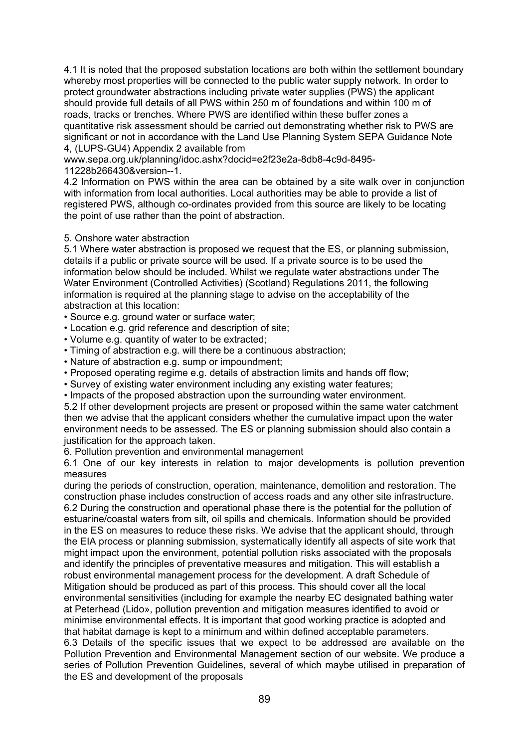4.1 It is noted that the proposed substation locations are both within the settlement boundary whereby most properties will be connected to the public water supply network. In order to protect groundwater abstractions including private water supplies (PWS) the applicant should provide full details of all PWS within 250 m of foundations and within 100 m of roads, tracks or trenches. Where PWS are identified within these buffer zones a quantitative risk assessment should be carried out demonstrating whether risk to PWS are significant or not in accordance with the Land Use Planning System SEPA Guidance Note 4, (LUPS-GU4) Appendix 2 available from www.sepa.org.uk/planning/idoc.ashx?docid=e2f23e2a-8db8-4c9d-8495-11228b266430&version--1.

4.2 Information on PWS within the area can be obtained by a site walk over in conjunction with information from local authorities. Local authorities may be able to provide a list of registered PWS, although co-ordinates provided from this source are likely to be locating the point of use rather than the point of abstraction.

5. Onshore water abstraction

5.1 Where water abstraction is proposed we request that the ES, or planning submission, details if a public or private source will be used. If a private source is to be used the information below should be included. Whilst we regulate water abstractions under The Water Environment (Controlled Activities) (Scotland) Regulations 2011, the following information is required at the planning stage to advise on the acceptability of the abstraction at this location:

- Source e.g. ground water or surface water;
- Location e.g. grid reference and description of site;
- Volume e.g. quantity of water to be extracted;
- Timing of abstraction e.g. will there be a continuous abstraction;
- Nature of abstraction e.g. sump or impoundment;
- Proposed operating regime e.g. details of abstraction limits and hands off flow;
- Survey of existing water environment including any existing water features;
- Impacts of the proposed abstraction upon the surrounding water environment.

5.2 If other development projects are present or proposed within the same water catchment then we advise that the applicant considers whether the cumulative impact upon the water environment needs to be assessed. The ES or planning submission should also contain a justification for the approach taken.

6. Pollution prevention and environmental management

6.1 One of our key interests in relation to major developments is pollution prevention measures during the periods of construction, operation, maintenance, demolition and restoration. The construction phase includes construction of access roads and any other site infrastructure.

6.2 During the construction and operational phase there is the potential for the pollution of estuarine/coastal waters from silt, oil spills and chemicals. Information should be provided in the ES on measures to reduce these risks. We advise that the applicant should, through the EIA process or planning submission, systematically identify all aspects of site work that might impact upon the environment, potential pollution risks associated with the proposals and identify the principles of preventative measures and mitigation. This will establish a robust environmental management process for the development. A draft Schedule of Mitigation should be produced as part of this process. This should cover all the local environmental sensitivities (including for example the nearby EC designated bathing water at Peterhead (Lido», pollution prevention and mitigation measures identified to avoid or minimise environmental effects. It is important that good working practice is adopted and that habitat damage is kept to a minimum and within defined acceptable parameters.

6.3 Details of the specific issues that we expect to be addressed are available on the Pollution Prevention and Environmental Management section of our website. We produce a series of Pollution Prevention Guidelines, several of which maybe utilised in preparation of the ES and development of the proposals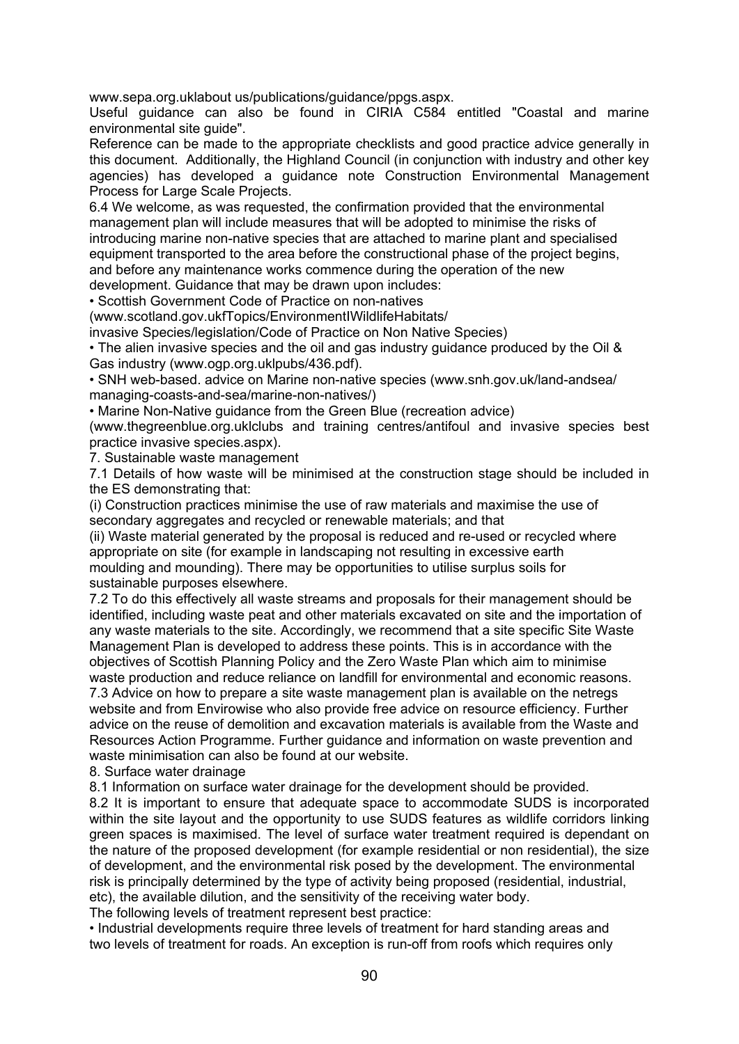www.sepa.org.uklabout us/publications/guidance/ppgs.aspx.

Useful guidance can also be found in CIRIA C584 entitled "Coastal and marine environmental site guide".

Reference can be made to the appropriate checklists and good practice advice generally in this document. Additionally, the Highland Council (in conjunction with industry and other key agencies) has developed a guidance note Construction Environmental Management Process for Large Scale Projects.

6.4 We welcome, as was requested, the confirmation provided that the environmental management plan will include measures that will be adopted to minimise the risks of introducing marine non-native species that are attached to marine plant and specialised equipment transported to the area before the constructional phase of the project begins, and before any maintenance works commence during the operation of the new development. Guidance that may be drawn upon includes:

- Scottish Government Code of Practice on non-natives (www.scotland.gov.ukfTopics/EnvironmentIWildlifeHabitats/ invasive Species/legislation/Code of Practice on Non Native Species)
- The alien invasive species and the oil and gas industry guidance produced by the Oil & Gas industry (www.ogp.org.uklpubs/436.pdf).
- SNH web-based. advice on Marine non-native species (www.snh.gov.uk/land-andsea/ managing-coasts-and-sea/marine-non-natives/)
- Marine Non-Native guidance from the Green Blue (recreation advice) (www.thegreenblue.org.uklclubs and training centres/antifoul and invasive species best practice invasive species.aspx).

7. Sustainable waste management

7.1 Details of how waste will be minimised at the construction stage should be included in the ES demonstrating that:

(i) Construction practices minimise the use of raw materials and maximise the use of secondary aggregates and recycled or renewable materials; and that

(ii) Waste material generated by the proposal is reduced and re-used or recycled where appropriate on site (for example in landscaping not resulting in excessive earth moulding and mounding). There may be opportunities to utilise surplus soils for sustainable purposes elsewhere.

7.2 To do this effectively all waste streams and proposals for their management should be identified, including waste peat and other materials excavated on site and the importation of any waste materials to the site. Accordingly, we recommend that a site specific Site Waste Management Plan is developed to address these points. This is in accordance with the objectives of Scottish Planning Policy and the Zero Waste Plan which aim to minimise waste production and reduce reliance on landfill for environmental and economic reasons.

7.3 Advice on how to prepare a site waste management plan is available on the netregs website and from Envirowise who also provide free advice on resource efficiency. Further advice on the reuse of demolition and excavation materials is available from the Waste and Resources Action Programme. Further guidance and information on waste prevention and waste minimisation can also be found at our website.

8. Surface water drainage

8.1 Information on surface water drainage for the development should be provided.

8.2 It is important to ensure that adequate space to accommodate SUDS is incorporated within the site layout and the opportunity to use SUDS features as wildlife corridors linking green spaces is maximised. The level of surface water treatment required is dependant on the nature of the proposed development (for example residential or non residential), the size of development, and the environmental risk posed by the development. The environmental risk is principally determined by the type of activity being proposed (residential, industrial, etc), the available dilution, and the sensitivity of the receiving water body.

The following levels of treatment represent best practice:

- Industrial developments require three levels of treatment for hard standing areas and two levels of treatment for roads. An exception is run-off from roofs which requires only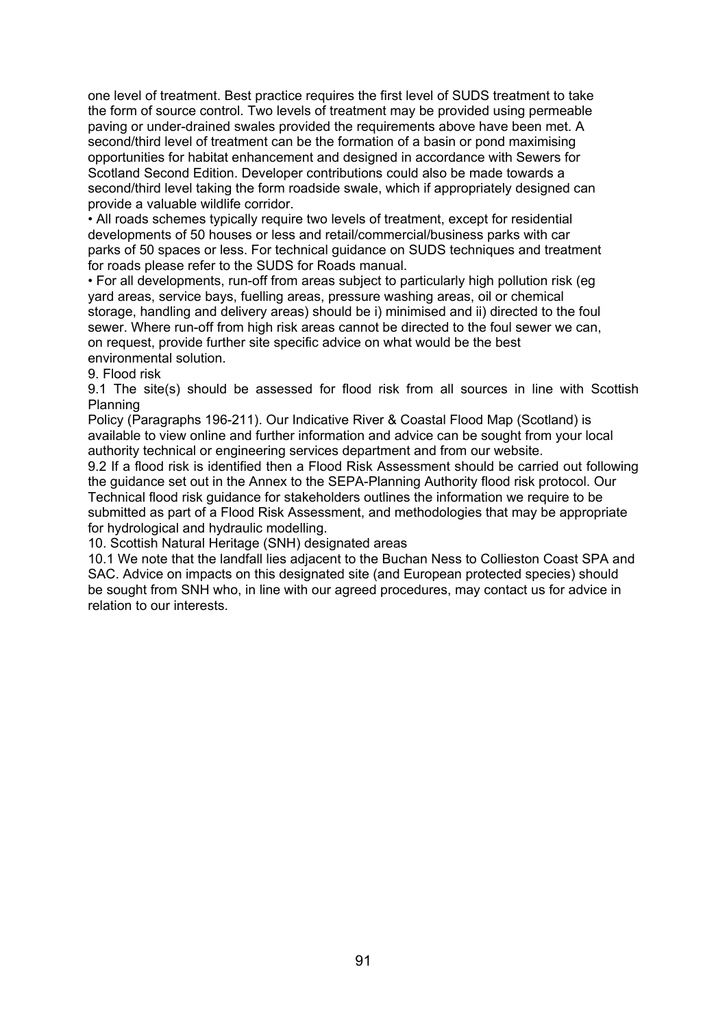one level of treatment. Best practice requires the first level of SUDS treatment to take the form of source control. Two levels of treatment may be provided using permeable paving or under-drained swales provided the requirements above have been met. A second/third level of treatment can be the formation of a basin or pond maximising opportunities for habitat enhancement and designed in accordance with Sewers for Scotland Second Edition. Developer contributions could also be made towards a second/third level taking the form roadside swale, which if appropriately designed can provide a valuable wildlife corridor.

- All roads schemes typically require two levels of treatment, except for residential developments of 50 houses or less and retail/commercial/business parks with car parks of 50 spaces or less. For technical guidance on SUDS techniques and treatment for roads please refer to the SUDS for Roads manual.
- For all developments, run-off from areas subject to particularly high pollution risk (eg yard areas, service bays, fuelling areas, pressure washing areas, oil or chemical storage, handling and delivery areas) should be i) minimised and ii) directed to the foul sewer. Where run-off from high risk areas cannot be directed to the foul sewer we can, on request, provide further site specific advice on what would be the best environmental solution.

9. Flood risk

9.1 The site(s) should be assessed for flood risk from all sources in line with Scottish Planning Policy (Paragraphs 196-211). Our Indicative River & Coastal Flood Map (Scotland) is available to view online and further information and advice can be sought from your local authority technical or engineering services department and from our website.

9.2 If a flood risk is identified then a Flood Risk Assessment should be carried out following the guidance set out in the Annex to the SEPA-Planning Authority flood risk protocol. Our Technical flood risk guidance for stakeholders outlines the information we require to be submitted as part of a Flood Risk Assessment, and methodologies that may be appropriate for hydrological and hydraulic modelling.

10. Scottish Natural Heritage (SNH) designated areas

10.1 We note that the landfall lies adjacent to the Buchan Ness to Collieston Coast SPA and SAC. Advice on impacts on this designated site (and European protected species) should be sought from SNH who, in line with our agreed procedures, may contact us for advice in relation to our interests.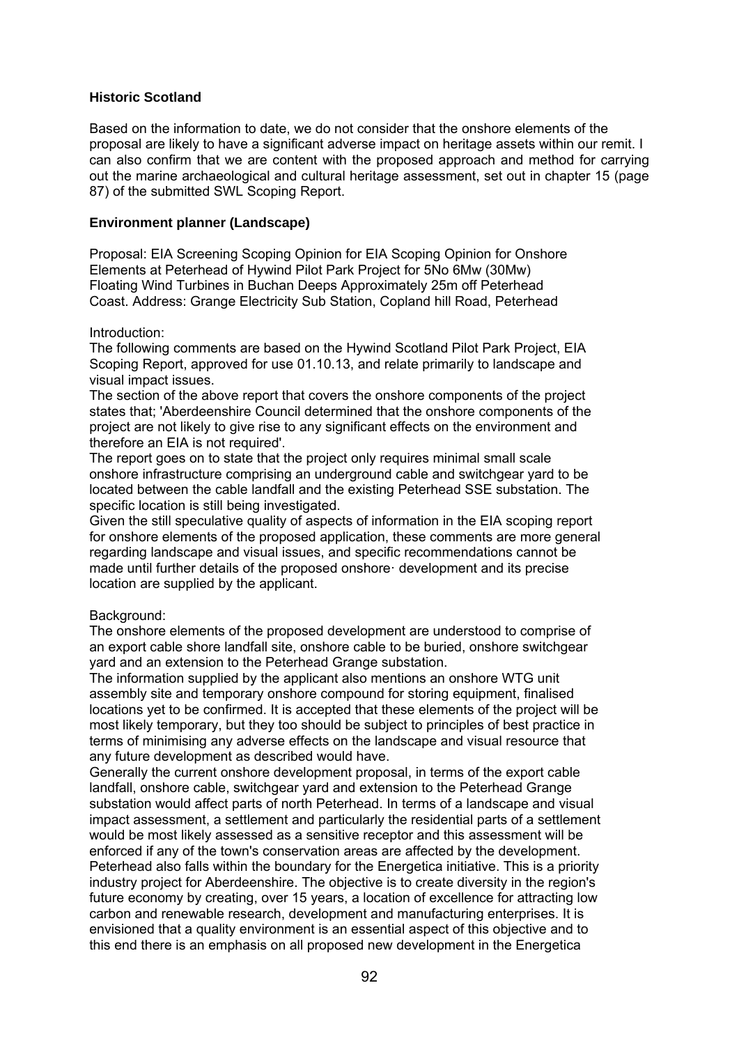**Historic Scotland**

Based on the information to date, we do not consider that the onshore elements of the proposal are likely to have a significant adverse impact on heritage assets within our remit. I can also confirm that we are content with the proposed approach and method for carrying out the marine archaeological and cultural heritage assessment, set out in chapter 15 (page 87) of the submitted SWL Scoping Report.

**Environment planner (Landscape)**

Proposal: EIA Screening Scoping Opinion for EIA Scoping Opinion for Onshore Elements at Peterhead of Hywind Pilot Park Project for 5No 6Mw (30Mw) Floating Wind Turbines in Buchan Deeps Approximately 25m off Peterhead Coast. Address: Grange Electricity Sub Station, Copland hill Road, Peterhead

Introduction:
The following comments are based on the Hywind Scotland Pilot Park Project, EIA Scoping Report, approved for use 01.10.13, and relate primarily to landscape and visual impact issues.
The section of the above report that covers the onshore components of the project states that; 'Aberdeenshire Council determined that the onshore components of the project are not likely to give rise to any significant effects on the environment and therefore an EIA is not required'.
The report goes on to state that the project only requires minimal small scale onshore infrastructure comprising an underground cable and switchgear yard to be located between the cable landfall and the existing Peterhead SSE substation. The specific location is still being investigated.
Given the still speculative quality of aspects of information in the EIA scoping report for onshore elements of the proposed application, these comments are more general regarding landscape and visual issues, and specific recommendations cannot be made until further details of the proposed onshore· development and its precise location are supplied by the applicant.

Background:
The onshore elements of the proposed development are understood to comprise of an export cable shore landfall site, onshore cable to be buried, onshore switchgear yard and an extension to the Peterhead Grange substation.
The information supplied by the applicant also mentions an onshore WTG unit assembly site and temporary onshore compound for storing equipment, finalised locations yet to be confirmed. It is accepted that these elements of the project will be most likely temporary, but they too should be subject to principles of best practice in terms of minimising any adverse effects on the landscape and visual resource that any future development as described would have.
Generally the current onshore development proposal, in terms of the export cable landfall, onshore cable, switchgear yard and extension to the Peterhead Grange substation would affect parts of north Peterhead. In terms of a landscape and visual impact assessment, a settlement and particularly the residential parts of a settlement would be most likely assessed as a sensitive receptor and this assessment will be enforced if any of the town's conservation areas are affected by the development.
Peterhead also falls within the boundary for the Energetica initiative. This is a priority industry project for Aberdeenshire. The objective is to create diversity in the region's future economy by creating, over 15 years, a location of excellence for attracting low carbon and renewable research, development and manufacturing enterprises. It is envisioned that a quality environment is an essential aspect of this objective and to this end there is an emphasis on all proposed new development in the Energetica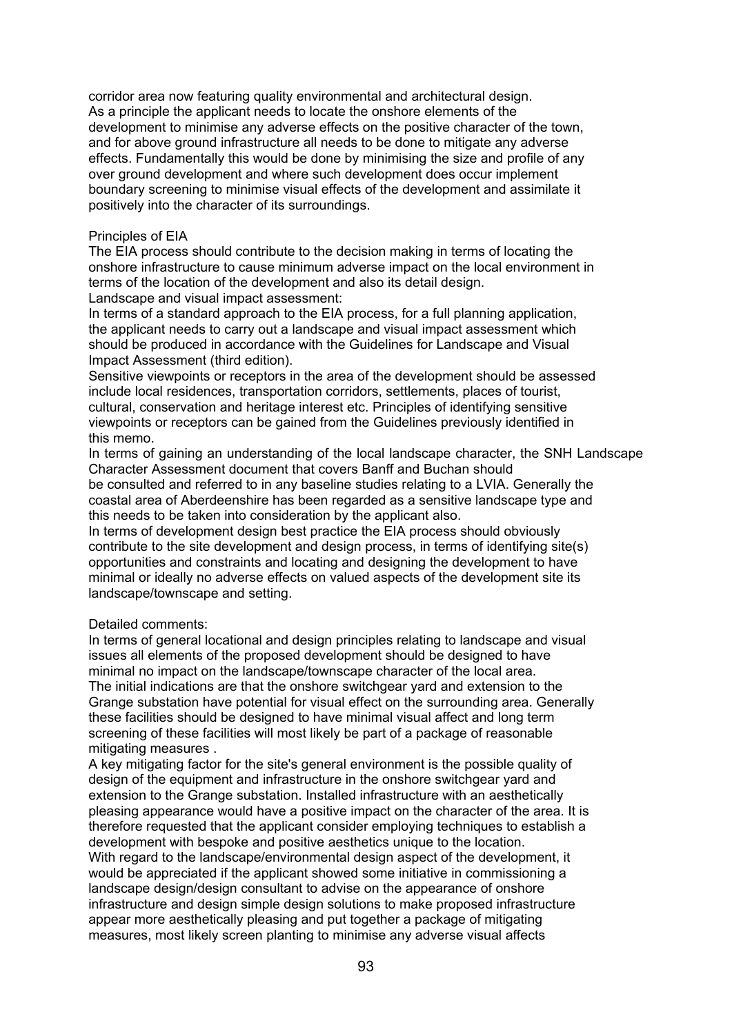corridor area now featuring quality environmental and architectural design. As a principle the applicant needs to locate the onshore elements of the development to minimise any adverse effects on the positive character of the town, and for above ground infrastructure all needs to be done to mitigate any adverse effects. Fundamentally this would be done by minimising the size and profile of any over ground development and where such development does occur implement boundary screening to minimise visual effects of the development and assimilate it positively into the character of its surroundings.

Principles of EIA

The EIA process should contribute to the decision making in terms of locating the onshore infrastructure to cause minimum adverse impact on the local environment in terms of the location of the development and also its detail design.

Landscape and visual impact assessment:

In terms of a standard approach to the EIA process, for a full planning application, the applicant needs to carry out a landscape and visual impact assessment which should be produced in accordance with the Guidelines for Landscape and Visual Impact Assessment (third edition).

Sensitive viewpoints or receptors in the area of the development should be assessed include local residences, transportation corridors, settlements, places of tourist, cultural, conservation and heritage interest etc. Principles of identifying sensitive viewpoints or receptors can be gained from the Guidelines previously identified in this memo.

In terms of gaining an understanding of the local landscape character, the SNH Landscape Character Assessment document that covers Banff and Buchan should be consulted and referred to in any baseline studies relating to a LVIA. Generally the coastal area of Aberdeenshire has been regarded as a sensitive landscape type and this needs to be taken into consideration by the applicant also.

In terms of development design best practice the EIA process should obviously contribute to the site development and design process, in terms of identifying site(s) opportunities and constraints and locating and designing the development to have minimal or ideally no adverse effects on valued aspects of the development site its landscape/townscape and setting.

Detailed comments:

In terms of general locational and design principles relating to landscape and visual issues all elements of the proposed development should be designed to have minimal no impact on the landscape/townscape character of the local area.

The initial indications are that the onshore switchgear yard and extension to the Grange substation have potential for visual effect on the surrounding area. Generally these facilities should be designed to have minimal visual affect and long term screening of these facilities will most likely be part of a package of reasonable mitigating measures .

A key mitigating factor for the site's general environment is the possible quality of design of the equipment and infrastructure in the onshore switchgear yard and extension to the Grange substation. Installed infrastructure with an aesthetically pleasing appearance would have a positive impact on the character of the area. It is therefore requested that the applicant consider employing techniques to establish a development with bespoke and positive aesthetics unique to the location.

With regard to the landscape/environmental design aspect of the development, it would be appreciated if the applicant showed some initiative in commissioning a landscape design/design consultant to advise on the appearance of onshore infrastructure and design simple design solutions to make proposed infrastructure appear more aesthetically pleasing and put together a package of mitigating measures, most likely screen planting to minimise any adverse visual affects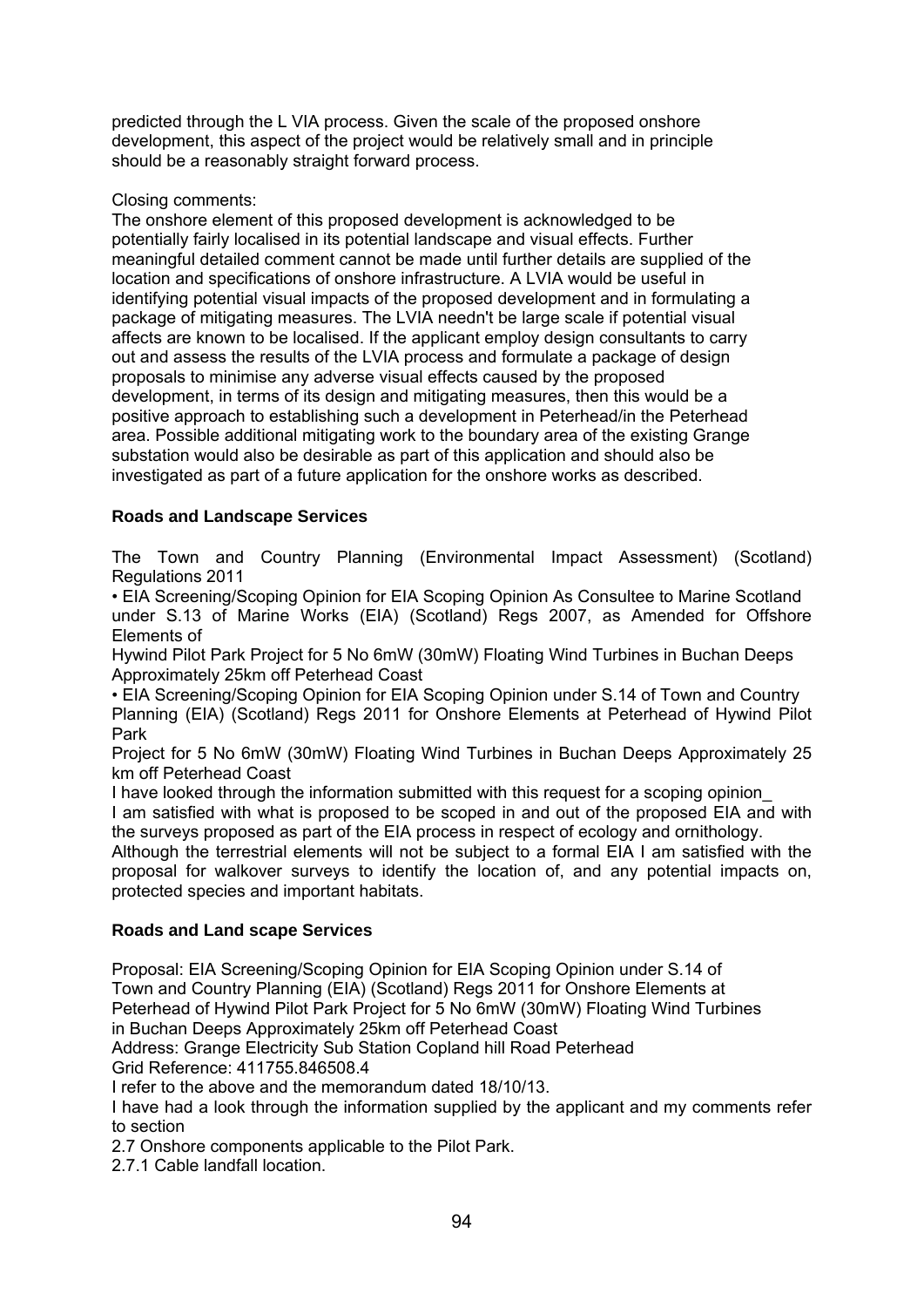predicted through the L VIA process. Given the scale of the proposed onshore development, this aspect of the project would be relatively small and in principle should be a reasonably straight forward process.

Closing comments:
The onshore element of this proposed development is acknowledged to be potentially fairly localised in its potential landscape and visual effects. Further meaningful detailed comment cannot be made until further details are supplied of the location and specifications of onshore infrastructure. A LVIA would be useful in identifying potential visual impacts of the proposed development and in formulating a package of mitigating measures. The LVIA needn't be large scale if potential visual affects are known to be localised. If the applicant employ design consultants to carry out and assess the results of the LVIA process and formulate a package of design proposals to minimise any adverse visual effects caused by the proposed development, in terms of its design and mitigating measures, then this would be a positive approach to establishing such a development in Peterhead/in the Peterhead area. Possible additional mitigating work to the boundary area of the existing Grange substation would also be desirable as part of this application and should also be investigated as part of a future application for the onshore works as described.

**Roads and Landscape Services**

The Town and Country Planning (Environmental Impact Assessment) (Scotland) Regulations 2011

- EIA Screening/Scoping Opinion for EIA Scoping Opinion As Consultee to Marine Scotland under S.13 of Marine Works (EIA) (Scotland) Regs 2007, as Amended for Offshore Elements of
Hywind Pilot Park Project for 5 No 6mW (30mW) Floating Wind Turbines in Buchan Deeps Approximately 25km off Peterhead Coast
- EIA Screening/Scoping Opinion for EIA Scoping Opinion under S.14 of Town and Country Planning (EIA) (Scotland) Regs 2011 for Onshore Elements at Peterhead of Hywind Pilot Park
Project for 5 No 6mW (30mW) Floating Wind Turbines in Buchan Deeps Approximately 25 km off Peterhead Coast

I have looked through the information submitted with this request for a scoping opinion_
I am satisfied with what is proposed to be scoped in and out of the proposed EIA and with the surveys proposed as part of the EIA process in respect of ecology and ornithology.
Although the terrestrial elements will not be subject to a formal EIA I am satisfied with the proposal for walkover surveys to identify the location of, and any potential impacts on, protected species and important habitats.

**Roads and Land scape Services**

Proposal: EIA Screening/Scoping Opinion for EIA Scoping Opinion under S.14 of Town and Country Planning (EIA) (Scotland) Regs 2011 for Onshore Elements at Peterhead of Hywind Pilot Park Project for 5 No 6mW (30mW) Floating Wind Turbines in Buchan Deeps Approximately 25km off Peterhead Coast
Address: Grange Electricity Sub Station Copland hill Road Peterhead
Grid Reference: 411755.846508.4
I refer to the above and the memorandum dated 18/10/13.
I have had a look through the information supplied by the applicant and my comments refer to section
2.7 Onshore components applicable to the Pilot Park.
2.7.1 Cable landfall location.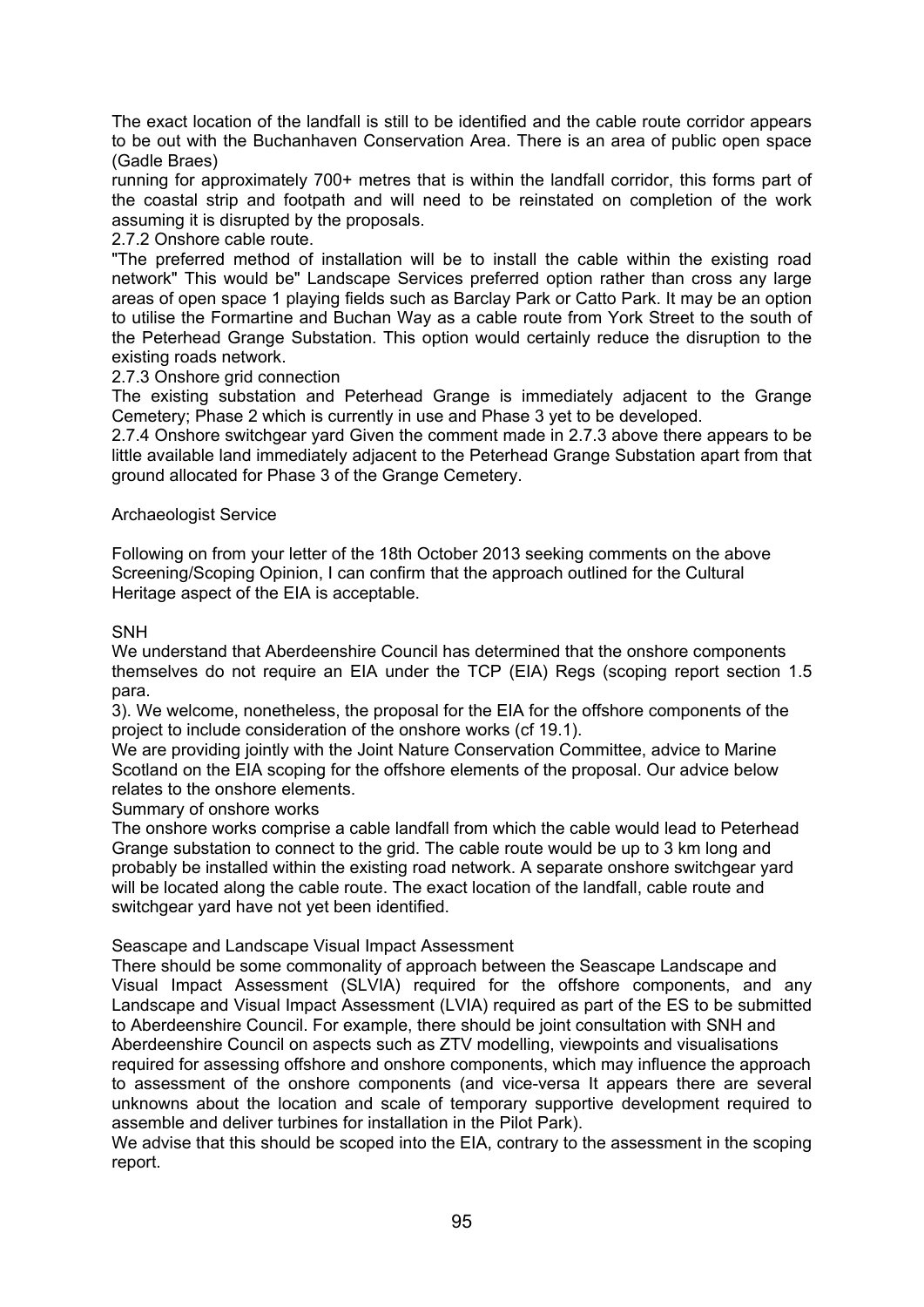The exact location of the landfall is still to be identified and the cable route corridor appears to be out with the Buchanhaven Conservation Area. There is an area of public open space (Gadle Braes)

running for approximately 700+ metres that is within the landfall corridor, this forms part of the coastal strip and footpath and will need to be reinstated on completion of the work assuming it is disrupted by the proposals.

2.7.2 Onshore cable route.

"The preferred method of installation will be to install the cable within the existing road network" This would be" Landscape Services preferred option rather than cross any large areas of open space 1 playing fields such as Barclay Park or Catto Park. It may be an option to utilise the Formartine and Buchan Way as a cable route from York Street to the south of the Peterhead Grange Substation. This option would certainly reduce the disruption to the existing roads network.

2.7.3 Onshore grid connection

The existing substation and Peterhead Grange is immediately adjacent to the Grange Cemetery; Phase 2 which is currently in use and Phase 3 yet to be developed.

2.7.4 Onshore switchgear yard Given the comment made in 2.7.3 above there appears to be little available land immediately adjacent to the Peterhead Grange Substation apart from that ground allocated for Phase 3 of the Grange Cemetery.

Archaeologist Service

Following on from your letter of the 18th October 2013 seeking comments on the above Screening/Scoping Opinion, I can confirm that the approach outlined for the Cultural Heritage aspect of the EIA is acceptable.

SNH

We understand that Aberdeenshire Council has determined that the onshore components themselves do not require an EIA under the TCP (EIA) Regs (scoping report section 1.5 para.

3). We welcome, nonetheless, the proposal for the EIA for the offshore components of the project to include consideration of the onshore works (cf 19.1).

We are providing jointly with the Joint Nature Conservation Committee, advice to Marine Scotland on the EIA scoping for the offshore elements of the proposal. Our advice below relates to the onshore elements.

Summary of onshore works

The onshore works comprise a cable landfall from which the cable would lead to Peterhead Grange substation to connect to the grid. The cable route would be up to 3 km long and probably be installed within the existing road network. A separate onshore switchgear yard will be located along the cable route. The exact location of the landfall, cable route and switchgear yard have not yet been identified.

Seascape and Landscape Visual Impact Assessment

There should be some commonality of approach between the Seascape Landscape and Visual Impact Assessment (SLVIA) required for the offshore components, and any Landscape and Visual Impact Assessment (LVIA) required as part of the ES to be submitted to Aberdeenshire Council. For example, there should be joint consultation with SNH and Aberdeenshire Council on aspects such as ZTV modelling, viewpoints and visualisations required for assessing offshore and onshore components, which may influence the approach to assessment of the onshore components (and vice-versa It appears there are several unknowns about the location and scale of temporary supportive development required to assemble and deliver turbines for installation in the Pilot Park).

We advise that this should be scoped into the EIA, contrary to the assessment in the scoping report.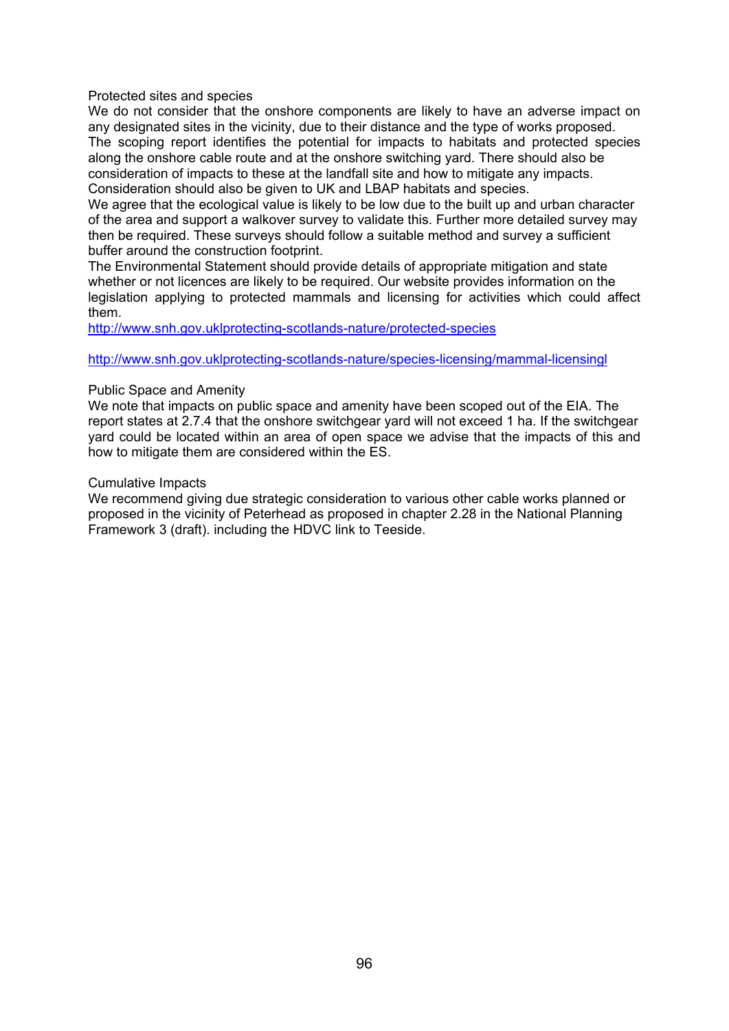Protected sites and species

We do not consider that the onshore components are likely to have an adverse impact on any designated sites in the vicinity, due to their distance and the type of works proposed.

The scoping report identifies the potential for impacts to habitats and protected species along the onshore cable route and at the onshore switching yard. There should also be consideration of impacts to these at the landfall site and how to mitigate any impacts.

Consideration should also be given to UK and LBAP habitats and species.

We agree that the ecological value is likely to be low due to the built up and urban character of the area and support a walkover survey to validate this. Further more detailed survey may then be required. These surveys should follow a suitable method and survey a sufficient buffer around the construction footprint.

The Environmental Statement should provide details of appropriate mitigation and state whether or not licences are likely to be required. Our website provides information on the legislation applying to protected mammals and licensing for activities which could affect them.

http://www.snh.gov.uklprotecting-scotlands-nature/protected-species

http://www.snh.gov.uklprotecting-scotlands-nature/species-licensing/mammal-licensingl

Public Space and Amenity

We note that impacts on public space and amenity have been scoped out of the EIA. The report states at 2.7.4 that the onshore switchgear yard will not exceed 1 ha. If the switchgear yard could be located within an area of open space we advise that the impacts of this and how to mitigate them are considered within the ES.

Cumulative Impacts

We recommend giving due strategic consideration to various other cable works planned or proposed in the vicinity of Peterhead as proposed in chapter 2.28 in the National Planning Framework 3 (draft). including the HDVC link to Teeside.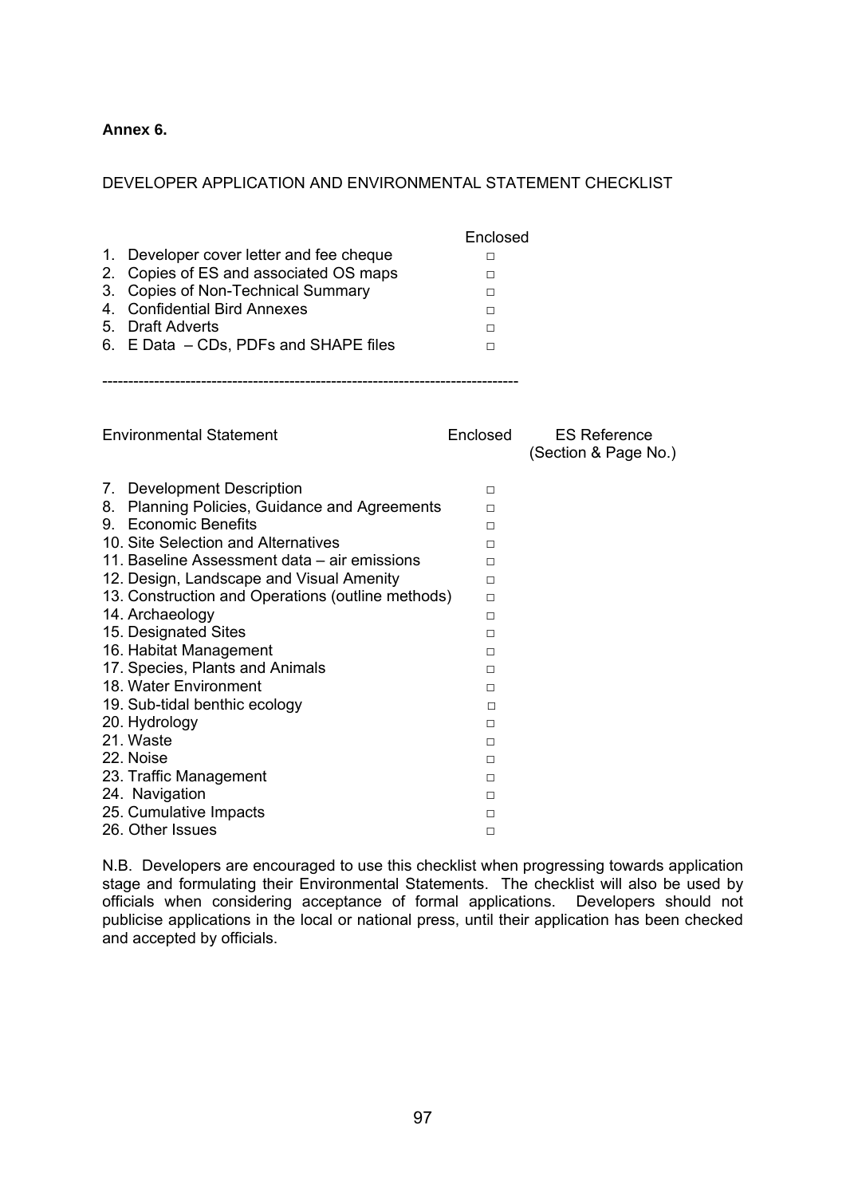**Annex 6.**

DEVELOPER APPLICATION AND ENVIRONMENTAL STATEMENT CHECKLIST

| | Enclosed |
|---|---|
| 1. Developer cover letter and fee cheque | □ |
| 2. Copies of ES and associated OS maps | □ |
| 3. Copies of Non-Technical Summary | □ |
| 4. Confidential Bird Annexes | □ |
| 5. Draft Adverts | □ |
| 6. E Data – CDs, PDFs and SHAPE files | □ |

--------------------------------------------------------------------------------

| Environmental Statement | Enclosed | ES Reference (Section & Page No.) |
|---|---|---|
| 7. Development Description | □ | |
| 8. Planning Policies, Guidance and Agreements | □ | |
| 9. Economic Benefits | □ | |
| 10. Site Selection and Alternatives | □ | |
| 11. Baseline Assessment data – air emissions | □ | |
| 12. Design, Landscape and Visual Amenity | □ | |
| 13. Construction and Operations (outline methods) | □ | |
| 14. Archaeology | □ | |
| 15. Designated Sites | □ | |
| 16. Habitat Management | □ | |
| 17. Species, Plants and Animals | □ | |
| 18. Water Environment | □ | |
| 19. Sub-tidal benthic ecology | □ | |
| 20. Hydrology | □ | |
| 21. Waste | □ | |
| 22. Noise | □ | |
| 23. Traffic Management | □ | |
| 24. Navigation | □ | |
| 25. Cumulative Impacts | □ | |
| 26. Other Issues | □ | |

N.B. Developers are encouraged to use this checklist when progressing towards application stage and formulating their Environmental Statements. The checklist will also be used by officials when considering acceptance of formal applications. Developers should not publicise applications in the local or national press, until their application has been checked and accepted by officials.